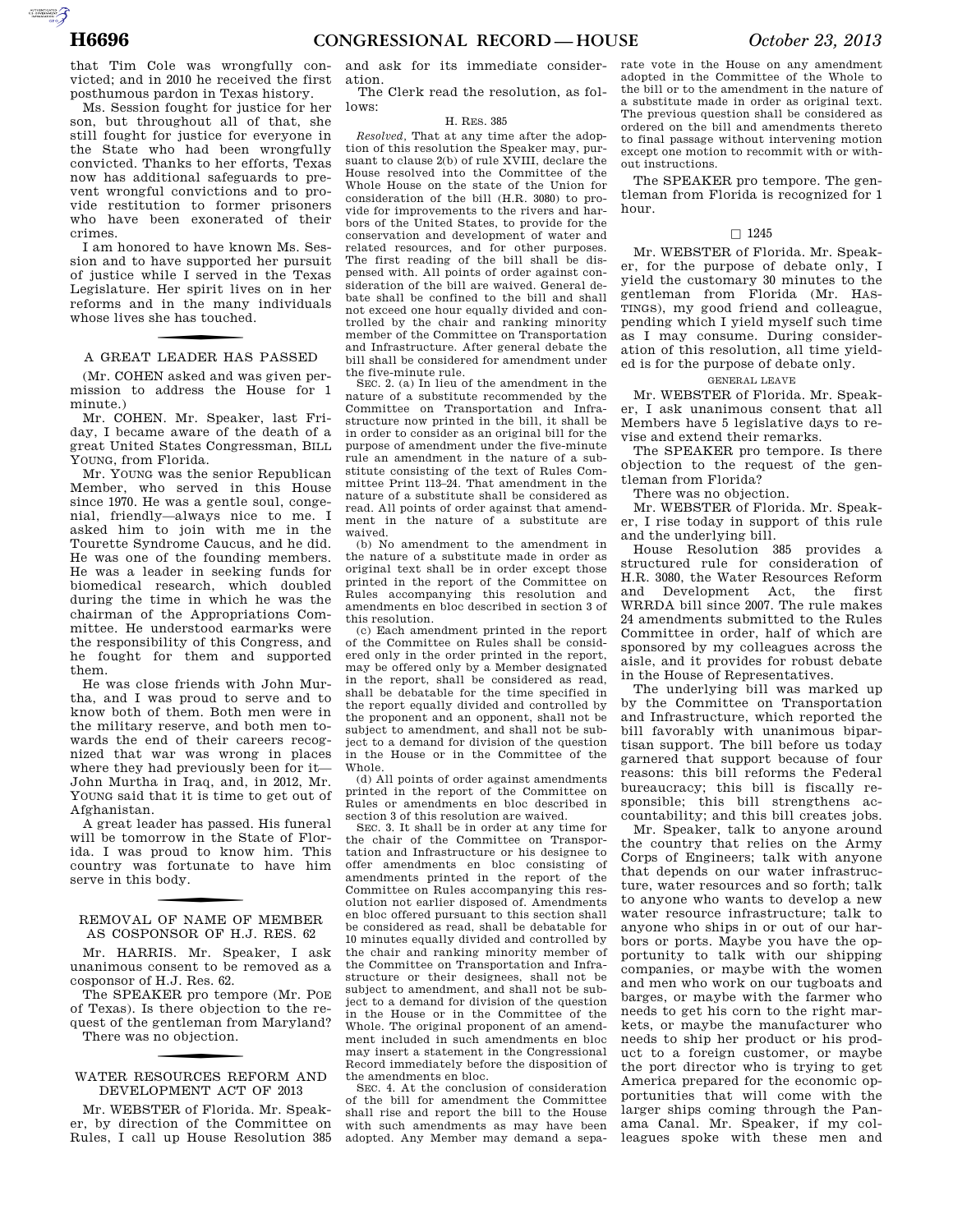that Tim Cole was wrongfully convicted; and in 2010 he received the first posthumous pardon in Texas history.

Ms. Session fought for justice for her son, but throughout all of that, she still fought for justice for everyone in the State who had been wrongfully convicted. Thanks to her efforts, Texas now has additional safeguards to prevent wrongful convictions and to provide restitution to former prisoners who have been exonerated of their crimes.

I am honored to have known Ms. Session and to have supported her pursuit of justice while I served in the Texas Legislature. Her spirit lives on in her reforms and in the many individuals whose lives she has touched.

## A GREAT LEADER HAS PASSED

(Mr. COHEN asked and was given permission to address the House for 1 minute.)

Mr. COHEN. Mr. Speaker, last Friday, I became aware of the death of a great United States Congressman, BILL YOUNG, from Florida.

Mr. YOUNG was the senior Republican Member, who served in this House since 1970. He was a gentle soul, congenial, friendly—always nice to me. I asked him to join with me in the Tourette Syndrome Caucus, and he did. He was one of the founding members. He was a leader in seeking funds for biomedical research, which doubled during the time in which he was the chairman of the Appropriations Committee. He understood earmarks were the responsibility of this Congress, and he fought for them and supported them.

He was close friends with John Murtha, and I was proud to serve and to know both of them. Both men were in the military reserve, and both men towards the end of their careers recognized that war was wrong in places where they had previously been for it—John Murtha in Iraq, and, in 2012, Mr. YOUNG said that it is time to get out of Afghanistan.

A great leader has passed. His funeral will be tomorrow in the State of Florida. I was proud to know him. This country was fortunate to have him serve in this body.

## REMOVAL OF NAME OF MEMBER AS COSPONSOR OF H.J. RES. 62

Mr. HARRIS. Mr. Speaker, I ask unanimous consent to be removed as a cosponsor of H.J. Res. 62.

The SPEAKER pro tempore (Mr. POE of Texas). Is there objection to the request of the gentleman from Maryland?

There was no objection.

## WATER RESOURCES REFORM AND DEVELOPMENT ACT OF 2013

Mr. WEBSTER of Florida. Mr. Speaker, by direction of the Committee on Rules, I call up House Resolution 385 and ask for its immediate consideration.

The Clerk read the resolution, as follows:

H. RES. 385

*Resolved*, That at any time after the adoption of this resolution the Speaker may, pursuant to clause 2(b) of rule XVIII, declare the House resolved into the Committee of the Whole House on the state of the Union for consideration of the bill (H.R. 3080) to provide for improvements to the rivers and harbors of the United States, to provide for the conservation and development of water and related resources, and for other purposes. The first reading of the bill shall be dispensed with. All points of order against consideration of the bill are waived. General debate shall be confined to the bill and shall not exceed one hour equally divided and controlled by the chair and ranking minority member of the Committee on Transportation and Infrastructure. After general debate the bill shall be considered for amendment under the five-minute rule.

SEC. 2. (a) In lieu of the amendment in the nature of a substitute recommended by the Committee on Transportation and Infrastructure now printed in the bill, it shall be in order to consider as an original bill for the purpose of amendment under the five-minute rule an amendment in the nature of a substitute consisting of the text of Rules Committee Print 113–24. That amendment in the nature of a substitute shall be considered as read. All points of order against that amendment in the nature of a substitute are waived.

(b) No amendment to the amendment in the nature of a substitute made in order as original text shall be in order except those printed in the report of the Committee on Rules accompanying this resolution and amendments en bloc described in section 3 of this resolution.

(c) Each amendment printed in the report of the Committee on Rules shall be considered only in the order printed in the report, may be offered only by a Member designated in the report, shall be considered as read, shall be debatable for the time specified in the report equally divided and controlled by the proponent and an opponent, shall not be subject to amendment, and shall not be subject to a demand for division of the question in the House or in the Committee of the Whole.

(d) All points of order against amendments printed in the report of the Committee on Rules or amendments en bloc described in section 3 of this resolution are waived.

SEC. 3. It shall be in order at any time for the chair of the Committee on Transportation and Infrastructure or his designee to offer amendments en bloc consisting of amendments printed in the report of the Committee on Rules accompanying this resolution not earlier disposed of. Amendments en bloc offered pursuant to this section shall be considered as read, shall be debatable for 10 minutes equally divided and controlled by the chair and ranking minority member of the Committee on Transportation and Infrastructure or their designees, shall not be subject to amendment, and shall not be subject to a demand for division of the question in the House or in the Committee of the Whole. The original proponent of an amendment included in such amendments en bloc may insert a statement in the Congressional Record immediately before the disposition of the amendments en bloc.

SEC. 4. At the conclusion of consideration of the bill for amendment the Committee shall rise and report the bill to the House with such amendments as may have been adopted. Any Member may demand a separate vote in the House on any amendment adopted in the Committee of the Whole to the bill or to the amendment in the nature of a substitute made in order as original text. The previous question shall be considered as ordered on the bill and amendments thereto to final passage without intervening motion except one motion to recommit with or without instructions.

The SPEAKER pro tempore. The gentleman from Florida is recognized for 1 hour.

□ 1245

Mr. WEBSTER of Florida. Mr. Speaker, for the purpose of debate only, I yield the customary 30 minutes to the gentleman from Florida (Mr. HASTINGS), my good friend and colleague, pending which I yield myself such time as I may consume. During consideration of this resolution, all time yielded is for the purpose of debate only.

GENERAL LEAVE

Mr. WEBSTER of Florida. Mr. Speaker, I ask unanimous consent that all Members have 5 legislative days to revise and extend their remarks.

The SPEAKER pro tempore. Is there objection to the request of the gentleman from Florida?

There was no objection.

Mr. WEBSTER of Florida. Mr. Speaker, I rise today in support of this rule and the underlying bill.

House Resolution 385 provides a structured rule for consideration of H.R. 3080, the Water Resources Reform and Development Act, the first WRRDA bill since 2007. The rule makes 24 amendments submitted to the Rules Committee in order, half of which are sponsored by my colleagues across the aisle, and it provides for robust debate in the House of Representatives.

The underlying bill was marked up by the Committee on Transportation and Infrastructure, which reported the bill favorably with unanimous bipartisan support. The bill before us today garnered that support because of four reasons: this bill reforms the Federal bureaucracy; this bill is fiscally responsible; this bill strengthens accountability; and this bill creates jobs.

Mr. Speaker, talk to anyone around the country that relies on the Army Corps of Engineers; talk with anyone that depends on our water infrastructure, water resources and so forth; talk to anyone who wants to develop a new water resource infrastructure; talk to anyone who ships in or out of our harbors or ports. Maybe you have the opportunity to talk with our shipping companies, or maybe with the women and men who work on our tugboats and barges, or maybe with the farmer who needs to get his corn to the right markets, or maybe the manufacturer who needs to ship her product or his product to a foreign customer, or maybe the port director who is trying to get America prepared for the economic opportunities that will come with the larger ships coming through the Panama Canal. Mr. Speaker, if my colleagues spoke with these men and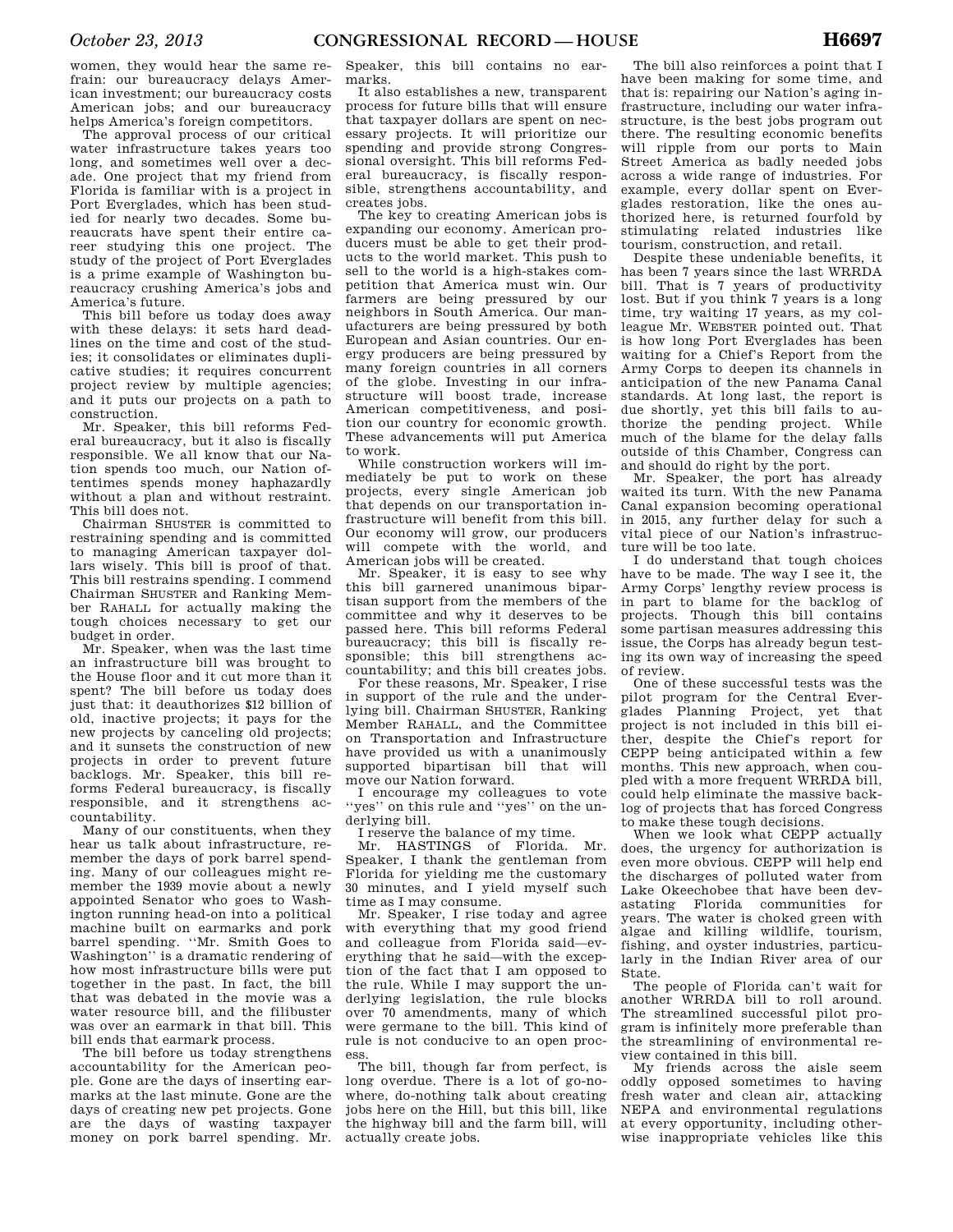women, they would hear the same refrain: our bureaucracy delays American investment; our bureaucracy costs American jobs; and our bureaucracy helps America's foreign competitors.

The approval process of our critical water infrastructure takes years too long, and sometimes well over a decade. One project that my friend from Florida is familiar with is a project in Port Everglades, which has been studied for nearly two decades. Some bureaucrats have spent their entire career studying this one project. The study of the project of Port Everglades is a prime example of Washington bureaucracy crushing America's jobs and America's future.

This bill before us today does away with these delays: it sets hard deadlines on the time and cost of the studies; it consolidates or eliminates duplicative studies; it requires concurrent project review by multiple agencies; and it puts our projects on a path to construction.

Mr. Speaker, this bill reforms Federal bureaucracy, but it also is fiscally responsible. We all know that our Nation spends too much, our Nation oftentimes spends money haphazardly without a plan and without restraint. This bill does not.

Chairman SHUSTER is committed to restraining spending and is committed to managing American taxpayer dollars wisely. This bill is proof of that. This bill restrains spending. I commend Chairman SHUSTER and Ranking Member RAHALL for actually making the tough choices necessary to get our budget in order.

Mr. Speaker, when was the last time an infrastructure bill was brought to the House floor and it cut more than it spent? The bill before us today does just that: it deauthorizes $12 billion of old, inactive projects; it pays for the new projects by canceling old projects; and it sunsets the construction of new projects in order to prevent future backlogs. Mr. Speaker, this bill reforms Federal bureaucracy, is fiscally responsible, and it strengthens accountability.

Many of our constituents, when they hear us talk about infrastructure, remember the days of pork barrel spending. Many of our colleagues might remember the 1939 movie about a newly appointed Senator who goes to Washington running head-on into a political machine built on earmarks and pork barrel spending. "Mr. Smith Goes to Washington" is a dramatic rendering of how most infrastructure bills were put together in the past. In fact, the bill that was debated in the movie was a water resource bill, and the filibuster was over an earmark in that bill. This bill ends that earmark process.

The bill before us today strengthens accountability for the American people. Gone are the days of inserting earmarks at the last minute. Gone are the days of creating new pet projects. Gone are the days of wasting taxpayer money on pork barrel spending. Mr. Speaker, this bill contains no earmarks.

It also establishes a new, transparent process for future bills that will ensure that taxpayer dollars are spent on necessary projects. It will prioritize our spending and provide strong Congressional oversight. This bill reforms Federal bureaucracy, is fiscally responsible, strengthens accountability, and creates jobs.

The key to creating American jobs is expanding our economy. American producers must be able to get their products to the world market. This push to sell to the world is a high-stakes competition that America must win. Our farmers are being pressured by our neighbors in South America. Our manufacturers are being pressured by both European and Asian countries. Our energy producers are being pressured by many foreign countries in all corners of the globe. Investing in our infrastructure will boost trade, increase American competitiveness, and position our country for economic growth. These advancements will put America to work.

While construction workers will immediately be put to work on these projects, every single American job that depends on our transportation infrastructure will benefit from this bill. Our economy will grow, our producers will compete with the world, and American jobs will be created.

Mr. Speaker, it is easy to see why this bill garnered unanimous bipartisan support from the members of the committee and why it deserves to be passed here. This bill reforms Federal bureaucracy; this bill is fiscally responsible; this bill strengthens accountability; and this bill creates jobs.

For these reasons, Mr. Speaker, I rise in support of the rule and the underlying bill. Chairman SHUSTER, Ranking Member RAHALL, and the Committee on Transportation and Infrastructure have provided us with a unanimously supported bipartisan bill that will move our Nation forward.

I encourage my colleagues to vote "yes" on this rule and "yes" on the underlying bill.

I reserve the balance of my time.

Mr. HASTINGS of Florida. Mr. Speaker, I thank the gentleman from Florida for yielding me the customary 30 minutes, and I yield myself such time as I may consume.

Mr. Speaker, I rise today and agree with everything that my good friend and colleague from Florida said—everything that he said—with the exception of the fact that I am opposed to the rule. While I may support the underlying legislation, the rule blocks over 70 amendments, many of which were germane to the bill. This kind of rule is not conducive to an open process.

The bill, though far from perfect, is long overdue. There is a lot of go-nowhere, do-nothing talk about creating jobs here on the Hill, but this bill, like the highway bill and the farm bill, will actually create jobs.

The bill also reinforces a point that I have been making for some time, and that is: repairing our Nation's aging infrastructure, including our water infrastructure, is the best jobs program out there. The resulting economic benefits will ripple from our ports to Main Street America as badly needed jobs across a wide range of industries. For example, every dollar spent on Everglades restoration, like the ones authorized here, is returned fourfold by stimulating related industries like tourism, construction, and retail.

Despite these undeniable benefits, it has been 7 years since the last WRRDA bill. That is 7 years of productivity lost. But if you think 7 years is a long time, try waiting 17 years, as my colleague Mr. WEBSTER pointed out. That is how long Port Everglades has been waiting for a Chief's Report from the Army Corps to deepen its channels in anticipation of the new Panama Canal standards. At long last, the report is due shortly, yet this bill fails to authorize the pending project. While much of the blame for the delay falls outside of this Chamber, Congress can and should do right by the port.

Mr. Speaker, the port has already waited its turn. With the new Panama Canal expansion becoming operational in 2015, any further delay for such a vital piece of our Nation's infrastructure will be too late.

I do understand that tough choices have to be made. The way I see it, the Army Corps' lengthy review process is in part to blame for the backlog of projects. Though this bill contains some partisan measures addressing this issue, the Corps has already begun testing its own way of increasing the speed of review.

One of these successful tests was the pilot program for the Central Everglades Planning Project, yet that project is not included in this bill either, despite the Chief's report for CEPP being anticipated within a few months. This new approach, when coupled with a more frequent WRRDA bill, could help eliminate the massive backlog of projects that has forced Congress to make these tough decisions.

When we look what CEPP actually does, the urgency for authorization is even more obvious. CEPP will help end the discharges of polluted water from Lake Okeechobee that have been devastating Florida communities for years. The water is choked green with algae and killing wildlife, tourism, fishing, and oyster industries, particularly in the Indian River area of our State.

The people of Florida can't wait for another WRRDA bill to roll around. The streamlined successful pilot program is infinitely more preferable than the streamlining of environmental review contained in this bill.

My friends across the aisle seem oddly opposed sometimes to having fresh water and clean air, attacking NEPA and environmental regulations at every opportunity, including otherwise inappropriate vehicles like this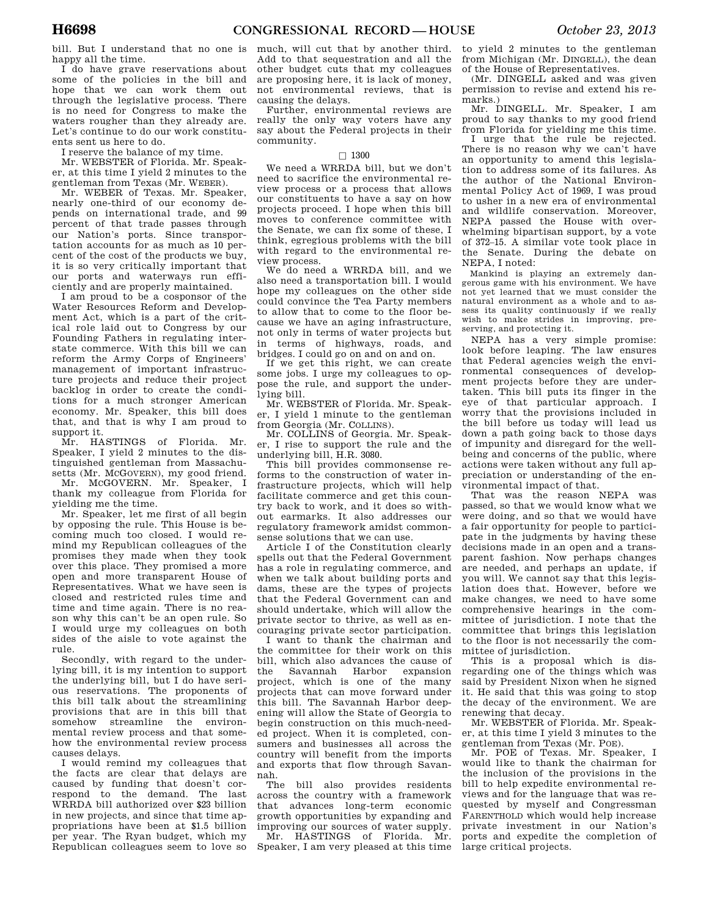bill. But I understand that no one is happy all the time.

I do have grave reservations about some of the policies in the bill and hope that we can work them out through the legislative process. There is no need for Congress to make the waters rougher than they already are. Let's continue to do our work constituents sent us here to do.

I reserve the balance of my time.

Mr. WEBSTER of Florida. Mr. Speaker, at this time I yield 2 minutes to the gentleman from Texas (Mr. WEBER).

Mr. WEBER of Texas. Mr. Speaker, nearly one-third of our economy depends on international trade, and 99 percent of that trade passes through our Nation's ports. Since transportation accounts for as much as 10 percent of the cost of the products we buy, it is so very critically important that our ports and waterways run efficiently and are properly maintained.

I am proud to be a cosponsor of the Water Resources Reform and Development Act, which is a part of the critical role laid out to Congress by our Founding Fathers in regulating interstate commerce. With this bill we can reform the Army Corps of Engineers' management of important infrastructure projects and reduce their project backlog in order to create the conditions for a much stronger American economy. Mr. Speaker, this bill does that, and that is why I am proud to support it.

Mr. HASTINGS of Florida. Mr. Speaker, I yield 2 minutes to the distinguished gentleman from Massachusetts (Mr. MCGOVERN), my good friend.

Mr. MCGOVERN. Mr. Speaker, I thank my colleague from Florida for yielding me the time.

Mr. Speaker, let me first of all begin by opposing the rule. This House is becoming much too closed. I would remind my Republican colleagues of the promises they made when they took over this place. They promised a more open and more transparent House of Representatives. What we have seen is closed and restricted rules time and time and time again. There is no reason why this can't be an open rule. So I would urge my colleagues on both sides of the aisle to vote against the rule.

Secondly, with regard to the underlying bill, it is my intention to support the underlying bill, but I do have serious reservations. The proponents of this bill talk about the streamlining provisions that are in this bill that somehow streamline the environmental review process and that somehow the environmental review process causes delays.

I would remind my colleagues that the facts are clear that delays are caused by funding that doesn't correspond to the demand. The last WRRDA bill authorized over $23 billion in new projects, and since that time appropriations have been at $1.5 billion per year. The Ryan budget, which my Republican colleagues seem to love so much, will cut that by another third. Add to that sequestration and all the other budget cuts that my colleagues are proposing here, it is lack of money, not environmental reviews, that is causing the delays.

Further, environmental reviews are really the only way voters have any say about the Federal projects in their community.

□ 1300

We need a WRRDA bill, but we don't need to sacrifice the environmental review process or a process that allows our constituents to have a say on how projects proceed. I hope when this bill moves to conference committee with the Senate, we can fix some of these, I think, egregious problems with the bill with regard to the environmental review process.

We do need a WRRDA bill, and we also need a transportation bill. I would hope my colleagues on the other side could convince the Tea Party members to allow that to come to the floor because we have an aging infrastructure, not only in terms of water projects but in terms of highways, roads, and bridges. I could go on and on and on.

If we get this right, we can create some jobs. I urge my colleagues to oppose the rule, and support the underlying bill.

Mr. WEBSTER of Florida. Mr. Speaker, I yield 1 minute to the gentleman from Georgia (Mr. COLLINS).

Mr. COLLINS of Georgia. Mr. Speaker, I rise to support the rule and the underlying bill, H.R. 3080.

This bill provides commonsense reforms to the construction of water infrastructure projects, which will help facilitate commerce and get this country back to work, and it does so without earmarks. It also addresses our regulatory framework amidst commonsense solutions that we can use.

Article I of the Constitution clearly spells out that the Federal Government has a role in regulating commerce, and when we talk about building ports and dams, these are the types of projects that the Federal Government can and should undertake, which will allow the private sector to thrive, as well as encouraging private sector participation.

I want to thank the chairman and the committee for their work on this bill, which also advances the cause of the Savannah Harbor expansion project, which is one of the many projects that can move forward under this bill. The Savannah Harbor deepening will allow the State of Georgia to begin construction on this much-needed project. When it is completed, consumers and businesses all across the country will benefit from the imports and exports that flow through Savannah.

The bill also provides residents across the country with a framework that advances long-term economic growth opportunities by expanding and improving our sources of water supply.

Mr. HASTINGS of Florida. Mr. Speaker, I am very pleased at this time to yield 2 minutes to the gentleman from Michigan (Mr. DINGELL), the dean of the House of Representatives.

(Mr. DINGELL asked and was given permission to revise and extend his remarks.)

Mr. DINGELL. Mr. Speaker, I am proud to say thanks to my good friend from Florida for yielding me this time.

I urge that the rule be rejected. There is no reason why we can't have an opportunity to amend this legislation to address some of its failures. As the author of the National Environmental Policy Act of 1969, I was proud to usher in a new era of environmental and wildlife conservation. Moreover, NEPA passed the House with overwhelming bipartisan support, by a vote of 372–15. A similar vote took place in the Senate. During the debate on NEPA, I noted:

> Mankind is playing an extremely dangerous game with his environment. We have not yet learned that we must consider the natural environment as a whole and to assess its quality continuously if we really wish to make strides in improving, preserving, and protecting it.

NEPA has a very simple promise: look before leaping. The law ensures that Federal agencies weigh the environmental consequences of development projects before they are undertaken. This bill puts its finger in the eye of that particular approach. I worry that the provisions included in the bill before us today will lead us down a path going back to those days of impunity and disregard for the well-being and concerns of the public, where actions were taken without any full appreciation or understanding of the environmental impact of that.

That was the reason NEPA was passed, so that we would know what we were doing, and so that we would have a fair opportunity for people to participate in the judgments by having these decisions made in an open and a transparent fashion. Now perhaps changes are needed, and perhaps an update, if you will. We cannot say that this legislation does that. However, before we make changes, we need to have some comprehensive hearings in the committee of jurisdiction. I note that the committee that brings this legislation to the floor is not necessarily the committee of jurisdiction.

This is a proposal which is disregarding one of the things which was said by President Nixon when he signed it. He said that this was going to stop the decay of the environment. We are renewing that decay.

Mr. WEBSTER of Florida. Mr. Speaker, at this time I yield 3 minutes to the gentleman from Texas (Mr. POE).

Mr. POE of Texas. Mr. Speaker, I would like to thank the chairman for the inclusion of the provisions in the bill to help expedite environmental reviews and for the language that was requested by myself and Congressman FARENTHOLD which would help increase private investment in our Nation's ports and expedite the completion of large critical projects.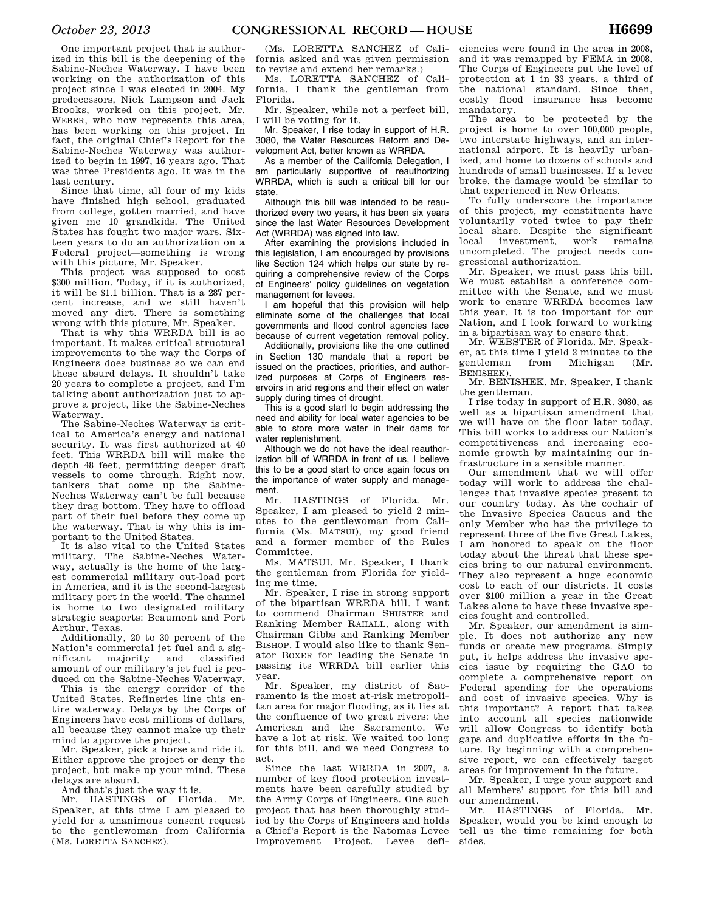One important project that is authorized in this bill is the deepening of the Sabine-Neches Waterway. I have been working on the authorization of this project since I was elected in 2004. My predecessors, Nick Lampson and Jack Brooks, worked on this project. Mr. WEBER, who now represents this area, has been working on this project. In fact, the original Chief's Report for the Sabine-Neches Waterway was authorized to begin in 1997, 16 years ago. That was three Presidents ago. It was in the last century.

Since that time, all four of my kids have finished high school, graduated from college, gotten married, and have given me 10 grandkids. The United States has fought two major wars. Sixteen years to do an authorization on a Federal project—something is wrong with this picture, Mr. Speaker.

This project was supposed to cost $300 million. Today, if it is authorized, it will be $1.1 billion. That is a 287 percent increase, and we still haven't moved any dirt. There is something wrong with this picture, Mr. Speaker.

That is why this WRRDA bill is so important. It makes critical structural improvements to the way the Corps of Engineers does business so we can end these absurd delays. It shouldn't take 20 years to complete a project, and I'm talking about authorization just to approve a project, like the Sabine-Neches Waterway.

The Sabine-Neches Waterway is critical to America's energy and national security. It was first authorized at 40 feet. This WRRDA bill will make the depth 48 feet, permitting deeper draft vessels to come through. Right now, tankers that come up the Sabine-Neches Waterway can't be full because they drag bottom. They have to offload part of their fuel before they come up the waterway. That is why this is important to the United States.

It is also vital to the United States military. The Sabine-Neches Waterway, actually is the home of the largest commercial military out-load port in America, and it is the second-largest military port in the world. The channel is home to two designated military strategic seaports: Beaumont and Port Arthur, Texas.

Additionally, 20 to 30 percent of the Nation's commercial jet fuel and a significant majority and classified amount of our military's jet fuel is produced on the Sabine-Neches Waterway.

This is the energy corridor of the United States. Refineries line this entire waterway. Delays by the Corps of Engineers have cost millions of dollars, all because they cannot make up their mind to approve the project.

Mr. Speaker, pick a horse and ride it. Either approve the project or deny the project, but make up your mind. These delays are absurd.

And that's just the way it is.

Mr. HASTINGS of Florida. Mr. Speaker, at this time I am pleased to yield for a unanimous consent request to the gentlewoman from California (Ms. LORETTA SANCHEZ).

(Ms. LORETTA SANCHEZ of California asked and was given permission to revise and extend her remarks.)

Ms. LORETTA SANCHEZ of California. I thank the gentleman from Florida.

Mr. Speaker, while not a perfect bill, I will be voting for it.

Mr. Speaker, I rise today in support of H.R. 3080, the Water Resources Reform and Development Act, better known as WRRDA.

As a member of the California Delegation, I am particularly supportive of reauthorizing WRRDA, which is such a critical bill for our state.

Although this bill was intended to be reauthorized every two years, it has been six years since the last Water Resources Development Act (WRRDA) was signed into law.

After examining the provisions included in this legislation, I am encouraged by provisions like Section 124 which helps our state by requiring a comprehensive review of the Corps of Engineers' policy guidelines on vegetation management for levees.

I am hopeful that this provision will help eliminate some of the challenges that local governments and flood control agencies face because of current vegetation removal policy.

Additionally, provisions like the one outlined in Section 130 mandate that a report be issued on the practices, priorities, and authorized purposes at Corps of Engineers reservoirs in arid regions and their effect on water supply during times of drought.

This is a good start to begin addressing the need and ability for local water agencies to be able to store more water in their dams for water replenishment.

Although we do not have the ideal reauthorization bill of WRRDA in front of us, I believe this to be a good start to once again focus on the importance of water supply and management.

Mr. HASTINGS of Florida. Mr. Speaker, I am pleased to yield 2 minutes to the gentlewoman from California (Ms. MATSUI), my good friend and a former member of the Rules Committee.

Ms. MATSUI. Mr. Speaker, I thank the gentleman from Florida for yielding me time.

Mr. Speaker, I rise in strong support of the bipartisan WRRDA bill. I want to commend Chairman SHUSTER and Ranking Member RAHALL, along with Chairman Gibbs and Ranking Member BISHOP. I would also like to thank Senator BOXER for leading the Senate in passing its WRRDA bill earlier this year.

Mr. Speaker, my district of Sacramento is the most at-risk metropolitan area for major flooding, as it lies at the confluence of two great rivers: the American and the Sacramento. We have a lot at risk. We waited too long for this bill, and we need Congress to act.

Since the last WRRDA in 2007, a number of key flood protection investments have been carefully studied by the Army Corps of Engineers. One such project that has been thoroughly studied by the Corps of Engineers and holds a Chief's Report is the Natomas Levee Improvement Project. Levee deficiencies were found in the area in 2008, and it was remapped by FEMA in 2008. The Corps of Engineers put the level of protection at 1 in 33 years, a third of the national standard. Since then, costly flood insurance has become mandatory.

The area to be protected by the project is home to over 100,000 people, two interstate highways, and an international airport. It is heavily urbanized, and home to dozens of schools and hundreds of small businesses. If a levee broke, the damage would be similar to that experienced in New Orleans.

To fully underscore the importance of this project, my constituents have voluntarily voted twice to pay their local share. Despite the significant local investment, work remains uncompleted. The project needs congressional authorization.

Mr. Speaker, we must pass this bill. We must establish a conference committee with the Senate, and we must work to ensure WRRDA becomes law this year. It is too important for our Nation, and I look forward to working in a bipartisan way to ensure that.

Mr. WEBSTER of Florida. Mr. Speaker, at this time I yield 2 minutes to the gentleman from Michigan (Mr. BENISHEK).

Mr. BENISHEK. Mr. Speaker, I thank the gentleman.

I rise today in support of H.R. 3080, as well as a bipartisan amendment that we will have on the floor later today. This bill works to address our Nation's competitiveness and increasing economic growth by maintaining our infrastructure in a sensible manner.

Our amendment that we will offer today will work to address the challenges that invasive species present to our country today. As the cochair of the Invasive Species Caucus and the only Member who has the privilege to represent three of the five Great Lakes, I am honored to speak on the floor today about the threat that these species bring to our natural environment. They also represent a huge economic cost to each of our districts. It costs over $100 million a year in the Great Lakes alone to have these invasive species fought and controlled.

Mr. Speaker, our amendment is simple. It does not authorize any new funds or create new programs. Simply put, it helps address the invasive species issue by requiring the GAO to complete a comprehensive report on Federal spending for the operations and cost of invasive species. Why is this important? A report that takes into account all species nationwide will allow Congress to identify both gaps and duplicative efforts in the future. By beginning with a comprehensive report, we can effectively target areas for improvement in the future.

Mr. Speaker, I urge your support and all Members' support for this bill and our amendment.

Mr. HASTINGS of Florida. Mr. Speaker, would you be kind enough to tell us the time remaining for both sides.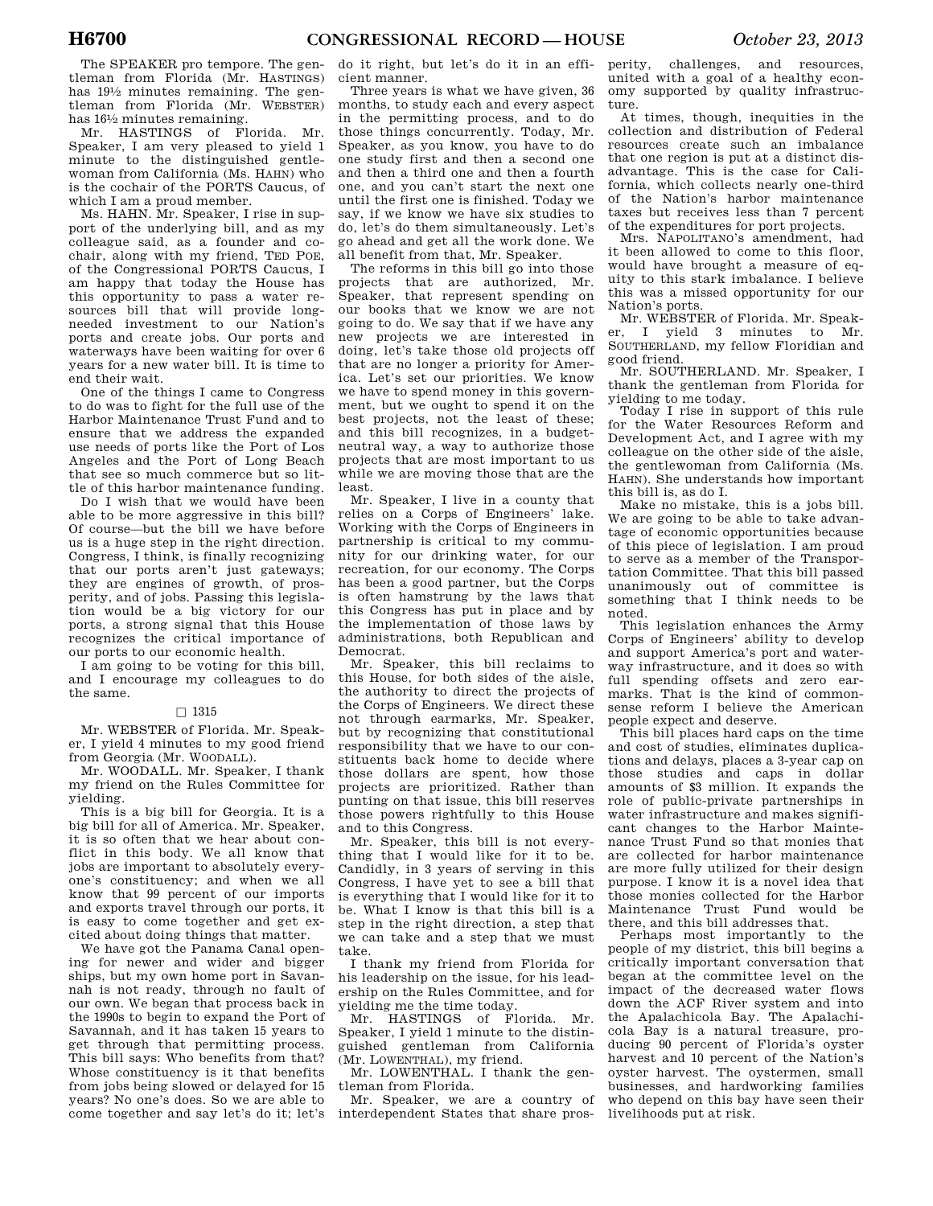The SPEAKER pro tempore. The gentleman from Florida (Mr. HASTINGS) has 19½ minutes remaining. The gentleman from Florida (Mr. WEBSTER) has 16½ minutes remaining.

Mr. HASTINGS of Florida. Mr. Speaker, I am very pleased to yield 1 minute to the distinguished gentlewoman from California (Ms. HAHN) who is the cochair of the PORTS Caucus, of which I am a proud member.

Ms. HAHN. Mr. Speaker, I rise in support of the underlying bill, and as my colleague said, as a founder and co-chair, along with my friend, TED POE, of the Congressional PORTS Caucus, I am happy that today the House has this opportunity to pass a water resources bill that will provide long-needed investment to our Nation's ports and create jobs. Our ports and waterways have been waiting for over 6 years for a new water bill. It is time to end their wait.

One of the things I came to Congress to do was to fight for the full use of the Harbor Maintenance Trust Fund and to ensure that we address the expanded use needs of ports like the Port of Los Angeles and the Port of Long Beach that see so much commerce but so little of this harbor maintenance funding.

Do I wish that we would have been able to be more aggressive in this bill? Of course—but the bill we have before us is a huge step in the right direction. Congress, I think, is finally recognizing that our ports aren't just gateways; they are engines of growth, of prosperity, and of jobs. Passing this legislation would be a big victory for our ports, a strong signal that this House recognizes the critical importance of our ports to our economic health.

I am going to be voting for this bill, and I encourage my colleagues to do the same.

□ 1315

Mr. WEBSTER of Florida. Mr. Speaker, I yield 4 minutes to my good friend from Georgia (Mr. WOODALL).

Mr. WOODALL. Mr. Speaker, I thank my friend on the Rules Committee for yielding.

This is a big bill for Georgia. It is a big bill for all of America. Mr. Speaker, it is so often that we hear about conflict in this body. We all know that jobs are important to absolutely everyone's constituency; and when we all know that 99 percent of our imports and exports travel through our ports, it is easy to come together and get excited about doing things that matter.

We have got the Panama Canal opening for newer and wider and bigger ships, but my own home port in Savannah is not ready, through no fault of our own. We began that process back in the 1990s to begin to expand the Port of Savannah, and it has taken 15 years to get through that permitting process. This bill says: Who benefits from that? Whose constituency is it that benefits from jobs being slowed or delayed for 15 years? No one's does. So we are able to come together and say let's do it; let's do it right, but let's do it in an efficient manner.

Three years is what we have given, 36 months, to study each and every aspect in the permitting process, and to do those things concurrently. Today, Mr. Speaker, as you know, you have to do one study first and then a second one and then a third one and then a fourth one, and you can't start the next one until the first one is finished. Today we say, if we know we have six studies to do, let's do them simultaneously. Let's go ahead and get all the work done. We all benefit from that, Mr. Speaker.

The reforms in this bill go into those projects that are authorized, Mr. Speaker, that represent spending on our books that we know we are not going to do. We say that if we have any new projects we are interested in doing, let's take those old projects off that are no longer a priority for America. Let's set our priorities. We know we have to spend money in this government, but we ought to spend it on the best projects, not the least of these; and this bill recognizes, in a budget-neutral way, a way to authorize those projects that are most important to us while we are moving those that are the least.

Mr. Speaker, I live in a county that relies on a Corps of Engineers' lake. Working with the Corps of Engineers in partnership is critical to my community for our drinking water, for our recreation, for our economy. The Corps has been a good partner, but the Corps is often hamstrung by the laws that this Congress has put in place and by the implementation of those laws by administrations, both Republican and Democrat.

Mr. Speaker, this bill reclaims to this House, for both sides of the aisle, the authority to direct the projects of the Corps of Engineers. We direct these not through earmarks, Mr. Speaker, but by recognizing that constitutional responsibility that we have to our constituents back home to decide where those dollars are spent, how those projects are prioritized. Rather than punting on that issue, this bill reserves those powers rightfully to this House and to this Congress.

Mr. Speaker, this bill is not everything that I would like for it to be. Candidly, in 3 years of serving in this Congress, I have yet to see a bill that is everything that I would like for it to be. What I know is that this bill is a step in the right direction, a step that we can take and a step that we must take.

I thank my friend from Florida for his leadership on the issue, for his leadership on the Rules Committee, and for yielding me the time today.

Mr. HASTINGS of Florida. Mr. Speaker, I yield 1 minute to the distinguished gentleman from California (Mr. LOWENTHAL), my friend.

Mr. LOWENTHAL. I thank the gentleman from Florida.

Mr. Speaker, we are a country of interdependent States that share prosperity, challenges, and resources, united with a goal of a healthy economy supported by quality infrastructure.

At times, though, inequities in the collection and distribution of Federal resources create such an imbalance that one region is put at a distinct disadvantage. This is the case for California, which collects nearly one-third of the Nation's harbor maintenance taxes but receives less than 7 percent of the expenditures for port projects.

Mrs. NAPOLITANO's amendment, had it been allowed to come to this floor, would have brought a measure of equity to this stark imbalance. I believe this was a missed opportunity for our Nation's ports.

Mr. WEBSTER of Florida. Mr. Speaker, I yield 3 minutes to Mr. SOUTHERLAND, my fellow Floridian and good friend.

Mr. SOUTHERLAND. Mr. Speaker, I thank the gentleman from Florida for yielding to me today.

Today I rise in support of this rule for the Water Resources Reform and Development Act, and I agree with my colleague on the other side of the aisle, the gentlewoman from California (Ms. HAHN). She understands how important this bill is, as do I.

Make no mistake, this is a jobs bill. We are going to be able to take advantage of economic opportunities because of this piece of legislation. I am proud to serve as a member of the Transportation Committee. That this bill passed unanimously out of committee is something that I think needs to be noted.

This legislation enhances the Army Corps of Engineers' ability to develop and support America's port and waterway infrastructure, and it does so with full spending offsets and zero earmarks. That is the kind of commonsense reform I believe the American people expect and deserve.

This bill places hard caps on the time and cost of studies, eliminates duplications and delays, places a 3-year cap on those studies and caps in dollar amounts of $3 million. It expands the role of public-private partnerships in water infrastructure and makes significant changes to the Harbor Maintenance Trust Fund so that monies that are collected for harbor maintenance are more fully utilized for their design purpose. I know it is a novel idea that those monies collected for the Harbor Maintenance Trust Fund would be there, and this bill addresses that.

Perhaps most importantly to the people of my district, this bill begins a critically important conversation that began at the committee level on the impact of the decreased water flows down the ACF River system and into the Apalachicola Bay. The Apalachicola Bay is a natural treasure, producing 90 percent of Florida's oyster harvest and 10 percent of the Nation's oyster harvest. The oystermen, small businesses, and hardworking families who depend on this bay have seen their livelihoods put at risk.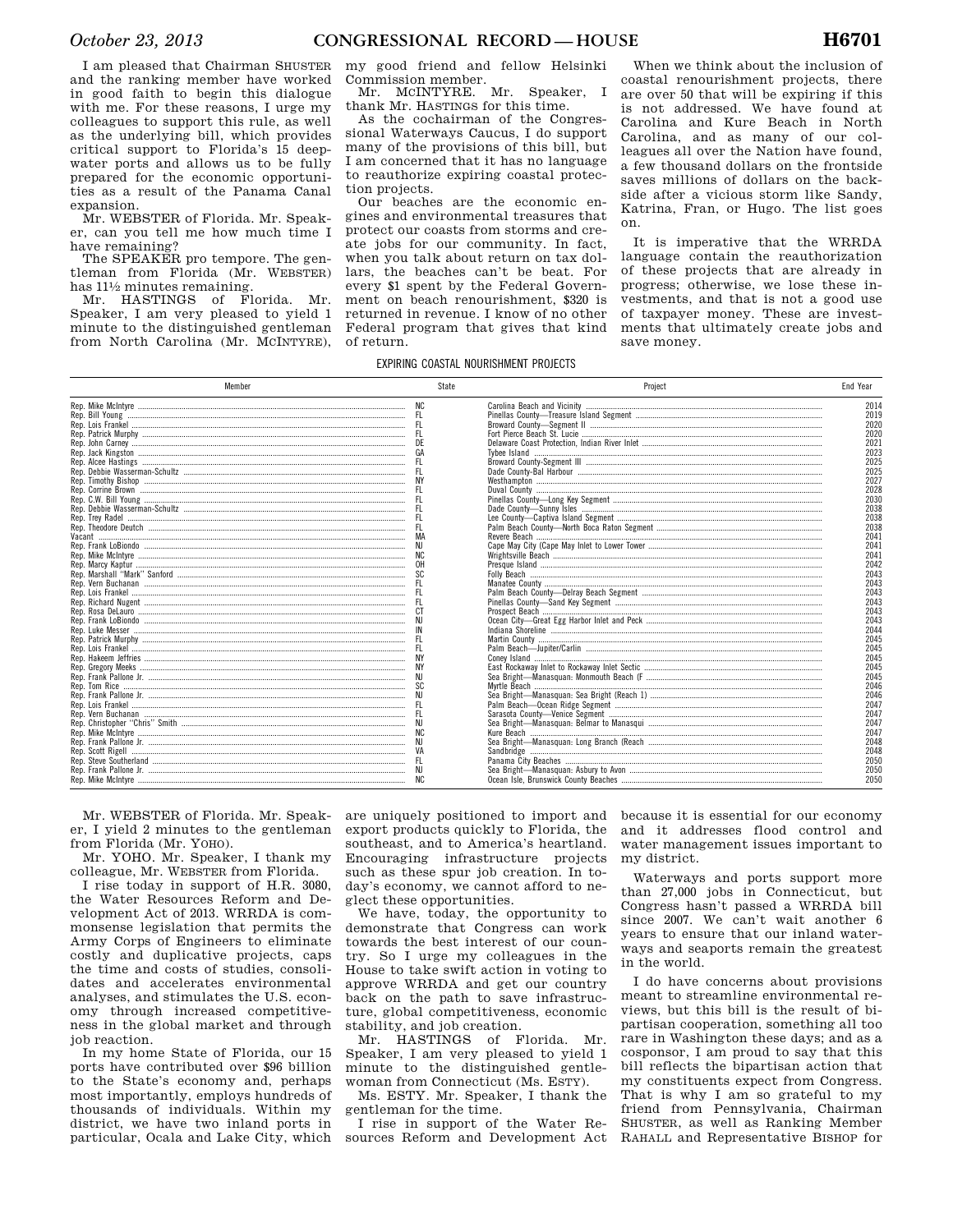I am pleased that Chairman SHUSTER and the ranking member have worked in good faith to begin this dialogue with me. For these reasons, I urge my colleagues to support this rule, as well as the underlying bill, which provides critical support to Florida's 15 deepwater ports and allows us to be fully prepared for the economic opportunities as a result of the Panama Canal expansion.

Mr. WEBSTER of Florida. Mr. Speaker, can you tell me how much time I have remaining?

The SPEAKER pro tempore. The gentleman from Florida (Mr. WEBSTER) has 11½ minutes remaining.

Mr. HASTINGS of Florida. Mr. Speaker, I am very pleased to yield 1 minute to the distinguished gentleman from North Carolina (Mr. MCINTYRE), my good friend and fellow Helsinki Commission member.

Mr. MCINTYRE. Mr. Speaker, I thank Mr. HASTINGS for this time.

As the cochairman of the Congressional Waterways Caucus, I do support many of the provisions of this bill, but I am concerned that it has no language to reauthorize expiring coastal protection projects.

Our beaches are the economic engines and environmental treasures that protect our coasts from storms and create jobs for our community. In fact, when you talk about return on tax dollars, the beaches can't be beat. For every $1 spent by the Federal Government on beach renourishment, $320 is returned in revenue. I know of no other Federal program that gives that kind of return.

When we think about the inclusion of coastal renourishment projects, there are over 50 that will be expiring if this is not addressed. We have found at Carolina and Kure Beach in North Carolina, and as many of our colleagues all over the Nation have found, a few thousand dollars on the frontside saves millions of dollars on the backside after a vicious storm like Sandy, Katrina, Fran, or Hugo. The list goes on.

It is imperative that the WRRDA language contain the reauthorization of these projects that are already in progress; otherwise, we lose these investments, and that is not a good use of taxpayer money. These are investments that ultimately create jobs and save money.

EXPIRING COASTAL NOURISHMENT PROJECTS

| Member | State | Project | End Year |
|---|---|---|---|
| Rep. Mike McIntyre | NC | Carolina Beach and Vicinity | 2014 |
| Rep. Bill Young | FL | Pinellas County—Treasure Island Segment | 2019 |
| Rep. Lois Frankel | FL | Broward County—Segment II | 2020 |
| Rep. Patrick Murphy | FL | Fort Pierce Beach St. Lucie | 2020 |
| Rep. John Carney | DE | Delaware Coast Protection, Indian River Inlet | 2021 |
| Rep. Jack Kingston | GA | Tybee Island | 2023 |
| Rep. Alcee Hastings | FL | Broward County-Segment III | 2025 |
| Rep. Debbie Wasserman-Schultz | FL | Dade County-Bal Harbour | 2025 |
| Rep. Timothy Bishop | NY | Westhampton | 2027 |
| Rep. Corrine Brown | FL | Duval County | 2028 |
| Rep. C.W. Bill Young | FL | Pinellas County—Long Key Segment | 2030 |
| Rep. Debbie Wasserman-Schultz | FL | Dade County—Sunny Isles | 2038 |
| Rep. Trey Radel | FL | Lee County—Captiva Island Segment | 2038 |
| Rep. Theodore Deutch | FL | Palm Beach County—North Boca Raton Segment | 2038 |
| Vacant | MA | Revere Beach | 2041 |
| Rep. Frank LoBiondo | NJ | Cape May City (Cape May Inlet to Lower Tower | 2041 |
| Rep. Mike McIntyre | NC | Wrightsville Beach | 2041 |
| Rep. Marcy Kaptur | OH | Presque Island | 2042 |
| Rep. Marshall "Mark" Sanford | SC | Folly Beach | 2043 |
| Rep. Vern Buchanan | FL | Manatee County | 2043 |
| Rep. Lois Frankel | FL | Palm Beach County—Delray Beach Segment | 2043 |
| Rep. Richard Nugent | FL | Pinellas County—Sand Key Segment | 2043 |
| Rep. Rosa DeLauro | CT | Prospect Beach | 2043 |
| Rep. Frank LoBiondo | NJ | Ocean City—Great Egg Harbor Inlet and Peck | 2043 |
| Rep. Luke Messer | IN | Indiana Shoreline | 2044 |
| Rep. Patrick Murphy | FL | Martin County | 2045 |
| Rep. Lois Frankel | FL | Palm Beach—Jupiter/Carlin | 2045 |
| Rep. Hakeem Jeffries | NY | Coney Island | 2045 |
| Rep. Gregory Meeks | NY | East Rockaway Inlet to Rockaway Inlet Sectic | 2045 |
| Rep. Frank Pallone Jr. | NJ | Sea Bright—Manasquan: Monmouth Beach (F | 2045 |
| Rep. Tom Rice | SC | Myrtle Beach | 2046 |
| Rep. Frank Pallone Jr. | NJ | Sea Bright—Manasquan: Sea Bright (Reach 1) | 2046 |
| Rep. Lois Frankel | FL | Palm Beach—Ocean Ridge Segment | 2047 |
| Rep. Vern Buchanan | FL | Sarasota County—Venice Segment | 2047 |
| Rep. Christopher "Chris" Smith | NJ | Sea Bright—Manasquan: Belmar to Manasqui | 2047 |
| Rep. Mike McIntyre | NC | Kure Beach | 2047 |
| Rep. Frank Pallone Jr. | NJ | Sea Bright—Manasquan: Long Branch (Reach | 2048 |
| Rep. Scott Rigell | VA | Sandbridge | 2048 |
| Rep. Steve Southerland | FL | Panama City Beaches | 2050 |
| Rep. Frank Pallone Jr. | NJ | Sea Bright—Manasquan: Asbury to Avon | 2050 |
| Rep. Mike McIntyre | NC | Ocean Isle, Brunswick County Beaches | 2050 |

Mr. WEBSTER of Florida. Mr. Speaker, I yield 2 minutes to the gentleman from Florida (Mr. YOHO).

Mr. YOHO. Mr. Speaker, I thank my colleague, Mr. WEBSTER from Florida.

I rise today in support of H.R. 3080, the Water Resources Reform and Development Act of 2013. WRRDA is commonsense legislation that permits the Army Corps of Engineers to eliminate costly and duplicative projects, caps the time and costs of studies, consolidates and accelerates environmental analyses, and stimulates the U.S. economy through increased competitiveness in the global market and through job reaction.

In my home State of Florida, our 15 ports have contributed over $96 billion to the State's economy and, perhaps most importantly, employs hundreds of thousands of individuals. Within my district, we have two inland ports in particular, Ocala and Lake City, which are uniquely positioned to import and export products quickly to Florida, the southeast, and to America's heartland. Encouraging infrastructure projects such as these spur job creation. In today's economy, we cannot afford to neglect these opportunities.

We have, today, the opportunity to demonstrate that Congress can work towards the best interest of our country. So I urge my colleagues in the House to take swift action in voting to approve WRRDA and get our country back on the path to save infrastructure, global competitiveness, economic stability, and job creation.

Mr. HASTINGS of Florida. Mr. Speaker, I am very pleased to yield 1 minute to the distinguished gentlewoman from Connecticut (Ms. ESTY).

Ms. ESTY. Mr. Speaker, I thank the gentleman for the time.

I rise in support of the Water Resources Reform and Development Act because it is essential for our economy and it addresses flood control and water management issues important to my district.

Waterways and ports support more than 27,000 jobs in Connecticut, but Congress hasn't passed a WRRDA bill since 2007. We can't wait another 6 years to ensure that our inland waterways and seaports remain the greatest in the world.

I do have concerns about provisions meant to streamline environmental reviews, but this bill is the result of bipartisan cooperation, something all too rare in Washington these days; and as a cosponsor, I am proud to say that this bill reflects the bipartisan action that my constituents expect from Congress. That is why I am so grateful to my friend from Pennsylvania, Chairman SHUSTER, as well as Ranking Member RAHALL and Representative BISHOP for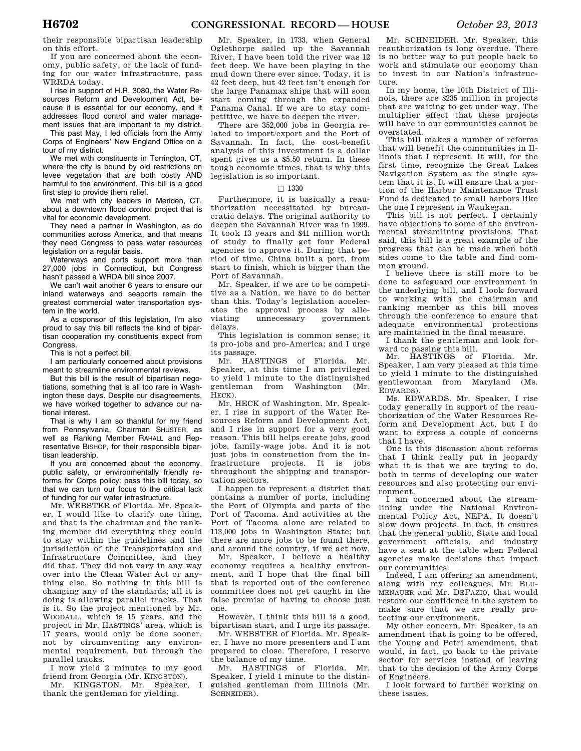their responsible bipartisan leadership on this effort.

If you are concerned about the economy, public safety, or the lack of funding for our water infrastructure, pass WRRDA today.

I rise in support of H.R. 3080, the Water Resources Reform and Development Act, because it is essential for our economy, and it addresses flood control and water management issues that are important to my district.

This past May, I led officials from the Army Corps of Engineers' New England Office on a tour of my district.

We met with constituents in Torrington, CT, where the city is bound by old restrictions on levee vegetation that are both costly AND harmful to the environment. This bill is a good first step to provide them relief.

We met with city leaders in Meriden, CT, about a downtown flood control project that is vital for economic development.

They need a partner in Washington, as do communities across America, and that means they need Congress to pass water resources legislation on a regular basis.

Waterways and ports support more than 27,000 jobs in Connecticut, but Congress hasn't passed a WRDA bill since 2007.

We can't wait another 6 years to ensure our inland waterways and seaports remain the greatest commercial water transportation system in the world.

As a cosponsor of this legislation, I'm also proud to say this bill reflects the kind of bipartisan cooperation my constituents expect from Congress.

This is not a perfect bill.

I am particularly concerned about provisions meant to streamline environmental reviews.

But this bill is the result of bipartisan negotiations, something that is all too rare in Washington these days. Despite our disagreements, we have worked together to advance our national interest.

That is why I am so thankful for my friend from Pennsylvania, Chairman SHUSTER, as well as Ranking Member RAHALL and Representative BISHOP, for their responsible bipartisan leadership.

If you are concerned about the economy, public safety, or environmentally friendly reforms for Corps policy: pass this bill today, so that we can turn our focus to the critical lack of funding for our water infrastructure.

Mr. WEBSTER of Florida. Mr. Speaker, I would like to clarify one thing, and that is the chairman and the ranking member did everything they could to stay within the guidelines and the jurisdiction of the Transportation and Infrastructure Committee, and they did that. They did not vary in any way over into the Clean Water Act or anything else. So nothing in this bill is changing any of the standards; all it is doing is allowing parallel tracks. That is it. So the project mentioned by Mr. WOODALL, which is 15 years, and the project in Mr. HASTINGS' area, which is 17 years, would only be done sooner, not by circumventing any environmental requirement, but through the parallel tracks.

I now yield 2 minutes to my good friend from Georgia (Mr. KINGSTON).

Mr. KINGSTON. Mr. Speaker, I thank the gentleman for yielding.

Mr. Speaker, in 1733, when General Oglethorpe sailed up the Savannah River, I have been told the river was 12 feet deep. We have been playing in the mud down there ever since. Today, it is 42 feet deep, but 42 feet isn't enough for the large Panamax ships that will soon start coming through the expanded Panama Canal. If we are to stay competitive, we have to deepen the river.

There are 352,000 jobs in Georgia related to import/export and the Port of Savannah. In fact, the cost-benefit analysis of this investment is a dollar spent gives us a $5.50 return. In these tough economic times, that is why this legislation is so important.

□ 1330

Furthermore, it is basically a reauthorization necessitated by bureaucratic delays. The original authority to deepen the Savannah River was in 1999. It took 13 years and $41 million worth of study to finally get four Federal agencies to approve it. During that period of time, China built a port, from start to finish, which is bigger than the Port of Savannah.

Mr. Speaker, if we are to be competitive as a Nation, we have to do better than this. Today's legislation accelerates the approval process by alleviating unnecessary government delays.

This legislation is common sense; it is pro-jobs and pro-America; and I urge its passage.

Mr. HASTINGS of Florida. Mr. Speaker, at this time I am privileged to yield 1 minute to the distinguished gentleman from Washington (Mr. HECK).

Mr. HECK of Washington. Mr. Speaker, I rise in support of the Water Resources Reform and Development Act, and I rise in support for a very good reason. This bill helps create jobs, good jobs, family-wage jobs. And it is not just jobs in construction from the infrastructure projects. It is jobs throughout the shipping and transportation sectors.

I happen to represent a district that contains a number of ports, including the Port of Olympia and parts of the Port of Tacoma. And activities at the Port of Tacoma alone are related to 113,000 jobs in Washington State; but there are more jobs to be found there, and around the country, if we act now.

Mr. Speaker, I believe a healthy economy requires a healthy environment, and I hope that the final bill that is reported out of the conference committee does not get caught in the false premise of having to choose just one.

However, I think this bill is a good, bipartisan start, and I urge its passage.

Mr. WEBSTER of Florida. Mr. Speaker, I have no more presenters and I am prepared to close. Therefore, I reserve the balance of my time.

Mr. HASTINGS of Florida. Mr. Speaker, I yield 1 minute to the distinguished gentleman from Illinois (Mr. SCHNEIDER).

Mr. SCHNEIDER. Mr. Speaker, this reauthorization is long overdue. There is no better way to put people back to work and stimulate our economy than to invest in our Nation's infrastructure.

In my home, the 10th District of Illinois, there are $235 million in projects that are waiting to get under way. The multiplier effect that these projects will have in our communities cannot be overstated.

This bill makes a number of reforms that will benefit the communities in Illinois that I represent. It will, for the first time, recognize the Great Lakes Navigation System as the single system that it is. It will ensure that a portion of the Harbor Maintenance Trust Fund is dedicated to small harbors like the one I represent in Waukegan.

This bill is not perfect. I certainly have objections to some of the environmental streamlining provisions. That said, this bill is a great example of the progress that can be made when both sides come to the table and find common ground.

I believe there is still more to be done to safeguard our environment in the underlying bill, and I look forward to working with the chairman and ranking member as this bill moves through the conference to ensure that adequate environmental protections are maintained in the final measure.

I thank the gentleman and look forward to passing this bill.

Mr. HASTINGS of Florida. Mr. Speaker, I am very pleased at this time to yield 1 minute to the distinguished gentlewoman from Maryland (Ms. EDWARDS).

Ms. EDWARDS. Mr. Speaker, I rise today generally in support of the reauthorization of the Water Resources Reform and Development Act, but I do want to express a couple of concerns that I have.

One is this discussion about reforms that I think really put in jeopardy what it is that we are trying to do, both in terms of developing our water resources and also protecting our environment.

I am concerned about the streamlining under the National Environmental Policy Act, NEPA. It doesn't slow down projects. In fact, it ensures that the general public, State and local government officials, and industry have a seat at the table when Federal agencies make decisions that impact our communities.

Indeed, I am offering an amendment, along with my colleagues, Mr. BLUMENAUER and Mr. DEFAZIO, that would restore our confidence in the system to make sure that we are really protecting our environment.

My other concern, Mr. Speaker, is an amendment that is going to be offered, the Young and Petri amendment, that would, in fact, go back to the private sector for services instead of leaving that to the decision of the Army Corps of Engineers.

I look forward to further working on these issues.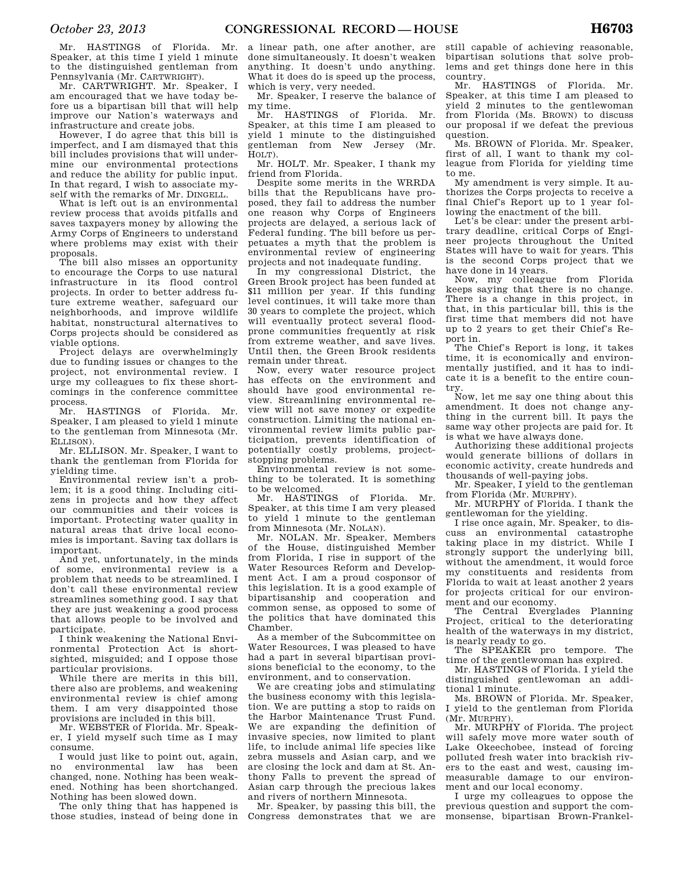Mr. HASTINGS of Florida. Mr. Speaker, at this time I yield 1 minute to the distinguished gentleman from Pennsylvania (Mr. CARTWRIGHT).

Mr. CARTWRIGHT. Mr. Speaker, I am encouraged that we have today before us a bipartisan bill that will help improve our Nation's waterways and infrastructure and create jobs.

However, I do agree that this bill is imperfect, and I am dismayed that this bill includes provisions that will undermine our environmental protections and reduce the ability for public input. In that regard, I wish to associate myself with the remarks of Mr. DINGELL.

What is left out is an environmental review process that avoids pitfalls and saves taxpayers money by allowing the Army Corps of Engineers to understand where problems may exist with their proposals.

The bill also misses an opportunity to encourage the Corps to use natural infrastructure in its flood control projects. In order to better address future extreme weather, safeguard our neighborhoods, and improve wildlife habitat, nonstructural alternatives to Corps projects should be considered as viable options.

Project delays are overwhelmingly due to funding issues or changes to the project, not environmental review. I urge my colleagues to fix these shortcomings in the conference committee process.

Mr. HASTINGS of Florida. Mr. Speaker, I am pleased to yield 1 minute to the gentleman from Minnesota (Mr. ELLISON).

Mr. ELLISON. Mr. Speaker, I want to thank the gentleman from Florida for yielding time.

Environmental review isn't a problem; it is a good thing. Including citizens in projects and how they affect our communities and their voices is important. Protecting water quality in natural areas that drive local economies is important. Saving tax dollars is important.

And yet, unfortunately, in the minds of some, environmental review is a problem that needs to be streamlined. I don't call these environmental review streamlines something good. I say that they are just weakening a good process that allows people to be involved and participate.

I think weakening the National Environmental Protection Act is shortsighted, misguided; and I oppose those particular provisions.

While there are merits in this bill, there also are problems, and weakening environmental review is chief among them. I am very disappointed those provisions are included in this bill.

Mr. WEBSTER of Florida. Mr. Speaker, I yield myself such time as I may consume.

I would just like to point out, again, no environmental law has been changed, none. Nothing has been weakened. Nothing has been shortchanged. Nothing has been slowed down.

The only thing that has happened is those studies, instead of being done in a linear path, one after another, are done simultaneously. It doesn't weaken anything. It doesn't undo anything. What it does do is speed up the process, which is very, very needed.

Mr. Speaker, I reserve the balance of my time.

Mr. HASTINGS of Florida. Mr. Speaker, at this time I am pleased to yield 1 minute to the distinguished gentleman from New Jersey (Mr. HOLT).

Mr. HOLT. Mr. Speaker, I thank my friend from Florida.

Despite some merits in the WRRDA bills that the Republicans have proposed, they fail to address the number one reason why Corps of Engineers projects are delayed, a serious lack of Federal funding. The bill before us perpetuates a myth that the problem is environmental review of engineering projects and not inadequate funding.

In my congressional District, the Green Brook project has been funded at \$11 million per year. If this funding level continues, it will take more than 30 years to complete the project, which will eventually protect several flood-prone communities frequently at risk from extreme weather, and save lives. Until then, the Green Brook residents remain under threat.

Now, every water resource project has effects on the environment and should have good environmental review. Streamlining environmental review will not save money or expedite construction. Limiting the national environmental review limits public participation, prevents identification of potentially costly problems, project-stopping problems.

Environmental review is not something to be tolerated. It is something to be welcomed.

Mr. HASTINGS of Florida. Mr. Speaker, at this time I am very pleased to yield 1 minute to the gentleman from Minnesota (Mr. NOLAN).

Mr. NOLAN. Mr. Speaker, Members of the House, distinguished Member from Florida, I rise in support of the Water Resources Reform and Development Act. I am a proud cosponsor of this legislation. It is a good example of bipartisanship and cooperation and common sense, as opposed to some of the politics that have dominated this Chamber.

As a member of the Subcommittee on Water Resources, I was pleased to have had a part in several bipartisan provisions beneficial to the economy, to the environment, and to conservation.

We are creating jobs and stimulating the business economy with this legislation. We are putting a stop to raids on the Harbor Maintenance Trust Fund. We are expanding the definition of invasive species, now limited to plant life, to include animal life species like zebra mussels and Asian carp, and we are closing the lock and dam at St. Anthony Falls to prevent the spread of Asian carp through the precious lakes and rivers of northern Minnesota.

Mr. Speaker, by passing this bill, the Congress demonstrates that we are still capable of achieving reasonable, bipartisan solutions that solve problems and get things done here in this country.

Mr. HASTINGS of Florida. Mr. Speaker, at this time I am pleased to yield 2 minutes to the gentlewoman from Florida (Ms. BROWN) to discuss our proposal if we defeat the previous question.

Ms. BROWN of Florida. Mr. Speaker, first of all, I want to thank my colleague from Florida for yielding time to me.

My amendment is very simple. It authorizes the Corps projects to receive a final Chief's Report up to 1 year following the enactment of the bill.

Let's be clear: under the present arbitrary deadline, critical Corps of Engineer projects throughout the United States will have to wait for years. This is the second Corps project that we have done in 14 years.

Now, my colleague from Florida keeps saying that there is no change. There is a change in this project, in that, in this particular bill, this is the first time that members did not have up to 2 years to get their Chief's Report in.

The Chief's Report is long, it takes time, it is economically and environmentally justified, and it has to indicate it is a benefit to the entire country.

Now, let me say one thing about this amendment. It does not change anything in the current bill. It pays the same way other projects are paid for. It is what we have always done.

Authorizing these additional projects would generate billions of dollars in economic activity, create hundreds and thousands of well-paying jobs.

Mr. Speaker, I yield to the gentleman from Florida (Mr. MURPHY).

Mr. MURPHY of Florida. I thank the gentlewoman for the yielding.

I rise once again, Mr. Speaker, to discuss an environmental catastrophe taking place in my district. While I strongly support the underlying bill, without the amendment, it would force my constituents and residents from Florida to wait at least another 2 years for projects critical for our environment and our economy.

The Central Everglades Planning Project, critical to the deteriorating health of the waterways in my district, is nearly ready to go.

The SPEAKER pro tempore. The time of the gentlewoman has expired.

Mr. HASTINGS of Florida. I yield the distinguished gentlewoman an additional 1 minute.

Ms. BROWN of Florida. Mr. Speaker, I yield to the gentleman from Florida (Mr. MURPHY).

Mr. MURPHY of Florida. The project will safely move more water south of Lake Okeechobee, instead of forcing polluted fresh water into brackish rivers to the east and west, causing immeasurable damage to our environment and our local economy.

I urge my colleagues to oppose the previous question and support the commonsense, bipartisan Brown-Frankel-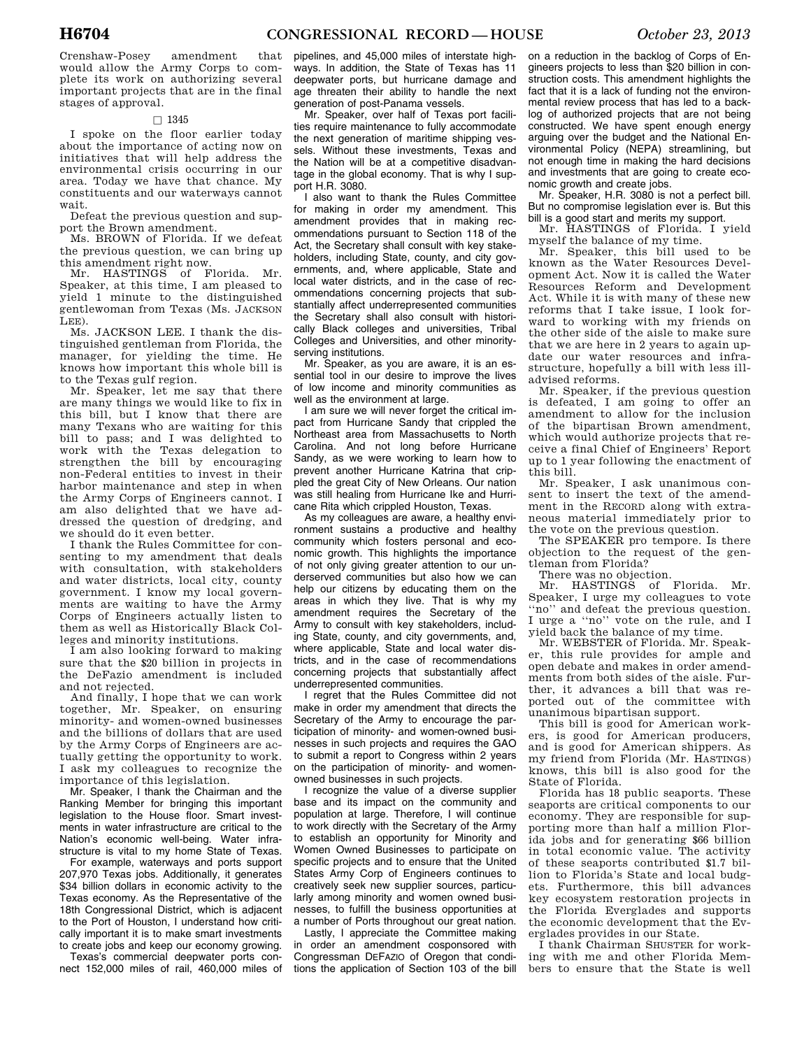Crenshaw-Posey amendment that would allow the Army Corps to complete its work on authorizing several important projects that are in the final stages of approval.

□ 1345

I spoke on the floor earlier today about the importance of acting now on initiatives that will help address the environmental crisis occurring in our area. Today we have that chance. My constituents and our waterways cannot wait.

Defeat the previous question and support the Brown amendment.

Ms. BROWN of Florida. If we defeat the previous question, we can bring up this amendment right now.

Mr. HASTINGS of Florida. Mr. Speaker, at this time, I am pleased to yield 1 minute to the distinguished gentlewoman from Texas (Ms. JACKSON LEE).

Ms. JACKSON LEE. I thank the distinguished gentleman from Florida, the manager, for yielding the time. He knows how important this whole bill is to the Texas gulf region.

Mr. Speaker, let me say that there are many things we would like to fix in this bill, but I know that there are many Texans who are waiting for this bill to pass; and I was delighted to work with the Texas delegation to strengthen the bill by encouraging non-Federal entities to invest in their harbor maintenance and step in when the Army Corps of Engineers cannot. I am also delighted that we have addressed the question of dredging, and we should do it even better.

I thank the Rules Committee for consenting to my amendment that deals with consultation, with stakeholders and water districts, local city, county government. I know my local governments are waiting to have the Army Corps of Engineers actually listen to them as well as Historically Black Colleges and minority institutions.

I am also looking forward to making sure that the $20 billion in projects in the DeFazio amendment is included and not rejected.

And finally, I hope that we can work together, Mr. Speaker, on ensuring minority- and women-owned businesses and the billions of dollars that are used by the Army Corps of Engineers are actually getting the opportunity to work. I ask my colleagues to recognize the importance of this legislation.

Mr. Speaker, I thank the Chairman and the Ranking Member for bringing this important legislation to the House floor. Smart investments in water infrastructure are critical to the Nation's economic well-being. Water infrastructure is vital to my home State of Texas.

For example, waterways and ports support 207,970 Texas jobs. Additionally, it generates $34 billion dollars in economic activity to the Texas economy. As the Representative of the 18th Congressional District, which is adjacent to the Port of Houston, I understand how critically important it is to make smart investments to create jobs and keep our economy growing.

Texas's commercial deepwater ports connect 152,000 miles of rail, 460,000 miles of pipelines, and 45,000 miles of interstate highways. In addition, the State of Texas has 11 deepwater ports, but hurricane damage and age threaten their ability to handle the next generation of post-Panama vessels.

Mr. Speaker, over half of Texas port facilities require maintenance to fully accommodate the next generation of maritime shipping vessels. Without these investments, Texas and the Nation will be at a competitive disadvantage in the global economy. That is why I support H.R. 3080.

I also want to thank the Rules Committee for making in order my amendment. This amendment provides that in making recommendations pursuant to Section 118 of the Act, the Secretary shall consult with key stakeholders, including State, county, and city governments, and, where applicable, State and local water districts, and in the case of recommendations concerning projects that substantially affect underrepresented communities the Secretary shall also consult with historically Black colleges and universities, Tribal Colleges and Universities, and other minority-serving institutions.

Mr. Speaker, as you are aware, it is an essential tool in our desire to improve the lives of low income and minority communities as well as the environment at large.

I am sure we will never forget the critical impact from Hurricane Sandy that crippled the Northeast area from Massachusetts to North Carolina. And not long before Hurricane Sandy, as we were working to learn how to prevent another Hurricane Katrina that crippled the great City of New Orleans. Our nation was still healing from Hurricane Ike and Hurricane Rita which crippled Houston, Texas.

As my colleagues are aware, a healthy environment sustains a productive and healthy community which fosters personal and economic growth. This highlights the importance of not only giving greater attention to our underserved communities but also how we can help our citizens by educating them on the areas in which they live. That is why my amendment requires the Secretary of the Army to consult with key stakeholders, including State, county, and city governments, and, where applicable, State and local water districts, and in the case of recommendations concerning projects that substantially affect underrepresented communities.

I regret that the Rules Committee did not make in order my amendment that directs the Secretary of the Army to encourage the participation of minority- and women-owned businesses in such projects and requires the GAO to submit a report to Congress within 2 years on the participation of minority- and women-owned businesses in such projects.

I recognize the value of a diverse supplier base and its impact on the community and population at large. Therefore, I will continue to work directly with the Secretary of the Army to establish an opportunity for Minority and Women Owned Businesses to participate on specific projects and to ensure that the United States Army Corp of Engineers continues to creatively seek new supplier sources, particularly among minority and women owned businesses, to fulfill the business opportunities at a number of Ports throughout our great nation.

Lastly, I appreciate the Committee making in order an amendment cosponsored with Congressman DEFAZIO of Oregon that conditions the application of Section 103 of the bill on a reduction in the backlog of Corps of Engineers projects to less than $20 billion in construction costs. This amendment highlights the fact that it is a lack of funding not the environmental review process that has led to a backlog of authorized projects that are not being constructed. We have spent enough energy arguing over the budget and the National Environmental Policy (NEPA) streamlining, but not enough time in making the hard decisions and investments that are going to create economic growth and create jobs.

Mr. Speaker, H.R. 3080 is not a perfect bill. But no compromise legislation ever is. But this bill is a good start and merits my support.

Mr. HASTINGS of Florida. I yield myself the balance of my time.

Mr. Speaker, this bill used to be known as the Water Resources Development Act. Now it is called the Water Resources Reform and Development Act. While it is with many of these new reforms that I take issue, I look forward to working with my friends on the other side of the aisle to make sure that we are here in 2 years to again update our water resources and infrastructure, hopefully a bill with less ill-advised reforms.

Mr. Speaker, if the previous question is defeated, I am going to offer an amendment to allow for the inclusion of the bipartisan Brown amendment, which would authorize projects that receive a final Chief of Engineers' Report up to 1 year following the enactment of this bill.

Mr. Speaker, I ask unanimous consent to insert the text of the amendment in the RECORD along with extraneous material immediately prior to the vote on the previous question.

The SPEAKER pro tempore. Is there objection to the request of the gentleman from Florida?

There was no objection.

Mr. HASTINGS of Florida. Mr. Speaker, I urge my colleagues to vote ''no'' and defeat the previous question. I urge a ''no'' vote on the rule, and I yield back the balance of my time.

Mr. WEBSTER of Florida. Mr. Speaker, this rule provides for ample and open debate and makes in order amendments from both sides of the aisle. Further, it advances a bill that was reported out of the committee with unanimous bipartisan support.

This bill is good for American workers, is good for American producers, and is good for American shippers. As my friend from Florida (Mr. HASTINGS) knows, this bill is also good for the State of Florida.

Florida has 18 public seaports. These seaports are critical components to our economy. They are responsible for supporting more than half a million Florida jobs and for generating $66 billion in total economic value. The activity of these seaports contributed $1.7 billion to Florida's State and local budgets. Furthermore, this bill advances key ecosystem restoration projects in the Florida Everglades and supports the economic development that the Everglades provides in our State.

I thank Chairman SHUSTER for working with me and other Florida Members to ensure that the State is well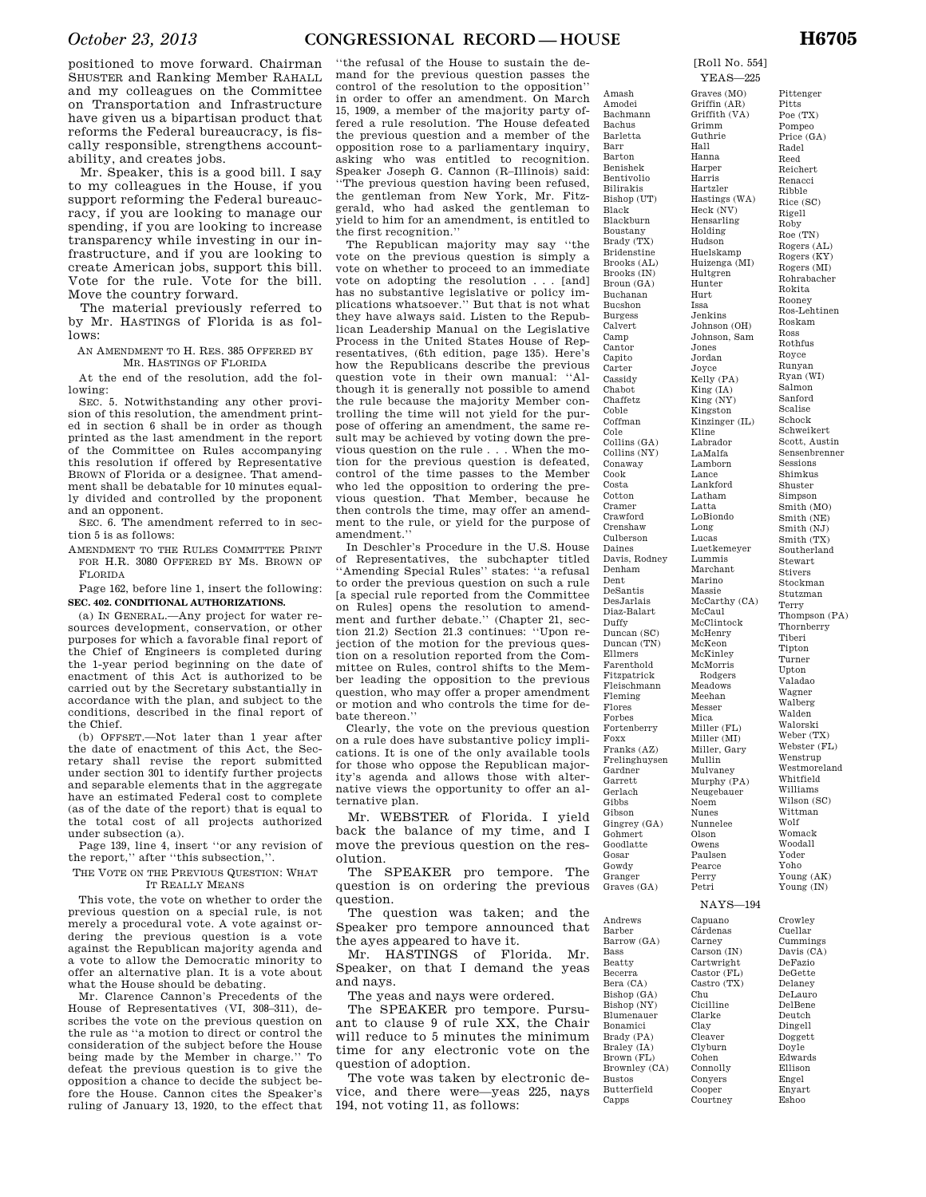positioned to move forward. Chairman SHUSTER and Ranking Member RAHALL and my colleagues on the Committee on Transportation and Infrastructure have given us a bipartisan product that reforms the Federal bureaucracy, is fiscally responsible, strengthens accountability, and creates jobs.

Mr. Speaker, this is a good bill. I say to my colleagues in the House, if you support reforming the Federal bureaucracy, if you are looking to manage our spending, if you are looking to increase transparency while investing in our infrastructure, and if you are looking to create American jobs, support this bill. Vote for the rule. Vote for the bill. Move the country forward.

The material previously referred to by Mr. HASTINGS of Florida is as follows:

AN AMENDMENT TO H. RES. 385 OFFERED BY MR. HASTINGS OF FLORIDA

At the end of the resolution, add the following:

SEC. 5. Notwithstanding any other provision of this resolution, the amendment printed in section 6 shall be in order as though printed as the last amendment in the report of the Committee on Rules accompanying this resolution if offered by Representative BROWN of Florida or a designee. That amendment shall be debatable for 10 minutes equally divided and controlled by the proponent and an opponent.

SEC. 6. The amendment referred to in section 5 is as follows:

AMENDMENT TO THE RULES COMMITTEE PRINT FOR H.R. 3080 OFFERED BY MS. BROWN OF FLORIDA

Page 162, before line 1, insert the following:

**SEC. 402. CONDITIONAL AUTHORIZATIONS.**

(a) IN GENERAL.—Any project for water resources development, conservation, or other purposes for which a favorable final report of the Chief of Engineers is completed during the 1-year period beginning on the date of enactment of this Act is authorized to be carried out by the Secretary substantially in accordance with the plan, and subject to the conditions, described in the final report of the Chief.

(b) OFFSET.—Not later than 1 year after the date of enactment of this Act, the Secretary shall revise the report submitted under section 301 to identify further projects and separable elements that in the aggregate have an estimated Federal cost to complete (as of the date of the report) that is equal to the total cost of all projects authorized under subsection (a).

Page 139, line 4, insert ''or any revision of the report,'' after ''this subsection,''.

THE VOTE ON THE PREVIOUS QUESTION: WHAT IT REALLY MEANS

This vote, the vote on whether to order the previous question on a special rule, is not merely a procedural vote. A vote against ordering the previous question is a vote against the Republican majority agenda and a vote to allow the Democratic minority to offer an alternative plan. It is a vote about what the House should be debating.

Mr. Clarence Cannon's Precedents of the House of Representatives (VI, 308–311), describes the vote on the previous question on the rule as ''a motion to direct or control the consideration of the subject before the House being made by the Member in charge.'' To defeat the previous question is to give the opposition a chance to decide the subject before the House. Cannon cites the Speaker's ruling of January 13, 1920, to the effect that ''the refusal of the House to sustain the demand for the previous question passes the control of the resolution to the opposition'' in order to offer an amendment. On March 15, 1909, a member of the majority party offered a rule resolution. The House defeated the previous question and a member of the opposition rose to a parliamentary inquiry, asking who was entitled to recognition. Speaker Joseph G. Cannon (R–Illinois) said: ''The previous question having been refused, the gentleman from New York, Mr. Fitzgerald, who had asked the gentleman to yield to him for an amendment, is entitled to the first recognition.''

The Republican majority may say ''the vote on the previous question is simply a vote on whether to proceed to an immediate vote on adopting the resolution . . . [and] has no substantive legislative or policy implications whatsoever.'' But that is not what they have always said. Listen to the Republican Leadership Manual on the Legislative Process in the United States House of Representatives, (6th edition, page 135). Here's how the Republicans describe the previous question vote in their own manual: ''Although it is generally not possible to amend the rule because the majority Member controlling the time will not yield for the purpose of offering an amendment, the same result may be achieved by voting down the previous question on the rule . . . When the motion for the previous question is defeated, control of the time passes to the Member who led the opposition to ordering the previous question. That Member, because he then controls the time, may offer an amendment to the rule, or yield for the purpose of amendment.''

In Deschler's Procedure in the U.S. House of Representatives, the subchapter titled ''Amending Special Rules'' states: ''a refusal to order the previous question on such a rule [a special rule reported from the Committee on Rules] opens the resolution to amendment and further debate.'' (Chapter 21, section 21.2) Section 21.3 continues: ''Upon rejection of the motion for the previous question on a resolution reported from the Committee on Rules, control shifts to the Member leading the opposition to the previous question, who may offer a proper amendment or motion and who controls the time for debate thereon.''

Clearly, the vote on the previous question on a rule does have substantive policy implications. It is one of the only available tools for those who oppose the Republican majority's agenda and allows those with alternative views the opportunity to offer an alternative plan.

Mr. WEBSTER of Florida. I yield back the balance of my time, and I move the previous question on the resolution.

The SPEAKER pro tempore. The question is on ordering the previous question.

The question was taken; and the Speaker pro tempore announced that the ayes appeared to have it.

Mr. HASTINGS of Florida. Mr. Speaker, on that I demand the yeas and nays.

The yeas and nays were ordered.

The SPEAKER pro tempore. Pursuant to clause 9 of rule XX, the Chair will reduce to 5 minutes the minimum time for any electronic vote on the question of adoption.

The vote was taken by electronic device, and there were—yeas 225, nays 194, not voting 11, as follows:

[Roll No. 554]

YEAS—225

Amash
Amodei
Bachmann
Bachus
Barletta
Barr
Barton
Benishek
Bentivolio
Bilirakis
Bishop (UT)
Black
Blackburn
Boustany
Brady (TX)
Bridenstine
Brooks (AL)
Brooks (IN)
Broun (GA)
Buchanan
Bucshon
Burgess
Calvert
Camp
Cantor
Capito
Carter
Cassidy
Chabot
Chaffetz
Coble
Coffman
Cole
Collins (GA)
Collins (NY)
Conaway
Cook
Costa
Cotton
Cramer
Crawford
Crenshaw
Culberson
Daines
Davis, Rodney
Denham
Dent
DeSantis
DesJarlais
Diaz-Balart
Duffy
Duncan (SC)
Duncan (TN)
Ellmers
Farenthold
Fitzpatrick
Fleischmann
Fleming
Flores
Forbes
Fortenberry
Foxx
Franks (AZ)
Frelinghuysen
Gardner
Garrett
Gerlach
Gibbs
Gibson
Gingrey (GA)
Gohmert
Goodlatte
Gosar
Gowdy
Granger
Graves (GA)
Graves (MO)
Griffin (AR)
Griffith (VA)
Grimm
Guthrie
Hall
Hanna
Harper
Harris
Hartzler
Hastings (WA)
Heck (NV)
Hensarling
Holding
Hudson
Huelskamp
Huizenga (MI)
Hultgren
Hunter
Hurt
Issa
Jenkins
Johnson (OH)
Johnson, Sam
Jones
Jordan
Joyce
Kelly (PA)
King (IA)
King (NY)
Kingston
Kinzinger (IL)
Kline
Labrador
LaMalfa
Lamborn
Lance
Lankford
Latham
Latta
LoBiondo
Long
Lucas
Luetkemeyer
Lummis
Marchant
Marino
Massie
McCarthy (CA)
McCaul
McClintock
McHenry
McKeon
McKinley
McMorris Rodgers
Meadows
Meehan
Messer
Mica
Miller (FL)
Miller (MI)
Miller, Gary
Mullin
Mulvaney
Murphy (PA)
Neugebauer
Noem
Nunes
Nunnelee
Olson
Owens
Paulsen
Pearce
Perry
Petri
Pittenger
Pitts
Poe (TX)
Pompeo
Price (GA)
Radel
Reed
Reichert
Renacci
Ribble
Rice (SC)
Rigell
Roby
Roe (TN)
Rogers (AL)
Rogers (KY)
Rogers (MI)
Rohrabacher
Rokita
Rooney
Ros-Lehtinen
Roskam
Ross
Rothfus
Royce
Runyan
Ryan (WI)
Salmon
Sanford
Scalise
Schock
Schweikert
Scott, Austin
Sensenbrenner
Sessions
Shimkus
Shuster
Simpson
Smith (MO)
Smith (NE)
Smith (NJ)
Smith (TX)
Southerland
Stewart
Stivers
Stockman
Stutzman
Terry
Thompson (PA)
Thornberry
Tiberi
Tipton
Turner
Upton
Valadao
Wagner
Walberg
Walden
Walorski
Weber (TX)
Webster (FL)
Wenstrup
Westmoreland
Whitfield
Williams
Wilson (SC)
Wittman
Wolf
Womack
Woodall
Yoder
Yoho
Young (AK)
Young (IN)

NAYS—194

Andrews
Barber
Barrow (GA)
Bass
Beatty
Becerra
Bera (CA)
Bishop (GA)
Bishop (NY)
Blumenauer
Bonamici
Brady (PA)
Braley (IA)
Brown (FL)
Brownley (CA)
Bustos
Butterfield
Capps
Capuano
Cárdenas
Carney
Carson (IN)
Cartwright
Castor (FL)
Castro (TX)
Chu
Cicilline
Clarke
Clay
Cleaver
Clyburn
Cohen
Connolly
Conyers
Cooper
Courtney
Crowley
Cuellar
Cummings
Davis (CA)
DeFazio
DeGette
Delaney
DeLauro
DelBene
Deutch
Dingell
Doggett
Doyle
Edwards
Ellison
Engel
Enyart
Eshoo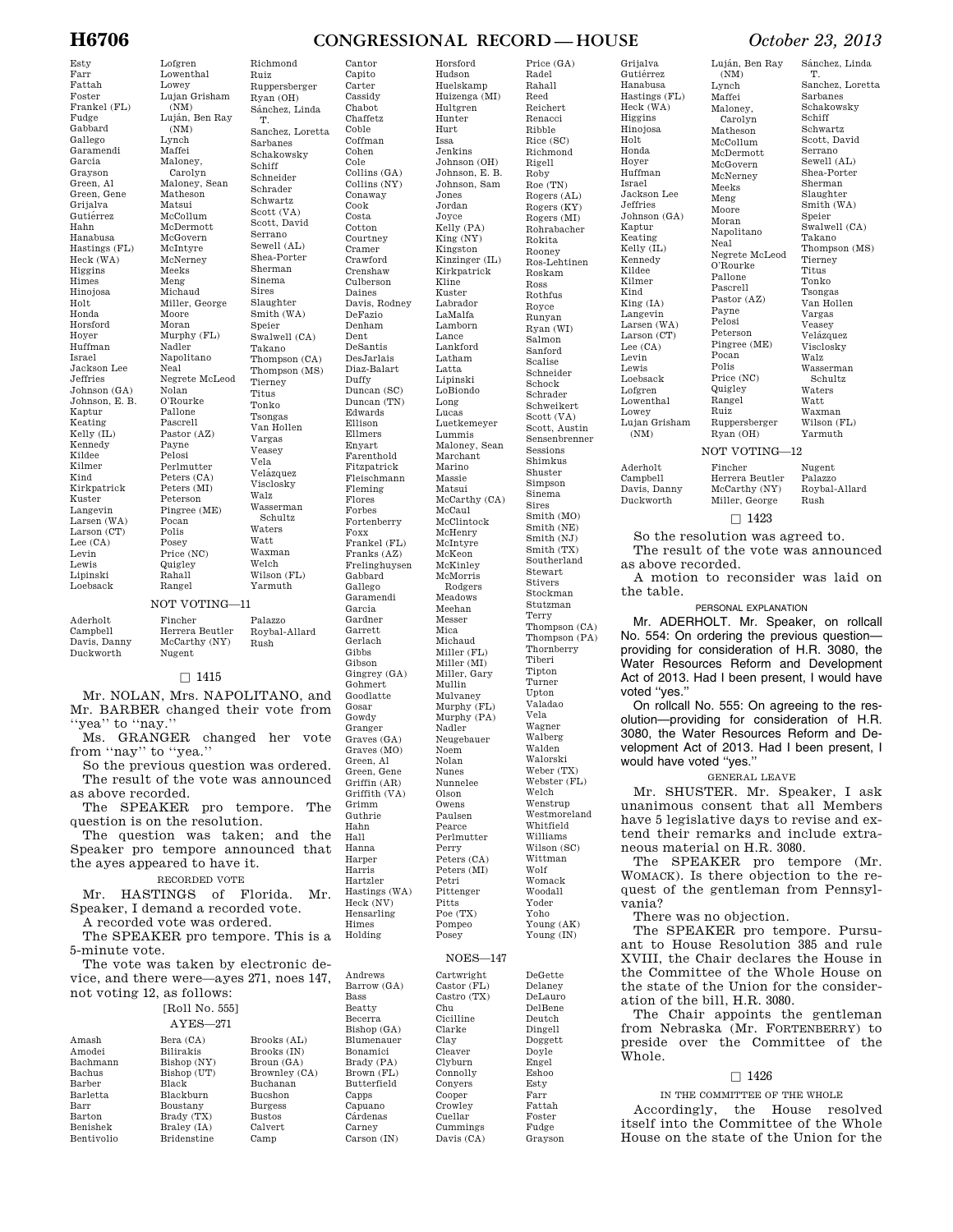Esty
Farr
Fattah
Foster
Frankel (FL)
Fudge
Gabbard
Gallego
Garamendi
Garcia
Grayson
Green, Al
Green, Gene
Grijalva
Gutiérrez
Hahn
Hanabusa
Hastings (FL)
Heck (WA)
Higgins
Himes
Hinojosa
Holt
Honda
Horsford
Hoyer
Huffman
Israel
Jackson Lee
Jeffries
Johnson (GA)
Johnson, E. B.
Kaptur
Keating
Kelly (IL)
Kennedy
Kildee
Kilmer
Kind
Kirkpatrick
Kuster
Langevin
Larsen (WA)
Larson (CT)
Lee (CA)
Levin
Lewis
Lipinski
Loebsack
Lofgren
Lowenthal
Lowey
Lujan Grisham (NM)
Luján, Ben Ray (NM)
Lynch
Maffei
Maloney, Carolyn
Maloney, Sean
Matheson
Matsui
McCollum
McDermott
McGovern
McIntyre
McNerney
Meeks
Meng
Michaud
Miller, George
Moore
Moran
Murphy (FL)
Nadler
Napolitano
Neal
Negrete McLeod
Nolan
O'Rourke
Pallone
Pascrell
Pastor (AZ)
Payne
Pelosi
Perlmutter
Peters (CA)
Peters (MI)
Peterson
Pingree (ME)
Pocan
Polis
Posey
Price (NC)
Quigley
Rahall
Rangel
Richmond
Ruiz
Ruppersberger
Ryan (OH)
Sánchez, Linda T.
Sanchez, Loretta
Sarbanes
Schakowsky
Schiff
Schneider
Schrader
Schwartz
Scott (VA)
Scott, David
Serrano
Sewell (AL)
Shea-Porter
Sherman
Sinema
Sires
Slaughter
Smith (WA)
Speier
Swalwell (CA)
Takano
Thompson (CA)
Thompson (MS)
Tierney
Titus
Tonko
Tsongas
Van Hollen
Vargas
Veasey
Vela
Velázquez
Visclosky
Walz
Wasserman Schultz
Waters
Watt
Waxman
Welch
Wilson (FL)
Yarmuth

NOT VOTING—11

Aderholt
Campbell
Davis, Danny
Duckworth
Fincher
Herrera Beutler
McCarthy (NY)
Nugent
Palazzo
Roybal-Allard
Rush

☐ 1415

Mr. NOLAN, Mrs. NAPOLITANO, and Mr. BARBER changed their vote from ''yea'' to ''nay.''

Ms. GRANGER changed her vote from ''nay'' to ''yea.''

So the previous question was ordered.

The result of the vote was announced as above recorded.

The SPEAKER pro tempore. The question is on the resolution.

The question was taken; and the Speaker pro tempore announced that the ayes appeared to have it.

RECORDED VOTE

Mr. HASTINGS of Florida. Mr. Speaker, I demand a recorded vote.

A recorded vote was ordered.

The SPEAKER pro tempore. This is a 5-minute vote.

The vote was taken by electronic device, and there were—ayes 271, noes 147, not voting 12, as follows:

[Roll No. 555]

AYES—271

Amash
Amodei
Bachmann
Bachus
Barber
Barletta
Barr
Barton
Benishek
Bentivolio
Bera (CA)
Bilirakis
Bishop (NY)
Bishop (UT)
Black
Blackburn
Boustany
Brady (TX)
Braley (IA)
Bridenstine
Brooks (AL)
Brooks (IN)
Broun (GA)
Brownley (CA)
Buchanan
Bucshon
Burgess
Bustos
Calvert
Camp
Cantor
Capito
Carter
Cassidy
Chabot
Chaffetz
Coble
Coffman
Cohen
Cole
Collins (GA)
Collins (NY)
Conaway
Cook
Costa
Cotton
Courtney
Cramer
Crawford
Crenshaw
Culberson
Daines
Davis, Rodney
DeFazio
Denham
Dent
DeSantis
DesJarlais
Diaz-Balart
Duffy
Duncan (SC)
Duncan (TN)
Edwards
Ellison
Ellmers
Enyart
Farenthold
Fitzpatrick
Fleischmann
Fleming
Flores
Forbes
Fortenberry
Foxx
Frankel (FL)
Franks (AZ)
Frelinghuysen
Gabbard
Gallego
Garamendi
Garcia
Gardner
Garrett
Gerlach
Gibbs
Gibson
Gingrey (GA)
Gohmert
Goodlatte
Gosar
Gowdy
Granger
Graves (GA)
Graves (MO)
Green, Al
Green, Gene
Griffin (AR)
Griffith (VA)
Grimm
Guthrie
Hahn
Hall
Hanna
Harper
Harris
Hartzler
Hastings (WA)
Heck (NV)
Hensarling
Himes
Holding
Horsford
Hudson
Huelskamp
Huizenga (MI)
Hultgren
Hunter
Hurt
Issa
Jenkins
Johnson (OH)
Johnson, E. B.
Johnson, Sam
Jones
Jordan
Joyce
Kelly (PA)
King (NY)
Kingston
Kinzinger (IL)
Kirkpatrick
Kline
Kuster
Labrador
LaMalfa
Lamborn
Lance
Lankford
Latham
Latta
Lipinski
LoBiondo
Long
Lucas
Luetkemeyer
Lummis
Maloney, Sean
Marchant
Marino
Massie
Matsui
McCarthy (CA)
McCaul
McClintock
McHenry
McIntyre
McKeon
McKinley
McMorris Rodgers
Meadows
Meehan
Messer
Mica
Michaud
Miller (FL)
Miller (MI)
Miller, Gary
Mullin
Mulvaney
Murphy (FL)
Murphy (PA)
Nadler
Neugebauer
Noem
Nolan
Nunes
Nunnelee
Olson
Owens
Paulsen
Pearce
Perlmutter
Perry
Peters (CA)
Peters (MI)
Petri
Pittenger
Pitts
Poe (TX)
Pompeo
Posey
Price (GA)
Radel
Rahall
Reed
Reichert
Renacci
Ribble
Rice (SC)
Richmond
Rigell
Roby
Roe (TN)
Rogers (AL)
Rogers (KY)
Rogers (MI)
Rohrabacher
Rokita
Rooney
Ros-Lehtinen
Roskam
Ross
Rothfus
Royce
Runyan
Ryan (WI)
Salmon
Sanford
Scalise
Schneider
Schock
Schrader
Schweikert
Scott (VA)
Scott, Austin
Sensenbrenner
Sessions
Shimkus
Shuster
Simpson
Sinema
Sires
Smith (MO)
Smith (NE)
Smith (NJ)
Smith (TX)
Southerland
Stewart
Stivers
Stockman
Stutzman
Terry
Thompson (CA)
Thompson (PA)
Thornberry
Tiberi
Tipton
Turner
Upton
Valadao
Vela
Wagner
Walberg
Walden
Walorski
Weber (TX)
Webster (FL)
Welch
Wenstrup
Westmoreland
Whitfield
Williams
Wilson (SC)
Wittman
Wolf
Womack
Woodall
Yoder
Yoho
Young (AK)
Young (IN)

NOES—147

Andrews
Barrow (GA)
Bass
Beatty
Becerra
Bishop (GA)
Blumenauer
Bonamici
Brady (PA)
Brown (FL)
Butterfield
Capps
Capuano
Cárdenas
Carney
Carson (IN)
Cartwright
Castor (FL)
Castro (TX)
Chu
Cicilline
Clarke
Clay
Cleaver
Clyburn
Connolly
Conyers
Cooper
Crowley
Cuellar
Cummings
Davis (CA)
DeGette
Delaney
DeLauro
DelBene
Deutch
Dingell
Doggett
Doyle
Engel
Eshoo
Esty
Farr
Fattah
Foster
Fudge
Grayson
Grijalva
Gutiérrez
Hanabusa
Hastings (FL)
Heck (WA)
Higgins
Hinojosa
Holt
Honda
Hoyer
Huffman
Israel
Jackson Lee
Jeffries
Johnson (GA)
Kaptur
Keating
Kelly (IL)
Kennedy
Kildee
Kilmer
Kind
King (IA)
Langevin
Larsen (WA)
Larson (CT)
Lee (CA)
Levin
Lewis
Loebsack
Lofgren
Lowenthal
Lowey
Lujan Grisham (NM)
Luján, Ben Ray (NM)
Lynch
Maffei
Maloney, Carolyn
Matheson
McCollum
McDermott
McGovern
McNerney
Meeks
Meng
Moore
Moran
Napolitano
Neal
Negrete McLeod
O'Rourke
Pallone
Pascrell
Pastor (AZ)
Payne
Pelosi
Peterson
Pingree (ME)
Pocan
Polis
Price (NC)
Quigley
Rangel
Ruiz
Ruppersberger
Ryan (OH)
Sánchez, Linda T.
Sanchez, Loretta
Sarbanes
Schakowsky
Schiff
Schwartz
Scott, David
Serrano
Sewell (AL)
Shea-Porter
Sherman
Slaughter
Smith (WA)
Speier
Swalwell (CA)
Takano
Thompson (MS)
Tierney
Titus
Tonko
Tsongas
Van Hollen
Vargas
Veasey
Velázquez
Visclosky
Walz
Wasserman Schultz
Waters
Watt
Waxman
Wilson (FL)
Yarmuth

NOT VOTING—12

Aderholt
Campbell
Davis, Danny
Duckworth
Fincher
Herrera Beutler
McCarthy (NY)
Miller, George
Nugent
Palazzo
Roybal-Allard
Rush

☐ 1423

So the resolution was agreed to.

The result of the vote was announced as above recorded.

A motion to reconsider was laid on the table.

PERSONAL EXPLANATION

Mr. ADERHOLT. Mr. Speaker, on rollcall No. 554: On ordering the previous question—providing for consideration of H.R. 3080, the Water Resources Reform and Development Act of 2013. Had I been present, I would have voted "yes."

On rollcall No. 555: On agreeing to the resolution—providing for consideration of H.R. 3080, the Water Resources Reform and Development Act of 2013. Had I been present, I would have voted "yes."

GENERAL LEAVE

Mr. SHUSTER. Mr. Speaker, I ask unanimous consent that all Members have 5 legislative days to revise and extend their remarks and include extraneous material on H.R. 3080.

The SPEAKER pro tempore (Mr. WOMACK). Is there objection to the request of the gentleman from Pennsylvania?

There was no objection.

The SPEAKER pro tempore. Pursuant to House Resolution 385 and rule XVIII, the Chair declares the House in the Committee of the Whole House on the state of the Union for the consideration of the bill, H.R. 3080.

The Chair appoints the gentleman from Nebraska (Mr. FORTENBERRY) to preside over the Committee of the Whole.

☐ 1426

IN THE COMMITTEE OF THE WHOLE

Accordingly, the House resolved itself into the Committee of the Whole House on the state of the Union for the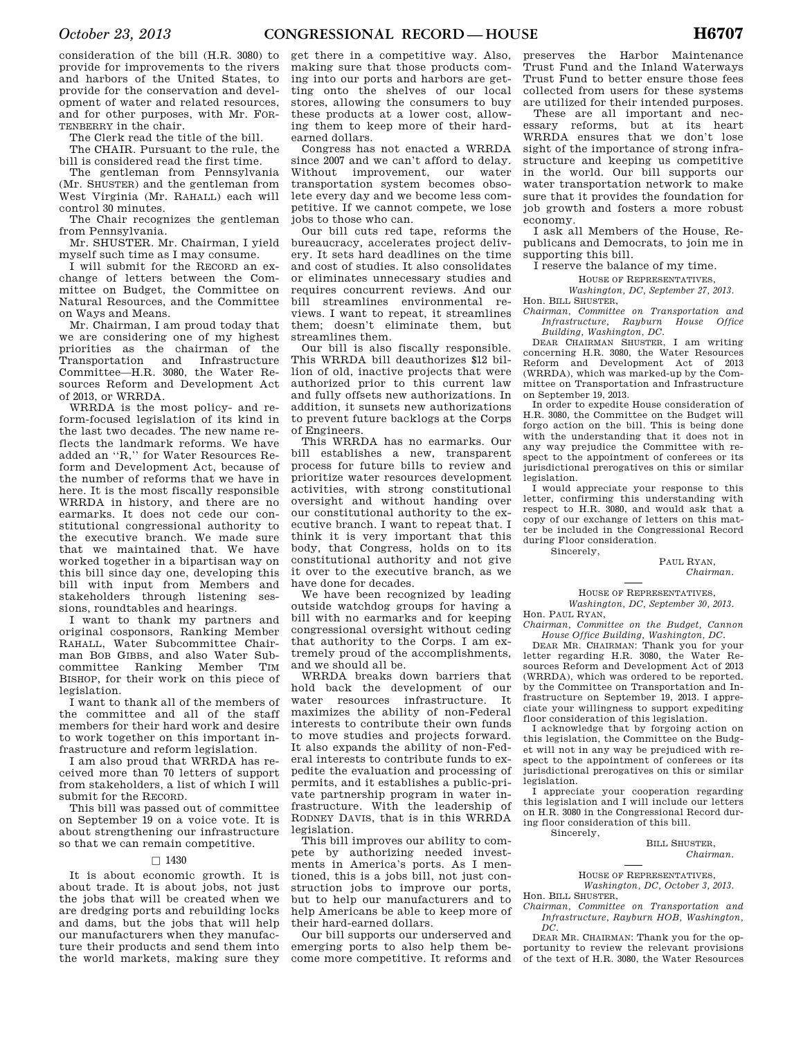consideration of the bill (H.R. 3080) to provide for improvements to the rivers and harbors of the United States, to provide for the conservation and development of water and related resources, and for other purposes, with Mr. FORTENBERRY in the chair.

The Clerk read the title of the bill.

The CHAIR. Pursuant to the rule, the bill is considered read the first time.

The gentleman from Pennsylvania (Mr. SHUSTER) and the gentleman from West Virginia (Mr. RAHALL) each will control 30 minutes.

The Chair recognizes the gentleman from Pennsylvania.

Mr. SHUSTER. Mr. Chairman, I yield myself such time as I may consume.

I will submit for the RECORD an exchange of letters between the Committee on Budget, the Committee on Natural Resources, and the Committee on Ways and Means.

Mr. Chairman, I am proud today that we are considering one of my highest priorities as the chairman of the Transportation and Infrastructure Committee—H.R. 3080, the Water Resources Reform and Development Act of 2013, or WRRDA.

WRRDA is the most policy- and reform-focused legislation of its kind in the last two decades. The new name reflects the landmark reforms. We have added an "R," for Water Resources Reform and Development Act, because of the number of reforms that we have in here. It is the most fiscally responsible WRRDA in history, and there are no earmarks. It does not cede our constitutional congressional authority to the executive branch. We made sure that we maintained that. We have worked together in a bipartisan way on this bill since day one, developing this bill with input from Members and stakeholders through listening sessions, roundtables and hearings.

I want to thank my partners and original cosponsors, Ranking Member RAHALL, Water Subcommittee Chairman BOB GIBBS, and also Water Subcommittee Ranking Member TIM BISHOP, for their work on this piece of legislation.

I want to thank all of the members of the committee and all of the staff members for their hard work and desire to work together on this important infrastructure and reform legislation.

I am also proud that WRRDA has received more than 70 letters of support from stakeholders, a list of which I will submit for the RECORD.

This bill was passed out of committee on September 19 on a voice vote. It is about strengthening our infrastructure so that we can remain competitive.

□ 1430

It is about economic growth. It is about trade. It is about jobs, not just the jobs that will be created when we are dredging ports and rebuilding locks and dams, but the jobs that will help our manufacturers when they manufacture their products and send them into the world markets, making sure they get there in a competitive way. Also, making sure that those products coming into our ports and harbors are getting onto the shelves of our local stores, allowing the consumers to buy these products at a lower cost, allowing them to keep more of their hard-earned dollars.

Congress has not enacted a WRRDA since 2007 and we can't afford to delay. Without improvement, our water transportation system becomes obsolete every day and we become less competitive. If we cannot compete, we lose jobs to those who can.

Our bill cuts red tape, reforms the bureaucracy, accelerates project delivery. It sets hard deadlines on the time and cost of studies. It also consolidates or eliminates unnecessary studies and requires concurrent reviews. And our bill streamlines environmental reviews. I want to repeat, it streamlines them; doesn't eliminate them, but streamlines them.

Our bill is also fiscally responsible. This WRRDA bill deauthorizes $12 billion of old, inactive projects that were authorized prior to this current law and fully offsets new authorizations. In addition, it sunsets new authorizations to prevent future backlogs at the Corps of Engineers.

This WRRDA has no earmarks. Our bill establishes a new, transparent process for future bills to review and prioritize water resources development activities, with strong constitutional oversight and without handing over our constitutional authority to the executive branch. I want to repeat that. I think it is very important that this body, that Congress, holds on to its constitutional authority and not give it over to the executive branch, as we have done for decades.

We have been recognized by leading outside watchdog groups for having a bill with no earmarks and for keeping congressional oversight without ceding that authority to the Corps. I am extremely proud of the accomplishments, and we should all be.

WRRDA breaks down barriers that hold back the development of our water resources infrastructure. It maximizes the ability of non-Federal interests to contribute their own funds to move studies and projects forward. It also expands the ability of non-Federal interests to contribute funds to expedite the evaluation and processing of permits, and it establishes a public-private partnership program in water infrastructure. With the leadership of RODNEY DAVIS, that is in this WRRDA legislation.

This bill improves our ability to compete by authorizing needed investments in America's ports. As I mentioned, this is a jobs bill, not just construction jobs to improve our ports, but to help our manufacturers and to help Americans be able to keep more of their hard-earned dollars.

Our bill supports our underserved and emerging ports to also help them become more competitive. It reforms and preserves the Harbor Maintenance Trust Fund and the Inland Waterways Trust Fund to better ensure those fees collected from users for these systems are utilized for their intended purposes.

These are all important and necessary reforms, but at its heart WRRDA ensures that we don't lose sight of the importance of strong infrastructure and keeping us competitive in the world. Our bill supports our water transportation network to make sure that it provides the foundation for job growth and fosters a more robust economy.

I ask all Members of the House, Republicans and Democrats, to join me in supporting this bill.

I reserve the balance of my time.

HOUSE OF REPRESENTATIVES,
*Washington, DC, September 27, 2013.*

Hon. BILL SHUSTER,
*Chairman, Committee on Transportation and Infrastructure, Rayburn House Office Building, Washington, DC.*

DEAR CHAIRMAN SHUSTER, I am writing concerning H.R. 3080, the Water Resources Reform and Development Act of 2013 (WRRDA), which was marked-up by the Committee on Transportation and Infrastructure on September 19, 2013.

In order to expedite House consideration of H.R. 3080, the Committee on the Budget will forgo action on the bill. This is being done with the understanding that it does not in any way prejudice the Committee with respect to the appointment of conferees or its jurisdictional prerogatives on this or similar legislation.

I would appreciate your response to this letter, confirming this understanding with respect to H.R. 3080, and would ask that a copy of our exchange of letters on this matter be included in the Congressional Record during Floor consideration.

Sincerely,

PAUL RYAN,
*Chairman.*

---

HOUSE OF REPRESENTATIVES,
*Washington, DC, September 30, 2013.*

Hon. PAUL RYAN,
*Chairman, Committee on the Budget, Cannon House Office Building, Washington, DC.*

DEAR MR. CHAIRMAN: Thank you for your letter regarding H.R. 3080, the Water Resources Reform and Development Act of 2013 (WRRDA), which was ordered to be reported. by the Committee on Transportation and Infrastructure on September 19, 2013. I appreciate your willingness to support expediting floor consideration of this legislation.

I acknowledge that by forgoing action on this legislation, the Committee on the Budget will not in any way be prejudiced with respect to the appointment of conferees or its jurisdictional prerogatives on this or similar legislation.

I appreciate your cooperation regarding this legislation and I will include our letters on H.R. 3080 in the Congressional Record during floor consideration of this bill.

Sincerely,

BILL SHUSTER,
*Chairman.*

---

HOUSE OF REPRESENTATIVES,
*Washington, DC, October 3, 2013.*

Hon. BILL SHUSTER,
*Chairman, Committee on Transportation and Infrastructure, Rayburn HOB, Washington, DC.*

DEAR MR. CHAIRMAN: Thank you for the opportunity to review the relevant provisions of the text of H.R. 3080, the Water Resources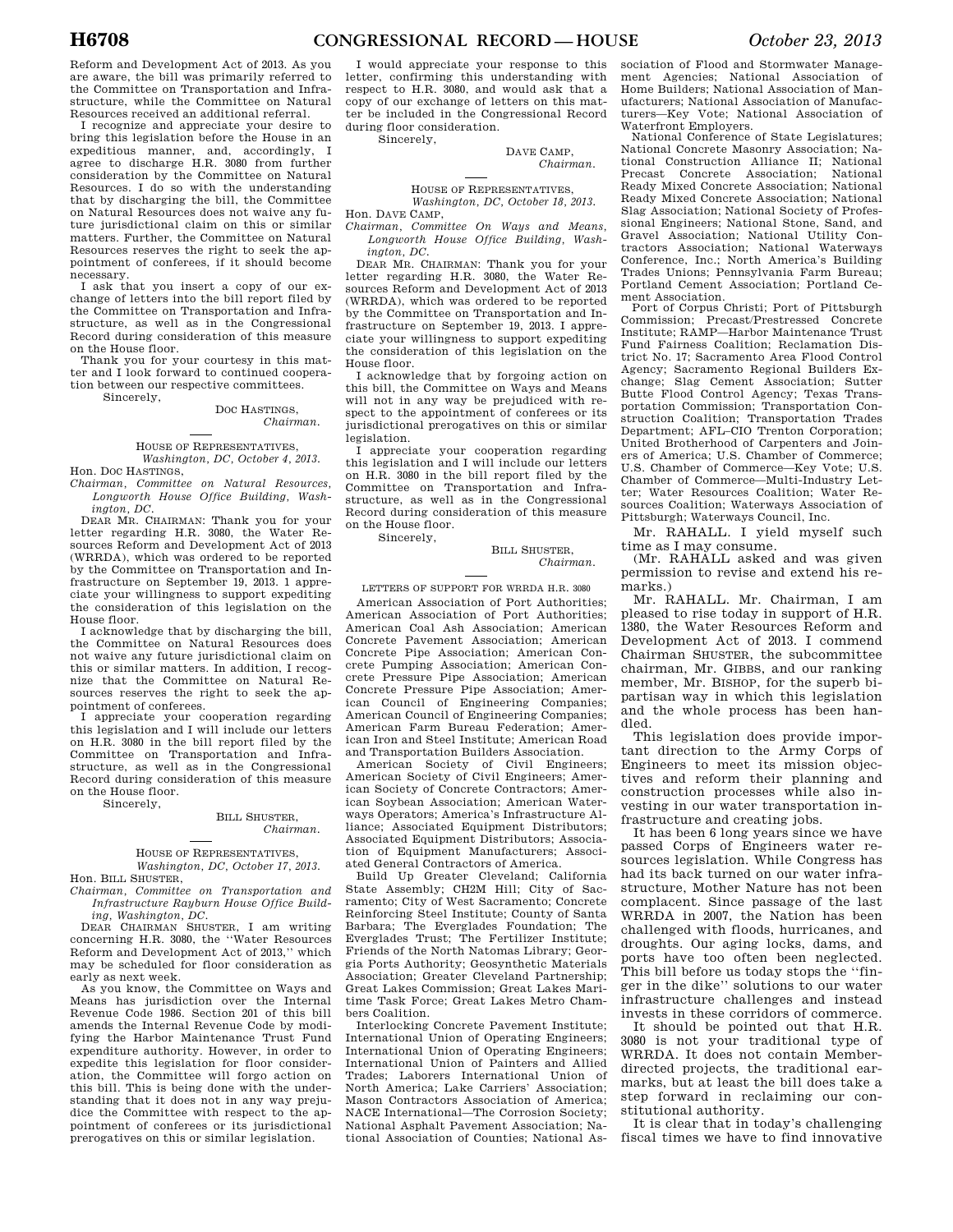Reform and Development Act of 2013. As you are aware, the bill was primarily referred to the Committee on Transportation and Infrastructure, while the Committee on Natural Resources received an additional referral.

I recognize and appreciate your desire to bring this legislation before the House in an expeditious manner, and, accordingly, I agree to discharge H.R. 3080 from further consideration by the Committee on Natural Resources. I do so with the understanding that by discharging the bill, the Committee on Natural Resources does not waive any future jurisdictional claim on this or similar matters. Further, the Committee on Natural Resources reserves the right to seek the appointment of conferees, if it should become necessary.

I ask that you insert a copy of our exchange of letters into the bill report filed by the Committee on Transportation and Infrastructure, as well as in the Congressional Record during consideration of this measure on the House floor.

Thank you for your courtesy in this matter and I look forward to continued cooperation between our respective committees.

Sincerely,

DOC HASTINGS,
*Chairman.*

---

HOUSE OF REPRESENTATIVES,
*Washington, DC, October 4, 2013.*

Hon. DOC HASTINGS,
*Chairman, Committee on Natural Resources, Longworth House Office Building, Washington, DC.*

DEAR MR. CHAIRMAN: Thank you for your letter regarding H.R. 3080, the Water Resources Reform and Development Act of 2013 (WRRDA), which was ordered to be reported by the Committee on Transportation and Infrastructure on September 19, 2013. I appreciate your willingness to support expediting the consideration of this legislation on the House floor.

I acknowledge that by discharging the bill, the Committee on Natural Resources does not waive any future jurisdictional claim on this or similar matters. In addition, I recognize that the Committee on Natural Resources reserves the right to seek the appointment of conferees.

I appreciate your cooperation regarding this legislation and I will include our letters on H.R. 3080 in the bill report filed by the Committee on Transportation and Infrastructure, as well as in the Congressional Record during consideration of this measure on the House floor.

Sincerely,

BILL SHUSTER,
*Chairman.*

---

HOUSE OF REPRESENTATIVES,
*Washington, DC, October 17, 2013.*

Hon. BILL SHUSTER,
*Chairman, Committee on Transportation and Infrastructure Rayburn House Office Building, Washington, DC.*

DEAR CHAIRMAN SHUSTER, I am writing concerning H.R. 3080, the "Water Resources Reform and Development Act of 2013," which may be scheduled for floor consideration as early as next week.

As you know, the Committee on Ways and Means has jurisdiction over the Internal Revenue Code 1986. Section 201 of this bill amends the Internal Revenue Code by modifying the Harbor Maintenance Trust Fund expenditure authority. However, in order to expedite this legislation for floor consideration, the Committee will forgo action on this bill. This is being done with the understanding that it does not in any way prejudice the Committee with respect to the appointment of conferees or its jurisdictional prerogatives on this or similar legislation.

I would appreciate your response to this letter, confirming this understanding with respect to H.R. 3080, and would ask that a copy of our exchange of letters on this matter be included in the Congressional Record during floor consideration.

Sincerely,

DAVE CAMP,
*Chairman.*

---

HOUSE OF REPRESENTATIVES,
*Washington, DC, October 18, 2013.*

Hon. DAVE CAMP,
*Chairman, Committee On Ways and Means, Longworth House Office Building, Washington, DC.*

DEAR MR. CHAIRMAN: Thank you for your letter regarding H.R. 3080, the Water Resources Reform and Development Act of 2013 (WRRDA), which was ordered to be reported by the Committee on Transportation and Infrastructure on September 19, 2013. I appreciate your willingness to support expediting the consideration of this legislation on the House floor.

I acknowledge that by forgoing action on this bill, the Committee on Ways and Means will not in any way be prejudiced with respect to the appointment of conferees or its jurisdictional prerogatives on this or similar legislation.

I appreciate your cooperation regarding this legislation and I will include our letters on H.R. 3080 in the bill report filed by the Committee on Transportation and Infrastructure, as well as in the Congressional Record during consideration of this measure on the House floor.

Sincerely,

BILL SHUSTER,
*Chairman.*

---

LETTERS OF SUPPORT FOR WRRDA H.R. 3080

American Association of Port Authorities; American Association of Port Authorities; American Coal Ash Association; American Concrete Pavement Association; American Concrete Pipe Association; American Concrete Pumping Association; American Concrete Pressure Pipe Association; American Concrete Pressure Pipe Association; American Council of Engineering Companies; American Council of Engineering Companies; American Farm Bureau Federation; American Iron and Steel Institute; American Road and Transportation Builders Association.

American Society of Civil Engineers; American Society of Civil Engineers; American Society of Concrete Contractors; American Soybean Association; American Waterways Operators; America's Infrastructure Alliance; Associated Equipment Distributors; Associated Equipment Distributors; Association of Equipment Manufacturers; Associated General Contractors of America.

Build Up Greater Cleveland; California State Assembly; CH2M Hill; City of Sacramento; City of West Sacramento; Concrete Reinforcing Steel Institute; County of Santa Barbara; The Everglades Foundation; The Everglades Trust; The Fertilizer Institute; Friends of the North Natomas Library; Georgia Ports Authority; Geosynthetic Materials Association; Greater Cleveland Partnership; Great Lakes Commission; Great Lakes Maritime Task Force; Great Lakes Metro Chambers Coalition.

Interlocking Concrete Pavement Institute; International Union of Operating Engineers; International Union of Operating Engineers; International Union of Painters and Allied Trades; Laborers International Union of North America; Lake Carriers' Association; Mason Contractors Association of America; NACE International—The Corrosion Society; National Asphalt Pavement Association; National Association of Counties; National Association of Flood and Stormwater Management Agencies; National Association of Home Builders; National Association of Manufacturers; National Association of Manufacturers—Key Vote; National Association of Waterfront Employers.

National Conference of State Legislatures; National Concrete Masonry Association; National Construction Alliance II; National Precast Concrete Association; National Ready Mixed Concrete Association; National Ready Mixed Concrete Association; National Slag Association; National Society of Professional Engineers; National Stone, Sand, and Gravel Association; National Utility Contractors Association; National Waterways Conference, Inc.; North America's Building Trades Unions; Pennsylvania Farm Bureau; Portland Cement Association; Portland Cement Association.

Port of Corpus Christi; Port of Pittsburgh Commission; Precast/Prestressed Concrete Institute; RAMP—Harbor Maintenance Trust Fund Fairness Coalition; Reclamation District No. 17; Sacramento Area Flood Control Agency; Sacramento Regional Builders Exchange; Slag Cement Association; Sutter Butte Flood Control Agency; Texas Transportation Commission; Transportation Construction Coalition; Transportation Trades Department; AFL–CIO Trenton Corporation; United Brotherhood of Carpenters and Joiners of America; U.S. Chamber of Commerce; U.S. Chamber of Commerce—Key Vote; U.S. Chamber of Commerce—Multi-Industry Letter; Water Resources Coalition; Water Resources Coalition; Waterways Association of Pittsburgh; Waterways Council, Inc.

Mr. RAHALL. I yield myself such time as I may consume.

(Mr. RAHALL asked and was given permission to revise and extend his remarks.)

Mr. RAHALL. Mr. Chairman, I am pleased to rise today in support of H.R. 1380, the Water Resources Reform and Development Act of 2013. I commend Chairman SHUSTER, the subcommittee chairman, Mr. GIBBS, and our ranking member, Mr. BISHOP, for the superb bipartisan way in which this legislation and the whole process has been handled.

This legislation does provide important direction to the Army Corps of Engineers to meet its mission objectives and reform their planning and construction processes while also investing in our water transportation infrastructure and creating jobs.

It has been 6 long years since we have passed Corps of Engineers water resources legislation. While Congress has had its back turned on our water infrastructure, Mother Nature has not been complacent. Since passage of the last WRRDA in 2007, the Nation has been challenged with floods, hurricanes, and droughts. Our aging locks, dams, and ports have too often been neglected. This bill before us today stops the "finger in the dike" solutions to our water infrastructure challenges and instead invests in these corridors of commerce.

It should be pointed out that H.R. 3080 is not your traditional type of WRRDA. It does not contain Member-directed projects, the traditional earmarks, but at least the bill does take a step forward in reclaiming our constitutional authority.

It is clear that in today's challenging fiscal times we have to find innovative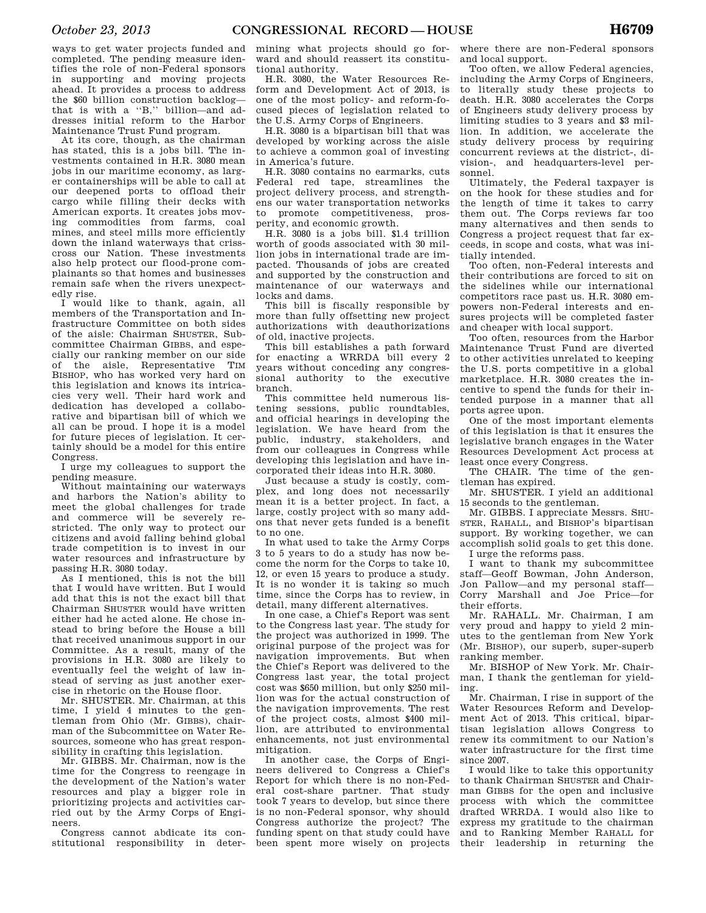ways to get water projects funded and completed. The pending measure identifies the role of non-Federal sponsors in supporting and moving projects ahead. It provides a process to address the $60 billion construction backlog—that is with a "B," billion—and addresses initial reform to the Harbor Maintenance Trust Fund program.

At its core, though, as the chairman has stated, this is a jobs bill. The investments contained in H.R. 3080 mean jobs in our maritime economy, as larger containerships will be able to call at our deepened ports to offload their cargo while filling their decks with American exports. It creates jobs moving commodities from farms, coal mines, and steel mills more efficiently down the inland waterways that crisscross our Nation. These investments also help protect our flood-prone complainants so that homes and businesses remain safe when the rivers unexpectedly rise.

I would like to thank, again, all members of the Transportation and Infrastructure Committee on both sides of the aisle: Chairman SHUSTER, Subcommittee Chairman GIBBS, and especially our ranking member on our side of the aisle, Representative TIM BISHOP, who has worked very hard on this legislation and knows its intricacies very well. Their hard work and dedication has developed a collaborative and bipartisan bill of which we all can be proud. I hope it is a model for future pieces of legislation. It certainly should be a model for this entire Congress.

I urge my colleagues to support the pending measure.

Without maintaining our waterways and harbors the Nation's ability to meet the global challenges for trade and commerce will be severely restricted. The only way to protect our citizens and avoid falling behind global trade competition is to invest in our water resources and infrastructure by passing H.R. 3080 today.

As I mentioned, this is not the bill that I would have written. But I would add that this is not the exact bill that Chairman SHUSTER would have written either had he acted alone. He chose instead to bring before the House a bill that received unanimous support in our Committee. As a result, many of the provisions in H.R. 3080 are likely to eventually feel the weight of law instead of serving as just another exercise in rhetoric on the House floor.

Mr. SHUSTER. Mr. Chairman, at this time, I yield 4 minutes to the gentleman from Ohio (Mr. GIBBS), chairman of the Subcommittee on Water Resources, someone who has great responsibility in crafting this legislation.

Mr. GIBBS. Mr. Chairman, now is the time for the Congress to reengage in the development of the Nation's water resources and play a bigger role in prioritizing projects and activities carried out by the Army Corps of Engineers.

Congress cannot abdicate its constitutional responsibility in determining what projects should go forward and should reassert its constitutional authority.

H.R. 3080, the Water Resources Reform and Development Act of 2013, is one of the most policy- and reform-focused pieces of legislation related to the U.S. Army Corps of Engineers.

H.R. 3080 is a bipartisan bill that was developed by working across the aisle to achieve a common goal of investing in America's future.

H.R. 3080 contains no earmarks, cuts Federal red tape, streamlines the project delivery process, and strengthens our water transportation networks to promote competitiveness, prosperity, and economic growth.

H.R. 3080 is a jobs bill. $1.4 trillion worth of goods associated with 30 million jobs in international trade are impacted. Thousands of jobs are created and supported by the construction and maintenance of our waterways and locks and dams.

This bill is fiscally responsible by more than fully offsetting new project authorizations with deauthorizations of old, inactive projects.

This bill establishes a path forward for enacting a WRRDA bill every 2 years without conceding any congressional authority to the executive branch.

This committee held numerous listening sessions, public roundtables, and official hearings in developing the legislation. We have heard from the public, industry, stakeholders, and from our colleagues in Congress while developing this legislation and have incorporated their ideas into H.R. 3080.

Just because a study is costly, complex, and long does not necessarily mean it is a better project. In fact, a large, costly project with so many addons that never gets funded is a benefit to no one.

In what used to take the Army Corps 3 to 5 years to do a study has now become the norm for the Corps to take 10, 12, or even 15 years to produce a study. It is no wonder it is taking so much time, since the Corps has to review, in detail, many different alternatives.

In one case, a Chief's Report was sent to the Congress last year. The study for the project was authorized in 1999. The original purpose of the project was for navigation improvements. But when the Chief's Report was delivered to the Congress last year, the total project cost was $650 million, but only $250 million was for the actual construction of the navigation improvements. The rest of the project costs, almost $400 million, are attributed to environmental enhancements, not just environmental mitigation.

In another case, the Corps of Engineers delivered to Congress a Chief's Report for which there is no non-Federal cost-share partner. That study took 7 years to develop, but since there is no non-Federal sponsor, why should Congress authorize the project? The funding spent on that study could have been spent more wisely on projects where there are non-Federal sponsors and local support.

Too often, we allow Federal agencies, including the Army Corps of Engineers, to literally study these projects to death. H.R. 3080 accelerates the Corps of Engineers study delivery process by limiting studies to 3 years and $3 million. In addition, we accelerate the study delivery process by requiring concurrent reviews at the district-, division-, and headquarters-level personnel.

Ultimately, the Federal taxpayer is on the hook for these studies and for the length of time it takes to carry them out. The Corps reviews far too many alternatives and then sends to Congress a project request that far exceeds, in scope and costs, what was initially intended.

Too often, non-Federal interests and their contributions are forced to sit on the sidelines while our international competitors race past us. H.R. 3080 empowers non-Federal interests and ensures projects will be completed faster and cheaper with local support.

Too often, resources from the Harbor Maintenance Trust Fund are diverted to other activities unrelated to keeping the U.S. ports competitive in a global marketplace. H.R. 3080 creates the incentive to spend the funds for their intended purpose in a manner that all ports agree upon.

One of the most important elements of this legislation is that it ensures the legislative branch engages in the Water Resources Development Act process at least once every Congress.

The CHAIR. The time of the gentleman has expired.

Mr. SHUSTER. I yield an additional 15 seconds to the gentleman.

Mr. GIBBS. I appreciate Messrs. SHUSTER, RAHALL, and BISHOP's bipartisan support. By working together, we can accomplish solid goals to get this done.

I urge the reforms pass.

I want to thank my subcommittee staff—Geoff Bowman, John Anderson, Jon Pallow—and my personal staff—Corry Marshall and Joe Price—for their efforts.

Mr. RAHALL. Mr. Chairman, I am very proud and happy to yield 2 minutes to the gentleman from New York (Mr. BISHOP), our superb, super-superb ranking member.

Mr. BISHOP of New York. Mr. Chairman, I thank the gentleman for yielding.

Mr. Chairman, I rise in support of the Water Resources Reform and Development Act of 2013. This critical, bipartisan legislation allows Congress to renew its commitment to our Nation's water infrastructure for the first time since 2007.

I would like to take this opportunity to thank Chairman SHUSTER and Chairman GIBBS for the open and inclusive process with which the committee drafted WRRDA. I would also like to express my gratitude to the chairman and to Ranking Member RAHALL for their leadership in returning the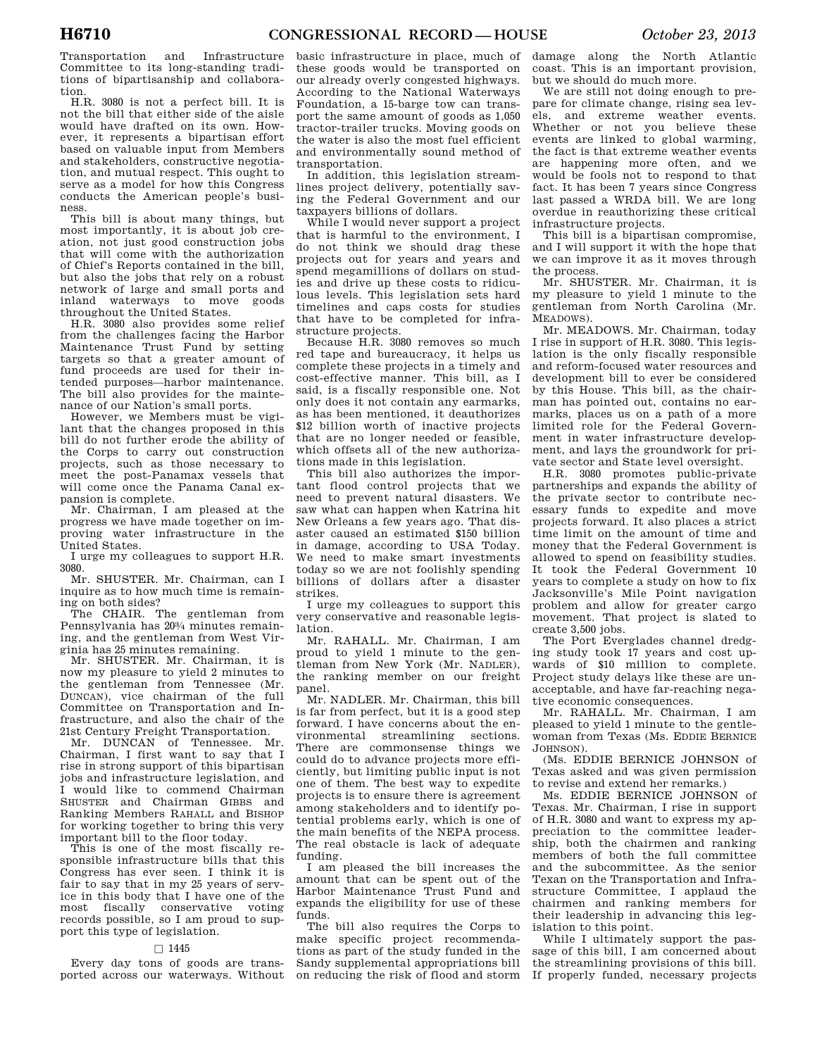Transportation and Infrastructure Committee to its long-standing traditions of bipartisanship and collaboration.

H.R. 3080 is not a perfect bill. It is not the bill that either side of the aisle would have drafted on its own. However, it represents a bipartisan effort based on valuable input from Members and stakeholders, constructive negotiation, and mutual respect. This ought to serve as a model for how this Congress conducts the American people's business.

This bill is about many things, but most importantly, it is about job creation, not just good construction jobs that will come with the authorization of Chief's Reports contained in the bill, but also the jobs that rely on a robust network of large and small ports and inland waterways to move goods throughout the United States.

H.R. 3080 also provides some relief from the challenges facing the Harbor Maintenance Trust Fund by setting targets so that a greater amount of fund proceeds are used for their intended purposes—harbor maintenance. The bill also provides for the maintenance of our Nation's small ports.

However, we Members must be vigilant that the changes proposed in this bill do not further erode the ability of the Corps to carry out construction projects, such as those necessary to meet the post-Panamax vessels that will come once the Panama Canal expansion is complete.

Mr. Chairman, I am pleased at the progress we have made together on improving water infrastructure in the United States.

I urge my colleagues to support H.R. 3080.

Mr. SHUSTER. Mr. Chairman, can I inquire as to how much time is remaining on both sides?

The CHAIR. The gentleman from Pennsylvania has 20¾ minutes remaining, and the gentleman from West Virginia has 25 minutes remaining.

Mr. SHUSTER. Mr. Chairman, it is now my pleasure to yield 2 minutes to the gentleman from Tennessee (Mr. DUNCAN), vice chairman of the full Committee on Transportation and Infrastructure, and also the chair of the 21st Century Freight Transportation.

Mr. DUNCAN of Tennessee. Mr. Chairman, I first want to say that I rise in strong support of this bipartisan jobs and infrastructure legislation, and I would like to commend Chairman SHUSTER and Chairman GIBBS and Ranking Members RAHALL and BISHOP for working together to bring this very important bill to the floor today.

This is one of the most fiscally responsible infrastructure bills that this Congress has ever seen. I think it is fair to say that in my 25 years of service in this body that I have one of the most fiscally conservative voting records possible, so I am proud to support this type of legislation.

□ 1445

Every day tons of goods are transported across our waterways. Without basic infrastructure in place, much of these goods would be transported on our already overly congested highways. According to the National Waterways Foundation, a 15-barge tow can transport the same amount of goods as 1,050 tractor-trailer trucks. Moving goods on the water is also the most fuel efficient and environmentally sound method of transportation.

In addition, this legislation streamlines project delivery, potentially saving the Federal Government and our taxpayers billions of dollars.

While I would never support a project that is harmful to the environment, I do not think we should drag these projects out for years and years and spend megamillions of dollars on studies and drive up these costs to ridiculous levels. This legislation sets hard timelines and caps costs for studies that have to be completed for infrastructure projects.

Because H.R. 3080 removes so much red tape and bureaucracy, it helps us complete these projects in a timely and cost-effective manner. This bill, as I said, is a fiscally responsible one. Not only does it not contain any earmarks, as has been mentioned, it deauthorizes $12 billion worth of inactive projects that are no longer needed or feasible, which offsets all of the new authorizations made in this legislation.

This bill also authorizes the important flood control projects that we need to prevent natural disasters. We saw what can happen when Katrina hit New Orleans a few years ago. That disaster caused an estimated $150 billion in damage, according to USA Today. We need to make smart investments today so we are not foolishly spending billions of dollars after a disaster strikes.

I urge my colleagues to support this very conservative and reasonable legislation.

Mr. RAHALL. Mr. Chairman, I am proud to yield 1 minute to the gentleman from New York (Mr. NADLER), the ranking member on our freight panel.

Mr. NADLER. Mr. Chairman, this bill is far from perfect, but it is a good step forward. I have concerns about the environmental streamlining sections. There are commonsense things we could do to advance projects more efficiently, but limiting public input is not one of them. The best way to expedite projects is to ensure there is agreement among stakeholders and to identify potential problems early, which is one of the main benefits of the NEPA process. The real obstacle is lack of adequate funding.

I am pleased the bill increases the amount that can be spent out of the Harbor Maintenance Trust Fund and expands the eligibility for use of these funds.

The bill also requires the Corps to make specific project recommendations as part of the study funded in the Sandy supplemental appropriations bill on reducing the risk of flood and storm damage along the North Atlantic coast. This is an important provision, but we should do much more.

We are still not doing enough to prepare for climate change, rising sea levels, and extreme weather events. Whether or not you believe these events are linked to global warming, the fact is that extreme weather events are happening more often, and we would be fools not to respond to that fact. It has been 7 years since Congress last passed a WRDA bill. We are long overdue in reauthorizing these critical infrastructure projects.

This bill is a bipartisan compromise, and I will support it with the hope that we can improve it as it moves through the process.

Mr. SHUSTER. Mr. Chairman, it is my pleasure to yield 1 minute to the gentleman from North Carolina (Mr. MEADOWS).

Mr. MEADOWS. Mr. Chairman, today I rise in support of H.R. 3080. This legislation is the only fiscally responsible and reform-focused water resources and development bill to ever be considered by this House. This bill, as the chairman has pointed out, contains no earmarks, places us on a path of a more limited role for the Federal Government in water infrastructure development, and lays the groundwork for private sector and State level oversight.

H.R. 3080 promotes public-private partnerships and expands the ability of the private sector to contribute necessary funds to expedite and move projects forward. It also places a strict time limit on the amount of time and money that the Federal Government is allowed to spend on feasibility studies. It took the Federal Government 10 years to complete a study on how to fix Jacksonville's Mile Point navigation problem and allow for greater cargo movement. That project is slated to create 3,500 jobs.

The Port Everglades channel dredging study took 17 years and cost upwards of $10 million to complete. Project study delays like these are unacceptable, and have far-reaching negative economic consequences.

Mr. RAHALL. Mr. Chairman, I am pleased to yield 1 minute to the gentlewoman from Texas (Ms. EDDIE BERNICE JOHNSON).

(Ms. EDDIE BERNICE JOHNSON of Texas asked and was given permission to revise and extend her remarks.)

Ms. EDDIE BERNICE JOHNSON of Texas. Mr. Chairman, I rise in support of H.R. 3080 and want to express my appreciation to the committee leadership, both the chairmen and ranking members of both the full committee and the subcommittee. As the senior Texan on the Transportation and Infrastructure Committee, I applaud the chairmen and ranking members for their leadership in advancing this legislation to this point.

While I ultimately support the passage of this bill, I am concerned about the streamlining provisions of this bill. If properly funded, necessary projects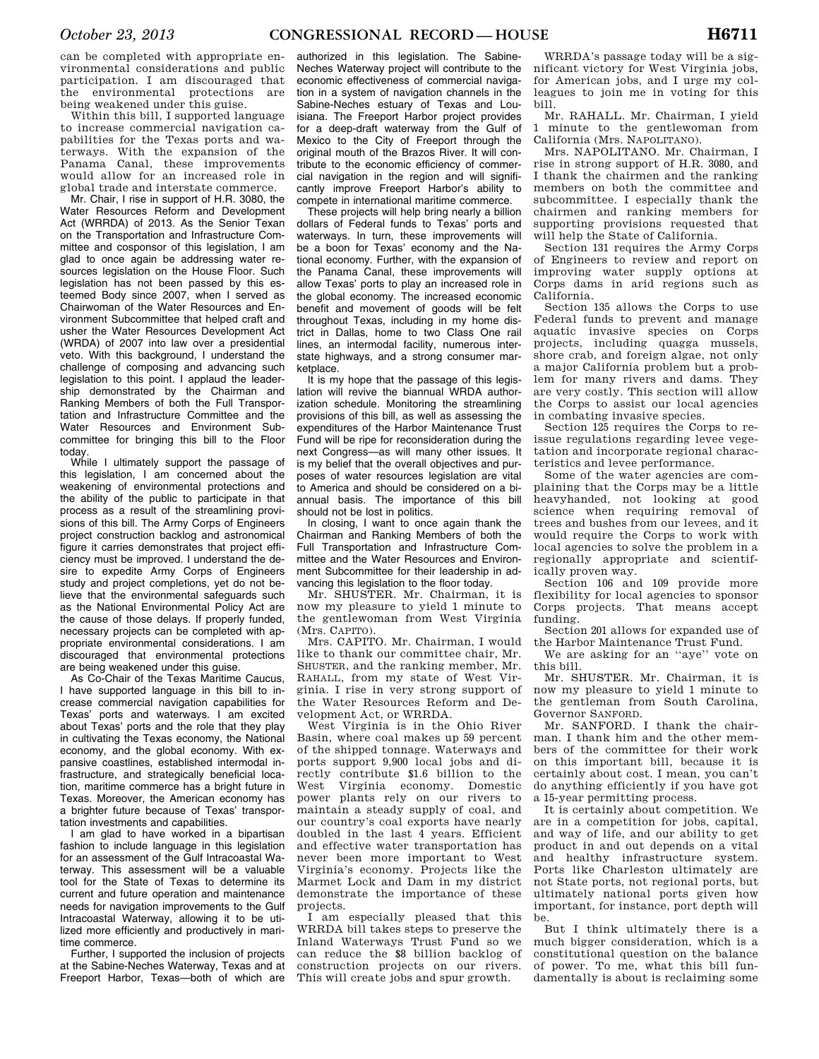can be completed with appropriate environmental considerations and public participation. I am discouraged that the environmental protections are being weakened under this guise.

Within this bill, I supported language to increase commercial navigation capabilities for the Texas ports and waterways. With the expansion of the Panama Canal, these improvements would allow for an increased role in global trade and interstate commerce.

Mr. Chair, I rise in support of H.R. 3080, the Water Resources Reform and Development Act (WRRDA) of 2013. As the Senior Texan on the Transportation and Infrastructure Committee and cosponsor of this legislation, I am glad to once again be addressing water resources legislation on the House Floor. Such legislation has not been passed by this esteemed Body since 2007, when I served as Chairwoman of the Water Resources and Environment Subcommittee that helped craft and usher the Water Resources Development Act (WRDA) of 2007 into law over a presidential veto. With this background, I understand the challenge of composing and advancing such legislation to this point. I applaud the leadership demonstrated by the Chairman and Ranking Members of both the Full Transportation and Infrastructure Committee and the Water Resources and Environment Subcommittee for bringing this bill to the Floor today.

While I ultimately support the passage of this legislation, I am concerned about the weakening of environmental protections and the ability of the public to participate in that process as a result of the streamlining provisions of this bill. The Army Corps of Engineers project construction backlog and astronomical figure it carries demonstrates that project efficiency must be improved. I understand the desire to expedite Army Corps of Engineers study and project completions, yet do not believe that the environmental safeguards such as the National Environmental Policy Act are the cause of those delays. If properly funded, necessary projects can be completed with appropriate environmental considerations. I am discouraged that environmental protections are being weakened under this guise.

As Co-Chair of the Texas Maritime Caucus, I have supported language in this bill to increase commercial navigation capabilities for Texas' ports and waterways. I am excited about Texas' ports and the role that they play in cultivating the Texas economy, the National economy, and the global economy. With expansive coastlines, established intermodal infrastructure, and strategically beneficial location, maritime commerce has a bright future in Texas. Moreover, the American economy has a brighter future because of Texas' transportation investments and capabilities.

I am glad to have worked in a bipartisan fashion to include language in this legislation for an assessment of the Gulf Intracoastal Waterway. This assessment will be a valuable tool for the State of Texas to determine its current and future operation and maintenance needs for navigation improvements to the Gulf Intracoastal Waterway, allowing it to be utilized more efficiently and productively in maritime commerce.

Further, I supported the inclusion of projects at the Sabine-Neches Waterway, Texas and at Freeport Harbor, Texas—both of which are authorized in this legislation. The Sabine-Neches Waterway project will contribute to the economic effectiveness of commercial navigation in a system of navigation channels in the Sabine-Neches estuary of Texas and Louisiana. The Freeport Harbor project provides for a deep-draft waterway from the Gulf of Mexico to the City of Freeport through the original mouth of the Brazos River. It will contribute to the economic efficiency of commercial navigation in the region and will significantly improve Freeport Harbor's ability to compete in international maritime commerce.

These projects will help bring nearly a billion dollars of Federal funds to Texas' ports and waterways. In turn, these improvements will be a boon for Texas' economy and the National economy. Further, with the expansion of the Panama Canal, these improvements will allow Texas' ports to play an increased role in the global economy. The increased economic benefit and movement of goods will be felt throughout Texas, including in my home district in Dallas, home to two Class One rail lines, an intermodal facility, numerous interstate highways, and a strong consumer marketplace.

It is my hope that the passage of this legislation will revive the biannual WRDA authorization schedule. Monitoring the streamlining provisions of this bill, as well as assessing the expenditures of the Harbor Maintenance Trust Fund will be ripe for reconsideration during the next Congress—as will many other issues. It is my belief that the overall objectives and purposes of water resources legislation are vital to America and should be considered on a biannual basis. The importance of this bill should not be lost in politics.

In closing, I want to once again thank the Chairman and Ranking Members of both the Full Transportation and Infrastructure Committee and the Water Resources and Environment Subcommittee for their leadership in advancing this legislation to the floor today.

Mr. SHUSTER. Mr. Chairman, it is now my pleasure to yield 1 minute to the gentlewoman from West Virginia (Mrs. CAPITO).

Mrs. CAPITO. Mr. Chairman, I would like to thank our committee chair, Mr. SHUSTER, and the ranking member, Mr. RAHALL, from my state of West Virginia. I rise in very strong support of the Water Resources Reform and Development Act, or WRRDA.

West Virginia is in the Ohio River Basin, where coal makes up 59 percent of the shipped tonnage. Waterways and ports support 9,900 local jobs and directly contribute $1.6 billion to the West Virginia economy. Domestic power plants rely on our rivers to maintain a steady supply of coal, and our country's coal exports have nearly doubled in the last 4 years. Efficient and effective water transportation has never been more important to West Virginia's economy. Projects like the Marmet Lock and Dam in my district demonstrate the importance of these projects.

I am especially pleased that this WRRDA bill takes steps to preserve the Inland Waterways Trust Fund so we can reduce the $8 billion backlog of construction projects on our rivers. This will create jobs and spur growth.

WRRDA's passage today will be a significant victory for West Virginia jobs, for American jobs, and I urge my colleagues to join me in voting for this bill.

Mr. RAHALL. Mr. Chairman, I yield 1 minute to the gentlewoman from California (Mrs. NAPOLITANO).

Mrs. NAPOLITANO. Mr. Chairman, I rise in strong support of H.R. 3080, and I thank the chairmen and the ranking members on both the committee and subcommittee. I especially thank the chairmen and ranking members for supporting provisions requested that will help the State of California.

Section 131 requires the Army Corps of Engineers to review and report on improving water supply options at Corps dams in arid regions such as California.

Section 135 allows the Corps to use Federal funds to prevent and manage aquatic invasive species on Corps projects, including quagga mussels, shore crab, and foreign algae, not only a major California problem but a problem for many rivers and dams. They are very costly. This section will allow the Corps to assist our local agencies in combating invasive species.

Section 125 requires the Corps to reissue regulations regarding levee vegetation and incorporate regional characteristics and levee performance.

Some of the water agencies are complaining that the Corps may be a little heavyhanded, not looking at good science when requiring removal of trees and bushes from our levees, and it would require the Corps to work with local agencies to solve the problem in a regionally appropriate and scientifically proven way.

Section 106 and 109 provide more flexibility for local agencies to sponsor Corps projects. That means accept funding.

Section 201 allows for expanded use of the Harbor Maintenance Trust Fund.

We are asking for an "aye" vote on this bill.

Mr. SHUSTER. Mr. Chairman, it is now my pleasure to yield 1 minute to the gentleman from South Carolina, Governor SANFORD.

Mr. SANFORD. I thank the chairman. I thank him and the other members of the committee for their work on this important bill, because it is certainly about cost. I mean, you can't do anything efficiently if you have got a 15-year permitting process.

It is certainly about competition. We are in a competition for jobs, capital, and way of life, and our ability to get product in and out depends on a vital and healthy infrastructure system. Ports like Charleston ultimately are not State ports, not regional ports, but ultimately national ports given how important, for instance, port depth will be.

But I think ultimately there is a much bigger consideration, which is a constitutional question on the balance of power. To me, what this bill fundamentally is about is reclaiming some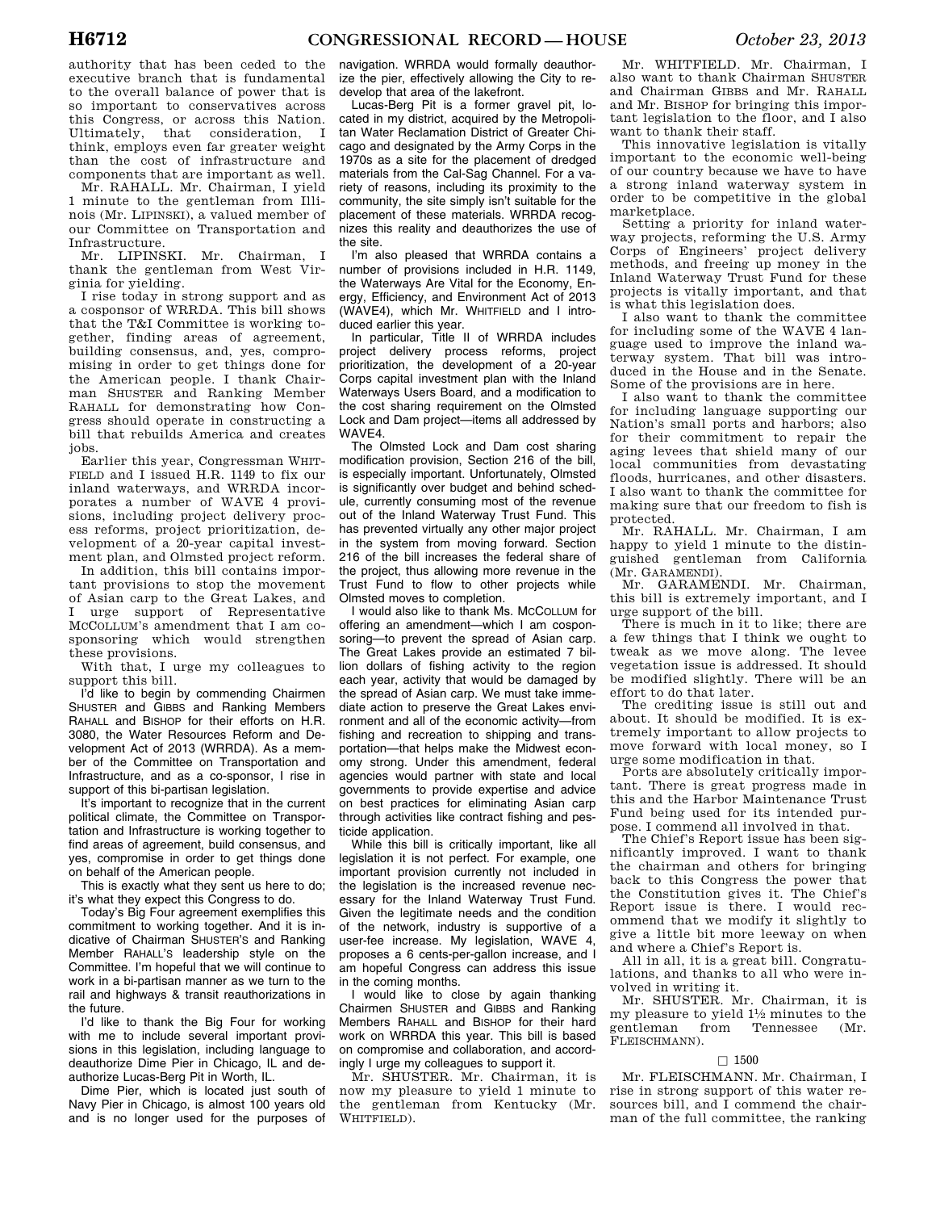authority that has been ceded to the executive branch that is fundamental to the overall balance of power that is so important to conservatives across this Congress, or across this Nation. Ultimately, that consideration, I think, employs even far greater weight than the cost of infrastructure and components that are important as well.

Mr. RAHALL. Mr. Chairman, I yield 1 minute to the gentleman from Illinois (Mr. LIPINSKI), a valued member of our Committee on Transportation and Infrastructure.

Mr. LIPINSKI. Mr. Chairman, I thank the gentleman from West Virginia for yielding.

I rise today in strong support and as a cosponsor of WRRDA. This bill shows that the T&I Committee is working together, finding areas of agreement, building consensus, and, yes, compromising in order to get things done for the American people. I thank Chairman SHUSTER and Ranking Member RAHALL for demonstrating how Congress should operate in constructing a bill that rebuilds America and creates jobs.

Earlier this year, Congressman WHITFIELD and I issued H.R. 1149 to fix our inland waterways, and WRRDA incorporates a number of WAVE 4 provisions, including project delivery process reforms, project prioritization, development of a 20-year capital investment plan, and Olmsted project reform.

In addition, this bill contains important provisions to stop the movement of Asian carp to the Great Lakes, and I urge support of Representative MCCOLLUM's amendment that I am cosponsoring which would strengthen these provisions.

With that, I urge my colleagues to support this bill.

I'd like to begin by commending Chairmen SHUSTER and GIBBS and Ranking Members RAHALL and BISHOP for their efforts on H.R. 3080, the Water Resources Reform and Development Act of 2013 (WRRDA). As a member of the Committee on Transportation and Infrastructure, and as a co-sponsor, I rise in support of this bi-partisan legislation.

It's important to recognize that in the current political climate, the Committee on Transportation and Infrastructure is working together to find areas of agreement, build consensus, and yes, compromise in order to get things done on behalf of the American people.

This is exactly what they sent us here to do; it's what they expect this Congress to do.

Today's Big Four agreement exemplifies this commitment to working together. And it is indicative of Chairman SHUSTER'S and Ranking Member RAHALL'S leadership style on the Committee. I'm hopeful that we will continue to work in a bi-partisan manner as we turn to the rail and highways & transit reauthorizations in the future.

I'd like to thank the Big Four for working with me to include several important provisions in this legislation, including language to deauthorize Dime Pier in Chicago, IL and deauthorize Lucas-Berg Pit in Worth, IL.

Dime Pier, which is located just south of Navy Pier in Chicago, is almost 100 years old and is no longer used for the purposes of navigation. WRRDA would formally deauthorize the pier, effectively allowing the City to redevelop that area of the lakefront.

Lucas-Berg Pit is a former gravel pit, located in my district, acquired by the Metropolitan Water Reclamation District of Greater Chicago and designated by the Army Corps in the 1970s as a site for the placement of dredged materials from the Cal-Sag Channel. For a variety of reasons, including its proximity to the community, the site simply isn't suitable for the placement of these materials. WRRDA recognizes this reality and deauthorizes the use of the site.

I'm also pleased that WRRDA contains a number of provisions included in H.R. 1149, the Waterways Are Vital for the Economy, Energy, Efficiency, and Environment Act of 2013 (WAVE4), which Mr. WHITFIELD and I introduced earlier this year.

In particular, Title II of WRRDA includes project delivery process reforms, project prioritization, the development of a 20-year Corps capital investment plan with the Inland Waterways Users Board, and a modification to the cost sharing requirement on the Olmsted Lock and Dam project—items all addressed by WAVE4.

The Olmsted Lock and Dam cost sharing modification provision, Section 216 of the bill, is especially important. Unfortunately, Olmsted is significantly over budget and behind schedule, currently consuming most of the revenue out of the Inland Waterway Trust Fund. This has prevented virtually any other major project in the system from moving forward. Section 216 of the bill increases the federal share of the project, thus allowing more revenue in the Trust Fund to flow to other projects while Olmsted moves to completion.

I would also like to thank Ms. MCCOLLUM for offering an amendment—which I am cosponsoring—to prevent the spread of Asian carp. The Great Lakes provide an estimated 7 billion dollars of fishing activity to the region each year, activity that would be damaged by the spread of Asian carp. We must take immediate action to preserve the Great Lakes environment and all of the economic activity—from fishing and recreation to shipping and transportation—that helps make the Midwest economy strong. Under this amendment, federal agencies would partner with state and local governments to provide expertise and advice on best practices for eliminating Asian carp through activities like contract fishing and pesticide application.

While this bill is critically important, like all legislation it is not perfect. For example, one important provision currently not included in the legislation is the increased revenue necessary for the Inland Waterway Trust Fund. Given the legitimate needs and the condition of the network, industry is supportive of a user-fee increase. My legislation, WAVE 4, proposes a 6 cents-per-gallon increase, and I am hopeful Congress can address this issue in the coming months.

I would like to close by again thanking Chairmen SHUSTER and GIBBS and Ranking Members RAHALL and BISHOP for their hard work on WRRDA this year. This bill is based on compromise and collaboration, and accordingly I urge my colleagues to support it.

Mr. SHUSTER. Mr. Chairman, it is now my pleasure to yield 1 minute to the gentleman from Kentucky (Mr. WHITFIELD).

Mr. WHITFIELD. Mr. Chairman, I also want to thank Chairman SHUSTER and Chairman GIBBS and Mr. RAHALL and Mr. BISHOP for bringing this important legislation to the floor, and I also want to thank their staff.

This innovative legislation is vitally important to the economic well-being of our country because we have to have a strong inland waterway system in order to be competitive in the global marketplace.

Setting a priority for inland waterway projects, reforming the U.S. Army Corps of Engineers' project delivery methods, and freeing up money in the Inland Waterway Trust Fund for these projects is vitally important, and that is what this legislation does.

I also want to thank the committee for including some of the WAVE 4 language used to improve the inland waterway system. That bill was introduced in the House and in the Senate. Some of the provisions are in here.

I also want to thank the committee for including language supporting our Nation's small ports and harbors; also for their commitment to repair the aging levees that shield many of our local communities from devastating floods, hurricanes, and other disasters. I also want to thank the committee for making sure that our freedom to fish is protected.

Mr. RAHALL. Mr. Chairman, I am happy to yield 1 minute to the distinguished gentleman from California (Mr. GARAMENDI).

Mr. GARAMENDI. Mr. Chairman, this bill is extremely important, and I urge support of the bill.

There is much in it to like; there are a few things that I think we ought to tweak as we move along. The levee vegetation issue is addressed. It should be modified slightly. There will be an effort to do that later.

The crediting issue is still out and about. It should be modified. It is extremely important to allow projects to move forward with local money, so I urge some modification in that.

Ports are absolutely critically important. There is great progress made in this and the Harbor Maintenance Trust Fund being used for its intended purpose. I commend all involved in that.

The Chief's Report issue has been significantly improved. I want to thank the chairman and others for bringing back to this Congress the power that the Constitution gives it. The Chief's Report issue is there. I would recommend that we modify it slightly to give a little bit more leeway on when and where a Chief's Report is.

All in all, it is a great bill. Congratulations, and thanks to all who were involved in writing it.

Mr. SHUSTER. Mr. Chairman, it is my pleasure to yield 1½ minutes to the gentleman from Tennessee (Mr. FLEISCHMANN).

☐ 1500

Mr. FLEISCHMANN. Mr. Chairman, I rise in strong support of this water resources bill, and I commend the chairman of the full committee, the ranking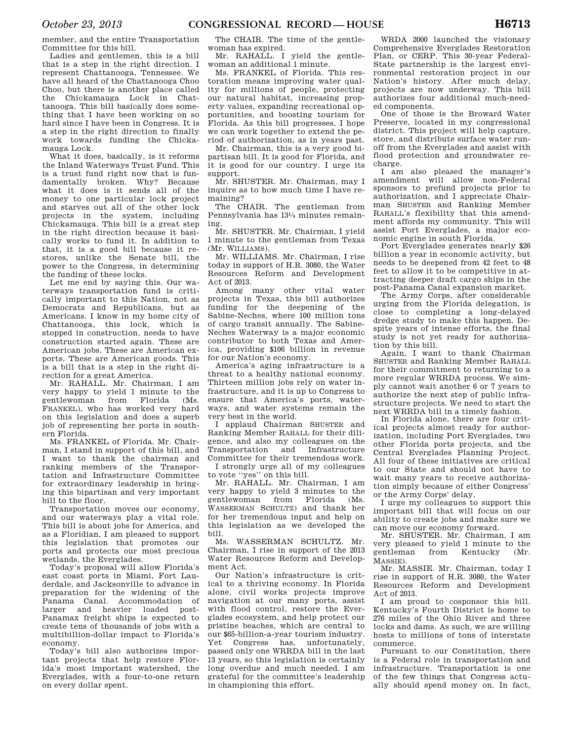member, and the entire Transportation Committee for this bill.

Ladies and gentlemen, this is a bill that is a step in the right direction. I represent Chattanooga, Tennessee. We have all heard of the Chattanooga Choo Choo, but there is another place called the Chickamauga Lock in Chattanooga. This bill basically does something that I have been working on so hard since I have been in Congress. It is a step in the right direction to finally work towards funding the Chickamauga Lock.

What it does, basically, is it reforms the Inland Waterways Trust Fund. This is a trust fund right now that is fundamentally broken. Why? Because what it does is it sends all of the money to one particular lock project and starves out all of the other lock projects in the system, including Chickamauga. This bill is a great step in the right direction because it basically works to fund it. In addition to that, it is a good bill because it restores, unlike the Senate bill, the power to the Congress, in determining the funding of these locks.

Let me end by saying this. Our waterways transportation fund is critically important to this Nation, not as Democrats and Republicans, but as Americans. I know in my home city of Chattanooga, this lock, which is stopped in construction, needs to have construction started again. These are American jobs. These are American exports. These are American goods. This is a bill that is a step in the right direction for a great America.

Mr. RAHALL. Mr. Chairman, I am very happy to yield 1 minute to the gentlewoman from Florida (Ms. FRANKEL), who has worked very hard on this legislation and does a superb job of representing her ports in southern Florida.

Ms. FRANKEL of Florida. Mr. Chairman, I stand in support of this bill, and I want to thank the chairman and ranking members of the Transportation and Infrastructure Committee for extraordinary leadership in bringing this bipartisan and very important bill to the floor.

Transportation moves our economy, and our waterways play a vital role. This bill is about jobs for America, and as a Floridian, I am pleased to support this legislation that promotes our ports and protects our most precious wetlands, the Everglades.

Today's proposal will allow Florida's east coast ports in Miami, Fort Lauderdale, and Jacksonville to advance in preparation for the widening of the Panama Canal. Accommodation of larger and heavier loaded post-Panamax freight ships is expected to create tens of thousands of jobs with a multibillion-dollar impact to Florida's economy.

Today's bill also authorizes important projects that help restore Florida's most important watershed, the Everglades, with a four-to-one return on every dollar spent.

The CHAIR. The time of the gentlewoman has expired.

Mr. RAHALL. I yield the gentlewoman an additional 1 minute.

Ms. FRANKEL of Florida. This restoration means improving water quality for millions of people, protecting our natural habitat, increasing property values, expanding recreational opportunities, and boosting tourism for Florida. As this bill progresses, I hope we can work together to extend the period of authorization, as in years past.

Mr. Chairman, this is a very good bipartisan bill. It is good for Florida, and it is good for our country. I urge its support.

Mr. SHUSTER. Mr. Chairman, may I inquire as to how much time I have remaining?

The CHAIR. The gentleman from Pennsylvania has 13¼ minutes remaining.

Mr. SHUSTER. Mr. Chairman, I yield 1 minute to the gentleman from Texas (Mr. WILLIAMS).

Mr. WILLIAMS. Mr. Chairman, I rise today in support of H.R. 3080, the Water Resources Reform and Development Act of 2013.

Among many other vital water projects in Texas, this bill authorizes funding for the deepening of the Sabine-Neches, where 100 million tons of cargo transit annually. The Sabine-Neches Waterway is a major economic contributor to both Texas and America, providing $106 billion in revenue for our Nation's economy.

America's aging infrastructure is a threat to a healthy national economy. Thirteen million jobs rely on water infrastructure, and it is up to Congress to ensure that America's ports, waterways, and water systems remain the very best in the world.

I applaud Chairman SHUSTER and Ranking Member RAHALL for their diligence, and also my colleagues on the Transportation and Infrastructure Committee for their tremendous work.

I strongly urge all of my colleagues to vote ''yes'' on this bill.

Mr. RAHALL. Mr. Chairman, I am very happy to yield 3 minutes to the gentlewoman from Florida (Ms. WASSERMAN SCHULTZ) and thank her for her tremendous input and help on this legislation as we developed the bill.

Ms. WASSERMAN SCHULTZ. Mr. Chairman, I rise in support of the 2013 Water Resources Reform and Development Act.

Our Nation's infrastructure is critical to a thriving economy. In Florida alone, civil works projects improve navigation at our many ports, assist with flood control, restore the Everglades ecosystem, and help protect our pristine beaches, which are central to our $65-billion-a-year tourism industry. Yet Congress has, unfortunately, passed only one WRRDA bill in the last 13 years, so this legislation is certainly long overdue and much needed. I am grateful for the committee's leadership in championing this effort.

WRDA 2000 launched the visionary Comprehensive Everglades Restoration Plan, or CERP. This 30-year Federal-State partnership is the largest environmental restoration project in our Nation's history. After much delay, projects are now underway. This bill authorizes four additional much-needed components.

One of those is the Broward Water Preserve, located in my congressional district. This project will help capture, store, and distribute surface water runoff from the Everglades and assist with flood protection and groundwater recharge.

I am also pleased the manager's amendment will allow non-Federal sponsors to prefund projects prior to authorization, and I appreciate Chairman SHUSTER and Ranking Member RAHALL's flexibility that this amendment affords my community. This will assist Port Everglades, a major economic engine in south Florida.

Port Everglades generates nearly $26 billion a year in economic activity, but needs to be deepened from 42 feet to 48 feet to allow it to be competitive in attracting deeper draft cargo ships in the post-Panama Canal expansion market.

The Army Corps, after considerable urging from the Florida delegation, is close to completing a long-delayed dredge study to make this happen. Despite years of intense efforts, the final study is not yet ready for authorization by this bill.

Again, I want to thank Chairman SHUSTER and Ranking Member RAHALL for their commitment to returning to a more regular WRRDA process. We simply cannot wait another 6 or 7 years to authorize the next step of public infrastructure projects. We need to start the next WRRDA bill in a timely fashion.

In Florida alone, there are four critical projects almost ready for authorization, including Port Everglades, two other Florida ports projects, and the Central Everglades Planning Project. All four of these initiatives are critical to our State and should not have to wait many years to receive authorization simply because of either Congress' or the Army Corps' delay.

I urge my colleagues to support this important bill that will focus on our ability to create jobs and make sure we can move our economy forward.

Mr. SHUSTER. Mr. Chairman, I am very pleased to yield 1 minute to the gentleman from Kentucky (Mr. MASSIE).

Mr. MASSIE. Mr. Chairman, today I rise in support of H.R. 3080, the Water Resources Reform and Development Act of 2013.

I am proud to cosponsor this bill. Kentucky's Fourth District is home to 276 miles of the Ohio River and three locks and dams. As such, we are willing hosts to millions of tons of interstate commerce.

Pursuant to our Constitution, there is a Federal role in transportation and infrastructure. Transportation is one of the few things that Congress actually should spend money on. In fact,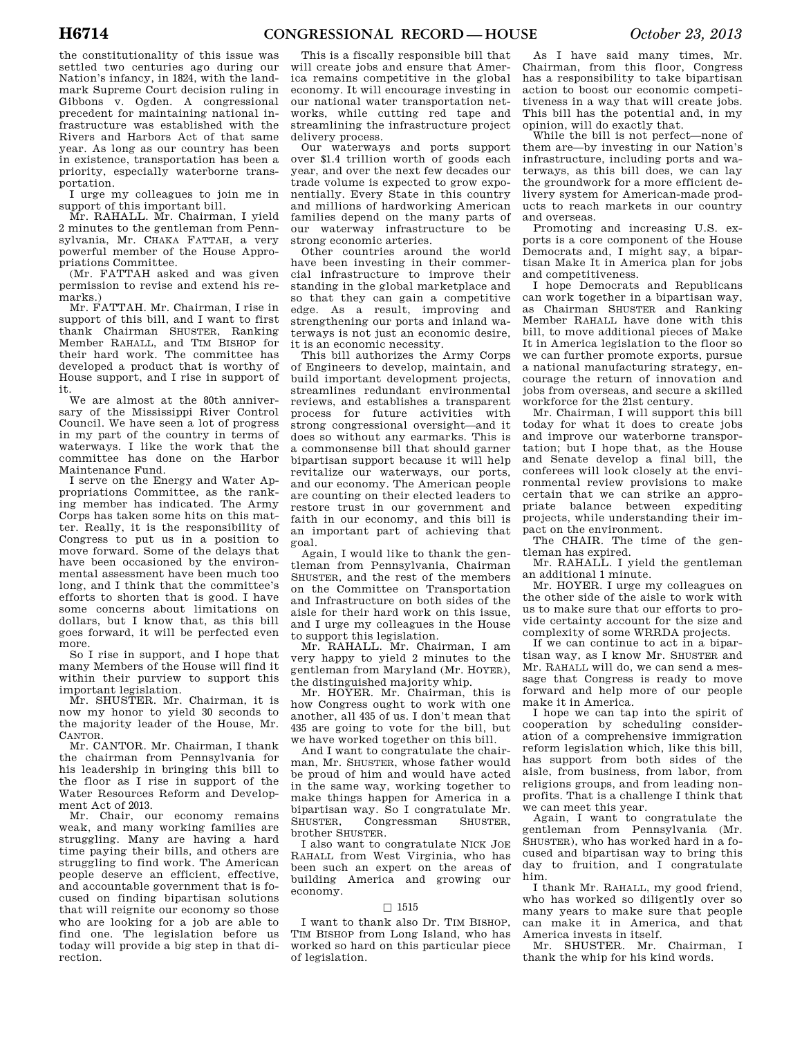the constitutionality of this issue was settled two centuries ago during our Nation's infancy, in 1824, with the landmark Supreme Court decision ruling in Gibbons v. Ogden. A congressional precedent for maintaining national infrastructure was established with the Rivers and Harbors Act of that same year. As long as our country has been in existence, transportation has been a priority, especially waterborne transportation.

I urge my colleagues to join me in support of this important bill.

Mr. RAHALL. Mr. Chairman, I yield 2 minutes to the gentleman from Pennsylvania, Mr. CHAKA FATTAH, a very powerful member of the House Appropriations Committee.

(Mr. FATTAH asked and was given permission to revise and extend his remarks.)

Mr. FATTAH. Mr. Chairman, I rise in support of this bill, and I want to first thank Chairman SHUSTER, Ranking Member RAHALL, and TIM BISHOP for their hard work. The committee has developed a product that is worthy of House support, and I rise in support of it.

We are almost at the 80th anniversary of the Mississippi River Control Council. We have seen a lot of progress in my part of the country in terms of waterways. I like the work that the committee has done on the Harbor Maintenance Fund.

I serve on the Energy and Water Appropriations Committee, as the ranking member has indicated. The Army Corps has taken some hits on this matter. Really, it is the responsibility of Congress to put us in a position to move forward. Some of the delays that have been occasioned by the environmental assessment have been much too long, and I think that the committee's efforts to shorten that is good. I have some concerns about limitations on dollars, but I know that, as this bill goes forward, it will be perfected even more.

So I rise in support, and I hope that many Members of the House will find it within their purview to support this important legislation.

Mr. SHUSTER. Mr. Chairman, it is now my honor to yield 30 seconds to the majority leader of the House, Mr. CANTOR.

Mr. CANTOR. Mr. Chairman, I thank the chairman from Pennsylvania for his leadership in bringing this bill to the floor as I rise in support of the Water Resources Reform and Development Act of 2013.

Mr. Chair, our economy remains weak, and many working families are struggling. Many are having a hard time paying their bills, and others are struggling to find work. The American people deserve an efficient, effective, and accountable government that is focused on finding bipartisan solutions that will reignite our economy so those who are looking for a job are able to find one. The legislation before us today will provide a big step in that direction.

This is a fiscally responsible bill that will create jobs and ensure that America remains competitive in the global economy. It will encourage investing in our national water transportation networks, while cutting red tape and streamlining the infrastructure project delivery process.

Our waterways and ports support over $1.4 trillion worth of goods each year, and over the next few decades our trade volume is expected to grow exponentially. Every State in this country and millions of hardworking American families depend on the many parts of our waterway infrastructure to be strong economic arteries.

Other countries around the world have been investing in their commercial infrastructure to improve their standing in the global marketplace and so that they can gain a competitive edge. As a result, improving and strengthening our ports and inland waterways is not just an economic desire, it is an economic necessity.

This bill authorizes the Army Corps of Engineers to develop, maintain, and build important development projects, streamlines redundant environmental reviews, and establishes a transparent process for future activities with strong congressional oversight—and it does so without any earmarks. This is a commonsense bill that should garner bipartisan support because it will help revitalize our waterways, our ports, and our economy. The American people are counting on their elected leaders to restore trust in our government and faith in our economy, and this bill is an important part of achieving that goal.

Again, I would like to thank the gentleman from Pennsylvania, Chairman SHUSTER, and the rest of the members on the Committee on Transportation and Infrastructure on both sides of the aisle for their hard work on this issue, and I urge my colleagues in the House to support this legislation.

Mr. RAHALL. Mr. Chairman, I am very happy to yield 2 minutes to the gentleman from Maryland (Mr. HOYER), the distinguished majority whip.

Mr. HOYER. Mr. Chairman, this is how Congress ought to work with one another, all 435 of us. I don't mean that 435 are going to vote for the bill, but we have worked together on this bill.

And I want to congratulate the chairman, Mr. SHUSTER, whose father would be proud of him and would have acted in the same way, working together to make things happen for America in a bipartisan way. So I congratulate Mr. SHUSTER, Congressman SHUSTER, brother SHUSTER.

I also want to congratulate NICK JOE RAHALL from West Virginia, who has been such an expert on the areas of building America and growing our economy.

□ 1515

I want to thank also Dr. TIM BISHOP, TIM BISHOP from Long Island, who has worked so hard on this particular piece of legislation.

As I have said many times, Mr. Chairman, from this floor, Congress has a responsibility to take bipartisan action to boost our economic competitiveness in a way that will create jobs. This bill has the potential and, in my opinion, will do exactly that.

While the bill is not perfect—none of them are—by investing in our Nation's infrastructure, including ports and waterways, as this bill does, we can lay the groundwork for a more efficient delivery system for American-made products to reach markets in our country and overseas.

Promoting and increasing U.S. exports is a core component of the House Democrats and, I might say, a bipartisan Make It in America plan for jobs and competitiveness.

I hope Democrats and Republicans can work together in a bipartisan way, as Chairman SHUSTER and Ranking Member RAHALL have done with this bill, to move additional pieces of Make It in America legislation to the floor so we can further promote exports, pursue a national manufacturing strategy, encourage the return of innovation and jobs from overseas, and secure a skilled workforce for the 21st century.

Mr. Chairman, I will support this bill today for what it does to create jobs and improve our waterborne transportation; but I hope that, as the House and Senate develop a final bill, the conferees will look closely at the environmental review provisions to make certain that we can strike an appropriate balance between expediting projects, while understanding their impact on the environment.

The CHAIR. The time of the gentleman has expired.

Mr. RAHALL. I yield the gentleman an additional 1 minute.

Mr. HOYER. I urge my colleagues on the other side of the aisle to work with us to make sure that our efforts to provide certainty account for the size and complexity of some WRRDA projects.

If we can continue to act in a bipartisan way, as I know Mr. SHUSTER and Mr. RAHALL will do, we can send a message that Congress is ready to move forward and help more of our people make it in America.

I hope we can tap into the spirit of cooperation by scheduling consideration of a comprehensive immigration reform legislation which, like this bill, has support from both sides of the aisle, from business, from labor, from religions groups, and from leading nonprofits. That is a challenge I think that we can meet this year.

Again, I want to congratulate the gentleman from Pennsylvania (Mr. SHUSTER), who has worked hard in a focused and bipartisan way to bring this day to fruition, and I congratulate him.

I thank Mr. RAHALL, my good friend, who has worked so diligently over so many years to make sure that people can make it in America, and that America invests in itself.

Mr. SHUSTER. Mr. Chairman, I thank the whip for his kind words.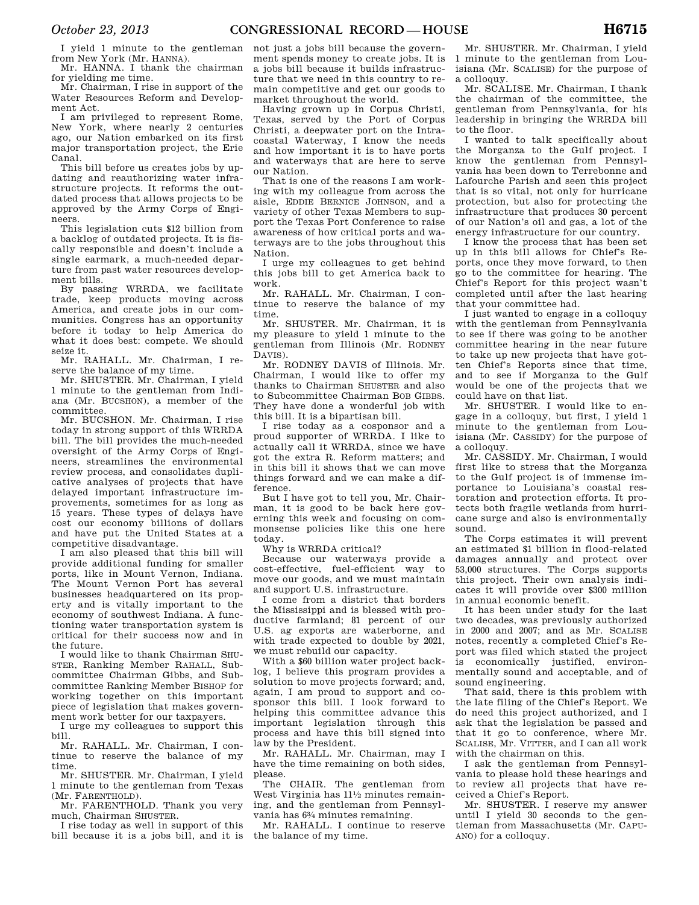I yield 1 minute to the gentleman from New York (Mr. HANNA).

Mr. HANNA. I thank the chairman for yielding me time.

Mr. Chairman, I rise in support of the Water Resources Reform and Development Act.

I am privileged to represent Rome, New York, where nearly 2 centuries ago, our Nation embarked on its first major transportation project, the Erie Canal.

This bill before us creates jobs by updating and reauthorizing water infrastructure projects. It reforms the outdated process that allows projects to be approved by the Army Corps of Engineers.

This legislation cuts $12 billion from a backlog of outdated projects. It is fiscally responsible and doesn't include a single earmark, a much-needed departure from past water resources development bills.

By passing WRRDA, we facilitate trade, keep products moving across America, and create jobs in our communities. Congress has an opportunity before it today to help America do what it does best: compete. We should seize it.

Mr. RAHALL. Mr. Chairman, I reserve the balance of my time.

Mr. SHUSTER. Mr. Chairman, I yield 1 minute to the gentleman from Indiana (Mr. BUCSHON), a member of the committee.

Mr. BUCSHON. Mr. Chairman, I rise today in strong support of this WRRDA bill. The bill provides the much-needed oversight of the Army Corps of Engineers, streamlines the environmental review process, and consolidates duplicative analyses of projects that have delayed important infrastructure improvements, sometimes for as long as 15 years. These types of delays have cost our economy billions of dollars and have put the United States at a competitive disadvantage.

I am also pleased that this bill will provide additional funding for smaller ports, like in Mount Vernon, Indiana. The Mount Vernon Port has several businesses headquartered on its property and is vitally important to the economy of southwest Indiana. A functioning water transportation system is critical for their success now and in the future.

I would like to thank Chairman SHUSTER, Ranking Member RAHALL, Subcommittee Chairman Gibbs, and Subcommittee Ranking Member BISHOP for working together on this important piece of legislation that makes government work better for our taxpayers.

I urge my colleagues to support this bill.

Mr. RAHALL. Mr. Chairman, I continue to reserve the balance of my time.

Mr. SHUSTER. Mr. Chairman, I yield 1 minute to the gentleman from Texas (Mr. FARENTHOLD).

Mr. FARENTHOLD. Thank you very much, Chairman SHUSTER.

I rise today as well in support of this bill because it is a jobs bill, and it is not just a jobs bill because the government spends money to create jobs. It is a jobs bill because it builds infrastructure that we need in this country to remain competitive and get our goods to market throughout the world.

Having grown up in Corpus Christi, Texas, served by the Port of Corpus Christi, a deepwater port on the Intracoastal Waterway, I know the needs and how important it is to have ports and waterways that are here to serve our Nation.

That is one of the reasons I am working with my colleague from across the aisle, EDDIE BERNICE JOHNSON, and a variety of other Texas Members to support the Texas Port Conference to raise awareness of how critical ports and waterways are to the jobs throughout this Nation.

I urge my colleagues to get behind this jobs bill to get America back to work.

Mr. RAHALL. Mr. Chairman, I continue to reserve the balance of my time.

Mr. SHUSTER. Mr. Chairman, it is my pleasure to yield 1 minute to the gentleman from Illinois (Mr. RODNEY DAVIS).

Mr. RODNEY DAVIS of Illinois. Mr. Chairman, I would like to offer my thanks to Chairman SHUSTER and also to Subcommittee Chairman BOB GIBBS. They have done a wonderful job with this bill. It is a bipartisan bill.

I rise today as a cosponsor and a proud supporter of WRRDA. I like to actually call it WRRDA, since we have got the extra R. Reform matters; and in this bill it shows that we can move things forward and we can make a difference.

But I have got to tell you, Mr. Chairman, it is good to be back here governing this week and focusing on commonsense policies like this one here today.

Why is WRRDA critical?

Because our waterways provide a cost-effective, fuel-efficient way to move our goods, and we must maintain and support U.S. infrastructure.

I come from a district that borders the Mississippi and is blessed with productive farmland; 81 percent of our U.S. ag exports are waterborne, and with trade expected to double by 2021, we must rebuild our capacity.

With a $60 billion water project backlog, I believe this program provides a solution to move projects forward; and, again, I am proud to support and cosponsor this bill. I look forward to helping this committee advance this important legislation through this process and have this bill signed into law by the President.

Mr. RAHALL. Mr. Chairman, may I have the time remaining on both sides, please.

The CHAIR. The gentleman from West Virginia has 11½ minutes remaining, and the gentleman from Pennsylvania has 6¾ minutes remaining.

Mr. RAHALL. I continue to reserve the balance of my time.

Mr. SHUSTER. Mr. Chairman, I yield 1 minute to the gentleman from Louisiana (Mr. SCALISE) for the purpose of a colloquy.

Mr. SCALISE. Mr. Chairman, I thank the chairman of the committee, the gentleman from Pennsylvania, for his leadership in bringing the WRRDA bill to the floor.

I wanted to talk specifically about the Morganza to the Gulf project. I know the gentleman from Pennsylvania has been down to Terrebonne and Lafourche Parish and seen this project that is so vital, not only for hurricane protection, but also for protecting the infrastructure that produces 30 percent of our Nation's oil and gas, a lot of the energy infrastructure for our country.

I know the process that has been set up in this bill allows for Chief's Reports, once they move forward, to then go to the committee for hearing. The Chief's Report for this project wasn't completed until after the last hearing that your committee had.

I just wanted to engage in a colloquy with the gentleman from Pennsylvania to see if there was going to be another committee hearing in the near future to take up new projects that have gotten Chief's Reports since that time, and to see if Morganza to the Gulf would be one of the projects that we could have on that list.

Mr. SHUSTER. I would like to engage in a colloquy, but first, I yield 1 minute to the gentleman from Louisiana (Mr. CASSIDY) for the purpose of a colloquy.

Mr. CASSIDY. Mr. Chairman, I would first like to stress that the Morganza to the Gulf project is of immense importance to Louisiana's coastal restoration and protection efforts. It protects both fragile wetlands from hurricane surge and also is environmentally sound.

The Corps estimates it will prevent an estimated $1 billion in flood-related damages annually and protect over 53,000 structures. The Corps supports this project. Their own analysis indicates it will provide over $300 million in annual economic benefit.

It has been under study for the last two decades, was previously authorized in 2000 and 2007; and as Mr. SCALISE notes, recently a completed Chief's Report was filed which stated the project is economically justified, environmentally sound and acceptable, and of sound engineering.

That said, there is this problem with the late filing of the Chief's Report. We do need this project authorized, and I ask that the legislation be passed and that it go to conference, where Mr. SCALISE, Mr. VITTER, and I can all work with the chairman on this.

I ask the gentleman from Pennsylvania to please hold these hearings and to review all projects that have received a Chief's Report.

Mr. SHUSTER. I reserve my answer until I yield 30 seconds to the gentleman from Massachusetts (Mr. CAPUANO) for a colloquy.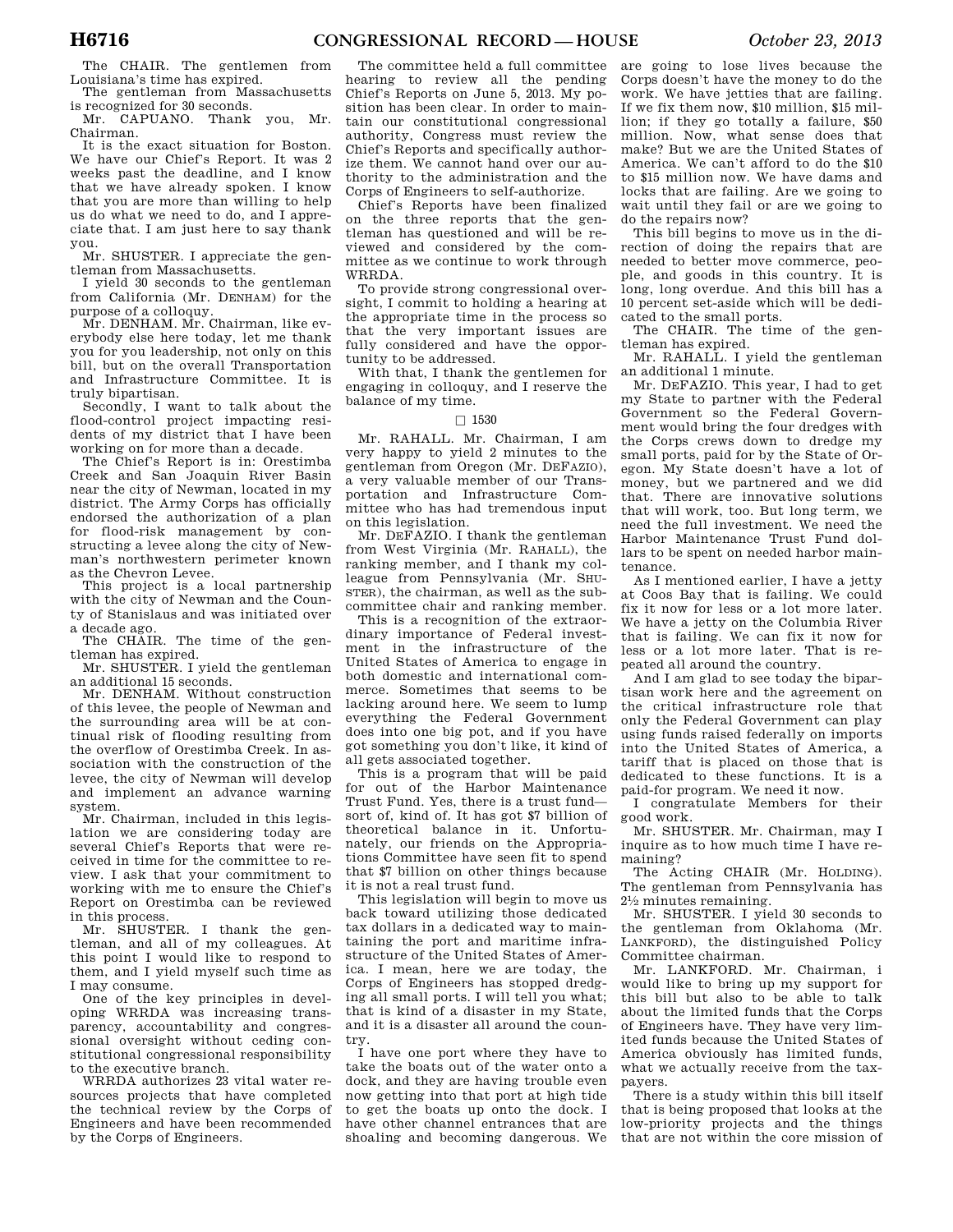The CHAIR. The gentlemen from Louisiana's time has expired.

The gentleman from Massachusetts is recognized for 30 seconds.

Mr. CAPUANO. Thank you, Mr. Chairman.

It is the exact situation for Boston. We have our Chief's Report. It was 2 weeks past the deadline, and I know that we have already spoken. I know that you are more than willing to help us do what we need to do, and I appreciate that. I am just here to say thank you.

Mr. SHUSTER. I appreciate the gentleman from Massachusetts.

I yield 30 seconds to the gentleman from California (Mr. DENHAM) for the purpose of a colloquy.

Mr. DENHAM. Mr. Chairman, like everybody else here today, let me thank you for you leadership, not only on this bill, but on the overall Transportation and Infrastructure Committee. It is truly bipartisan.

Secondly, I want to talk about the flood-control project impacting residents of my district that I have been working on for more than a decade.

The Chief's Report is in: Orestimba Creek and San Joaquin River Basin near the city of Newman, located in my district. The Army Corps has officially endorsed the authorization of a plan for flood-risk management by constructing a levee along the city of Newman's northwestern perimeter known as the Chevron Levee.

This project is a local partnership with the city of Newman and the County of Stanislaus and was initiated over a decade ago.

The CHAIR. The time of the gentleman has expired.

Mr. SHUSTER. I yield the gentleman an additional 15 seconds.

Mr. DENHAM. Without construction of this levee, the people of Newman and the surrounding area will be at continual risk of flooding resulting from the overflow of Orestimba Creek. In association with the construction of the levee, the city of Newman will develop and implement an advance warning system.

Mr. Chairman, included in this legislation we are considering today are several Chief's Reports that were received in time for the committee to review. I ask that your commitment to working with me to ensure the Chief's Report on Orestimba can be reviewed in this process.

Mr. SHUSTER. I thank the gentleman, and all of my colleagues. At this point I would like to respond to them, and I yield myself such time as I may consume.

One of the key principles in developing WRRDA was increasing transparency, accountability and congressional oversight without ceding constitutional congressional responsibility to the executive branch.

WRRDA authorizes 23 vital water resources projects that have completed the technical review by the Corps of Engineers and have been recommended by the Corps of Engineers.

The committee held a full committee hearing to review all the pending Chief's Reports on June 5, 2013. My position has been clear. In order to maintain our constitutional congressional authority, Congress must review the Chief's Reports and specifically authorize them. We cannot hand over our authority to the administration and the Corps of Engineers to self-authorize.

Chief's Reports have been finalized on the three reports that the gentleman has questioned and will be reviewed and considered by the committee as we continue to work through WRRDA.

To provide strong congressional oversight, I commit to holding a hearing at the appropriate time in the process so that the very important issues are fully considered and have the opportunity to be addressed.

With that, I thank the gentlemen for engaging in colloquy, and I reserve the balance of my time.

☐ 1530

Mr. RAHALL. Mr. Chairman, I am very happy to yield 2 minutes to the gentleman from Oregon (Mr. DEFAZIO), a very valuable member of our Transportation and Infrastructure Committee who has had tremendous input on this legislation.

Mr. DEFAZIO. I thank the gentleman from West Virginia (Mr. RAHALL), the ranking member, and I thank my colleague from Pennsylvania (Mr. SHUSTER), the chairman, as well as the subcommittee chair and ranking member.

This is a recognition of the extraordinary importance of Federal investment in the infrastructure of the United States of America to engage in both domestic and international commerce. Sometimes that seems to be lacking around here. We seem to lump everything the Federal Government does into one big pot, and if you have got something you don't like, it kind of all gets associated together.

This is a program that will be paid for out of the Harbor Maintenance Trust Fund. Yes, there is a trust fund—sort of, kind of. It has got $7 billion of theoretical balance in it. Unfortunately, our friends on the Appropriations Committee have seen fit to spend that $7 billion on other things because it is not a real trust fund.

This legislation will begin to move us back toward utilizing those dedicated tax dollars in a dedicated way to maintaining the port and maritime infrastructure of the United States of America. I mean, here we are today, the Corps of Engineers has stopped dredging all small ports. I will tell you what; that is kind of a disaster in my State, and it is a disaster all around the country.

I have one port where they have to take the boats out of the water onto a dock, and they are having trouble even now getting into that port at high tide to get the boats up onto the dock. I have other channel entrances that are shoaling and becoming dangerous. We are going to lose lives because the Corps doesn't have the money to do the work. We have jetties that are failing. If we fix them now, $10 million, $15 million; if they go totally a failure, $50 million. Now, what sense does that make? But we are the United States of America. We can't afford to do the $10 to $15 million now. We have dams and locks that are failing. Are we going to wait until they fail or are we going to do the repairs now?

This bill begins to move us in the direction of doing the repairs that are needed to better move commerce, people, and goods in this country. It is long, long overdue. And this bill has a 10 percent set-aside which will be dedicated to the small ports.

The CHAIR. The time of the gentleman has expired.

Mr. RAHALL. I yield the gentleman an additional 1 minute.

Mr. DEFAZIO. This year, I had to get my State to partner with the Federal Government so the Federal Government would bring the four dredges with the Corps crews down to dredge my small ports, paid for by the State of Oregon. My State doesn't have a lot of money, but we partnered and we did that. There are innovative solutions that will work, too. But long term, we need the full investment. We need the Harbor Maintenance Trust Fund dollars to be spent on needed harbor maintenance.

As I mentioned earlier, I have a jetty at Coos Bay that is failing. We could fix it now for less or a lot more later. We have a jetty on the Columbia River that is failing. We can fix it now for less or a lot more later. That is repeated all around the country.

And I am glad to see today the bipartisan work here and the agreement on the critical infrastructure role that only the Federal Government can play using funds raised federally on imports into the United States of America, a tariff that is placed on those that is dedicated to these functions. It is a paid-for program. We need it now.

I congratulate Members for their good work.

Mr. SHUSTER. Mr. Chairman, may I inquire as to how much time I have remaining?

The Acting CHAIR (Mr. HOLDING). The gentleman from Pennsylvania has 2½ minutes remaining.

Mr. SHUSTER. I yield 30 seconds to the gentleman from Oklahoma (Mr. LANKFORD), the distinguished Policy Committee chairman.

Mr. LANKFORD. Mr. Chairman, i would like to bring up my support for this bill but also to be able to talk about the limited funds that the Corps of Engineers have. They have very limited funds because the United States of America obviously has limited funds, what we actually receive from the taxpayers.

There is a study within this bill itself that is being proposed that looks at the low-priority projects and the things that are not within the core mission of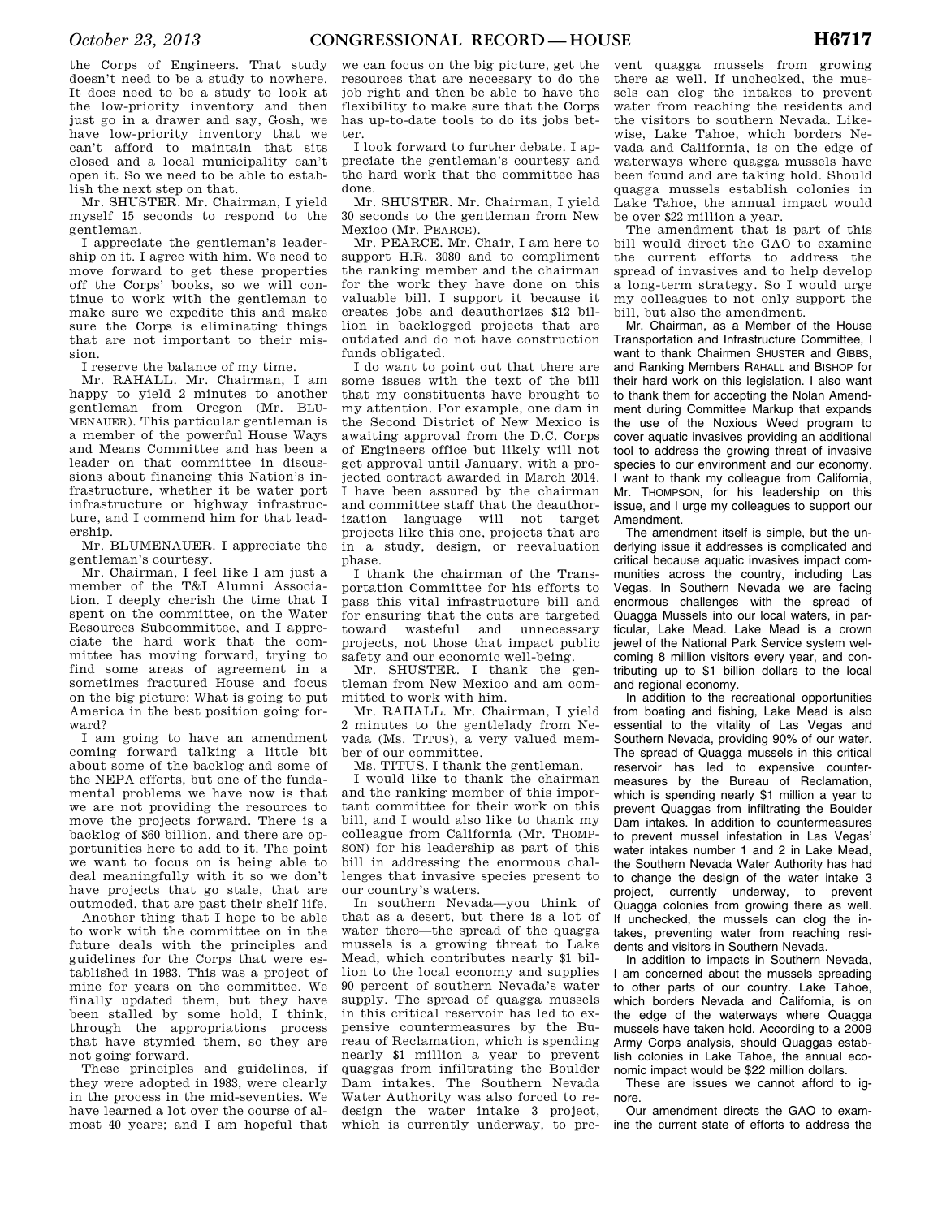the Corps of Engineers. That study doesn't need to be a study to nowhere. It does need to be a study to look at the low-priority inventory and then just go in a drawer and say, Gosh, we have low-priority inventory that we can't afford to maintain that sits closed and a local municipality can't open it. So we need to be able to establish the next step on that.

Mr. SHUSTER. Mr. Chairman, I yield myself 15 seconds to respond to the gentleman.

I appreciate the gentleman's leadership on it. I agree with him. We need to move forward to get these properties off the Corps' books, so we will continue to work with the gentleman to make sure we expedite this and make sure the Corps is eliminating things that are not important to their mission.

I reserve the balance of my time.

Mr. RAHALL. Mr. Chairman, I am happy to yield 2 minutes to another gentleman from Oregon (Mr. BLUMENAUER). This particular gentleman is a member of the powerful House Ways and Means Committee and has been a leader on that committee in discussions about financing this Nation's infrastructure, whether it be water port infrastructure or highway infrastructure, and I commend him for that leadership.

Mr. BLUMENAUER. I appreciate the gentleman's courtesy.

Mr. Chairman, I feel like I am just a member of the T&I Alumni Association. I deeply cherish the time that I spent on the committee, on the Water Resources Subcommittee, and I appreciate the hard work that the committee has moving forward, trying to find some areas of agreement in a sometimes fractured House and focus on the big picture: What is going to put America in the best position going forward?

I am going to have an amendment coming forward talking a little bit about some of the backlog and some of the NEPA efforts, but one of the fundamental problems we have now is that we are not providing the resources to move the projects forward. There is a backlog of $60 billion, and there are opportunities here to add to it. The point we want to focus on is being able to deal meaningfully with it so we don't have projects that go stale, that are outmoded, that are past their shelf life.

Another thing that I hope to be able to work with the committee on in the future deals with the principles and guidelines for the Corps that were established in 1983. This was a project of mine for years on the committee. We finally updated them, but they have been stalled by some hold, I think, through the appropriations process that have stymied them, so they are not going forward.

These principles and guidelines, if they were adopted in 1983, were clearly in the process in the mid-seventies. We have learned a lot over the course of almost 40 years; and I am hopeful that we can focus on the big picture, get the resources that are necessary to do the job right and then be able to have the flexibility to make sure that the Corps has up-to-date tools to do its jobs better.

I look forward to further debate. I appreciate the gentleman's courtesy and the hard work that the committee has done.

Mr. SHUSTER. Mr. Chairman, I yield 30 seconds to the gentleman from New Mexico (Mr. PEARCE).

Mr. PEARCE. Mr. Chair, I am here to support H.R. 3080 and to compliment the ranking member and the chairman for the work they have done on this valuable bill. I support it because it creates jobs and deauthorizes $12 billion in backlogged projects that are outdated and do not have construction funds obligated.

I do want to point out that there are some issues with the text of the bill that my constituents have brought to my attention. For example, one dam in the Second District of New Mexico is awaiting approval from the D.C. Corps of Engineers office but likely will not get approval until January, with a projected contract awarded in March 2014. I have been assured by the chairman and committee staff that the deauthorization language will not target projects like this one, projects that are in a study, design, or reevaluation phase.

I thank the chairman of the Transportation Committee for his efforts to pass this vital infrastructure bill and for ensuring that the cuts are targeted toward wasteful and unnecessary projects, not those that impact public safety and our economic well-being.

Mr. SHUSTER. I thank the gentleman from New Mexico and am committed to work with him.

Mr. RAHALL. Mr. Chairman, I yield 2 minutes to the gentlelady from Nevada (Ms. TITUS), a very valued member of our committee.

Ms. TITUS. I thank the gentleman.

I would like to thank the chairman and the ranking member of this important committee for their work on this bill, and I would also like to thank my colleague from California (Mr. THOMPSON) for his leadership as part of this bill in addressing the enormous challenges that invasive species present to our country's waters.

In southern Nevada—you think of that as a desert, but there is a lot of water there—the spread of the quagga mussels is a growing threat to Lake Mead, which contributes nearly $1 billion to the local economy and supplies 90 percent of southern Nevada's water supply. The spread of quagga mussels in this critical reservoir has led to expensive countermeasures by the Bureau of Reclamation, which is spending nearly $1 million a year to prevent quaggas from infiltrating the Boulder Dam intakes. The Southern Nevada Water Authority was also forced to redesign the water intake 3 project, which is currently underway, to prevent quagga mussels from growing there as well. If unchecked, the mussels can clog the intakes to prevent water from reaching the residents and the visitors to southern Nevada. Likewise, Lake Tahoe, which borders Nevada and California, is on the edge of waterways where quagga mussels have been found and are taking hold. Should quagga mussels establish colonies in Lake Tahoe, the annual impact would be over $22 million a year.

The amendment that is part of this bill would direct the GAO to examine the current efforts to address the spread of invasives and to help develop a long-term strategy. So I would urge my colleagues to not only support the bill, but also the amendment.

Mr. Chairman, as a Member of the House Transportation and Infrastructure Committee, I want to thank Chairmen SHUSTER and GIBBS, and Ranking Members RAHALL and BISHOP for their hard work on this legislation. I also want to thank them for accepting the Nolan Amendment during Committee Markup that expands the use of the Noxious Weed program to cover aquatic invasives providing an additional tool to address the growing threat of invasive species to our environment and our economy. I want to thank my colleague from California, Mr. THOMPSON, for his leadership on this issue, and I urge my colleagues to support our Amendment.

The amendment itself is simple, but the underlying issue it addresses is complicated and critical because aquatic invasives impact communities across the country, including Las Vegas. In Southern Nevada we are facing enormous challenges with the spread of Quagga Mussels into our local waters, in particular, Lake Mead. Lake Mead is a crown jewel of the National Park Service system welcoming 8 million visitors every year, and contributing up to $1 billion dollars to the local and regional economy.

In addition to the recreational opportunities from boating and fishing, Lake Mead is also essential to the vitality of Las Vegas and Southern Nevada, providing 90% of our water. The spread of Quagga mussels in this critical reservoir has led to expensive countermeasures by the Bureau of Reclamation, which is spending nearly $1 million a year to prevent Quaggas from infiltrating the Boulder Dam intakes. In addition to countermeasures to prevent mussel infestation in Las Vegas' water intakes number 1 and 2 in Lake Mead, the Southern Nevada Water Authority has had to change the design of the water intake 3 project, currently underway, to prevent Quagga colonies from growing there as well. If unchecked, the mussels can clog the intakes, preventing water from reaching residents and visitors in Southern Nevada.

In addition to impacts in Southern Nevada, I am concerned about the mussels spreading to other parts of our country. Lake Tahoe, which borders Nevada and California, is on the edge of the waterways where Quagga mussels have taken hold. According to a 2009 Army Corps analysis, should Quaggas establish colonies in Lake Tahoe, the annual economic impact would be $22 million dollars.

These are issues we cannot afford to ignore.

Our amendment directs the GAO to examine the current state of efforts to address the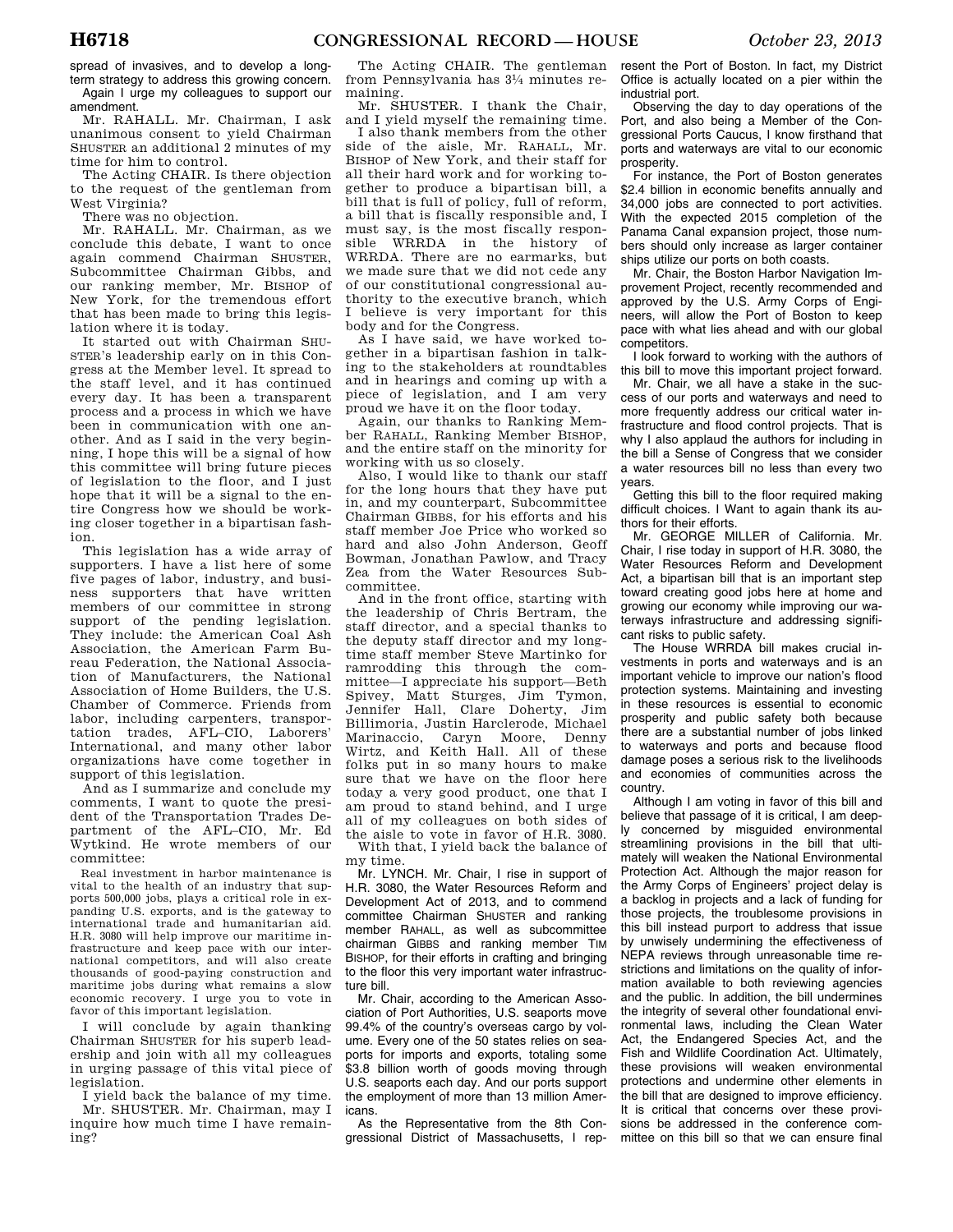spread of invasives, and to develop a long-term strategy to address this growing concern.

Again I urge my colleagues to support our amendment.

Mr. RAHALL. Mr. Chairman, I ask unanimous consent to yield Chairman SHUSTER an additional 2 minutes of my time for him to control.

The Acting CHAIR. Is there objection to the request of the gentleman from West Virginia?

There was no objection.

Mr. RAHALL. Mr. Chairman, as we conclude this debate, I want to once again commend Chairman SHUSTER, Subcommittee Chairman Gibbs, and our ranking member, Mr. BISHOP of New York, for the tremendous effort that has been made to bring this legislation where it is today.

It started out with Chairman SHUSTER's leadership early on in this Congress at the Member level. It spread to the staff level, and it has continued every day. It has been a transparent process and a process in which we have been in communication with one another. And as I said in the very beginning, I hope this will be a signal of how this committee will bring future pieces of legislation to the floor, and I just hope that it will be a signal to the entire Congress how we should be working closer together in a bipartisan fashion.

This legislation has a wide array of supporters. I have a list here of some five pages of labor, industry, and business supporters that have written members of our committee in strong support of the pending legislation. They include: the American Coal Ash Association, the American Farm Bureau Federation, the National Association of Manufacturers, the National Association of Home Builders, the U.S. Chamber of Commerce. Friends from labor, including carpenters, transportation trades, AFL–CIO, Laborers' International, and many other labor organizations have come together in support of this legislation.

And as I summarize and conclude my comments, I want to quote the president of the Transportation Trades Department of the AFL–CIO, Mr. Ed Wytkind. He wrote members of our committee:

> Real investment in harbor maintenance is vital to the health of an industry that supports 500,000 jobs, plays a critical role in expanding U.S. exports, and is the gateway to international trade and humanitarian aid. H.R. 3080 will help improve our maritime infrastructure and keep pace with our international competitors, and will also create thousands of good-paying construction and maritime jobs during what remains a slow economic recovery. I urge you to vote in favor of this important legislation.

I will conclude by again thanking Chairman SHUSTER for his superb leadership and join with all my colleagues in urging passage of this vital piece of legislation.

I yield back the balance of my time.

Mr. SHUSTER. Mr. Chairman, may I inquire how much time I have remaining?

The Acting CHAIR. The gentleman from Pennsylvania has 3¼ minutes remaining.

Mr. SHUSTER. I thank the Chair, and I yield myself the remaining time.

I also thank members from the other side of the aisle, Mr. RAHALL, Mr. BISHOP of New York, and their staff for all their hard work and for working together to produce a bipartisan bill, a bill that is full of policy, full of reform, a bill that is fiscally responsible and, I must say, is the most fiscally responsible WRRDA in the history of WRRDA. There are no earmarks, but we made sure that we did not cede any of our constitutional congressional authority to the executive branch, which I believe is very important for this body and for the Congress.

As I have said, we have worked together in a bipartisan fashion in talking to the stakeholders at roundtables and in hearings and coming up with a piece of legislation, and I am very proud we have it on the floor today.

Again, our thanks to Ranking Member RAHALL, Ranking Member BISHOP, and the entire staff on the minority for working with us so closely.

Also, I would like to thank our staff for the long hours that they have put in, and my counterpart, Subcommittee Chairman GIBBS, for his efforts and his staff member Joe Price who worked so hard and also John Anderson, Geoff Bowman, Jonathan Pawlow, and Tracy Zea from the Water Resources Subcommittee.

And in the front office, starting with the leadership of Chris Bertram, the staff director, and a special thanks to the deputy staff director and my long-time staff member Steve Martinko for ramrodding this through the committee—I appreciate his support—Beth Spivey, Matt Sturges, Jim Tymon, Jennifer Hall, Clare Doherty, Jim Billimoria, Justin Harclerode, Michael Marinaccio, Caryn Moore, Denny Wirtz, and Keith Hall. All of these folks put in so many hours to make sure that we have on the floor here today a very good product, one that I am proud to stand behind, and I urge all of my colleagues on both sides of the aisle to vote in favor of H.R. 3080.

With that, I yield back the balance of my time.

Mr. LYNCH. Mr. Chair, I rise in support of H.R. 3080, the Water Resources Reform and Development Act of 2013, and to commend committee Chairman SHUSTER and ranking member RAHALL, as well as subcommittee chairman GIBBS and ranking member TIM BISHOP, for their efforts in crafting and bringing to the floor this very important water infrastructure bill.

Mr. Chair, according to the American Association of Port Authorities, U.S. seaports move 99.4% of the country's overseas cargo by volume. Every one of the 50 states relies on seaports for imports and exports, totaling some $3.8 billion worth of goods moving through U.S. seaports each day. And our ports support the employment of more than 13 million Americans.

As the Representative from the 8th Congressional District of Massachusetts, I represent the Port of Boston. In fact, my District Office is actually located on a pier within the industrial port.

Observing the day to day operations of the Port, and also being a Member of the Congressional Ports Caucus, I know firsthand that ports and waterways are vital to our economic prosperity.

For instance, the Port of Boston generates $2.4 billion in economic benefits annually and 34,000 jobs are connected to port activities. With the expected 2015 completion of the Panama Canal expansion project, those numbers should only increase as larger container ships utilize our ports on both coasts.

Mr. Chair, the Boston Harbor Navigation Improvement Project, recently recommended and approved by the U.S. Army Corps of Engineers, will allow the Port of Boston to keep pace with what lies ahead and with our global competitors.

I look forward to working with the authors of this bill to move this important project forward.

Mr. Chair, we all have a stake in the success of our ports and waterways and need to more frequently address our critical water infrastructure and flood control projects. That is why I also applaud the authors for including in the bill a Sense of Congress that we consider a water resources bill no less than every two years.

Getting this bill to the floor required making difficult choices. I want to again thank its authors for their efforts.

Mr. GEORGE MILLER of California. Mr. Chair, I rise today in support of H.R. 3080, the Water Resources Reform and Development Act, a bipartisan bill that is an important step toward creating good jobs here at home and growing our economy while improving our waterways infrastructure and addressing significant risks to public safety.

The House WRRDA bill makes crucial investments in ports and waterways and is an important vehicle to improve our nation's flood protection systems. Maintaining and investing in these resources is essential to economic prosperity and public safety both because there are a substantial number of jobs linked to waterways and ports and because flood damage poses a serious risk to the livelihoods and economies of communities across the country.

Although I am voting in favor of this bill and believe that passage of it is critical, I am deeply concerned by misguided environmental streamlining provisions in the bill that ultimately will weaken the National Environmental Protection Act. Although the major reason for the Army Corps of Engineers' project delay is a backlog in projects and a lack of funding for those projects, the troublesome provisions in this bill instead purport to address that issue by unwisely undermining the effectiveness of NEPA reviews through unreasonable time restrictions and limitations on the quality of information available to both reviewing agencies and the public. In addition, the bill undermines the integrity of several other foundational environmental laws, including the Clean Water Act, the Endangered Species Act, and the Fish and Wildlife Coordination Act. Ultimately, these provisions will weaken environmental protections and undermine other elements in the bill that are designed to improve efficiency. It is critical that concerns over these provisions be addressed in the conference committee on this bill so that we can ensure final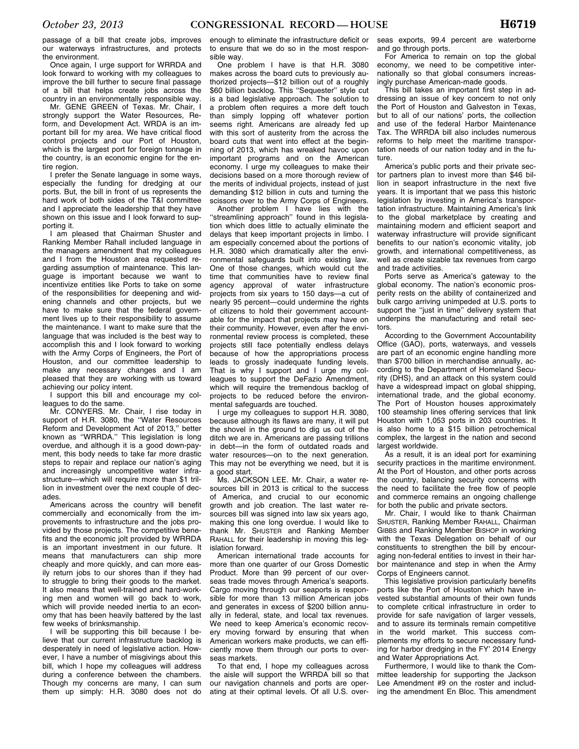passage of a bill that create jobs, improves our waterways infrastructures, and protects the environment.

Once again, I urge support for WRRDA and look forward to working with my colleagues to improve the bill further to secure final passage of a bill that helps create jobs across the country in an environmentally responsible way.

Mr. GENE GREEN of Texas. Mr. Chair, I strongly support the Water Resources, Reform, and Development Act. WRDA is an important bill for my area. We have critical flood control projects and our Port of Houston, which is the largest port for foreign tonnage in the country, is an economic engine for the entire region.

I prefer the Senate language in some ways, especially the funding for dredging at our ports. But, the bill in front of us represents the hard work of both sides of the T&I committee and I appreciate the leadership that they have shown on this issue and I look forward to supporting it.

I am pleased that Chairman Shuster and Ranking Member Rahall included language in the managers amendment that my colleagues and I from the Houston area requested regarding assumption of maintenance. This language is important because we want to incentivize entities like Ports to take on some of the responsibilities for deepening and widening channels and other projects, but we have to make sure that the federal government lives up to their responsibility to assume the maintenance. I want to make sure that the language that was included is the best way to accomplish this and I look forward to working with the Army Corps of Engineers, the Port of Houston, and our committee leadership to make any necessary changes and I am pleased that they are working with us toward achieving our policy intent.

I support this bill and encourage my colleagues to do the same.

Mr. CONYERS. Mr. Chair, I rise today in support of H.R. 3080, the "Water Resources Reform and Development Act of 2013," better known as "WRRDA." This legislation is long overdue, and although it is a good down-payment, this body needs to take far more drastic steps to repair and replace our nation's aging and increasingly uncompetitive water infrastructure—which will require more than $1 trillion in investment over the next couple of decades.

Americans across the country will benefit commercially and economically from the improvements to infrastructure and the jobs provided by those projects. The competitive benefits and the economic jolt provided by WRRDA is an important investment in our future. It means that manufacturers can ship more cheaply and more quickly, and can more easily return jobs to our shores than if they had to struggle to bring their goods to the market. It also means that well-trained and hard-working men and women will go back to work, which will provide needed inertia to an economy that has been heavily battered by the last few weeks of brinksmanship.

I will be supporting this bill because I believe that our current infrastructure backlog is desperately in need of legislative action. However, I have a number of misgivings about this bill, which I hope my colleagues will address during a conference between the chambers. Though my concerns are many, I can sum them up simply: H.R. 3080 does not do enough to eliminate the infrastructure deficit or to ensure that we do so in the most responsible way.

One problem I have is that H.R. 3080 makes across the board cuts to previously authorized projects—$12 billion out of a roughly $60 billion backlog. This "Sequester" style cut is a bad legislative approach. The solution to a problem often requires a more deft touch than simply lopping off whatever portion seems right. Americans are already fed up with this sort of austerity from the across the board cuts that went into effect at the beginning of 2013, which has wreaked havoc upon important programs and on the American economy. I urge my colleagues to make their decisions based on a more thorough review of the merits of individual projects, instead of just demanding $12 billion in cuts and turning the scissors over to the Army Corps of Engineers.

Another problem I have lies with the "streamlining approach" found in this legislation which does little to actually eliminate the delays that keep important projects in limbo. I am especially concerned about the portions of H.R. 3080 which dramatically alter the environmental safeguards built into existing law. One of those changes, which would cut the time that communities have to review final agency approval of water infrastructure projects from six years to 150 days—a cut of nearly 95 percent—could undermine the rights of citizens to hold their government accountable for the impact that projects may have on their community. However, even after the environmental review process is completed, these projects still face potentially endless delays because of how the appropriations process leads to grossly inadequate funding levels. That is why I support and I urge my colleagues to support the DeFazio Amendment, which will require the tremendous backlog of projects to be reduced before the environmental safeguards are touched.

I urge my colleagues to support H.R. 3080, because although its flaws are many, it will put the shovel in the ground to dig us out of the ditch we are in. Americans are passing trillions in debt—in the form of outdated roads and water resources—on to the next generation. This may not be everything we need, but it is a good start.

Ms. JACKSON LEE. Mr. Chair, a water resources bill in 2013 is critical to the success of America, and crucial to our economic growth and job creation. The last water resources bill was signed into law six years ago, making this one long overdue. I would like to thank Mr. SHUSTER and Ranking Member RAHALL for their leadership in moving this legislation forward.

American international trade accounts for more than one quarter of our Gross Domestic Product. More than 99 percent of our overseas trade moves through America's seaports. Cargo moving through our seaports is responsible for more than 13 million American jobs and generates in excess of $200 billion annually in federal, state, and local tax revenues. We need to keep America's economic recovery moving forward by ensuring that when American workers make products, we can efficiently move them through our ports to overseas markets.

To that end, I hope my colleagues across the aisle will support the WRRDA bill so that our navigation channels and ports are operating at their optimal levels. Of all U.S. overseas exports, 99.4 percent are waterborne and go through ports.

For America to remain on top the global economy, we need to be competitive internationally so that global consumers increasingly purchase American-made goods.

This bill takes an important first step in addressing an issue of key concern to not only the Port of Houston and Galveston in Texas, but to all of our nations' ports, the collection and use of the federal Harbor Maintenance Tax. The WRRDA bill also includes numerous reforms to help meet the maritime transportation needs of our nation today and in the future.

America's public ports and their private sector partners plan to invest more than $46 billion in seaport infrastructure in the next five years. It is important that we pass this historic legislation by investing in America's transportation infrastructure. Maintaining America's link to the global marketplace by creating and maintaining modern and efficient seaport and waterway infrastructure will provide significant benefits to our nation's economic vitality, job growth, and international competitiveness, as well as create sizable tax revenues from cargo and trade activities.

Ports serve as America's gateway to the global economy. The nation's economic prosperity rests on the ability of containerized and bulk cargo arriving unimpeded at U.S. ports to support the "just in time" delivery system that underpins the manufacturing and retail sectors.

According to the Government Accountability Office (GAO), ports, waterways, and vessels are part of an economic engine handling more than $700 billion in merchandise annually, according to the Department of Homeland Security (DHS), and an attack on this system could have a widespread impact on global shipping, international trade, and the global economy. The Port of Houston houses approximately 100 steamship lines offering services that link Houston with 1,053 ports in 203 countries. It is also home to a $15 billion petrochemical complex, the largest in the nation and second largest worldwide.

As a result, it is an ideal port for examining security practices in the maritime environment. At the Port of Houston, and other ports across the country, balancing security concerns with the need to facilitate the free flow of people and commerce remains an ongoing challenge for both the public and private sectors.

Mr. Chair, I would like to thank Chairman SHUSTER, Ranking Member RAHALL, Chairman GIBBS and Ranking Member BISHOP in working with the Texas Delegation on behalf of our constituents to strengthen the bill by encouraging non-federal entities to invest in their harbor maintenance and step in when the Army Corps of Engineers cannot.

This legislative provision particularly benefits ports like the Port of Houston which have invested substantial amounts of their own funds to complete critical infrastructure in order to provide for safe navigation of larger vessels, and to assure its terminals remain competitive in the world market. This success complements my efforts to secure necessary funding for harbor dredging in the FY' 2014 Energy and Water Appropriations Act.

Furthermore, I would like to thank the Committee leadership for supporting the Jackson Lee Amendment #9 on the roster and including the amendment En Bloc. This amendment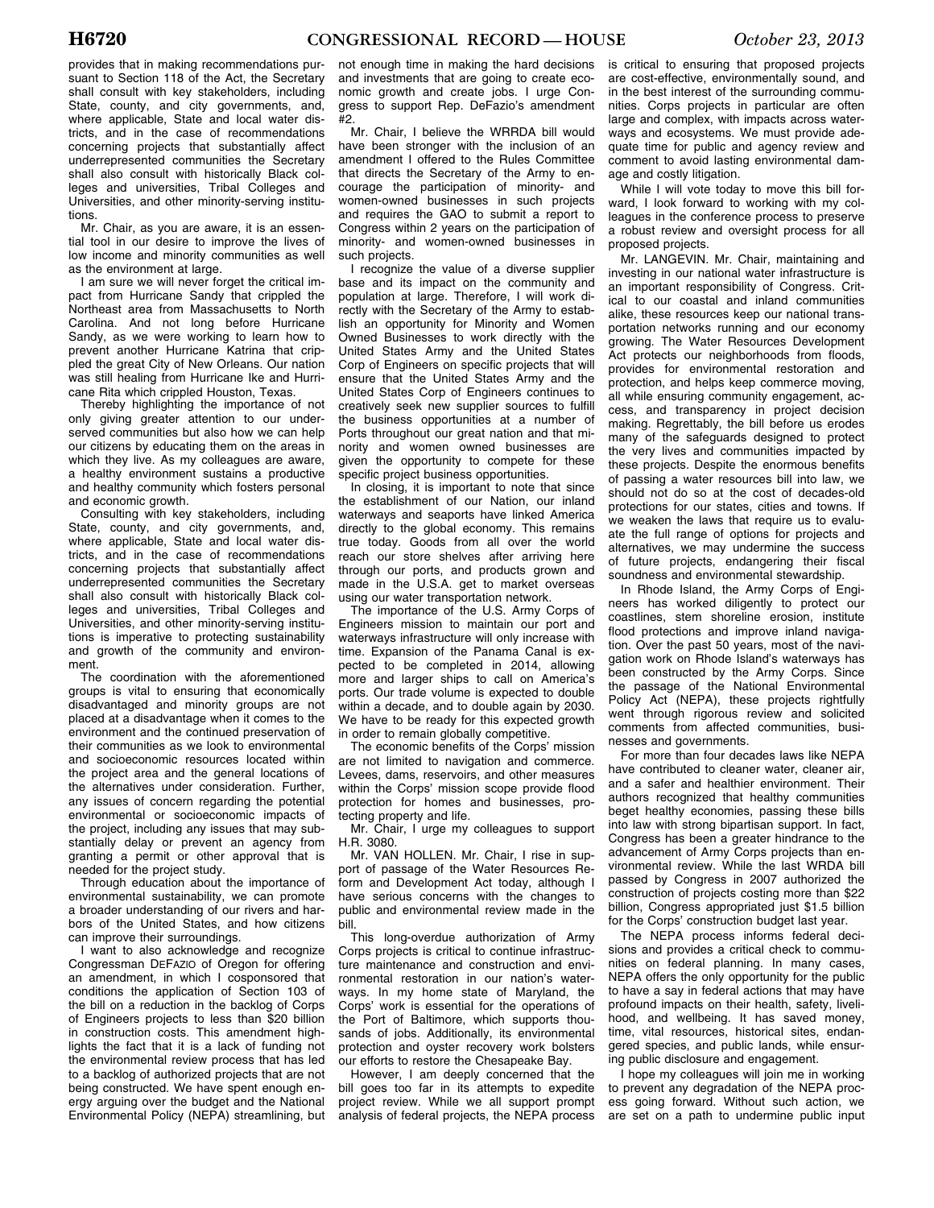provides that in making recommendations pursuant to Section 118 of the Act, the Secretary shall consult with key stakeholders, including State, county, and city governments, and, where applicable, State and local water districts, and in the case of recommendations concerning projects that substantially affect underrepresented communities the Secretary shall also consult with historically Black colleges and universities, Tribal Colleges and Universities, and other minority-serving institutions.

Mr. Chair, as you are aware, it is an essential tool in our desire to improve the lives of low income and minority communities as well as the environment at large.

I am sure we will never forget the critical impact from Hurricane Sandy that crippled the Northeast area from Massachusetts to North Carolina. And not long before Hurricane Sandy, as we were working to learn how to prevent another Hurricane Katrina that crippled the great City of New Orleans. Our nation was still healing from Hurricane Ike and Hurricane Rita which crippled Houston, Texas.

Thereby highlighting the importance of not only giving greater attention to our underserved communities but also how we can help our citizens by educating them on the areas in which they live. As my colleagues are aware, a healthy environment sustains a productive and healthy community which fosters personal and economic growth.

Consulting with key stakeholders, including State, county, and city governments, and, where applicable, State and local water districts, and in the case of recommendations concerning projects that substantially affect underrepresented communities the Secretary shall also consult with historically Black colleges and universities, Tribal Colleges and Universities, and other minority-serving institutions is imperative to protecting sustainability and growth of the community and environment.

The coordination with the aforementioned groups is vital to ensuring that economically disadvantaged and minority groups are not placed at a disadvantage when it comes to the environment and the continued preservation of their communities as we look to environmental and socioeconomic resources located within the project area and the general locations of the alternatives under consideration. Further, any issues of concern regarding the potential environmental or socioeconomic impacts of the project, including any issues that may substantially delay or prevent an agency from granting a permit or other approval that is needed for the project study.

Through education about the importance of environmental sustainability, we can promote a broader understanding of our rivers and harbors of the United States, and how citizens can improve their surroundings.

I want to also acknowledge and recognize Congressman DEFAZIO of Oregon for offering an amendment, in which I cosponsored that conditions the application of Section 103 of the bill on a reduction in the backlog of Corps of Engineers projects to less than $20 billion in construction costs. This amendment highlights the fact that it is a lack of funding not the environmental review process that has led to a backlog of authorized projects that are not being constructed. We have spent enough energy arguing over the budget and the National Environmental Policy (NEPA) streamlining, but not enough time in making the hard decisions and investments that are going to create economic growth and create jobs. I urge Congress to support Rep. DeFazio's amendment #2.

Mr. Chair, I believe the WRRDA bill would have been stronger with the inclusion of an amendment I offered to the Rules Committee that directs the Secretary of the Army to encourage the participation of minority- and women-owned businesses in such projects and requires the GAO to submit a report to Congress within 2 years on the participation of minority- and women-owned businesses in such projects.

I recognize the value of a diverse supplier base and its impact on the community and population at large. Therefore, I will work directly with the Secretary of the Army to establish an opportunity for Minority and Women Owned Businesses to work directly with the United States Army and the United States Corp of Engineers on specific projects that will ensure that the United States Army and the United States Corp of Engineers continues to creatively seek new supplier sources to fulfill the business opportunities at a number of Ports throughout our great nation and that minority and women owned businesses are given the opportunity to compete for these specific project business opportunities.

In closing, it is important to note that since the establishment of our Nation, our inland waterways and seaports have linked America directly to the global economy. This remains true today. Goods from all over the world reach our store shelves after arriving here through our ports, and products grown and made in the U.S.A. get to market overseas using our water transportation network.

The importance of the U.S. Army Corps of Engineers mission to maintain our port and waterways infrastructure will only increase with time. Expansion of the Panama Canal is expected to be completed in 2014, allowing more and larger ships to call on America's ports. Our trade volume is expected to double within a decade, and to double again by 2030. We have to be ready for this expected growth in order to remain globally competitive.

The economic benefits of the Corps' mission are not limited to navigation and commerce. Levees, dams, reservoirs, and other measures within the Corps' mission scope provide flood protection for homes and businesses, protecting property and life.

Mr. Chair, I urge my colleagues to support H.R. 3080.

Mr. VAN HOLLEN. Mr. Chair, I rise in support of passage of the Water Resources Reform and Development Act today, although I have serious concerns with the changes to public and environmental review made in the bill.

This long-overdue authorization of Army Corps projects is critical to continue infrastructure maintenance and construction and environmental restoration in our nation's waterways. In my home state of Maryland, the Corps' work is essential for the operations of the Port of Baltimore, which supports thousands of jobs. Additionally, its environmental protection and oyster recovery work bolsters our efforts to restore the Chesapeake Bay.

However, I am deeply concerned that the bill goes too far in its attempts to expedite project review. While we all support prompt analysis of federal projects, the NEPA process is critical to ensuring that proposed projects are cost-effective, environmentally sound, and in the best interest of the surrounding communities. Corps projects in particular are often large and complex, with impacts across waterways and ecosystems. We must provide adequate time for public and agency review and comment to avoid lasting environmental damage and costly litigation.

While I will vote today to move this bill forward, I look forward to working with my colleagues in the conference process to preserve a robust review and oversight process for all proposed projects.

Mr. LANGEVIN. Mr. Chair, maintaining and investing in our national water infrastructure is an important responsibility of Congress. Critical to our coastal and inland communities alike, these resources keep our national transportation networks running and our economy growing. The Water Resources Development Act protects our neighborhoods from floods, provides for environmental restoration and protection, and helps keep commerce moving, all while ensuring community engagement, access, and transparency in project decision making. Regrettably, the bill before us erodes many of the safeguards designed to protect the very lives and communities impacted by these projects. Despite the enormous benefits of passing a water resources bill into law, we should not do so at the cost of decades-old protections for our states, cities and towns. If we weaken the laws that require us to evaluate the full range of options for projects and alternatives, we may undermine the success of future projects, endangering their fiscal soundness and environmental stewardship.

In Rhode Island, the Army Corps of Engineers has worked diligently to protect our coastlines, stem shoreline erosion, institute flood protections and improve inland navigation. Over the past 50 years, most of the navigation work on Rhode Island's waterways has been constructed by the Army Corps. Since the passage of the National Environmental Policy Act (NEPA), these projects rightfully went through rigorous review and solicited comments from affected communities, businesses and governments.

For more than four decades laws like NEPA have contributed to cleaner water, cleaner air, and a safer and healthier environment. Their authors recognized that healthy communities beget healthy economies, passing these bills into law with strong bipartisan support. In fact, Congress has been a greater hindrance to the advancement of Army Corps projects than environmental review. While the last WRDA bill passed by Congress in 2007 authorized the construction of projects costing more than $22 billion, Congress appropriated just $1.5 billion for the Corps' construction budget last year.

The NEPA process informs federal decisions and provides a critical check to communities on federal planning. In many cases, NEPA offers the only opportunity for the public to have a say in federal actions that may have profound impacts on their health, safety, livelihood, and wellbeing. It has saved money, time, vital resources, historical sites, endangered species, and public lands, while ensuring public disclosure and engagement.

I hope my colleagues will join me in working to prevent any degradation of the NEPA process going forward. Without such action, we are set on a path to undermine public input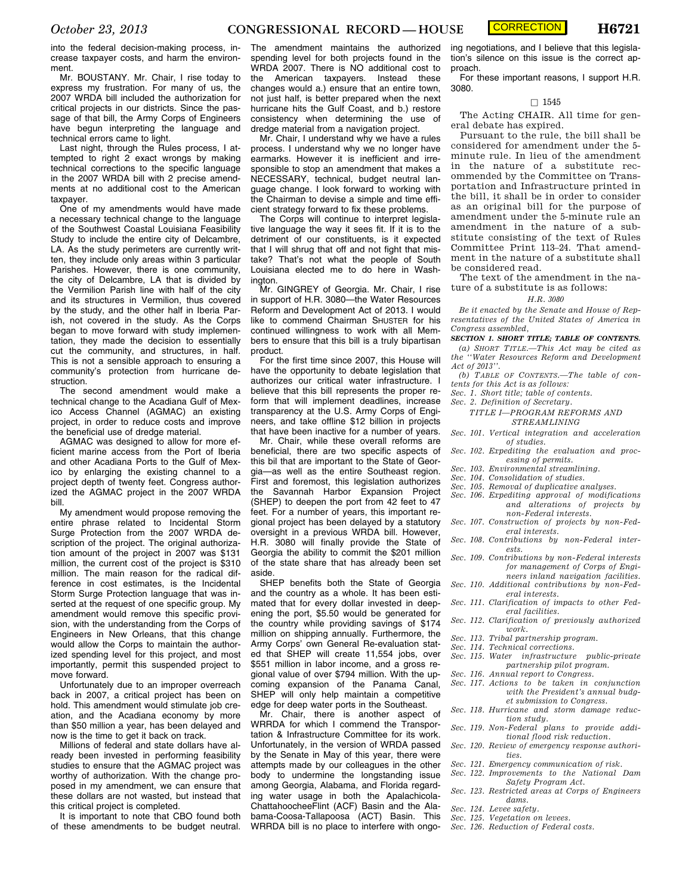into the federal decision-making process, increase taxpayer costs, and harm the environment.

Mr. BOUSTANY. Mr. Chair, I rise today to express my frustration. For many of us, the 2007 WRDA bill included the authorization for critical projects in our districts. Since the passage of that bill, the Army Corps of Engineers have begun interpreting the language and technical errors came to light.

Last night, through the Rules process, I attempted to right 2 exact wrongs by making technical corrections to the specific language in the 2007 WRDA bill with 2 precise amendments at no additional cost to the American taxpayer.

One of my amendments would have made a necessary technical change to the language of the Southwest Coastal Louisiana Feasibility Study to include the entire city of Delcambre, LA. As the study perimeters are currently written, they include only areas within 3 particular Parishes. However, there is one community, the city of Delcambre, LA that is divided by the Vermilion Parish line with half of the city and its structures in Vermilion, thus covered by the study, and the other half in Iberia Parish, not covered in the study. As the Corps began to move forward with study implementation, they made the decision to essentially cut the community, and structures, in half. This is not a sensible approach to ensuring a community's protection from hurricane destruction.

The second amendment would make a technical change to the Acadiana Gulf of Mexico Access Channel (AGMAC) an existing project, in order to reduce costs and improve the beneficial use of dredge material.

AGMAC was designed to allow for more efficient marine access from the Port of Iberia and other Acadiana Ports to the Gulf of Mexico by enlarging the existing channel to a project depth of twenty feet. Congress authorized the AGMAC project in the 2007 WRDA bill.

My amendment would propose removing the entire phrase related to Incidental Storm Surge Protection from the 2007 WRDA description of the project. The original authorization amount of the project in 2007 was $131 million, the current cost of the project is $310 million. The main reason for the radical difference in cost estimates, is the Incidental Storm Surge Protection language that was inserted at the request of one specific group. My amendment would remove this specific provision, with the understanding from the Corps of Engineers in New Orleans, that this change would allow the Corps to maintain the authorized spending level for this project, and most importantly, permit this suspended project to move forward.

Unfortunately due to an improper overreach back in 2007, a critical project has been on hold. This amendment would stimulate job creation, and the Acadiana economy by more than $50 million a year, has been delayed and now is the time to get it back on track.

Millions of federal and state dollars have already been invested in performing feasibility studies to ensure that the AGMAC project was worthy of authorization. With the change proposed in my amendment, we can ensure that these dollars are not wasted, but instead that this critical project is completed.

It is important to note that CBO found both of these amendments to be budget neutral. The amendment maintains the authorized spending level for both projects found in the WRDA 2007. There is NO additional cost to the American taxpayers. Instead these changes would a.) ensure that an entire town, not just half, is better prepared when the next hurricane hits the Gulf Coast, and b.) restore consistency when determining the use of dredge material from a navigation project.

Mr. Chair, I understand why we have a rules process. I understand why we no longer have earmarks. However it is inefficient and irresponsible to stop an amendment that makes a NECESSARY, technical, budget neutral language change. I look forward to working with the Chairman to devise a simple and time efficient strategy forward to fix these problems.

The Corps will continue to interpret legislative language the way it sees fit. If it is to the detriment of our constituents, is it expected that I will shrug that off and not fight that mistake? That's not what the people of South Louisiana elected me to do here in Washington.

Mr. GINGREY of Georgia. Mr. Chair, I rise in support of H.R. 3080—the Water Resources Reform and Development Act of 2013. I would like to commend Chairman SHUSTER for his continued willingness to work with all Members to ensure that this bill is a truly bipartisan product.

For the first time since 2007, this House will have the opportunity to debate legislation that authorizes our critical water infrastructure. I believe that this bill represents the proper reform that will implement deadlines, increase transparency at the U.S. Army Corps of Engineers, and take offline $12 billion in projects that have been inactive for a number of years.

Mr. Chair, while these overall reforms are beneficial, there are two specific aspects of this bil that are important to the State of Georgia—as well as the entire Southeast region. First and foremost, this legislation authorizes the Savannah Harbor Expansion Project (SHEP) to deepen the port from 42 feet to 47 feet. For a number of years, this important regional project has been delayed by a statutory oversight in a previous WRDA bill. However, H.R. 3080 will finally provide the State of Georgia the ability to commit the $201 million of the state share that has already been set aside.

SHEP benefits both the State of Georgia and the country as a whole. It has been estimated that for every dollar invested in deepening the port, $5.50 would be generated for the country while providing savings of $174 million on shipping annually. Furthermore, the Army Corps' own General Re-evaluation stated that SHEP will create 11,554 jobs, over $551 million in labor income, and a gross regional value of over $794 million. With the upcoming expansion of the Panama Canal, SHEP will only help maintain a competitive edge for deep water ports in the Southeast.

Mr. Chair, there is another aspect of WRRDA for which I commend the Transportation & Infrastructure Committee for its work. Unfortunately, in the version of WRDA passed by the Senate in May of this year, there were attempts made by our colleagues in the other body to undermine the longstanding issue among Georgia, Alabama, and Florida regarding water usage in both the Apalachicola-ChattahoocheeFlint (ACF) Basin and the Alabama-Coosa-Tallapoosa (ACT) Basin. This WRRDA bill is no place to interfere with ongoing negotiations, and I believe that this legislation's silence on this issue is the correct approach.

For these important reasons, I support H.R. 3080.

□ 1545

The Acting CHAIR. All time for general debate has expired.

Pursuant to the rule, the bill shall be considered for amendment under the 5-minute rule. In lieu of the amendment in the nature of a substitute recommended by the Committee on Transportation and Infrastructure printed in the bill, it shall be in order to consider as an original bill for the purpose of amendment under the 5-minute rule an amendment in the nature of a substitute consisting of the text of Rules Committee Print 113–24. That amendment in the nature of a substitute shall be considered read.

The text of the amendment in the nature of a substitute is as follows:

*H.R. 3080*

*Be it enacted by the Senate and House of Representatives of the United States of America in Congress assembled,*

***SECTION 1. SHORT TITLE; TABLE OF CONTENTS.***

*(a) SHORT TITLE.—This Act may be cited as the ''Water Resources Reform and Development Act of 2013''.*

*(b) TABLE OF CONTENTS.—The table of contents for this Act is as follows:*

*Sec. 1. Short title; table of contents.*
*Sec. 2. Definition of Secretary.*

*TITLE I—PROGRAM REFORMS AND STREAMLINING*

*Sec. 101. Vertical integration and acceleration of studies.*
*Sec. 102. Expediting the evaluation and processing of permits.*
*Sec. 103. Environmental streamlining.*
*Sec. 104. Consolidation of studies.*
*Sec. 105. Removal of duplicative analyses.*
*Sec. 106. Expediting approval of modifications and alterations of projects by non-Federal interests.*
*Sec. 107. Construction of projects by non-Federal interests.*
*Sec. 108. Contributions by non-Federal interests.*
*Sec. 109. Contributions by non-Federal interests for management of Corps of Engineers inland navigation facilities.*
*Sec. 110. Additional contributions by non-Federal interests.*
*Sec. 111. Clarification of impacts to other Federal facilities.*
*Sec. 112. Clarification of previously authorized work.*
*Sec. 113. Tribal partnership program.*
*Sec. 114. Technical corrections.*
*Sec. 115. Water infrastructure public-private partnership pilot program.*
*Sec. 116. Annual report to Congress.*
*Sec. 117. Actions to be taken in conjunction with the President's annual budget submission to Congress.*
*Sec. 118. Hurricane and storm damage reduction study.*
*Sec. 119. Non-Federal plans to provide additional flood risk reduction.*
*Sec. 120. Review of emergency response authorities.*
*Sec. 121. Emergency communication of risk.*
*Sec. 122. Improvements to the National Dam Safety Program Act.*
*Sec. 123. Restricted areas at Corps of Engineers dams.*
*Sec. 124. Levee safety.*
*Sec. 125. Vegetation on levees.*
*Sec. 126. Reduction of Federal costs.*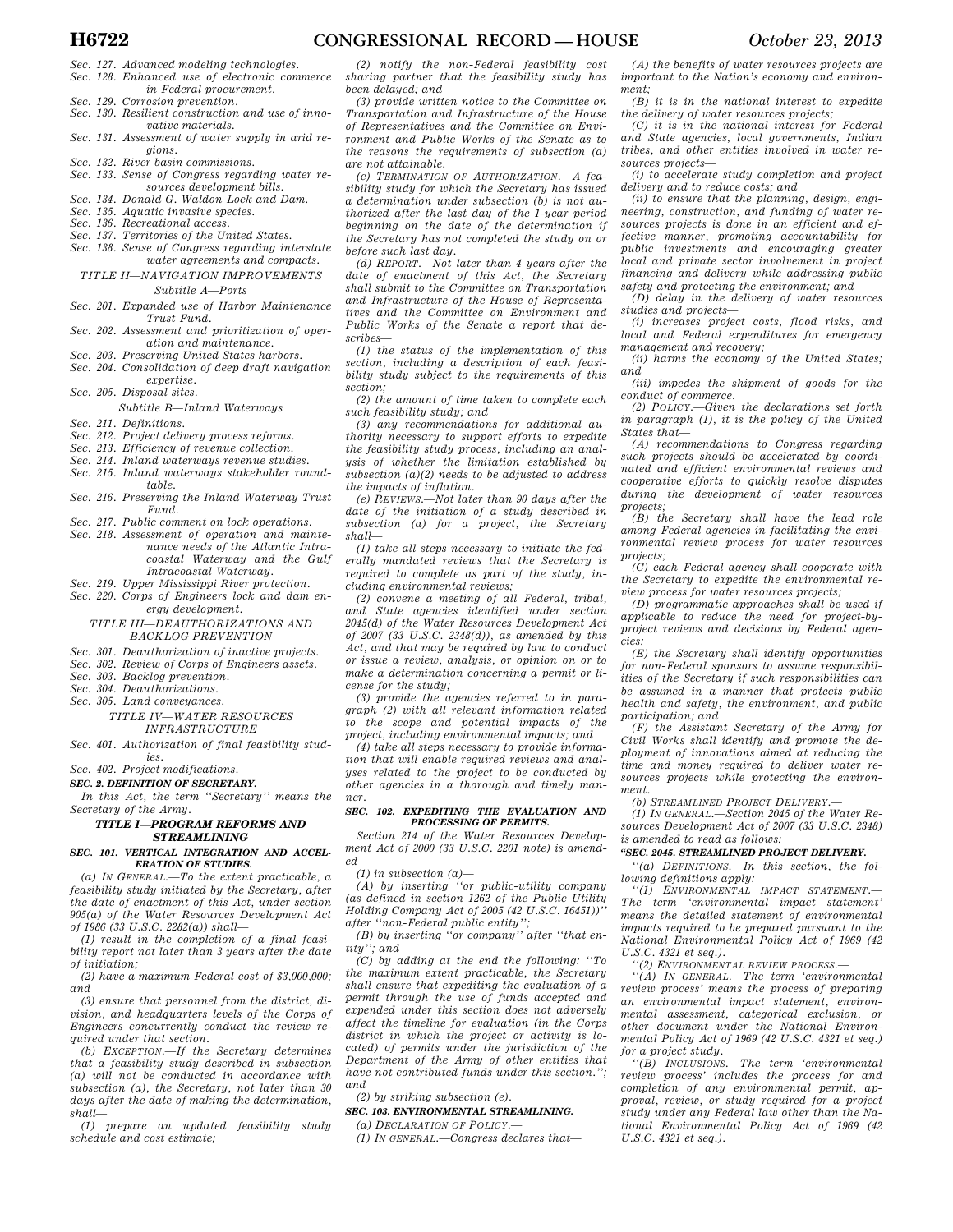Sec. 127. Advanced modeling technologies.
Sec. 128. Enhanced use of electronic commerce in Federal procurement.
Sec. 129. Corrosion prevention.
Sec. 130. Resilient construction and use of innovative materials.
Sec. 131. Assessment of water supply in arid regions.
Sec. 132. River basin commissions.
Sec. 133. Sense of Congress regarding water resources development bills.
Sec. 134. Donald G. Waldon Lock and Dam.
Sec. 135. Aquatic invasive species.
Sec. 136. Recreational access.
Sec. 137. Territories of the United States.
Sec. 138. Sense of Congress regarding interstate water agreements and compacts.

TITLE II—NAVIGATION IMPROVEMENTS

Subtitle A—Ports

Sec. 201. Expanded use of Harbor Maintenance Trust Fund.
Sec. 202. Assessment and prioritization of operation and maintenance.
Sec. 203. Preserving United States harbors.
Sec. 204. Consolidation of deep draft navigation expertise.
Sec. 205. Disposal sites.

Subtitle B—Inland Waterways

Sec. 211. Definitions.
Sec. 212. Project delivery process reforms.
Sec. 213. Efficiency of revenue collection.
Sec. 214. Inland waterways revenue studies.
Sec. 215. Inland waterways stakeholder roundtable.
Sec. 216. Preserving the Inland Waterway Trust Fund.
Sec. 217. Public comment on lock operations.
Sec. 218. Assessment of operation and maintenance needs of the Atlantic Intracoastal Waterway and the Gulf Intracoastal Waterway.
Sec. 219. Upper Mississippi River protection.
Sec. 220. Corps of Engineers lock and dam energy development.

TITLE III—DEAUTHORIZATIONS AND BACKLOG PREVENTION

Sec. 301. Deauthorization of inactive projects.
Sec. 302. Review of Corps of Engineers assets.
Sec. 303. Backlog prevention.
Sec. 304. Deauthorizations.
Sec. 305. Land conveyances.

TITLE IV—WATER RESOURCES INFRASTRUCTURE

Sec. 401. Authorization of final feasibility studies.
Sec. 402. Project modifications.

**SEC. 2. DEFINITION OF SECRETARY.**

*In this Act, the term ''Secretary'' means the Secretary of the Army.*

## TITLE I—PROGRAM REFORMS AND STREAMLINING

**SEC. 101. VERTICAL INTEGRATION AND ACCELERATION OF STUDIES.**

*(a) IN GENERAL.—To the extent practicable, a feasibility study initiated by the Secretary, after the date of enactment of this Act, under section 905(a) of the Water Resources Development Act of 1986 (33 U.S.C. 2282(a)) shall—*

*(1) result in the completion of a final feasibility report not later than 3 years after the date of initiation;*

*(2) have a maximum Federal cost of $3,000,000; and*

*(3) ensure that personnel from the district, division, and headquarters levels of the Corps of Engineers concurrently conduct the review required under that section.*

*(b) EXCEPTION.—If the Secretary determines that a feasibility study described in subsection (a) will not be conducted in accordance with subsection (a), the Secretary, not later than 30 days after the date of making the determination, shall—*

*(1) prepare an updated feasibility study schedule and cost estimate;*

*(2) notify the non-Federal feasibility cost sharing partner that the feasibility study has been delayed; and*

*(3) provide written notice to the Committee on Transportation and Infrastructure of the House of Representatives and the Committee on Environment and Public Works of the Senate as to the reasons the requirements of subsection (a) are not attainable.*

*(c) TERMINATION OF AUTHORIZATION.—A feasibility study for which the Secretary has issued a determination under subsection (b) is not authorized after the last day of the 1-year period beginning on the date of the determination if the Secretary has not completed the study on or before such last day.*

*(d) REPORT.—Not later than 4 years after the date of enactment of this Act, the Secretary shall submit to the Committee on Transportation and Infrastructure of the House of Representatives and the Committee on Environment and Public Works of the Senate a report that describes—*

*(1) the status of the implementation of this section, including a description of each feasibility study subject to the requirements of this section;*

*(2) the amount of time taken to complete each such feasibility study; and*

*(3) any recommendations for additional authority necessary to support efforts to expedite the feasibility study process, including an analysis of whether the limitation established by subsection (a)(2) needs to be adjusted to address the impacts of inflation.*

*(e) REVIEWS.—Not later than 90 days after the date of the initiation of a study described in subsection (a) for a project, the Secretary shall—*

*(1) take all steps necessary to initiate the federally mandated reviews that the Secretary is required to complete as part of the study, including environmental reviews;*

*(2) convene a meeting of all Federal, tribal, and State agencies identified under section 2045(d) of the Water Resources Development Act of 2007 (33 U.S.C. 2348(d)), as amended by this Act, and that may be required by law to conduct or issue a review, analysis, or opinion on or to make a determination concerning a permit or license for the study;*

*(3) provide the agencies referred to in paragraph (2) with all relevant information related to the scope and potential impacts of the project, including environmental impacts; and*

*(4) take all steps necessary to provide information that will enable required reviews and analyses related to the project to be conducted by other agencies in a thorough and timely manner.*

**SEC. 102. EXPEDITING THE EVALUATION AND PROCESSING OF PERMITS.**

*Section 214 of the Water Resources Development Act of 2000 (33 U.S.C. 2201 note) is amended—*

*(1) in subsection (a)—*

*(A) by inserting ''or public-utility company (as defined in section 1262 of the Public Utility Holding Company Act of 2005 (42 U.S.C. 16451))'' after ''non-Federal public entity'';*

*(B) by inserting ''or company'' after ''that entity''; and*

*(C) by adding at the end the following: ''To the maximum extent practicable, the Secretary shall ensure that expediting the evaluation of a permit through the use of funds accepted and expended under this section does not adversely affect the timeline for evaluation (in the Corps district in which the project or activity is located) of permits under the jurisdiction of the Department of the Army of other entities that have not contributed funds under this section.''; and*

*(2) by striking subsection (e).*

**SEC. 103. ENVIRONMENTAL STREAMLINING.**

*(a) DECLARATION OF POLICY.—*

*(1) IN GENERAL.—Congress declares that—*

*(A) the benefits of water resources projects are important to the Nation's economy and environment;*

*(B) it is in the national interest to expedite the delivery of water resources projects;*

*(C) it is in the national interest for Federal and State agencies, local governments, Indian tribes, and other entities involved in water resources projects—*

*(i) to accelerate study completion and project delivery and to reduce costs; and*

*(ii) to ensure that the planning, design, engineering, construction, and funding of water resources projects is done in an efficient and effective manner, promoting accountability for public investments and encouraging greater local and private sector involvement in project financing and delivery while addressing public safety and protecting the environment; and*

*(D) delay in the delivery of water resources studies and projects—*

*(i) increases project costs, flood risks, and local and Federal expenditures for emergency management and recovery;*

*(ii) harms the economy of the United States; and*

*(iii) impedes the shipment of goods for the conduct of commerce.*

*(2) POLICY.—Given the declarations set forth in paragraph (1), it is the policy of the United States that—*

*(A) recommendations to Congress regarding such projects should be accelerated by coordinated and efficient environmental reviews and cooperative efforts to quickly resolve disputes during the development of water resources projects;*

*(B) the Secretary shall have the lead role among Federal agencies in facilitating the environmental review process for water resources projects;*

*(C) each Federal agency shall cooperate with the Secretary to expedite the environmental review process for water resources projects;*

*(D) programmatic approaches shall be used if applicable to reduce the need for project-by-project reviews and decisions by Federal agencies;*

*(E) the Secretary shall identify opportunities for non-Federal sponsors to assume responsibilities of the Secretary if such responsibilities can be assumed in a manner that protects public health and safety, the environment, and public participation; and*

*(F) the Assistant Secretary of the Army for Civil Works shall identify and promote the deployment of innovations aimed at reducing the time and money required to deliver water resources projects while protecting the environment.*

*(b) STREAMLINED PROJECT DELIVERY.—*

*(1) IN GENERAL.—Section 2045 of the Water Resources Development Act of 2007 (33 U.S.C. 2348) is amended to read as follows:*

**''SEC. 2045. STREAMLINED PROJECT DELIVERY.**

*''(a) DEFINITIONS.—In this section, the following definitions apply:*

*''(1) ENVIRONMENTAL IMPACT STATEMENT.—The term 'environmental impact statement' means the detailed statement of environmental impacts required to be prepared pursuant to the National Environmental Policy Act of 1969 (42 U.S.C. 4321 et seq.).*

*''(2) ENVIRONMENTAL REVIEW PROCESS.—*

*''(A) IN GENERAL.—The term 'environmental review process' means the process of preparing an environmental impact statement, environmental assessment, categorical exclusion, or other document under the National Environmental Policy Act of 1969 (42 U.S.C. 4321 et seq.) for a project study.*

*''(B) INCLUSIONS.—The term 'environmental review process' includes the process for and completion of any environmental permit, approval, review, or study required for a project study under any Federal law other than the National Environmental Policy Act of 1969 (42 U.S.C. 4321 et seq.).*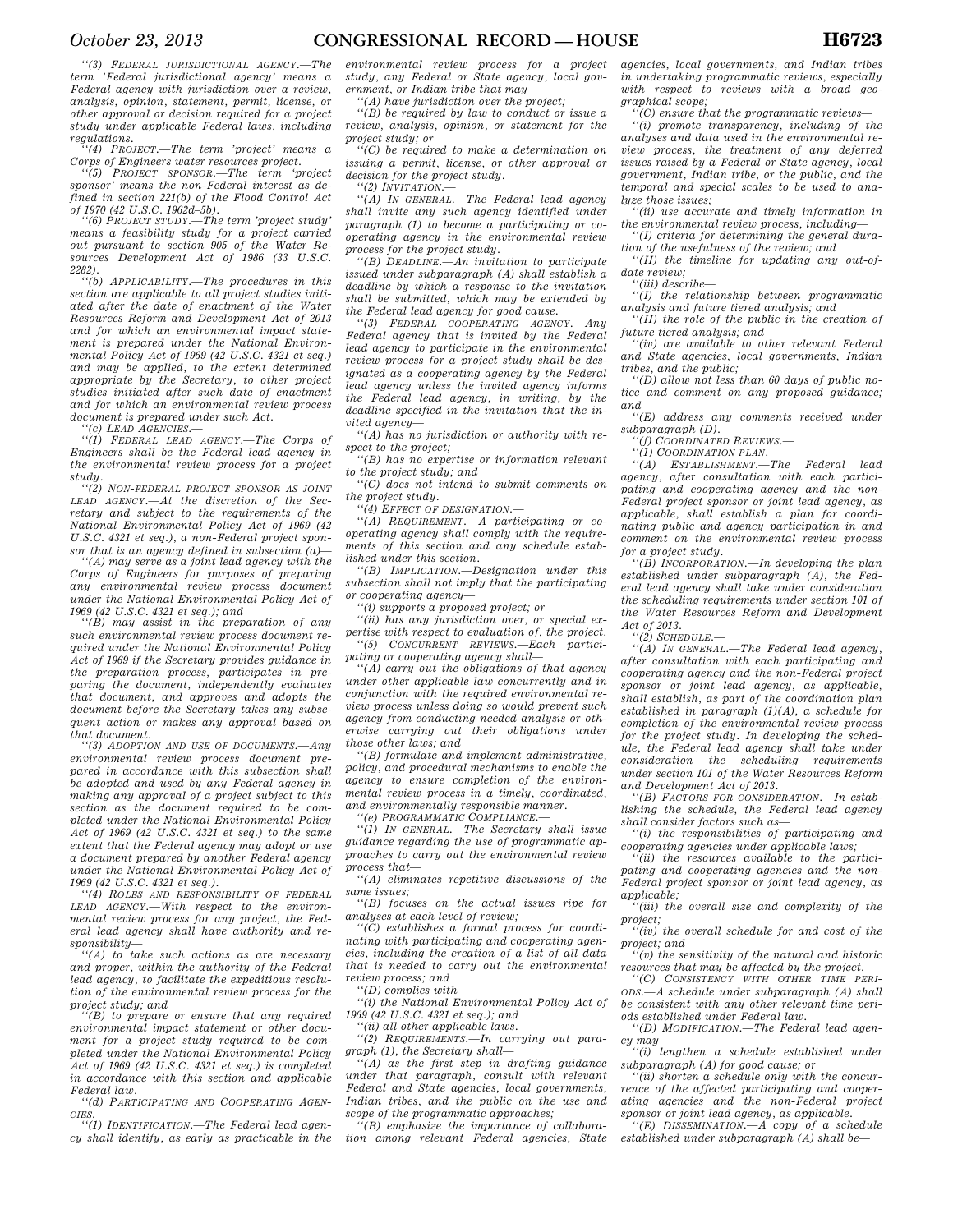"(3) *FEDERAL JURISDICTIONAL AGENCY*.—The term 'Federal jurisdictional agency' means a Federal agency with jurisdiction over a review, analysis, opinion, statement, permit, license, or other approval or decision required for a project study under applicable Federal laws, including regulations.

"(4) *PROJECT*.—The term 'project' means a Corps of Engineers water resources project.

"(5) *PROJECT SPONSOR*.—The term 'project sponsor' means the non-Federal interest as defined in section 221(b) of the Flood Control Act of 1970 (42 U.S.C. 1962d–5b).

"(6) *PROJECT STUDY*.—The term 'project study' means a feasibility study for a project carried out pursuant to section 905 of the Water Resources Development Act of 1986 (33 U.S.C. 2282).

"(b) *APPLICABILITY*.—The procedures in this section are applicable to all project studies initiated after the date of enactment of the Water Resources Reform and Development Act of 2013 and for which an environmental impact statement is prepared under the National Environmental Policy Act of 1969 (42 U.S.C. 4321 et seq.) and may be applied, to the extent determined appropriate by the Secretary, to other project studies initiated after such date of enactment and for which an environmental review process document is prepared under such Act.

"(c) *LEAD AGENCIES*.—

"(1) *FEDERAL LEAD AGENCY*.—The Corps of Engineers shall be the Federal lead agency in the environmental review process for a project study.

"(2) *NON-FEDERAL PROJECT SPONSOR AS JOINT LEAD AGENCY*.—At the discretion of the Secretary and subject to the requirements of the National Environmental Policy Act of 1969 (42 U.S.C. 4321 et seq.), a non-Federal project sponsor that is an agency defined in subsection (a)—

"(A) may serve as a joint lead agency with the Corps of Engineers for purposes of preparing any environmental review process document under the National Environmental Policy Act of 1969 (42 U.S.C. 4321 et seq.); and

"(B) may assist in the preparation of any such environmental review process document required under the National Environmental Policy Act of 1969 if the Secretary provides guidance in the preparation process, participates in preparing the document, independently evaluates that document, and approves and adopts the document before the Secretary takes any subsequent action or makes any approval based on that document.

"(3) *ADOPTION AND USE OF DOCUMENTS*.—Any environmental review process document prepared in accordance with this subsection shall be adopted and used by any Federal agency in making any approval of a project subject to this section as the document required to be completed under the National Environmental Policy Act of 1969 (42 U.S.C. 4321 et seq.) to the same extent that the Federal agency may adopt or use a document prepared by another Federal agency under the National Environmental Policy Act of 1969 (42 U.S.C. 4321 et seq.).

"(4) *ROLES AND RESPONSIBILITY OF FEDERAL LEAD AGENCY*.—With respect to the environmental review process for any project, the Federal lead agency shall have authority and responsibility—

"(A) to take such actions as are necessary and proper, within the authority of the Federal lead agency, to facilitate the expeditious resolution of the environmental review process for the project study; and

"(B) to prepare or ensure that any required environmental impact statement or other document for a project study required to be completed under the National Environmental Policy Act of 1969 (42 U.S.C. 4321 et seq.) is completed in accordance with this section and applicable Federal law.

"(d) *PARTICIPATING AND COOPERATING AGENCIES*.—

"(1) *IDENTIFICATION*.—The Federal lead agency shall identify, as early as practicable in the environmental review process for a project study, any Federal or State agency, local government, or Indian tribe that may—

"(A) have jurisdiction over the project;

"(B) be required by law to conduct or issue a review, analysis, opinion, or statement for the project study; or

"(C) be required to make a determination on issuing a permit, license, or other approval or decision for the project study.

"(2) *INVITATION*.—

"(A) *IN GENERAL*.—The Federal lead agency shall invite any such agency identified under paragraph (1) to become a participating or cooperating agency in the environmental review process for the project study.

"(B) *DEADLINE*.—An invitation to participate issued under subparagraph (A) shall establish a deadline by which a response to the invitation shall be submitted, which may be extended by the Federal lead agency for good cause.

"(3) *FEDERAL COOPERATING AGENCY*.—Any Federal agency that is invited by the Federal lead agency to participate in the environmental review process for a project study shall be designated as a cooperating agency by the Federal lead agency unless the invited agency informs the Federal lead agency, in writing, by the deadline specified in the invitation that the invited agency—

"(A) has no jurisdiction or authority with respect to the project;

"(B) has no expertise or information relevant to the project study; and

"(C) does not intend to submit comments on the project study.

"(4) *EFFECT OF DESIGNATION*.—

"(A) *REQUIREMENT*.—A participating or cooperating agency shall comply with the requirements of this section and any schedule established under this section.

"(B) *IMPLICATION*.—Designation under this subsection shall not imply that the participating or cooperating agency—

"(i) supports a proposed project; or

"(ii) has any jurisdiction over, or special expertise with respect to evaluation of, the project.

"(5) *CONCURRENT REVIEWS*.—Each participating or cooperating agency shall—

"(A) carry out the obligations of that agency under other applicable law concurrently and in conjunction with the required environmental review process unless doing so would prevent such agency from conducting needed analysis or otherwise carrying out their obligations under those other laws; and

"(B) formulate and implement administrative, policy, and procedural mechanisms to enable the agency to ensure completion of the environmental review process in a timely, coordinated, and environmentally responsible manner.

"(e) *PROGRAMMATIC COMPLIANCE*.—

"(1) *IN GENERAL*.—The Secretary shall issue guidance regarding the use of programmatic approaches to carry out the environmental review process that—

"(A) eliminates repetitive discussions of the same issues;

"(B) focuses on the actual issues ripe for analyses at each level of review;

"(C) establishes a formal process for coordinating with participating and cooperating agencies, including the creation of a list of all data that is needed to carry out the environmental review process; and

"(D) complies with—

"(i) the National Environmental Policy Act of 1969 (42 U.S.C. 4321 et seq.); and

"(ii) all other applicable laws.

"(2) *REQUIREMENTS*.—In carrying out paragraph (1), the Secretary shall—

"(A) as the first step in drafting guidance under that paragraph, consult with relevant Federal and State agencies, local governments, Indian tribes, and the public on the use and scope of the programmatic approaches;

"(B) emphasize the importance of collaboration among relevant Federal agencies, State agencies, local governments, and Indian tribes in undertaking programmatic reviews, especially with respect to reviews with a broad geographical scope;

"(C) ensure that the programmatic reviews—

"(i) promote transparency, including of the analyses and data used in the environmental review process, the treatment of any deferred issues raised by a Federal or State agency, local government, Indian tribe, or the public, and the temporal and special scales to be used to analyze those issues;

"(ii) use accurate and timely information in the environmental review process, including—

"(I) criteria for determining the general duration of the usefulness of the review; and

"(II) the timeline for updating any out-of-date review;

"(iii) describe—

"(I) the relationship between programmatic analysis and future tiered analysis; and

"(II) the role of the public in the creation of future tiered analysis; and

"(iv) are available to other relevant Federal and State agencies, local governments, Indian tribes, and the public;

"(D) allow not less than 60 days of public notice and comment on any proposed guidance; and

"(E) address any comments received under subparagraph (D).

"(f) *COORDINATED REVIEWS*.—

"(1) *COORDINATION PLAN*.—

"(A) *ESTABLISHMENT*.—The Federal lead agency, after consultation with each participating and cooperating agency and the non-Federal project sponsor or joint lead agency, as applicable, shall establish a plan for coordinating public and agency participation in and comment on the environmental review process for a project study.

"(B) *INCORPORATION*.—In developing the plan established under subparagraph (A), the Federal lead agency shall take under consideration the scheduling requirements under section 101 of the Water Resources Reform and Development Act of 2013.

"(2) *SCHEDULE*.—

"(A) *IN GENERAL*.—The Federal lead agency, after consultation with each participating and cooperating agency and the non-Federal project sponsor or joint lead agency, as applicable, shall establish, as part of the coordination plan established in paragraph (1)(A), a schedule for completion of the environmental review process for the project study. In developing the schedule, the Federal lead agency shall take under consideration the scheduling requirements under section 101 of the Water Resources Reform and Development Act of 2013.

"(B) *FACTORS FOR CONSIDERATION*.—In establishing the schedule, the Federal lead agency shall consider factors such as—

"(i) the responsibilities of participating and cooperating agencies under applicable laws;

"(ii) the resources available to the participating and cooperating agencies and the non-Federal project sponsor or joint lead agency, as applicable;

"(iii) the overall size and complexity of the project;

"(iv) the overall schedule for and cost of the project; and

"(v) the sensitivity of the natural and historic resources that may be affected by the project.

"(C) *CONSISTENCY WITH OTHER TIME PERIODS*.—A schedule under subparagraph (A) shall be consistent with any other relevant time periods established under Federal law.

"(D) *MODIFICATION*.—The Federal lead agency may—

"(i) lengthen a schedule established under subparagraph (A) for good cause; or

"(ii) shorten a schedule only with the concurrence of the affected participating and cooperating agencies and the non-Federal project sponsor or joint lead agency, as applicable.

"(E) *DISSEMINATION*.—A copy of a schedule established under subparagraph (A) shall be—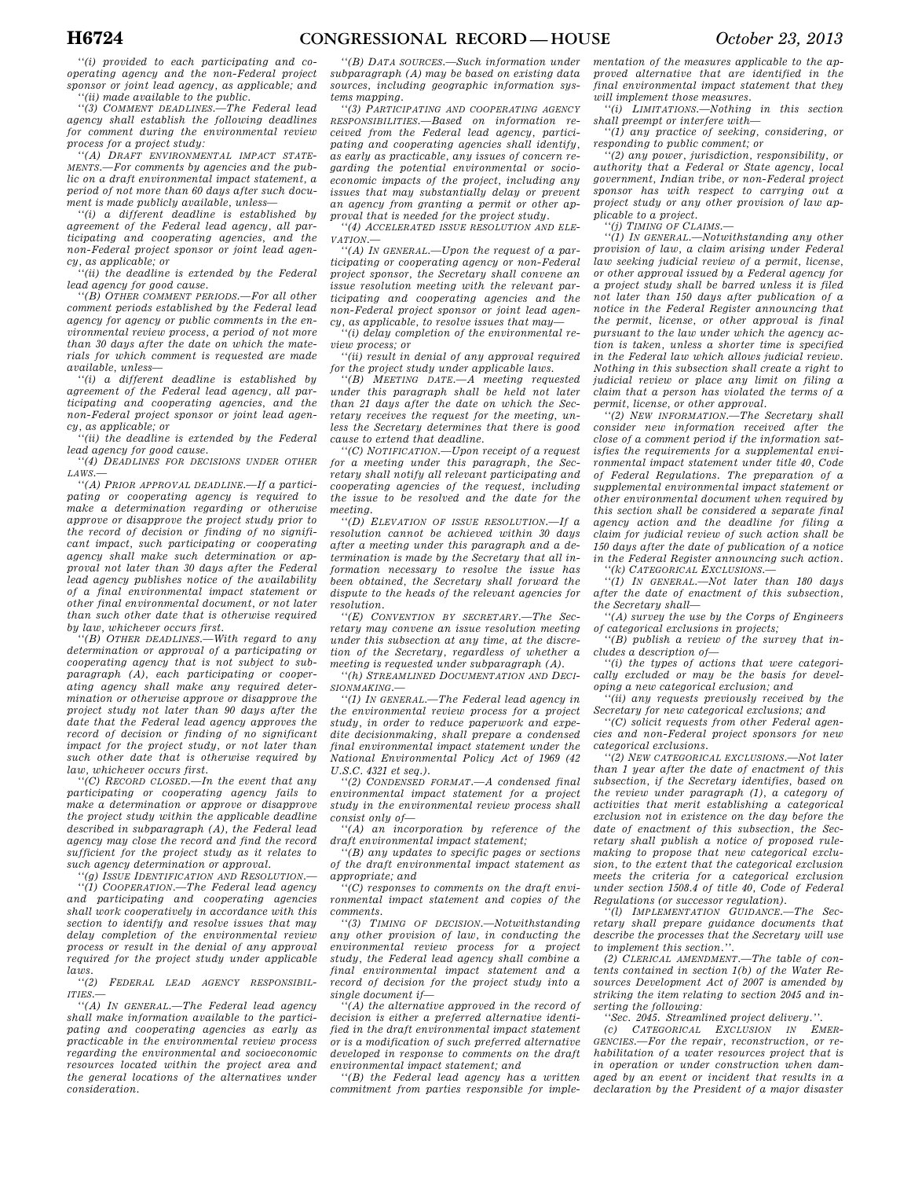''(i) provided to each participating and cooperating agency and the non-Federal project sponsor or joint lead agency, as applicable; and

''(ii) made available to the public.

''(3) COMMENT DEADLINES.—The Federal lead agency shall establish the following deadlines for comment during the environmental review process for a project study:

''(A) DRAFT ENVIRONMENTAL IMPACT STATEMENTS.—For comments by agencies and the public on a draft environmental impact statement, a period of not more than 60 days after such document is made publicly available, unless—

''(i) a different deadline is established by agreement of the Federal lead agency, all participating and cooperating agencies, and the non-Federal project sponsor or joint lead agency, as applicable; or

''(ii) the deadline is extended by the Federal lead agency for good cause.

''(B) OTHER COMMENT PERIODS.—For all other comment periods established by the Federal lead agency for agency or public comments in the environmental review process, a period of not more than 30 days after the date on which the materials for which comment is requested are made available, unless—

''(i) a different deadline is established by agreement of the Federal lead agency, all participating and cooperating agencies, and the non-Federal project sponsor or joint lead agency, as applicable; or

''(ii) the deadline is extended by the Federal lead agency for good cause.

''(4) DEADLINES FOR DECISIONS UNDER OTHER LAWS.—

''(A) PRIOR APPROVAL DEADLINE.—If a participating or cooperating agency is required to make a determination regarding or otherwise approve or disapprove the project study prior to the record of decision or finding of no significant impact, such participating or cooperating agency shall make such determination or approval not later than 30 days after the Federal lead agency publishes notice of the availability of a final environmental impact statement or other final environmental document, or not later than such other date that is otherwise required by law, whichever occurs first.

''(B) OTHER DEADLINES.—With regard to any determination or approval of a participating or cooperating agency that is not subject to subparagraph (A), each participating or cooperating agency shall make any required determination or otherwise approve or disapprove the project study not later than 90 days after the date that the Federal lead agency approves the record of decision or finding of no significant impact for the project study, or not later than such other date that is otherwise required by law, whichever occurs first.

''(C) RECORD CLOSED.—In the event that any participating or cooperating agency fails to make a determination or approve or disapprove the project study within the applicable deadline described in subparagraph (A), the Federal lead agency may close the record and find the record sufficient for the project study as it relates to such agency determination or approval.

''(g) ISSUE IDENTIFICATION AND RESOLUTION.—

''(1) COOPERATION.—The Federal lead agency and participating and cooperating agencies shall work cooperatively in accordance with this section to identify and resolve issues that may delay completion of the environmental review process or result in the denial of any approval required for the project study under applicable laws.

''(2) FEDERAL LEAD AGENCY RESPONSIBILITIES.—

''(A) IN GENERAL.—The Federal lead agency shall make information available to the participating and cooperating agencies as early as practicable in the environmental review process regarding the environmental and socioeconomic resources located within the project area and the general locations of the alternatives under consideration.

''(B) DATA SOURCES.—Such information under subparagraph (A) may be based on existing data sources, including geographic information systems mapping.

''(3) PARTICIPATING AND COOPERATING AGENCY RESPONSIBILITIES.—Based on information received from the Federal lead agency, participating and cooperating agencies shall identify, as early as practicable, any issues of concern regarding the potential environmental or socioeconomic impacts of the project, including any issues that may substantially delay or prevent an agency from granting a permit or other approval that is needed for the project study.

''(4) ACCELERATED ISSUE RESOLUTION AND ELEVATION.—

''(A) IN GENERAL.—Upon the request of a participating or cooperating agency or non-Federal project sponsor, the Secretary shall convene an issue resolution meeting with the relevant participating and cooperating agencies and the non-Federal project sponsor or joint lead agency, as applicable, to resolve issues that may—

''(i) delay completion of the environmental review process; or

''(ii) result in denial of any approval required for the project study under applicable laws.

''(B) MEETING DATE.—A meeting requested under this paragraph shall be held not later than 21 days after the date on which the Secretary receives the request for the meeting, unless the Secretary determines that there is good cause to extend that deadline.

''(C) NOTIFICATION.—Upon receipt of a request for a meeting under this paragraph, the Secretary shall notify all relevant participating and cooperating agencies of the request, including the issue to be resolved and the date for the meeting.

''(D) ELEVATION OF ISSUE RESOLUTION.—If a resolution cannot be achieved within 30 days after a meeting under this paragraph and a determination is made by the Secretary that all information necessary to resolve the issue has been obtained, the Secretary shall forward the dispute to the heads of the relevant agencies for resolution.

''(E) CONVENTION BY SECRETARY.—The Secretary may convene an issue resolution meeting under this subsection at any time, at the discretion of the Secretary, regardless of whether a meeting is requested under subparagraph (A).

''(h) STREAMLINED DOCUMENTATION AND DECISIONMAKING.—

''(1) IN GENERAL.—The Federal lead agency in the environmental review process for a project study, in order to reduce paperwork and expedite decisionmaking, shall prepare a condensed final environmental impact statement under the National Environmental Policy Act of 1969 (42 U.S.C. 4321 et seq.).

''(2) CONDENSED FORMAT.—A condensed final environmental impact statement for a project study in the environmental review process shall consist only of—

''(A) an incorporation by reference of the draft environmental impact statement;

''(B) any updates to specific pages or sections of the draft environmental impact statement as appropriate; and

''(C) responses to comments on the draft environmental impact statement and copies of the comments.

''(3) TIMING OF DECISION.—Notwithstanding any other provision of law, in conducting the environmental review process for a project study, the Federal lead agency shall combine a final environmental impact statement and a record of decision for the project study into a single document if—

''(A) the alternative approved in the record of decision is either a preferred alternative identified in the draft environmental impact statement or is a modification of such preferred alternative developed in response to comments on the draft environmental impact statement; and

''(B) the Federal lead agency has a written commitment from parties responsible for implementation of the measures applicable to the approved alternative that are identified in the final environmental impact statement that they will implement those measures.

''(i) LIMITATIONS.—Nothing in this section shall preempt or interfere with—

''(1) any practice of seeking, considering, or responding to public comment; or

''(2) any power, jurisdiction, responsibility, or authority that a Federal or State agency, local government, Indian tribe, or non-Federal project sponsor has with respect to carrying out a project study or any other provision of law applicable to a project.

''(j) TIMING OF CLAIMS.—

''(1) IN GENERAL.—Notwithstanding any other provision of law, a claim arising under Federal law seeking judicial review of a permit, license, or other approval issued by a Federal agency for a project study shall be barred unless it is filed not later than 150 days after publication of a notice in the Federal Register announcing that the permit, license, or other approval is final pursuant to the law under which the agency action is taken, unless a shorter time is specified in the Federal law which allows judicial review. Nothing in this subsection shall create a right to judicial review or place any limit on filing a claim that a person has violated the terms of a permit, license, or other approval.

''(2) NEW INFORMATION.—The Secretary shall consider new information received after the close of a comment period if the information satisfies the requirements for a supplemental environmental impact statement under title 40, Code of Federal Regulations. The preparation of a supplemental environmental impact statement or other environmental document when required by this section shall be considered a separate final agency action and the deadline for filing a claim for judicial review of such action shall be 150 days after the date of publication of a notice in the Federal Register announcing such action.

''(k) CATEGORICAL EXCLUSIONS.—

''(1) IN GENERAL.—Not later than 180 days after the date of enactment of this subsection, the Secretary shall—

''(A) survey the use by the Corps of Engineers of categorical exclusions in projects;

''(B) publish a review of the survey that includes a description of—

''(i) the types of actions that were categorically excluded or may be the basis for developing a new categorical exclusion; and

''(ii) any requests previously received by the Secretary for new categorical exclusions; and

''(C) solicit requests from other Federal agencies and non-Federal project sponsors for new categorical exclusions.

''(2) NEW CATEGORICAL EXCLUSIONS.—Not later than 1 year after the date of enactment of this subsection, if the Secretary identifies, based on the review under paragraph (1), a category of activities that merit establishing a categorical exclusion not in existence on the day before the date of enactment of this subsection, the Secretary shall publish a notice of proposed rulemaking to propose that new categorical exclusion, to the extent that the categorical exclusion meets the criteria for a categorical exclusion under section 1508.4 of title 40, Code of Federal Regulations (or successor regulation).

''(l) IMPLEMENTATION GUIDANCE.—The Secretary shall prepare guidance documents that describe the processes that the Secretary will use to implement this section.''.

(2) CLERICAL AMENDMENT.—The table of contents contained in section 1(b) of the Water Resources Development Act of 2007 is amended by striking the item relating to section 2045 and inserting the following:

''Sec. 2045. Streamlined project delivery.''.

(c) CATEGORICAL EXCLUSION IN EMERGENCIES.—For the repair, reconstruction, or rehabilitation of a water resources project that is in operation or under construction when damaged by an event or incident that results in a declaration by the President of a major disaster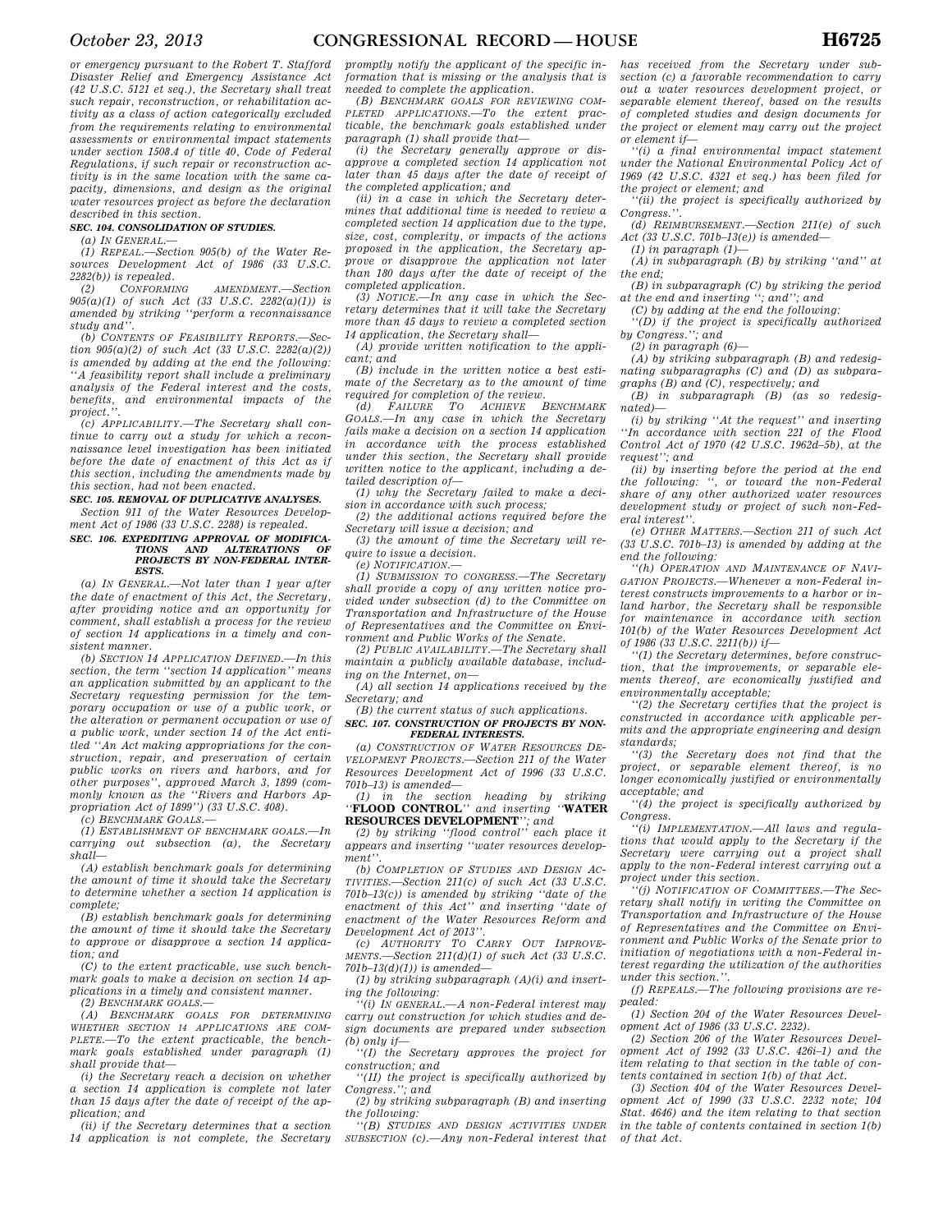*or emergency pursuant to the Robert T. Stafford Disaster Relief and Emergency Assistance Act (42 U.S.C. 5121 et seq.), the Secretary shall treat such repair, reconstruction, or rehabilitation activity as a class of action categorically excluded from the requirements relating to environmental assessments or environmental impact statements under section 1508.4 of title 40, Code of Federal Regulations, if such repair or reconstruction activity is in the same location with the same capacity, dimensions, and design as the original water resources project as before the declaration described in this section.*

***SEC. 104. CONSOLIDATION OF STUDIES.***

*(a) IN GENERAL.—*

*(1) REPEAL.—Section 905(b) of the Water Resources Development Act of 1986 (33 U.S.C. 2282(b)) is repealed.*

*(2) CONFORMING AMENDMENT.—Section 905(a)(1) of such Act (33 U.S.C. 2282(a)(1)) is amended by striking ''perform a reconnaissance study and''.*

*(b) CONTENTS OF FEASIBILITY REPORTS.—Section 905(a)(2) of such Act (33 U.S.C. 2282(a)(2)) is amended by adding at the end the following: ''A feasibility report shall include a preliminary analysis of the Federal interest and the costs, benefits, and environmental impacts of the project.''.*

*(c) APPLICABILITY.—The Secretary shall continue to carry out a study for which a reconnaissance level investigation has been initiated before the date of enactment of this Act as if this section, including the amendments made by this section, had not been enacted.*

***SEC. 105. REMOVAL OF DUPLICATIVE ANALYSES.***

*Section 911 of the Water Resources Development Act of 1986 (33 U.S.C. 2288) is repealed.*

***SEC. 106. EXPEDITING APPROVAL OF MODIFICATIONS AND ALTERATIONS OF PROJECTS BY NON-FEDERAL INTERESTS.***

*(a) IN GENERAL.—Not later than 1 year after the date of enactment of this Act, the Secretary, after providing notice and an opportunity for comment, shall establish a process for the review of section 14 applications in a timely and consistent manner.*

*(b) SECTION 14 APPLICATION DEFINED.—In this section, the term ''section 14 application'' means an application submitted by an applicant to the Secretary requesting permission for the temporary occupation or use of a public work, or the alteration or permanent occupation or use of a public work, under section 14 of the Act entitled ''An Act making appropriations for the construction, repair, and preservation of certain public works on rivers and harbors, and for other purposes'', approved March 3, 1899 (commonly known as the ''Rivers and Harbors Appropriation Act of 1899'') (33 U.S.C. 408).*

*(c) BENCHMARK GOALS.—*

*(1) ESTABLISHMENT OF BENCHMARK GOALS.—In carrying out subsection (a), the Secretary shall—*

*(A) establish benchmark goals for determining the amount of time it should take the Secretary to determine whether a section 14 application is complete;*

*(B) establish benchmark goals for determining the amount of time it should take the Secretary to approve or disapprove a section 14 application; and*

*(C) to the extent practicable, use such benchmark goals to make a decision on section 14 applications in a timely and consistent manner.*

*(2) BENCHMARK GOALS.—*

*(A) BENCHMARK GOALS FOR DETERMINING WHETHER SECTION 14 APPLICATIONS ARE COMPLETE.—To the extent practicable, the benchmark goals established under paragraph (1) shall provide that—*

*(i) the Secretary reach a decision on whether a section 14 application is complete not later than 15 days after the date of receipt of the application; and*

*(ii) if the Secretary determines that a section 14 application is not complete, the Secretary promptly notify the applicant of the specific information that is missing or the analysis that is needed to complete the application.*

*(B) BENCHMARK GOALS FOR REVIEWING COMPLETED APPLICATIONS.—To the extent practicable, the benchmark goals established under paragraph (1) shall provide that—*

*(i) the Secretary generally approve or disapprove a completed section 14 application not later than 45 days after the date of receipt of the completed application; and*

*(ii) in a case in which the Secretary determines that additional time is needed to review a completed section 14 application due to the type, size, cost, complexity, or impacts of the actions proposed in the application, the Secretary approve or disapprove the application not later than 180 days after the date of receipt of the completed application.*

*(3) NOTICE.—In any case in which the Secretary determines that it will take the Secretary more than 45 days to review a completed section 14 application, the Secretary shall—*

*(A) provide written notification to the applicant; and*

*(B) include in the written notice a best estimate of the Secretary as to the amount of time required for completion of the review.*

*(d) FAILURE TO ACHIEVE BENCHMARK GOALS.—In any case in which the Secretary fails make a decision on a section 14 application in accordance with the process established under this section, the Secretary shall provide written notice to the applicant, including a detailed description of—*

*(1) why the Secretary failed to make a decision in accordance with such process;*

*(2) the additional actions required before the Secretary will issue a decision; and*

*(3) the amount of time the Secretary will require to issue a decision.*

*(e) NOTIFICATION.—*

*(1) SUBMISSION TO CONGRESS.—The Secretary shall provide a copy of any written notice provided under subsection (d) to the Committee on Transportation and Infrastructure of the House of Representatives and the Committee on Environment and Public Works of the Senate.*

*(2) PUBLIC AVAILABILITY.—The Secretary shall maintain a publicly available database, including on the Internet, on—*

*(A) all section 14 applications received by the Secretary; and*

*(B) the current status of such applications.*

***SEC. 107. CONSTRUCTION OF PROJECTS BY NON-FEDERAL INTERESTS.***

*(a) CONSTRUCTION OF WATER RESOURCES DEVELOPMENT PROJECTS.—Section 211 of the Water Resources Development Act of 1996 (33 U.S.C. 701b–13) is amended—*

*(1) in the section heading by striking ''**FLOOD CONTROL**'' and inserting ''**WATER RESOURCES DEVELOPMENT**''; and*

*(2) by striking ''flood control'' each place it appears and inserting ''water resources development''.*

*(b) COMPLETION OF STUDIES AND DESIGN ACTIVITIES.—Section 211(c) of such Act (33 U.S.C. 701b–13(c)) is amended by striking ''date of the enactment of this Act'' and inserting ''date of enactment of the Water Resources Reform and Development Act of 2013''.*

*(c) AUTHORITY TO CARRY OUT IMPROVEMENTS.—Section 211(d)(1) of such Act (33 U.S.C. 701b–13(d)(1)) is amended—*

*(1) by striking subparagraph (A)(i) and inserting the following:*

*''(i) IN GENERAL.—A non-Federal interest may carry out construction for which studies and design documents are prepared under subsection (b) only if—*

*''(I) the Secretary approves the project for construction; and*

*''(II) the project is specifically authorized by Congress.''; and*

*(2) by striking subparagraph (B) and inserting the following:*

*''(B) STUDIES AND DESIGN ACTIVITIES UNDER SUBSECTION (c).—Any non-Federal interest that has received from the Secretary under subsection (c) a favorable recommendation to carry out a water resources development project, or separable element thereof, based on the results of completed studies and design documents for the project or element may carry out the project or element if—*

*''(i) a final environmental impact statement under the National Environmental Policy Act of 1969 (42 U.S.C. 4321 et seq.) has been filed for the project or element; and*

*''(ii) the project is specifically authorized by Congress.''.*

*(d) REIMBURSEMENT.—Section 211(e) of such Act (33 U.S.C. 701b–13(e)) is amended—*

*(1) in paragraph (1)—*

*(A) in subparagraph (B) by striking ''and'' at the end;*

*(B) in subparagraph (C) by striking the period at the end and inserting ''; and''; and*

*(C) by adding at the end the following:*

*''(D) if the project is specifically authorized by Congress.''; and*

*(2) in paragraph (6)—*

*(A) by striking subparagraph (B) and redesignating subparagraphs (C) and (D) as subparagraphs (B) and (C), respectively; and*

*(B) in subparagraph (B) (as so redesignated)—*

*(i) by striking ''At the request'' and inserting ''In accordance with section 221 of the Flood Control Act of 1970 (42 U.S.C. 1962d–5b), at the request''; and*

*(ii) by inserting before the period at the end the following: '', or toward the non-Federal share of any other authorized water resources development study or project of such non-Federal interest''.*

*(e) OTHER MATTERS.—Section 211 of such Act (33 U.S.C. 701b–13) is amended by adding at the end the following:*

*''(h) OPERATION AND MAINTENANCE OF NAVIGATION PROJECTS.—Whenever a non-Federal interest constructs improvements to a harbor or inland harbor, the Secretary shall be responsible for maintenance in accordance with section 101(b) of the Water Resources Development Act of 1986 (33 U.S.C. 2211(b)) if—*

*''(1) the Secretary determines, before construction, that the improvements, or separable elements thereof, are economically justified and environmentally acceptable;*

*''(2) the Secretary certifies that the project is constructed in accordance with applicable permits and the appropriate engineering and design standards;*

*''(3) the Secretary does not find that the project, or separable element thereof, is no longer economically justified or environmentally acceptable; and*

*''(4) the project is specifically authorized by Congress.*

*''(i) IMPLEMENTATION.—All laws and regulations that would apply to the Secretary if the Secretary were carrying out a project shall apply to the non-Federal interest carrying out a project under this section.*

*''(j) NOTIFICATION OF COMMITTEES.—The Secretary shall notify in writing the Committee on Transportation and Infrastructure of the House of Representatives and the Committee on Environment and Public Works of the Senate prior to initiation of negotiations with a non-Federal interest regarding the utilization of the authorities under this section.''.*

*(f) REPEALS.—The following provisions are repealed:*

*(1) Section 204 of the Water Resources Development Act of 1986 (33 U.S.C. 2232).*

*(2) Section 206 of the Water Resources Development Act of 1992 (33 U.S.C. 426i–1) and the item relating to that section in the table of contents contained in section 1(b) of that Act.*

*(3) Section 404 of the Water Resources Development Act of 1990 (33 U.S.C. 2232 note; 104 Stat. 4646) and the item relating to that section in the table of contents contained in section 1(b) of that Act.*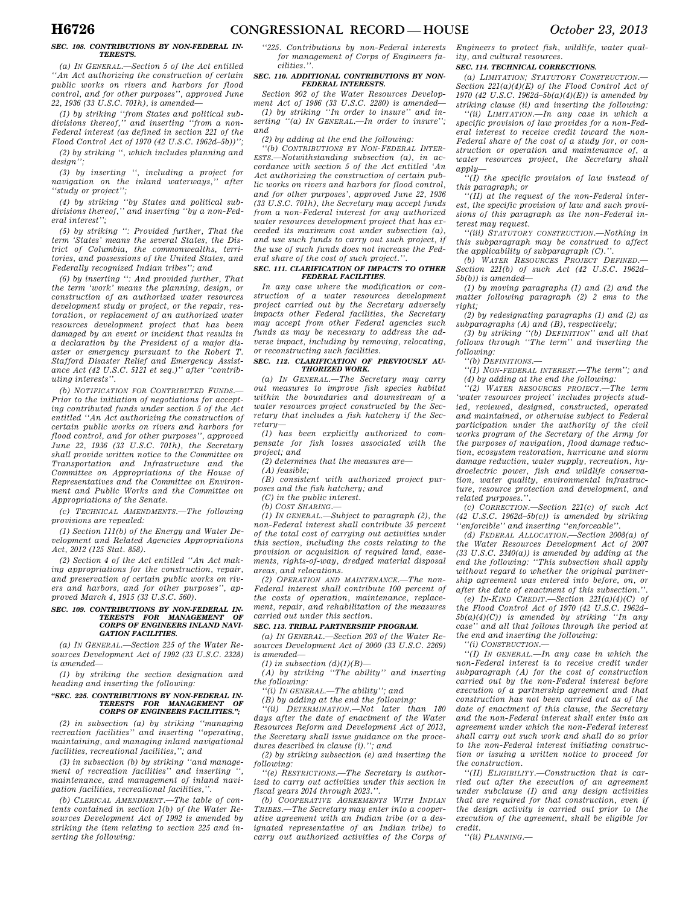### SEC. 108. CONTRIBUTIONS BY NON-FEDERAL INTERESTS.

(a) *IN GENERAL*.—Section 5 of the Act entitled ''An Act authorizing the construction of certain public works on rivers and harbors for flood control, and for other purposes'', approved June 22, 1936 (33 U.S.C. 701h), is amended—

(1) by striking ''from States and political subdivisions thereof,'' and inserting ''from a non-Federal interest (as defined in section 221 of the Flood Control Act of 1970 (42 U.S.C. 1962d–5b))'';

(2) by striking '', which includes planning and design'';

(3) by inserting '', including a project for navigation on the inland waterways,'' after ''study or project'';

(4) by striking ''by States and political subdivisions thereof,'' and inserting ''by a non-Federal interest'';

(5) by striking '': *Provided further*, That the term 'States' means the several States, the District of Columbia, the commonwealths, territories, and possessions of the United States, and Federally recognized Indian tribes''; and

(6) by inserting '': *And provided further*, That the term 'work' means the planning, design, or construction of an authorized water resources development study or project, or the repair, restoration, or replacement of an authorized water resources development project that has been damaged by an event or incident that results in a declaration by the President of a major disaster or emergency pursuant to the Robert T. Stafford Disaster Relief and Emergency Assistance Act (42 U.S.C. 5121 et seq.)'' after ''contributing interests''.

(b) *NOTIFICATION FOR CONTRIBUTED FUNDS*.—Prior to the initiation of negotiations for accepting contributed funds under section 5 of the Act entitled ''An Act authorizing the construction of certain public works on rivers and harbors for flood control, and for other purposes'', approved June 22, 1936 (33 U.S.C. 701h), the Secretary shall provide written notice to the Committee on Transportation and Infrastructure and the Committee on Appropriations of the House of Representatives and the Committee on Environment and Public Works and the Committee on Appropriations of the Senate.

(c) *TECHNICAL AMENDMENTS*.—The following provisions are repealed:

(1) Section 111(b) of the Energy and Water Development and Related Agencies Appropriations Act, 2012 (125 Stat. 858).

(2) Section 4 of the Act entitled ''An Act making appropriations for the construction, repair, and preservation of certain public works on rivers and harbors, and for other purposes'', approved March 4, 1915 (33 U.S.C. 560).

### SEC. 109. CONTRIBUTIONS BY NON-FEDERAL INTERESTS FOR MANAGEMENT OF CORPS OF ENGINEERS INLAND NAVIGATION FACILITIES.

(a) *IN GENERAL*.—Section 225 of the Water Resources Development Act of 1992 (33 U.S.C. 2328) is amended—

(1) by striking the section designation and heading and inserting the following:

**''SEC. 225. CONTRIBUTIONS BY NON-FEDERAL INTERESTS FOR MANAGEMENT OF CORPS OF ENGINEERS FACILITIES.'';**

(2) in subsection (a) by striking ''managing recreation facilities'' and inserting ''operating, maintaining, and managing inland navigational facilities, recreational facilities,''; and

(3) in subsection (b) by striking ''and management of recreation facilities'' and inserting '', maintenance, and management of inland navigation facilities, recreational facilities,''.

(b) *CLERICAL AMENDMENT*.—The table of contents contained in section 1(b) of the Water Resources Development Act of 1992 is amended by striking the item relating to section 225 and inserting the following:

''225. Contributions by non-Federal interests for management of Corps of Engineers facilities.''.

### SEC. 110. ADDITIONAL CONTRIBUTIONS BY NON-FEDERAL INTERESTS.

Section 902 of the Water Resources Development Act of 1986 (33 U.S.C. 2280) is amended—

(1) by striking ''In order to insure'' and inserting ''(a) *IN GENERAL*.—In order to insure''; and

(2) by adding at the end the following:

''(b) *CONTRIBUTIONS BY NON-FEDERAL INTERESTS*.—Notwithstanding subsection (a), in accordance with section 5 of the Act entitled 'An Act authorizing the construction of certain public works on rivers and harbors for flood control, and for other purposes', approved June 22, 1936 (33 U.S.C. 701h), the Secretary may accept funds from a non-Federal interest for any authorized water resources development project that has exceeded its maximum cost under subsection (a), and use such funds to carry out such project, if the use of such funds does not increase the Federal share of the cost of such project.''.

### SEC. 111. CLARIFICATION OF IMPACTS TO OTHER FEDERAL FACILITIES.

In any case where the modification or construction of a water resources development project carried out by the Secretary adversely impacts other Federal facilities, the Secretary may accept from other Federal agencies such funds as may be necessary to address the adverse impact, including by removing, relocating, or reconstructing such facilities.

### SEC. 112. CLARIFICATION OF PREVIOUSLY AUTHORIZED WORK.

(a) *IN GENERAL*.—The Secretary may carry out measures to improve fish species habitat within the boundaries and downstream of a water resources project constructed by the Secretary that includes a fish hatchery if the Secretary—

(1) has been explicitly authorized to compensate for fish losses associated with the project; and

(2) determines that the measures are—

(A) feasible;

(B) consistent with authorized project purposes and the fish hatchery; and

(C) in the public interest.

(b) *COST SHARING*.—

(1) *IN GENERAL*.—Subject to paragraph (2), the non-Federal interest shall contribute 35 percent of the total cost of carrying out activities under this section, including the costs relating to the provision or acquisition of required land, easements, rights-of-way, dredged material disposal areas, and relocations.

(2) *OPERATION AND MAINTENANCE*.—The non-Federal interest shall contribute 100 percent of the costs of operation, maintenance, replacement, repair, and rehabilitation of the measures carried out under this section.

### SEC. 113. TRIBAL PARTNERSHIP PROGRAM.

(a) *IN GENERAL*.—Section 203 of the Water Resources Development Act of 2000 (33 U.S.C. 2269) is amended—

(1) in subsection (d)(1)(B)—

(A) by striking ''The ability'' and inserting the following:

''(i) *IN GENERAL*.—The ability''; and

(B) by adding at the end the following:

''(ii) *DETERMINATION*.—Not later than 180 days after the date of enactment of the Water Resources Reform and Development Act of 2013, the Secretary shall issue guidance on the procedures described in clause (i).''; and

(2) by striking subsection (e) and inserting the following:

''(e) *RESTRICTIONS*.—The Secretary is authorized to carry out activities under this section in fiscal years 2014 through 2023.''.

(b) *COOPERATIVE AGREEMENTS WITH INDIAN TRIBES*.—The Secretary may enter into a cooperative agreement with an Indian tribe (or a designated representative of an Indian tribe) to carry out authorized activities of the Corps of Engineers to protect fish, wildlife, water quality, and cultural resources.

### SEC. 114. TECHNICAL CORRECTIONS.

(a) *LIMITATION; STATUTORY CONSTRUCTION*.—Section 221(a)(4)(E) of the Flood Control Act of 1970 (42 U.S.C. 1962d–5b(a)(4)(E)) is amended by striking clause (ii) and inserting the following:

''(ii) *LIMITATION*.—In any case in which a specific provision of law provides for a non-Federal interest to receive credit toward the non-Federal share of the cost of a study for, or construction or operation and maintenance of, a water resources project, the Secretary shall apply—

''(I) the specific provision of law instead of this paragraph; or

''(II) at the request of the non-Federal interest, the specific provision of law and such provisions of this paragraph as the non-Federal interest may request.

''(iii) *STATUTORY CONSTRUCTION*.—Nothing in this subparagraph may be construed to affect the applicability of subparagraph (C).''.

(b) *WATER RESOURCES PROJECT DEFINED*.—Section 221(b) of such Act (42 U.S.C. 1962d–5b(b)) is amended—

(1) by moving paragraphs (1) and (2) and the matter following paragraph (2) 2 ems to the right;

(2) by redesignating paragraphs (1) and (2) as subparagraphs (A) and (B), respectively;

(3) by striking ''(b) *DEFINITION*'' and all that follows through ''The term'' and inserting the following:

''(b) *DEFINITIONS*.—

''(1) *NON-FEDERAL INTEREST*.—The term''; and

(4) by adding at the end the following:

''(2) *WATER RESOURCES PROJECT*.—The term 'water resources project' includes projects studied, reviewed, designed, constructed, operated and maintained, or otherwise subject to Federal participation under the authority of the civil works program of the Secretary of the Army for the purposes of navigation, flood damage reduction, ecosystem restoration, hurricane and storm damage reduction, water supply, recreation, hydroelectric power, fish and wildlife conservation, water quality, environmental infrastructure, resource protection and development, and related purposes.''.

(c) *CORRECTION*.—Section 221(c) of such Act (42 U.S.C. 1962d–5b(c)) is amended by striking ''enforcible'' and inserting ''enforceable''.

(d) *FEDERAL ALLOCATION*.—Section 2008(a) of the Water Resources Development Act of 2007 (33 U.S.C. 2340(a)) is amended by adding at the end the following: ''This subsection shall apply without regard to whether the original partnership agreement was entered into before, on, or after the date of enactment of this subsection.''.

(e) *IN-KIND CREDIT*.—Section 221(a)(4)(C) of the Flood Control Act of 1970 (42 U.S.C. 1962d–5b(a)(4)(C)) is amended by striking ''In any case'' and all that follows through the period at the end and inserting the following:

''(i) *CONSTRUCTION*.—

''(I) *IN GENERAL*.—In any case in which the non-Federal interest is to receive credit under subparagraph (A) for the cost of construction carried out by the non-Federal interest before execution of a partnership agreement and that construction has not been carried out as of the date of enactment of this clause, the Secretary and the non-Federal interest shall enter into an agreement under which the non-Federal interest shall carry out such work and shall do so prior to the non-Federal interest initiating construction or issuing a written notice to proceed for the construction.

''(II) *ELIGIBILITY*.—Construction that is carried out after the execution of an agreement under subclause (I) and any design activities that are required for that construction, even if the design activity is carried out prior to the execution of the agreement, shall be eligible for credit.

''(ii) *PLANNING*.—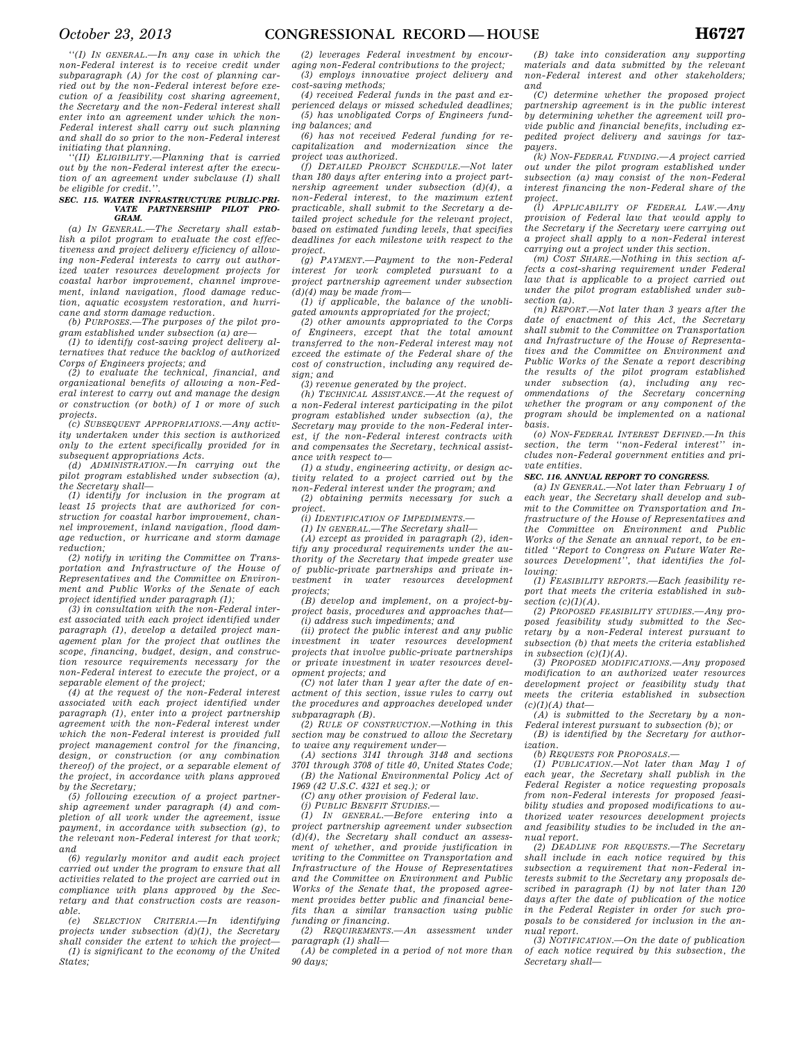''(I) IN GENERAL.—In any case in which the non-Federal interest is to receive credit under subparagraph (A) for the cost of planning carried out by the non-Federal interest before execution of a feasibility cost sharing agreement, the Secretary and the non-Federal interest shall enter into an agreement under which the non-Federal interest shall carry out such planning and shall do so prior to the non-Federal interest initiating that planning.

''(II) ELIGIBILITY.—Planning that is carried out by the non-Federal interest after the execution of an agreement under subclause (I) shall be eligible for credit.''.

### SEC. 115. WATER INFRASTRUCTURE PUBLIC-PRIVATE PARTNERSHIP PILOT PROGRAM.

(a) IN GENERAL.—The Secretary shall establish a pilot program to evaluate the cost effectiveness and project delivery efficiency of allowing non-Federal interests to carry out authorized water resources development projects for coastal harbor improvement, channel improvement, inland navigation, flood damage reduction, aquatic ecosystem restoration, and hurricane and storm damage reduction.

(b) PURPOSES.—The purposes of the pilot program established under subsection (a) are—

(1) to identify cost-saving project delivery alternatives that reduce the backlog of authorized Corps of Engineers projects; and

(2) to evaluate the technical, financial, and organizational benefits of allowing a non-Federal interest to carry out and manage the design or construction (or both) of 1 or more of such projects.

(c) SUBSEQUENT APPROPRIATIONS.—Any activity undertaken under this section is authorized only to the extent specifically provided for in subsequent appropriations Acts.

(d) ADMINISTRATION.—In carrying out the pilot program established under subsection (a), the Secretary shall—

(1) identify for inclusion in the program at least 15 projects that are authorized for construction for coastal harbor improvement, channel improvement, inland navigation, flood damage reduction, or hurricane and storm damage reduction;

(2) notify in writing the Committee on Transportation and Infrastructure of the House of Representatives and the Committee on Environment and Public Works of the Senate of each project identified under paragraph (1);

(3) in consultation with the non-Federal interest associated with each project identified under paragraph (1), develop a detailed project management plan for the project that outlines the scope, financing, budget, design, and construction resource requirements necessary for the non-Federal interest to execute the project, or a separable element of the project;

(4) at the request of the non-Federal interest associated with each project identified under paragraph (1), enter into a project partnership agreement with the non-Federal interest under which the non-Federal interest is provided full project management control for the financing, design, or construction (or any combination thereof) of the project, or a separable element of the project, in accordance with plans approved by the Secretary;

(5) following execution of a project partnership agreement under paragraph (4) and completion of all work under the agreement, issue payment, in accordance with subsection (g), to the relevant non-Federal interest for that work; and

(6) regularly monitor and audit each project carried out under the program to ensure that all activities related to the project are carried out in compliance with plans approved by the Secretary and that construction costs are reasonable.

(e) SELECTION CRITERIA.—In identifying projects under subsection (d)(1), the Secretary shall consider the extent to which the project—

(1) is significant to the economy of the United States;

(2) leverages Federal investment by encouraging non-Federal contributions to the project;

(3) employs innovative project delivery and cost-saving methods;

(4) received Federal funds in the past and experienced delays or missed scheduled deadlines;

(5) has unobligated Corps of Engineers funding balances; and

(6) has not received Federal funding for recapitalization and modernization since the project was authorized.

(f) DETAILED PROJECT SCHEDULE.—Not later than 180 days after entering into a project partnership agreement under subsection (d)(4), a non-Federal interest, to the maximum extent practicable, shall submit to the Secretary a detailed project schedule for the relevant project, based on estimated funding levels, that specifies deadlines for each milestone with respect to the project.

(g) PAYMENT.—Payment to the non-Federal interest for work completed pursuant to a project partnership agreement under subsection (d)(4) may be made from—

(1) if applicable, the balance of the unobligated amounts appropriated for the project;

(2) other amounts appropriated to the Corps of Engineers, except that the total amount transferred to the non-Federal interest may not exceed the estimate of the Federal share of the cost of construction, including any required design; and

(3) revenue generated by the project.

(h) TECHNICAL ASSISTANCE.—At the request of a non-Federal interest participating in the pilot program established under subsection (a), the Secretary may provide to the non-Federal interest, if the non-Federal interest contracts with and compensates the Secretary, technical assistance with respect to—

(1) a study, engineering activity, or design activity related to a project carried out by the non-Federal interest under the program; and

(2) obtaining permits necessary for such a project.

(i) IDENTIFICATION OF IMPEDIMENTS.—

(1) IN GENERAL.—The Secretary shall—

(A) except as provided in paragraph (2), identify any procedural requirements under the authority of the Secretary that impede greater use of public-private partnerships and private investment in water resources development projects;

(B) develop and implement, on a project-by-project basis, procedures and approaches that—

(i) address such impediments; and

(ii) protect the public interest and any public investment in water resources development projects that involve public-private partnerships or private investment in water resources development projects; and

(C) not later than 1 year after the date of enactment of this section, issue rules to carry out the procedures and approaches developed under subparagraph (B).

(2) RULE OF CONSTRUCTION.—Nothing in this section may be construed to allow the Secretary to waive any requirement under—

(A) sections 3141 through 3148 and sections 3701 through 3708 of title 40, United States Code;

(B) the National Environmental Policy Act of 1969 (42 U.S.C. 4321 et seq.); or

(C) any other provision of Federal law.

(j) PUBLIC BENEFIT STUDIES.—

(1) IN GENERAL.—Before entering into a project partnership agreement under subsection (d)(4), the Secretary shall conduct an assessment of whether, and provide justification in writing to the Committee on Transportation and Infrastructure of the House of Representatives and the Committee on Environment and Public Works of the Senate that, the proposed agreement provides better public and financial benefits than a similar transaction using public funding or financing.

(2) REQUIREMENTS.—An assessment under paragraph (1) shall—

(A) be completed in a period of not more than 90 days;

(B) take into consideration any supporting materials and data submitted by the relevant non-Federal interest and other stakeholders; and

(C) determine whether the proposed project partnership agreement is in the public interest by determining whether the agreement will provide public and financial benefits, including expedited project delivery and savings for taxpayers.

(k) NON-FEDERAL FUNDING.—A project carried out under the pilot program established under subsection (a) may consist of the non-Federal interest financing the non-Federal share of the project.

(l) APPLICABILITY OF FEDERAL LAW.—Any provision of Federal law that would apply to the Secretary if the Secretary were carrying out a project shall apply to a non-Federal interest carrying out a project under this section.

(m) COST SHARE.—Nothing in this section affects a cost-sharing requirement under Federal law that is applicable to a project carried out under the pilot program established under subsection (a).

(n) REPORT.—Not later than 3 years after the date of enactment of this Act, the Secretary shall submit to the Committee on Transportation and Infrastructure of the House of Representatives and the Committee on Environment and Public Works of the Senate a report describing the results of the pilot program established under subsection (a), including any recommendations of the Secretary concerning whether the program or any component of the program should be implemented on a national basis.

(o) NON-FEDERAL INTEREST DEFINED.—In this section, the term ''non-Federal interest'' includes non-Federal government entities and private entities.

### SEC. 116. ANNUAL REPORT TO CONGRESS.

(a) IN GENERAL.—Not later than February 1 of each year, the Secretary shall develop and submit to the Committee on Transportation and Infrastructure of the House of Representatives and the Committee on Environment and Public Works of the Senate an annual report, to be entitled ''Report to Congress on Future Water Resources Development'', that identifies the following:

(1) FEASIBILITY REPORTS.—Each feasibility report that meets the criteria established in subsection (c)(1)(A).

(2) PROPOSED FEASIBILITY STUDIES.—Any proposed feasibility study submitted to the Secretary by a non-Federal interest pursuant to subsection (b) that meets the criteria established in subsection (c)(1)(A).

(3) PROPOSED MODIFICATIONS.—Any proposed modification to an authorized water resources development project or feasibility study that meets the criteria established in subsection (c)(1)(A) that—

(A) is submitted to the Secretary by a non-Federal interest pursuant to subsection (b); or

(B) is identified by the Secretary for authorization.

(b) REQUESTS FOR PROPOSALS.—

(1) PUBLICATION.—Not later than May 1 of each year, the Secretary shall publish in the Federal Register a notice requesting proposals from non-Federal interests for proposed feasibility studies and proposed modifications to authorized water resources development projects and feasibility studies to be included in the annual report.

(2) DEADLINE FOR REQUESTS.—The Secretary shall include in each notice required by this subsection a requirement that non-Federal interests submit to the Secretary any proposals described in paragraph (1) by not later than 120 days after the date of publication of the notice in the Federal Register in order for such proposals to be considered for inclusion in the annual report.

(3) NOTIFICATION.—On the date of publication of each notice required by this subsection, the Secretary shall—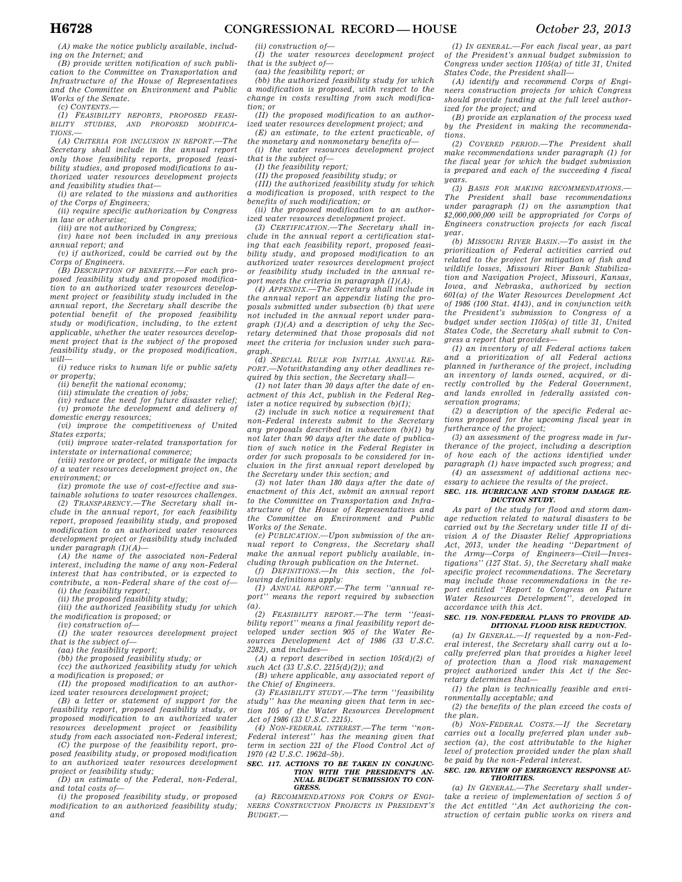(A) make the notice publicly available, including on the Internet; and

(B) provide written notification of such publication to the Committee on Transportation and Infrastructure of the House of Representatives and the Committee on Environment and Public Works of the Senate.

(c) CONTENTS.—

(1) FEASIBILITY REPORTS, PROPOSED FEASIBILITY STUDIES, AND PROPOSED MODIFICATIONS.—

(A) CRITERIA FOR INCLUSION IN REPORT.—The Secretary shall include in the annual report only those feasibility reports, proposed feasibility studies, and proposed modifications to authorized water resources development projects and feasibility studies that—

(i) are related to the missions and authorities of the Corps of Engineers;

(ii) require specific authorization by Congress in law or otherwise;

(iii) are not authorized by Congress;

(iv) have not been included in any previous annual report; and

(v) if authorized, could be carried out by the Corps of Engineers.

(B) DESCRIPTION OF BENEFITS.—For each proposed feasibility study and proposed modification to an authorized water resources development project or feasibility study included in the annual report, the Secretary shall describe the potential benefit of the proposed feasibility study or modification, including, to the extent applicable, whether the water resources development project that is the subject of the proposed feasibility study, or the proposed modification, will—

(i) reduce risks to human life or public safety or property;

(ii) benefit the national economy;

(iii) stimulate the creation of jobs;

(iv) reduce the need for future disaster relief;

(v) promote the development and delivery of domestic energy resources;

(vi) improve the competitiveness of United States exports;

(vii) improve water-related transportation for interstate or international commerce;

(viii) restore or protect, or mitigate the impacts of a water resources development project on, the environment; or

(ix) promote the use of cost-effective and sustainable solutions to water resources challenges.

(2) TRANSPARENCY.—The Secretary shall include in the annual report, for each feasibility report, proposed feasibility study, and proposed modification to an authorized water resources development project or feasibility study included under paragraph (1)(A)—

(A) the name of the associated non-Federal interest, including the name of any non-Federal interest that has contributed, or is expected to contribute, a non-Federal share of the cost of—

(i) the feasibility report;

(ii) the proposed feasibility study;

(iii) the authorized feasibility study for which the modification is proposed; or

(iv) construction of—

(I) the water resources development project that is the subject of—

(aa) the feasibility report;

(bb) the proposed feasibility study; or

(cc) the authorized feasibility study for which a modification is proposed; or

(II) the proposed modification to an authorized water resources development project;

(B) a letter or statement of support for the feasibility report, proposed feasibility study, or proposed modification to an authorized water resources development project or feasibility study from each associated non-Federal interest;

(C) the purpose of the feasibility report, proposed feasibility study, or proposed modification to an authorized water resources development project or feasibility study;

(D) an estimate of the Federal, non-Federal, and total costs of—

(i) the proposed feasibility study, or proposed modification to an authorized feasibility study; and

(ii) construction of—

(I) the water resources development project that is the subject of—

(aa) the feasibility report; or

(bb) the authorized feasibility study for which a modification is proposed, with respect to the change in costs resulting from such modification; or

(II) the proposed modification to an authorized water resources development project; and

(E) an estimate, to the extent practicable, of the monetary and nonmonetary benefits of—

(i) the water resources development project that is the subject of—

(I) the feasibility report;

(II) the proposed feasibility study; or

(III) the authorized feasibility study for which a modification is proposed, with respect to the benefits of such modification; or

(ii) the proposed modification to an authorized water resources development project.

(3) CERTIFICATION.—The Secretary shall include in the annual report a certification stating that each feasibility report, proposed feasibility study, and proposed modification to an authorized water resources development project or feasibility study included in the annual report meets the criteria in paragraph (1)(A).

(4) APPENDIX.—The Secretary shall include in the annual report an appendix listing the proposals submitted under subsection (b) that were not included in the annual report under paragraph (1)(A) and a description of why the Secretary determined that those proposals did not meet the criteria for inclusion under such paragraph.

(d) SPECIAL RULE FOR INITIAL ANNUAL REPORT.—Notwithstanding any other deadlines required by this section, the Secretary shall—

(1) not later than 30 days after the date of enactment of this Act, publish in the Federal Register a notice required by subsection (b)(1);

(2) include in such notice a requirement that non-Federal interests submit to the Secretary any proposals described in subsection (b)(1) by not later than 90 days after the date of publication of such notice in the Federal Register in order for such proposals to be considered for inclusion in the first annual report developed by the Secretary under this section; and

(3) not later than 180 days after the date of enactment of this Act, submit an annual report to the Committee on Transportation and Infrastructure of the House of Representatives and the Committee on Environment and Public Works of the Senate.

(e) PUBLICATION.—Upon submission of the annual report to Congress, the Secretary shall make the annual report publicly available, including through publication on the Internet.

(f) DEFINITIONS.—In this section, the following definitions apply:

(1) ANNUAL REPORT.—The term "annual report" means the report required by subsection (a).

(2) FEASIBILITY REPORT.—The term "feasibility report" means a final feasibility report developed under section 905 of the Water Resources Development Act of 1986 (33 U.S.C. 2282), and includes—

(A) a report described in section 105(d)(2) of such Act (33 U.S.C. 2215(d)(2)); and

(B) where applicable, any associated report of the Chief of Engineers.

(3) FEASIBILITY STUDY.—The term "feasibility study" has the meaning given that term in section 105 of the Water Resources Development Act of 1986 (33 U.S.C. 2215).

(4) NON-FEDERAL INTEREST.—The term "non-Federal interest" has the meaning given that term in section 221 of the Flood Control Act of 1970 (42 U.S.C. 1962d–5b).

### SEC. 117. ACTIONS TO BE TAKEN IN CONJUNCTION WITH THE PRESIDENT'S ANNUAL BUDGET SUBMISSION TO CONGRESS.

(a) RECOMMENDATIONS FOR CORPS OF ENGINEERS CONSTRUCTION PROJECTS IN PRESIDENT'S BUDGET.—

(1) IN GENERAL.—For each fiscal year, as part of the President's annual budget submission to Congress under section 1105(a) of title 31, United States Code, the President shall—

(A) identify and recommend Corps of Engineers construction projects for which Congress should provide funding at the full level authorized for the project; and

(B) provide an explanation of the process used by the President in making the recommendations.

(2) COVERED PERIOD.—The President shall make recommendations under paragraph (1) for the fiscal year for which the budget submission is prepared and each of the succeeding 4 fiscal years.

(3) BASIS FOR MAKING RECOMMENDATIONS.—The President shall base recommendations under paragraph (1) on the assumption that $2,000,000,000 will be appropriated for Corps of Engineers construction projects for each fiscal year.

(b) MISSOURI RIVER BASIN.—To assist in the prioritization of Federal activities carried out related to the project for mitigation of fish and wildlife losses, Missouri River Bank Stabilization and Navigation Project, Missouri, Kansas, Iowa, and Nebraska, authorized by section 601(a) of the Water Resources Development Act of 1986 (100 Stat. 4143), and in conjunction with the President's submission to Congress of a budget under section 1105(a) of title 31, United States Code, the Secretary shall submit to Congress a report that provides—

(1) an inventory of all Federal actions taken and a prioritization of all Federal actions planned in furtherance of the project, including an inventory of lands owned, acquired, or directly controlled by the Federal Government, and lands enrolled in federally assisted conservation programs;

(2) a description of the specific Federal actions proposed for the upcoming fiscal year in furtherance of the project;

(3) an assessment of the progress made in furtherance of the project, including a description of how each of the actions identified under paragraph (1) have impacted such progress; and

(4) an assessment of additional actions necessary to achieve the results of the project.

### SEC. 118. HURRICANE AND STORM DAMAGE REDUCTION STUDY.

As part of the study for flood and storm damage reduction related to natural disasters to be carried out by the Secretary under title II of division A of the Disaster Relief Appropriations Act, 2013, under the heading "Department of the Army—Corps of Engineers—Civil—Investigations" (127 Stat. 5), the Secretary shall make specific project recommendations. The Secretary may include those recommendations in the report entitled "Report to Congress on Future Water Resources Development", developed in accordance with this Act.

### SEC. 119. NON-FEDERAL PLANS TO PROVIDE ADDITIONAL FLOOD RISK REDUCTION.

(a) IN GENERAL.—If requested by a non-Federal interest, the Secretary shall carry out a locally preferred plan that provides a higher level of protection than a flood risk management project authorized under this Act if the Secretary determines that—

(1) the plan is technically feasible and environmentally acceptable; and

(2) the benefits of the plan exceed the costs of the plan.

(b) NON-FEDERAL COSTS.—If the Secretary carries out a locally preferred plan under subsection (a), the cost attributable to the higher level of protection provided under the plan shall be paid by the non-Federal interest.

### SEC. 120. REVIEW OF EMERGENCY RESPONSE AUTHORITIES.

(a) IN GENERAL.—The Secretary shall undertake a review of implementation of section 5 of the Act entitled "An Act authorizing the construction of certain public works on rivers and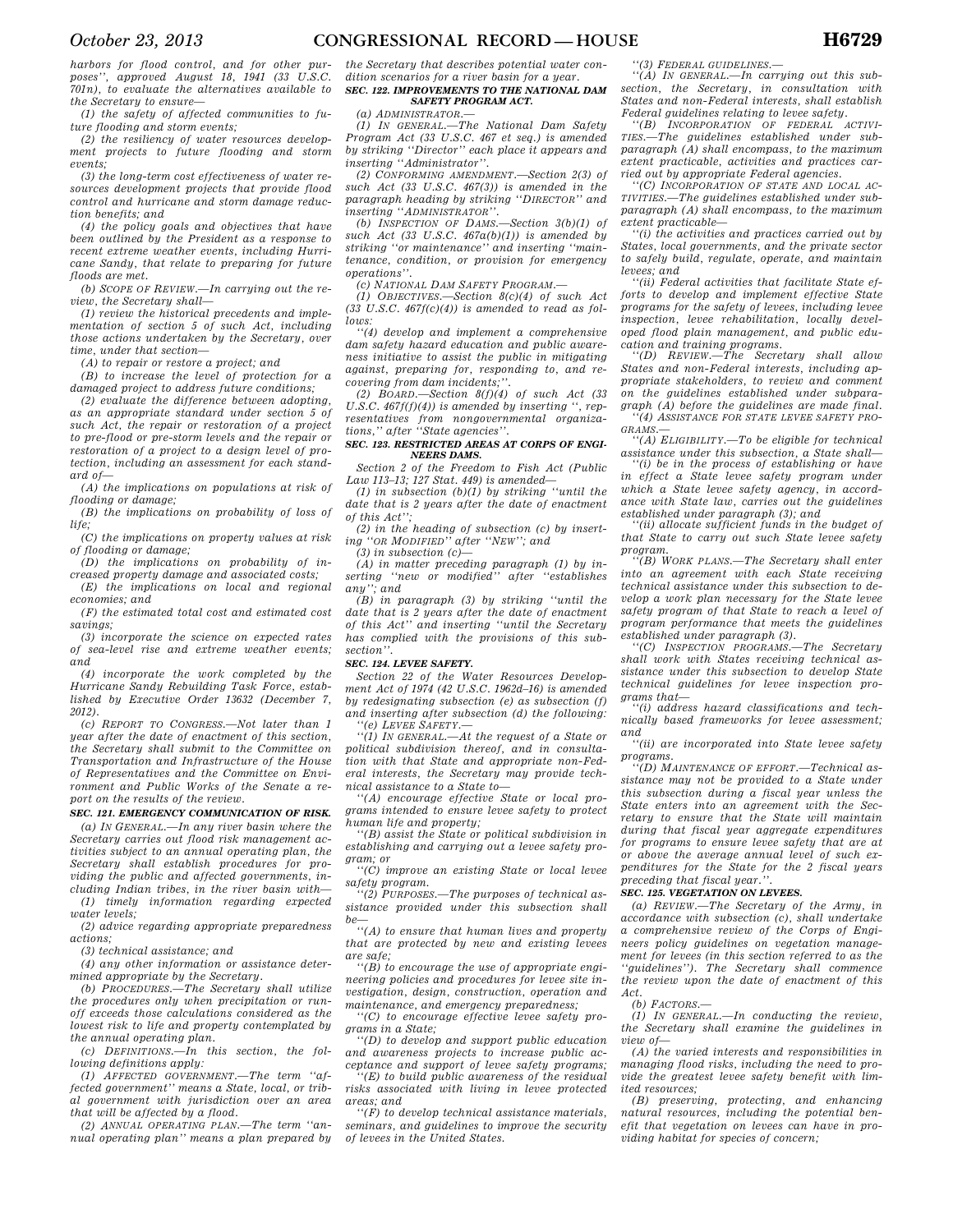harbors for flood control, and for other purposes'', approved August 18, 1941 (33 U.S.C. 701n), to evaluate the alternatives available to the Secretary to ensure—

(1) the safety of affected communities to future flooding and storm events;

(2) the resiliency of water resources development projects to future flooding and storm events;

(3) the long-term cost effectiveness of water resources development projects that provide flood control and hurricane and storm damage reduction benefits; and

(4) the policy goals and objectives that have been outlined by the President as a response to recent extreme weather events, including Hurricane Sandy, that relate to preparing for future floods are met.

(b) *SCOPE OF REVIEW*.—In carrying out the review, the Secretary shall—

(1) review the historical precedents and implementation of section 5 of such Act, including those actions undertaken by the Secretary, over time, under that section—

(A) to repair or restore a project; and

(B) to increase the level of protection for a damaged project to address future conditions;

(2) evaluate the difference between adopting, as an appropriate standard under section 5 of such Act, the repair or restoration of a project to pre-flood or pre-storm levels and the repair or restoration of a project to a design level of protection, including an assessment for each standard of—

(A) the implications on populations at risk of flooding or damage;

(B) the implications on probability of loss of life;

(C) the implications on property values at risk of flooding or damage;

(D) the implications on probability of increased property damage and associated costs;

(E) the implications on local and regional economies; and

(F) the estimated total cost and estimated cost savings;

(3) incorporate the science on expected rates of sea-level rise and extreme weather events; and

(4) incorporate the work completed by the Hurricane Sandy Rebuilding Task Force, established by Executive Order 13632 (December 7, 2012).

(c) *REPORT TO CONGRESS*.—Not later than 1 year after the date of enactment of this section, the Secretary shall submit to the Committee on Transportation and Infrastructure of the House of Representatives and the Committee on Environment and Public Works of the Senate a report on the results of the review.

**SEC. 121. EMERGENCY COMMUNICATION OF RISK.**

(a) *IN GENERAL*.—In any river basin where the Secretary carries out flood risk management activities subject to an annual operating plan, the Secretary shall establish procedures for providing the public and affected governments, including Indian tribes, in the river basin with—

(1) timely information regarding expected water levels;

(2) advice regarding appropriate preparedness actions;

(3) technical assistance; and

(4) any other information or assistance determined appropriate by the Secretary.

(b) *PROCEDURES*.—The Secretary shall utilize the procedures only when precipitation or runoff exceeds those calculations considered as the lowest risk to life and property contemplated by the annual operating plan.

(c) *DEFINITIONS*.—In this section, the following definitions apply:

(1) *AFFECTED GOVERNMENT*.—The term ''affected government'' means a State, local, or tribal government with jurisdiction over an area that will be affected by a flood.

(2) *ANNUAL OPERATING PLAN*.—The term ''annual operating plan'' means a plan prepared by the Secretary that describes potential water condition scenarios for a river basin for a year.

**SEC. 122. IMPROVEMENTS TO THE NATIONAL DAM SAFETY PROGRAM ACT.**

(a) *ADMINISTRATOR*.—

(1) *IN GENERAL*.—The National Dam Safety Program Act (33 U.S.C. 467 et seq.) is amended by striking ''Director'' each place it appears and inserting ''Administrator''.

(2) *CONFORMING AMENDMENT*.—Section 2(3) of such Act (33 U.S.C. 467(3)) is amended in the paragraph heading by striking ''DIRECTOR'' and inserting ''ADMINISTRATOR''.

(b) *INSPECTION OF DAMS*.—Section 3(b)(1) of such Act (33 U.S.C. 467a(b)(1)) is amended by striking ''or maintenance'' and inserting ''maintenance, condition, or provision for emergency operations''.

(c) *NATIONAL DAM SAFETY PROGRAM*.—

(1) *OBJECTIVES*.—Section 8(c)(4) of such Act (33 U.S.C. 467f(c)(4)) is amended to read as follows:

''(4) develop and implement a comprehensive dam safety hazard education and public awareness initiative to assist the public in mitigating against, preparing for, responding to, and recovering from dam incidents;''.

(2) *BOARD*.—Section 8(f)(4) of such Act (33 U.S.C. 467f(f)(4)) is amended by inserting '', representatives from nongovernmental organizations,'' after ''State agencies''.

**SEC. 123. RESTRICTED AREAS AT CORPS OF ENGINEERS DAMS.**

Section 2 of the Freedom to Fish Act (Public Law 113–13; 127 Stat. 449) is amended—

(1) in subsection (b)(1) by striking ''until the date that is 2 years after the date of enactment of this Act'';

(2) in the heading of subsection (c) by inserting ''OR MODIFIED'' after ''NEW''; and

(3) in subsection (c)—

(A) in matter preceding paragraph (1) by inserting ''new or modified'' after ''establishes any''; and

(B) in paragraph (3) by striking ''until the date that is 2 years after the date of enactment of this Act'' and inserting ''until the Secretary has complied with the provisions of this subsection''.

**SEC. 124. LEVEE SAFETY.**

Section 22 of the Water Resources Development Act of 1974 (42 U.S.C. 1962d–16) is amended by redesignating subsection (e) as subsection (f) and inserting after subsection (d) the following:

''(e) *LEVEE SAFETY*.—

''(1) *IN GENERAL*.—At the request of a State or political subdivision thereof, and in consultation with that State and appropriate non-Federal interests, the Secretary may provide technical assistance to a State to—

''(A) encourage effective State or local programs intended to ensure levee safety to protect human life and property;

''(B) assist the State or political subdivision in establishing and carrying out a levee safety program; or

''(C) improve an existing State or local levee safety program.

''(2) *PURPOSES*.—The purposes of technical assistance provided under this subsection shall be—

''(A) to ensure that human lives and property that are protected by new and existing levees are safe;

''(B) to encourage the use of appropriate engineering policies and procedures for levee site investigation, design, construction, operation and maintenance, and emergency preparedness;

''(C) to encourage effective levee safety programs in a State;

''(D) to develop and support public education and awareness projects to increase public acceptance and support of levee safety programs;

''(E) to build public awareness of the residual risks associated with living in levee protected areas; and

''(F) to develop technical assistance materials, seminars, and guidelines to improve the security of levees in the United States.

''(3) *FEDERAL GUIDELINES*.—

''(A) *IN GENERAL*.—In carrying out this subsection, the Secretary, in consultation with States and non-Federal interests, shall establish Federal guidelines relating to levee safety.

''(B) *INCORPORATION OF FEDERAL ACTIVITIES*.—The guidelines established under subparagraph (A) shall encompass, to the maximum extent practicable, activities and practices carried out by appropriate Federal agencies.

''(C) *INCORPORATION OF STATE AND LOCAL ACTIVITIES*.—The guidelines established under subparagraph (A) shall encompass, to the maximum extent practicable—

''(i) the activities and practices carried out by States, local governments, and the private sector to safely build, regulate, operate, and maintain levees; and

''(ii) Federal activities that facilitate State efforts to develop and implement effective State programs for the safety of levees, including levee inspection, levee rehabilitation, locally developed flood plain management, and public education and training programs.

''(D) *REVIEW*.—The Secretary shall allow States and non-Federal interests, including appropriate stakeholders, to review and comment on the guidelines established under subparagraph (A) before the guidelines are made final.

''(4) *ASSISTANCE FOR STATE LEVEE SAFETY PROGRAMS*.—

''(A) *ELIGIBILITY*.—To be eligible for technical assistance under this subsection, a State shall—

''(i) be in the process of establishing or have in effect a State levee safety program under which a State levee safety agency, in accordance with State law, carries out the guidelines established under paragraph (3); and

''(ii) allocate sufficient funds in the budget of that State to carry out such State levee safety program.

''(B) *WORK PLANS*.—The Secretary shall enter into an agreement with each State receiving technical assistance under this subsection to develop a work plan necessary for the State levee safety program of that State to reach a level of program performance that meets the guidelines established under paragraph (3).

''(C) *INSPECTION PROGRAMS*.—The Secretary shall work with States receiving technical assistance under this subsection to develop State technical guidelines for levee inspection programs that—

''(i) address hazard classifications and technically based frameworks for levee assessment; and

''(ii) are incorporated into State levee safety programs.

''(D) *MAINTENANCE OF EFFORT*.—Technical assistance may not be provided to a State under this subsection during a fiscal year unless the State enters into an agreement with the Secretary to ensure that the State will maintain during that fiscal year aggregate expenditures for programs to ensure levee safety that are at or above the average annual level of such expenditures for the State for the 2 fiscal years preceding that fiscal year.''.

**SEC. 125. VEGETATION ON LEVEES.**

(a) *REVIEW*.—The Secretary of the Army, in accordance with subsection (c), shall undertake a comprehensive review of the Corps of Engineers policy guidelines on vegetation management for levees (in this section referred to as the ''guidelines''). The Secretary shall commence the review upon the date of enactment of this Act.

(b) *FACTORS*.—

(1) *IN GENERAL*.—In conducting the review, the Secretary shall examine the guidelines in view of—

(A) the varied interests and responsibilities in managing flood risks, including the need to provide the greatest levee safety benefit with limited resources;

(B) preserving, protecting, and enhancing natural resources, including the potential benefit that vegetation on levees can have in providing habitat for species of concern;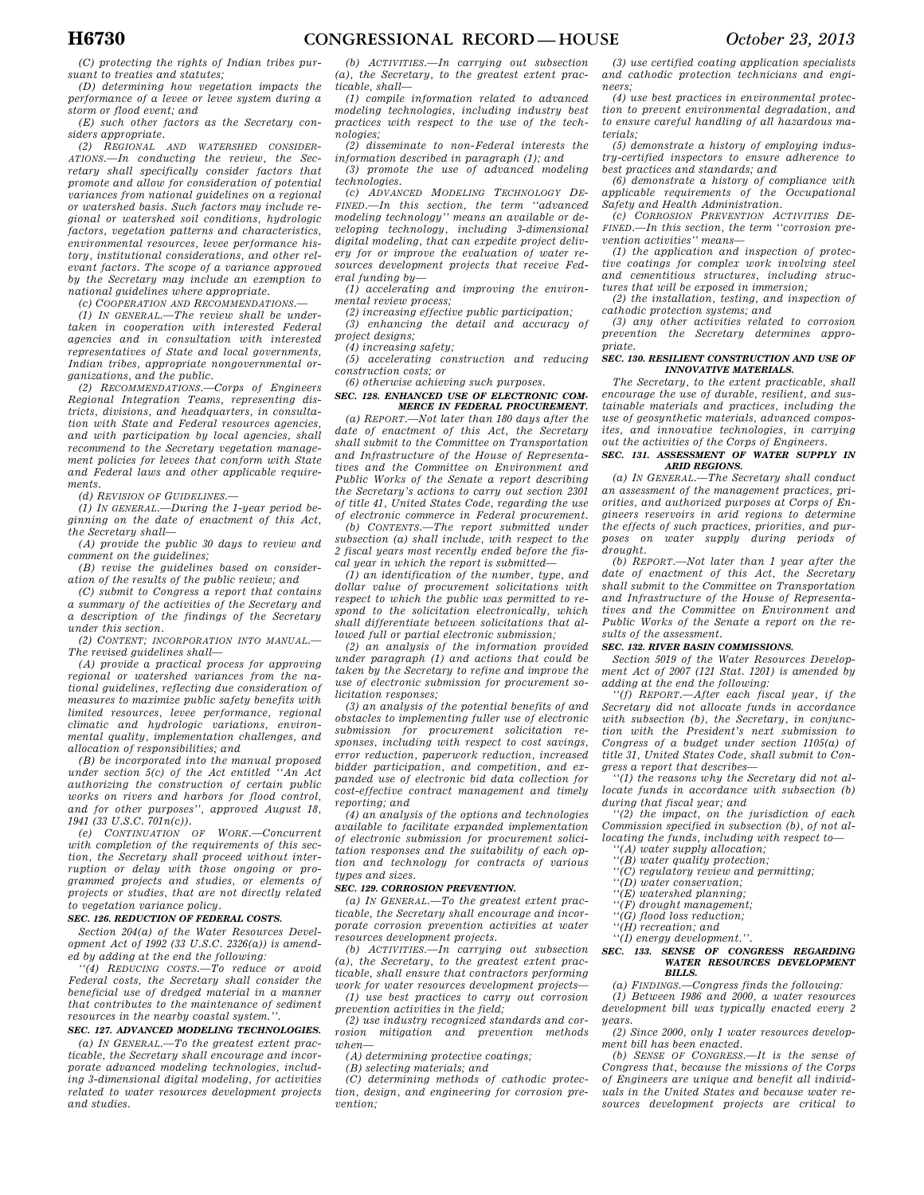*(C) protecting the rights of Indian tribes pursuant to treaties and statutes;*

*(D) determining how vegetation impacts the performance of a levee or levee system during a storm or flood event; and*

*(E) such other factors as the Secretary considers appropriate.*

*(2) REGIONAL AND WATERSHED CONSIDERATIONS.—In conducting the review, the Secretary shall specifically consider factors that promote and allow for consideration of potential variances from national guidelines on a regional or watershed basis. Such factors may include regional or watershed soil conditions, hydrologic factors, vegetation patterns and characteristics, environmental resources, levee performance history, institutional considerations, and other relevant factors. The scope of a variance approved by the Secretary may include an exemption to national guidelines where appropriate.*

*(c) COOPERATION AND RECOMMENDATIONS.—*

*(1) IN GENERAL.—The review shall be undertaken in cooperation with interested Federal agencies and in consultation with interested representatives of State and local governments, Indian tribes, appropriate nongovernmental organizations, and the public.*

*(2) RECOMMENDATIONS.—Corps of Engineers Regional Integration Teams, representing districts, divisions, and headquarters, in consultation with State and Federal resources agencies, and with participation by local agencies, shall recommend to the Secretary vegetation management policies for levees that conform with State and Federal laws and other applicable requirements.*

*(d) REVISION OF GUIDELINES.—*

*(1) IN GENERAL.—During the 1-year period beginning on the date of enactment of this Act, the Secretary shall—*

*(A) provide the public 30 days to review and comment on the guidelines;*

*(B) revise the guidelines based on consideration of the results of the public review; and*

*(C) submit to Congress a report that contains a summary of the activities of the Secretary and a description of the findings of the Secretary under this section.*

*(2) CONTENT; INCORPORATION INTO MANUAL.—The revised guidelines shall—*

*(A) provide a practical process for approving regional or watershed variances from the national guidelines, reflecting due consideration of measures to maximize public safety benefits with limited resources, levee performance, regional climatic and hydrologic variations, environmental quality, implementation challenges, and allocation of responsibilities; and*

*(B) be incorporated into the manual proposed under section 5(c) of the Act entitled ''An Act authorizing the construction of certain public works on rivers and harbors for flood control, and for other purposes'', approved August 18, 1941 (33 U.S.C. 701n(c)).*

*(e) CONTINUATION OF WORK.—Concurrent with completion of the requirements of this section, the Secretary shall proceed without interruption or delay with those ongoing or programmed projects and studies, or elements of projects or studies, that are not directly related to vegetation variance policy.*

### *SEC. 126. REDUCTION OF FEDERAL COSTS.*

*Section 204(a) of the Water Resources Development Act of 1992 (33 U.S.C. 2326(a)) is amended by adding at the end the following:*

*''(4) REDUCING COSTS.—To reduce or avoid Federal costs, the Secretary shall consider the beneficial use of dredged material in a manner that contributes to the maintenance of sediment resources in the nearby coastal system.''.*

### *SEC. 127. ADVANCED MODELING TECHNOLOGIES.*

*(a) IN GENERAL.—To the greatest extent practicable, the Secretary shall encourage and incorporate advanced modeling technologies, including 3-dimensional digital modeling, for activities related to water resources development projects and studies.*

*(b) ACTIVITIES.—In carrying out subsection (a), the Secretary, to the greatest extent practicable, shall—*

*(1) compile information related to advanced modeling technologies, including industry best practices with respect to the use of the technologies;*

*(2) disseminate to non-Federal interests the information described in paragraph (1); and*

*(3) promote the use of advanced modeling technologies.*

*(c) ADVANCED MODELING TECHNOLOGY DEFINED.—In this section, the term ''advanced modeling technology'' means an available or developing technology, including 3-dimensional digital modeling, that can expedite project delivery for or improve the evaluation of water resources development projects that receive Federal funding by—*

*(1) accelerating and improving the environmental review process;*

*(2) increasing effective public participation;*

*(3) enhancing the detail and accuracy of project designs;*

*(4) increasing safety;*

*(5) accelerating construction and reducing construction costs; or*

*(6) otherwise achieving such purposes.*

### *SEC. 128. ENHANCED USE OF ELECTRONIC COMMERCE IN FEDERAL PROCUREMENT.*

*(a) REPORT.—Not later than 180 days after the date of enactment of this Act, the Secretary shall submit to the Committee on Transportation and Infrastructure of the House of Representatives and the Committee on Environment and Public Works of the Senate a report describing the Secretary's actions to carry out section 2301 of title 41, United States Code, regarding the use of electronic commerce in Federal procurement.*

*(b) CONTENTS.—The report submitted under subsection (a) shall include, with respect to the 2 fiscal years most recently ended before the fiscal year in which the report is submitted—*

*(1) an identification of the number, type, and dollar value of procurement solicitations with respect to which the public was permitted to respond to the solicitation electronically, which shall differentiate between solicitations that allowed full or partial electronic submission;*

*(2) an analysis of the information provided under paragraph (1) and actions that could be taken by the Secretary to refine and improve the use of electronic submission for procurement solicitation responses;*

*(3) an analysis of the potential benefits of and obstacles to implementing fuller use of electronic submission for procurement solicitation responses, including with respect to cost savings, error reduction, paperwork reduction, increased bidder participation, and competition, and expanded use of electronic bid data collection for cost-effective contract management and timely reporting; and*

*(4) an analysis of the options and technologies available to facilitate expanded implementation of electronic submission for procurement solicitation responses and the suitability of each option and technology for contracts of various types and sizes.*

### *SEC. 129. CORROSION PREVENTION.*

*(a) IN GENERAL.—To the greatest extent practicable, the Secretary shall encourage and incorporate corrosion prevention activities at water resources development projects.*

*(b) ACTIVITIES.—In carrying out subsection (a), the Secretary, to the greatest extent practicable, shall ensure that contractors performing work for water resources development projects—*

*(1) use best practices to carry out corrosion prevention activities in the field;*

*(2) use industry recognized standards and corrosion mitigation and prevention methods when—*

*(A) determining protective coatings;*

*(B) selecting materials; and*

*(C) determining methods of cathodic protection, design, and engineering for corrosion prevention;*

*(3) use certified coating application specialists and cathodic protection technicians and engineers;*

*(4) use best practices in environmental protection to prevent environmental degradation, and to ensure careful handling of all hazardous materials;*

*(5) demonstrate a history of employing industry-certified inspectors to ensure adherence to best practices and standards; and*

*(6) demonstrate a history of compliance with applicable requirements of the Occupational Safety and Health Administration.*

*(c) CORROSION PREVENTION ACTIVITIES DEFINED.—In this section, the term ''corrosion prevention activities'' means—*

*(1) the application and inspection of protective coatings for complex work involving steel and cementitious structures, including structures that will be exposed in immersion;*

*(2) the installation, testing, and inspection of cathodic protection systems; and*

*(3) any other activities related to corrosion prevention the Secretary determines appropriate.*

### *SEC. 130. RESILIENT CONSTRUCTION AND USE OF INNOVATIVE MATERIALS.*

*The Secretary, to the extent practicable, shall encourage the use of durable, resilient, and sustainable materials and practices, including the use of geosynthetic materials, advanced composites, and innovative technologies, in carrying out the activities of the Corps of Engineers.*

### *SEC. 131. ASSESSMENT OF WATER SUPPLY IN ARID REGIONS.*

*(a) IN GENERAL.—The Secretary shall conduct an assessment of the management practices, priorities, and authorized purposes at Corps of Engineers reservoirs in arid regions to determine the effects of such practices, priorities, and purposes on water supply during periods of drought.*

*(b) REPORT.—Not later than 1 year after the date of enactment of this Act, the Secretary shall submit to the Committee on Transportation and Infrastructure of the House of Representatives and the Committee on Environment and Public Works of the Senate a report on the results of the assessment.*

### *SEC. 132. RIVER BASIN COMMISSIONS.*

*Section 5019 of the Water Resources Development Act of 2007 (121 Stat. 1201) is amended by adding at the end the following:*

*''(f) REPORT.—After each fiscal year, if the Secretary did not allocate funds in accordance with subsection (b), the Secretary, in conjunction with the President's next submission to Congress of a budget under section 1105(a) of title 31, United States Code, shall submit to Congress a report that describes—*

*''(1) the reasons why the Secretary did not allocate funds in accordance with subsection (b) during that fiscal year; and*

*''(2) the impact, on the jurisdiction of each Commission specified in subsection (b), of not allocating the funds, including with respect to—*

*''(A) water supply allocation;*

*''(B) water quality protection;*

*''(C) regulatory review and permitting;*

*''(D) water conservation;*

*''(E) watershed planning;*

*''(F) drought management;*

*''(G) flood loss reduction;*

*''(H) recreation; and*

*''(I) energy development.''.*

### *SEC. 133. SENSE OF CONGRESS REGARDING WATER RESOURCES DEVELOPMENT BILLS.*

*(a) FINDINGS.—Congress finds the following:*

*(1) Between 1986 and 2000, a water resources development bill was typically enacted every 2 years.*

*(2) Since 2000, only 1 water resources development bill has been enacted.*

*(b) SENSE OF CONGRESS.—It is the sense of Congress that, because the missions of the Corps of Engineers are unique and benefit all individuals in the United States and because water resources development projects are critical to*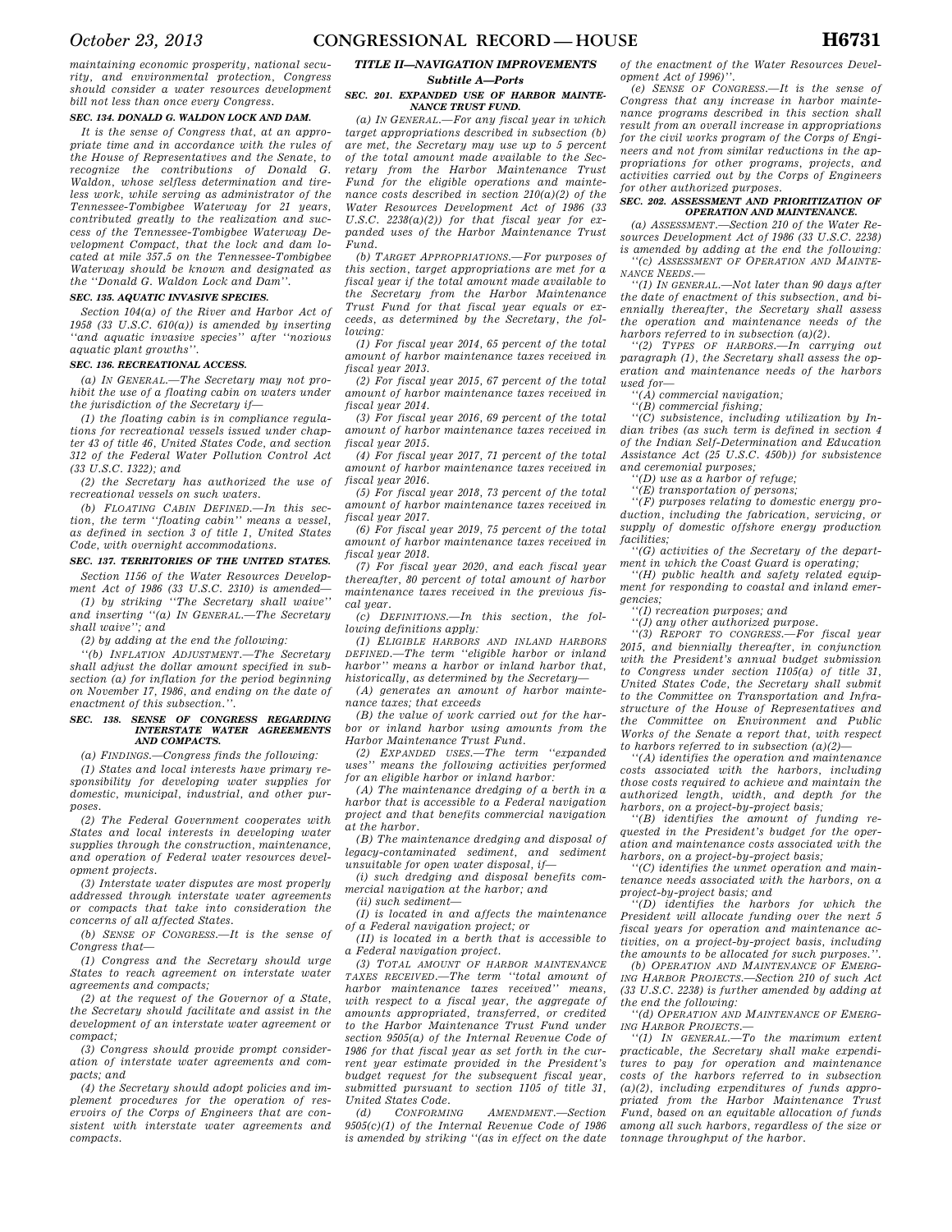*maintaining economic prosperity, national security, and environmental protection, Congress should consider a water resources development bill not less than once every Congress.*

### SEC. 134. DONALD G. WALDON LOCK AND DAM.

*It is the sense of Congress that, at an appropriate time and in accordance with the rules of the House of Representatives and the Senate, to recognize the contributions of Donald G. Waldon, whose selfless determination and tireless work, while serving as administrator of the Tennessee-Tombigbee Waterway for 21 years, contributed greatly to the realization and success of the Tennessee-Tombigbee Waterway Development Compact, that the lock and dam located at mile 357.5 on the Tennessee-Tombigbee Waterway should be known and designated as the ''Donald G. Waldon Lock and Dam''.*

### SEC. 135. AQUATIC INVASIVE SPECIES.

*Section 104(a) of the River and Harbor Act of 1958 (33 U.S.C. 610(a)) is amended by inserting ''and aquatic invasive species'' after ''noxious aquatic plant growths''.*

### SEC. 136. RECREATIONAL ACCESS.

*(a) IN GENERAL.—The Secretary may not prohibit the use of a floating cabin on waters under the jurisdiction of the Secretary if—*

*(1) the floating cabin is in compliance regulations for recreational vessels issued under chapter 43 of title 46, United States Code, and section 312 of the Federal Water Pollution Control Act (33 U.S.C. 1322); and*

*(2) the Secretary has authorized the use of recreational vessels on such waters.*

*(b) FLOATING CABIN DEFINED.—In this section, the term ''floating cabin'' means a vessel, as defined in section 3 of title 1, United States Code, with overnight accommodations.*

### SEC. 137. TERRITORIES OF THE UNITED STATES.

*Section 1156 of the Water Resources Development Act of 1986 (33 U.S.C. 2310) is amended—*

*(1) by striking ''The Secretary shall waive'' and inserting ''(a) IN GENERAL.—The Secretary shall waive''; and*

*(2) by adding at the end the following:*

*''(b) INFLATION ADJUSTMENT.—The Secretary shall adjust the dollar amount specified in subsection (a) for inflation for the period beginning on November 17, 1986, and ending on the date of enactment of this subsection.''.*

### SEC. 138. SENSE OF CONGRESS REGARDING INTERSTATE WATER AGREEMENTS AND COMPACTS.

*(a) FINDINGS.—Congress finds the following:*

*(1) States and local interests have primary responsibility for developing water supplies for domestic, municipal, industrial, and other purposes.*

*(2) The Federal Government cooperates with States and local interests in developing water supplies through the construction, maintenance, and operation of Federal water resources development projects.*

*(3) Interstate water disputes are most properly addressed through interstate water agreements or compacts that take into consideration the concerns of all affected States.*

*(b) SENSE OF CONGRESS.—It is the sense of Congress that—*

*(1) Congress and the Secretary should urge States to reach agreement on interstate water agreements and compacts;*

*(2) at the request of the Governor of a State, the Secretary should facilitate and assist in the development of an interstate water agreement or compact;*

*(3) Congress should provide prompt consideration of interstate water agreements and compacts; and*

*(4) the Secretary should adopt policies and implement procedures for the operation of reservoirs of the Corps of Engineers that are consistent with interstate water agreements and compacts.*

## TITLE II—NAVIGATION IMPROVEMENTS

### Subtitle A—Ports

### SEC. 201. EXPANDED USE OF HARBOR MAINTENANCE TRUST FUND.

*(a) IN GENERAL.—For any fiscal year in which target appropriations described in subsection (b) are met, the Secretary may use up to 5 percent of the total amount made available to the Secretary from the Harbor Maintenance Trust Fund for the eligible operations and maintenance costs described in section 210(a)(2) of the Water Resources Development Act of 1986 (33 U.S.C. 2238(a)(2)) for that fiscal year for expanded uses of the Harbor Maintenance Trust Fund.*

*(b) TARGET APPROPRIATIONS.—For purposes of this section, target appropriations are met for a fiscal year if the total amount made available to the Secretary from the Harbor Maintenance Trust Fund for that fiscal year equals or exceeds, as determined by the Secretary, the following:*

*(1) For fiscal year 2014, 65 percent of the total amount of harbor maintenance taxes received in fiscal year 2013.*

*(2) For fiscal year 2015, 67 percent of the total amount of harbor maintenance taxes received in fiscal year 2014.*

*(3) For fiscal year 2016, 69 percent of the total amount of harbor maintenance taxes received in fiscal year 2015.*

*(4) For fiscal year 2017, 71 percent of the total amount of harbor maintenance taxes received in fiscal year 2016.*

*(5) For fiscal year 2018, 73 percent of the total amount of harbor maintenance taxes received in fiscal year 2017.*

*(6) For fiscal year 2019, 75 percent of the total amount of harbor maintenance taxes received in fiscal year 2018.*

*(7) For fiscal year 2020, and each fiscal year thereafter, 80 percent of total amount of harbor maintenance taxes received in the previous fiscal year.*

*(c) DEFINITIONS.—In this section, the following definitions apply:*

*(1) ELIGIBLE HARBORS AND INLAND HARBORS DEFINED.—The term ''eligible harbor or inland harbor'' means a harbor or inland harbor that, historically, as determined by the Secretary—*

*(A) generates an amount of harbor maintenance taxes; that exceeds*

*(B) the value of work carried out for the harbor or inland harbor using amounts from the Harbor Maintenance Trust Fund.*

*(2) EXPANDED USES.—The term ''expanded uses'' means the following activities performed for an eligible harbor or inland harbor:*

*(A) The maintenance dredging of a berth in a harbor that is accessible to a Federal navigation project and that benefits commercial navigation at the harbor.*

*(B) The maintenance dredging and disposal of legacy-contaminated sediment, and sediment unsuitable for open water disposal, if—*

*(i) such dredging and disposal benefits commercial navigation at the harbor; and*

*(ii) such sediment—*

*(I) is located in and affects the maintenance of a Federal navigation project; or*

*(II) is located in a berth that is accessible to a Federal navigation project.*

*(3) TOTAL AMOUNT OF HARBOR MAINTENANCE TAXES RECEIVED.—The term ''total amount of harbor maintenance taxes received'' means, with respect to a fiscal year, the aggregate of amounts appropriated, transferred, or credited to the Harbor Maintenance Trust Fund under section 9505(a) of the Internal Revenue Code of 1986 for that fiscal year as set forth in the current year estimate provided in the President's budget request for the subsequent fiscal year, submitted pursuant to section 1105 of title 31, United States Code.*

*(d) CONFORMING AMENDMENT.—Section 9505(c)(1) of the Internal Revenue Code of 1986 is amended by striking ''(as in effect on the date of the enactment of the Water Resources Development Act of 1996)''.*

*(e) SENSE OF CONGRESS.—It is the sense of Congress that any increase in harbor maintenance programs described in this section shall result from an overall increase in appropriations for the civil works program of the Corps of Engineers and not from similar reductions in the appropriations for other programs, projects, and activities carried out by the Corps of Engineers for other authorized purposes.*

### SEC. 202. ASSESSMENT AND PRIORITIZATION OF OPERATION AND MAINTENANCE.

*(a) ASSESSMENT.—Section 210 of the Water Resources Development Act of 1986 (33 U.S.C. 2238) is amended by adding at the end the following:*

*''(c) ASSESSMENT OF OPERATION AND MAINTENANCE NEEDS.—*

*''(1) IN GENERAL.—Not later than 90 days after the date of enactment of this subsection, and biennially thereafter, the Secretary shall assess the operation and maintenance needs of the harbors referred to in subsection (a)(2).*

*''(2) TYPES OF HARBORS.—In carrying out paragraph (1), the Secretary shall assess the operation and maintenance needs of the harbors used for—*

*''(A) commercial navigation;*

*''(B) commercial fishing;*

*''(C) subsistence, including utilization by Indian tribes (as such term is defined in section 4 of the Indian Self-Determination and Education Assistance Act (25 U.S.C. 450b)) for subsistence and ceremonial purposes;*

*''(D) use as a harbor of refuge;*

*''(E) transportation of persons;*

*''(F) purposes relating to domestic energy production, including the fabrication, servicing, or supply of domestic offshore energy production facilities;*

*''(G) activities of the Secretary of the department in which the Coast Guard is operating;*

*''(H) public health and safety related equipment for responding to coastal and inland emergencies;*

*''(I) recreation purposes; and*

*''(J) any other authorized purpose.*

*''(3) REPORT TO CONGRESS.—For fiscal year 2015, and biennially thereafter, in conjunction with the President's annual budget submission to Congress under section 1105(a) of title 31, United States Code, the Secretary shall submit to the Committee on Transportation and Infrastructure of the House of Representatives and the Committee on Environment and Public Works of the Senate a report that, with respect to harbors referred to in subsection (a)(2)—*

*''(A) identifies the operation and maintenance costs associated with the harbors, including those costs required to achieve and maintain the authorized length, width, and depth for the harbors, on a project-by-project basis;*

*''(B) identifies the amount of funding requested in the President's budget for the operation and maintenance costs associated with the harbors, on a project-by-project basis;*

*''(C) identifies the unmet operation and maintenance needs associated with the harbors, on a project-by-project basis; and*

*''(D) identifies the harbors for which the President will allocate funding over the next 5 fiscal years for operation and maintenance activities, on a project-by-project basis, including the amounts to be allocated for such purposes.''.*

*(b) OPERATION AND MAINTENANCE OF EMERGING HARBOR PROJECTS.—Section 210 of such Act (33 U.S.C. 2238) is further amended by adding at the end the following:*

*''(d) OPERATION AND MAINTENANCE OF EMERGING HARBOR PROJECTS.—*

*''(1) IN GENERAL.—To the maximum extent practicable, the Secretary shall make expenditures to pay for operation and maintenance costs of the harbors referred to in subsection (a)(2), including expenditures of funds appropriated from the Harbor Maintenance Trust Fund, based on an equitable allocation of funds among all such harbors, regardless of the size or tonnage throughput of the harbor.*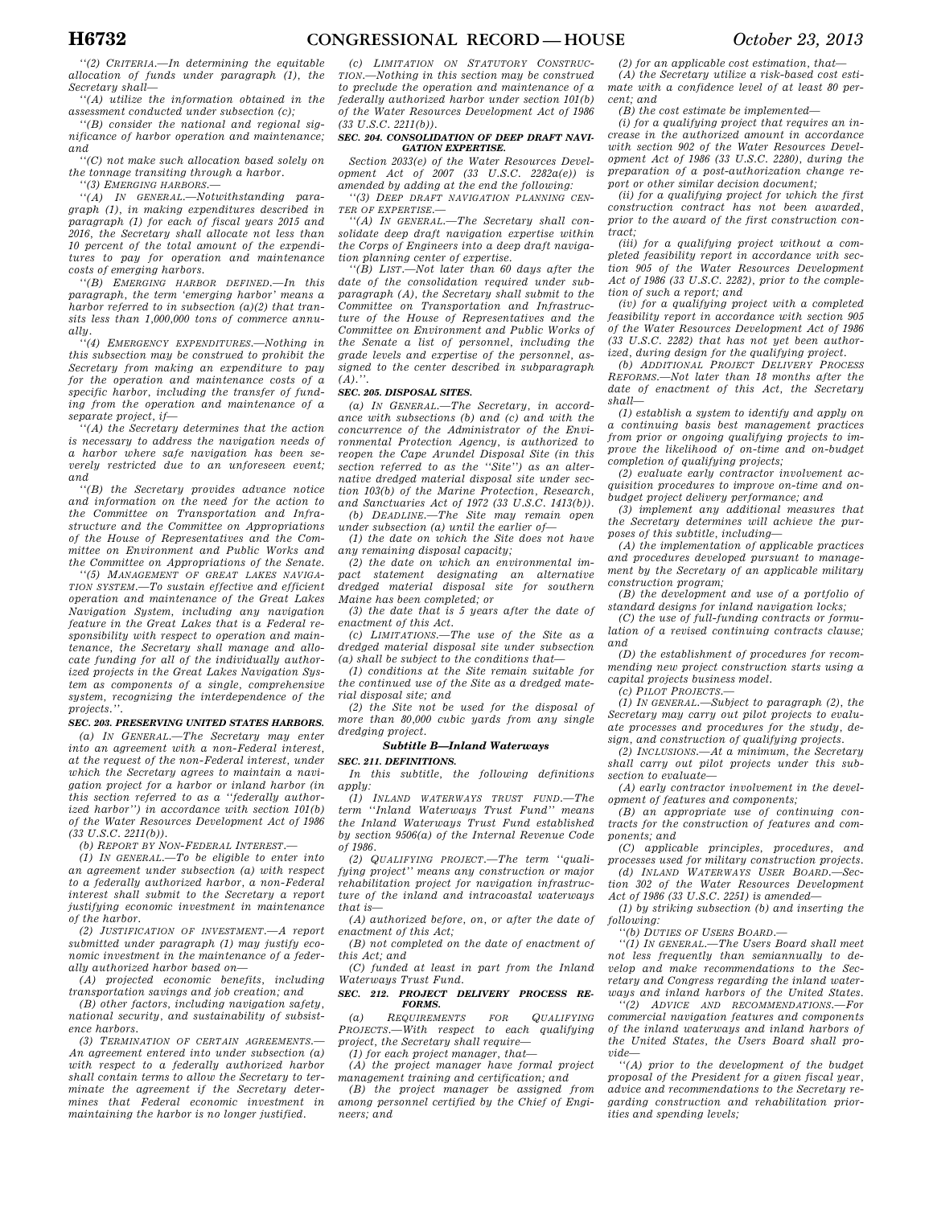''(2) CRITERIA.—In determining the equitable allocation of funds under paragraph (1), the Secretary shall—

''(A) utilize the information obtained in the assessment conducted under subsection (c);

''(B) consider the national and regional significance of harbor operation and maintenance; and

''(C) not make such allocation based solely on the tonnage transiting through a harbor.

''(3) EMERGING HARBORS.—

''(A) IN GENERAL.—Notwithstanding paragraph (1), in making expenditures described in paragraph (1) for each of fiscal years 2015 and 2016, the Secretary shall allocate not less than 10 percent of the total amount of the expenditures to pay for operation and maintenance costs of emerging harbors.

''(B) EMERGING HARBOR DEFINED.—In this paragraph, the term 'emerging harbor' means a harbor referred to in subsection (a)(2) that transits less than 1,000,000 tons of commerce annually.

''(4) EMERGENCY EXPENDITURES.—Nothing in this subsection may be construed to prohibit the Secretary from making an expenditure to pay for the operation and maintenance costs of a specific harbor, including the transfer of funding from the operation and maintenance of a separate project, if—

''(A) the Secretary determines that the action is necessary to address the navigation needs of a harbor where safe navigation has been severely restricted due to an unforeseen event; and

''(B) the Secretary provides advance notice and information on the need for the action to the Committee on Transportation and Infrastructure and the Committee on Appropriations of the House of Representatives and the Committee on Environment and Public Works and the Committee on Appropriations of the Senate.

''(5) MANAGEMENT OF GREAT LAKES NAVIGATION SYSTEM.—To sustain effective and efficient operation and maintenance of the Great Lakes Navigation System, including any navigation feature in the Great Lakes that is a Federal responsibility with respect to operation and maintenance, the Secretary shall manage and allocate funding for all of the individually authorized projects in the Great Lakes Navigation System as components of a single, comprehensive system, recognizing the interdependence of the projects.''.

**SEC. 203. PRESERVING UNITED STATES HARBORS.**

(a) IN GENERAL.—The Secretary may enter into an agreement with a non-Federal interest, at the request of the non-Federal interest, under which the Secretary agrees to maintain a navigation project for a harbor or inland harbor (in this section referred to as a ''federally authorized harbor'') in accordance with section 101(b) of the Water Resources Development Act of 1986 (33 U.S.C. 2211(b)).

(b) REPORT BY NON-FEDERAL INTEREST.—

(1) IN GENERAL.—To be eligible to enter into an agreement under subsection (a) with respect to a federally authorized harbor, a non-Federal interest shall submit to the Secretary a report justifying economic investment in maintenance of the harbor.

(2) JUSTIFICATION OF INVESTMENT.—A report submitted under paragraph (1) may justify economic investment in the maintenance of a federally authorized harbor based on—

(A) projected economic benefits, including transportation savings and job creation; and

(B) other factors, including navigation safety, national security, and sustainability of subsistence harbors.

(3) TERMINATION OF CERTAIN AGREEMENTS.—An agreement entered into under subsection (a) with respect to a federally authorized harbor shall contain terms to allow the Secretary to terminate the agreement if the Secretary determines that Federal economic investment in maintaining the harbor is no longer justified.

(c) LIMITATION ON STATUTORY CONSTRUCTION.—Nothing in this section may be construed to preclude the operation and maintenance of a federally authorized harbor under section 101(b) of the Water Resources Development Act of 1986 (33 U.S.C. 2211(b)).

**SEC. 204. CONSOLIDATION OF DEEP DRAFT NAVIGATION EXPERTISE.**

Section 2033(e) of the Water Resources Development Act of 2007 (33 U.S.C. 2282a(e)) is amended by adding at the end the following:

''(3) DEEP DRAFT NAVIGATION PLANNING CENTER OF EXPERTISE.—

''(A) IN GENERAL.—The Secretary shall consolidate deep draft navigation expertise within the Corps of Engineers into a deep draft navigation planning center of expertise.

''(B) LIST.—Not later than 60 days after the date of the consolidation required under subparagraph (A), the Secretary shall submit to the Committee on Transportation and Infrastructure of the House of Representatives and the Committee on Environment and Public Works of the Senate a list of personnel, including the grade levels and expertise of the personnel, assigned to the center described in subparagraph (A).''.

**SEC. 205. DISPOSAL SITES.**

(a) IN GENERAL.—The Secretary, in accordance with subsections (b) and (c) and with the concurrence of the Administrator of the Environmental Protection Agency, is authorized to reopen the Cape Arundel Disposal Site (in this section referred to as the ''Site'') as an alternative dredged material disposal site under section 103(b) of the Marine Protection, Research, and Sanctuaries Act of 1972 (33 U.S.C. 1413(b)).

(b) DEADLINE.—The Site may remain open under subsection (a) until the earlier of—

(1) the date on which the Site does not have any remaining disposal capacity;

(2) the date on which an environmental impact statement designating an alternative dredged material disposal site for southern Maine has been completed; or

(3) the date that is 5 years after the date of enactment of this Act.

(c) LIMITATIONS.—The use of the Site as a dredged material disposal site under subsection (a) shall be subject to the conditions that—

(1) conditions at the Site remain suitable for the continued use of the Site as a dredged material disposal site; and

(2) the Site not be used for the disposal of more than 80,000 cubic yards from any single dredging project.

## Subtitle B—Inland Waterways

**SEC. 211. DEFINITIONS.**

In this subtitle, the following definitions apply:

(1) INLAND WATERWAYS TRUST FUND.—The term ''Inland Waterways Trust Fund'' means the Inland Waterways Trust Fund established by section 9506(a) of the Internal Revenue Code of 1986.

(2) QUALIFYING PROJECT.—The term ''qualifying project'' means any construction or major rehabilitation project for navigation infrastructure of the inland and intracoastal waterways that is—

(A) authorized before, on, or after the date of enactment of this Act;

(B) not completed on the date of enactment of this Act; and

(C) funded at least in part from the Inland Waterways Trust Fund.

**SEC. 212. PROJECT DELIVERY PROCESS REFORMS.**

(a) REQUIREMENTS FOR QUALIFYING PROJECTS.—With respect to each qualifying project, the Secretary shall require—

(1) for each project manager, that—

(A) the project manager have formal project management training and certification; and

(B) the project manager be assigned from among personnel certified by the Chief of Engineers; and

(2) for an applicable cost estimation, that—

(A) the Secretary utilize a risk-based cost estimate with a confidence level of at least 80 percent; and

(B) the cost estimate be implemented—

(i) for a qualifying project that requires an increase in the authorized amount in accordance with section 902 of the Water Resources Development Act of 1986 (33 U.S.C. 2280), during the preparation of a post-authorization change report or other similar decision document;

(ii) for a qualifying project for which the first construction contract has not been awarded, prior to the award of the first construction contract;

(iii) for a qualifying project without a completed feasibility report in accordance with section 905 of the Water Resources Development Act of 1986 (33 U.S.C. 2282), prior to the completion of such a report; and

(iv) for a qualifying project with a completed feasibility report in accordance with section 905 of the Water Resources Development Act of 1986 (33 U.S.C. 2282) that has not yet been authorized, during design for the qualifying project.

(b) ADDITIONAL PROJECT DELIVERY PROCESS REFORMS.—Not later than 18 months after the date of enactment of this Act, the Secretary shall—

(1) establish a system to identify and apply on a continuing basis best management practices from prior or ongoing qualifying projects to improve the likelihood of on-time and on-budget completion of qualifying projects;

(2) evaluate early contractor involvement acquisition procedures to improve on-time and on-budget project delivery performance; and

(3) implement any additional measures that the Secretary determines will achieve the purposes of this subtitle, including—

(A) the implementation of applicable practices and procedures developed pursuant to management by the Secretary of an applicable military construction program;

(B) the development and use of a portfolio of standard designs for inland navigation locks;

(C) the use of full-funding contracts or formulation of a revised continuing contracts clause; and

(D) the establishment of procedures for recommending new project construction starts using a capital projects business model.

(c) PILOT PROJECTS.—

(1) IN GENERAL.—Subject to paragraph (2), the Secretary may carry out pilot projects to evaluate processes and procedures for the study, design, and construction of qualifying projects.

(2) INCLUSIONS.—At a minimum, the Secretary shall carry out pilot projects under this subsection to evaluate—

(A) early contractor involvement in the development of features and components;

(B) an appropriate use of continuing contracts for the construction of features and components; and

(C) applicable principles, procedures, and processes used for military construction projects.

(d) INLAND WATERWAYS USER BOARD.—Section 302 of the Water Resources Development Act of 1986 (33 U.S.C. 2251) is amended—

(1) by striking subsection (b) and inserting the following:

''(b) DUTIES OF USERS BOARD.—

''(1) IN GENERAL.—The Users Board shall meet not less frequently than semiannually to develop and make recommendations to the Secretary and Congress regarding the inland waterways and inland harbors of the United States.

''(2) ADVICE AND RECOMMENDATIONS.—For commercial navigation features and components of the inland waterways and inland harbors of the United States, the Users Board shall provide—

''(A) prior to the development of the budget proposal of the President for a given fiscal year, advice and recommendations to the Secretary regarding construction and rehabilitation priorities and spending levels;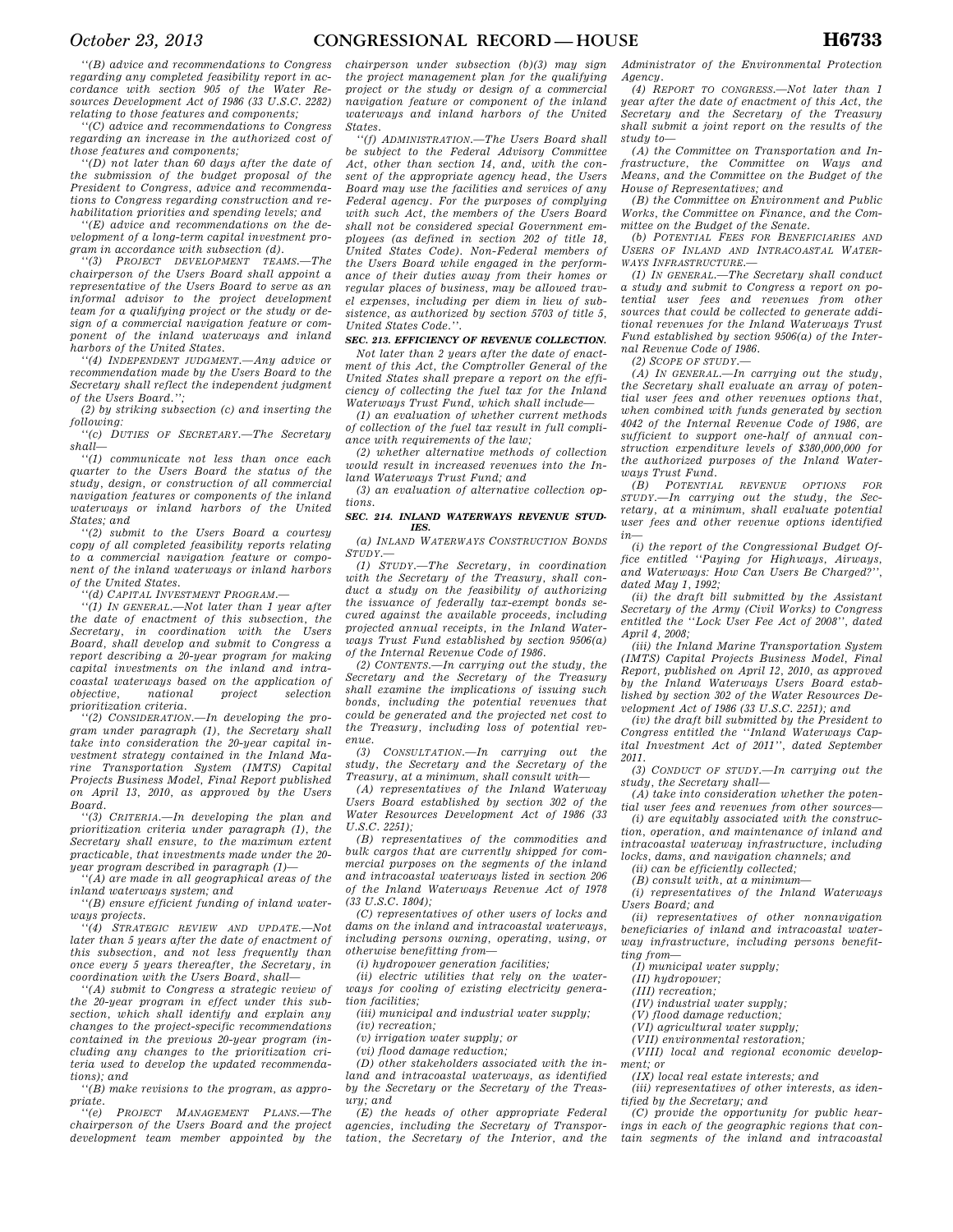''(B) advice and recommendations to Congress regarding any completed feasibility report in accordance with section 905 of the Water Resources Development Act of 1986 (33 U.S.C. 2282) relating to those features and components;

''(C) advice and recommendations to Congress regarding an increase in the authorized cost of those features and components;

''(D) not later than 60 days after the date of the submission of the budget proposal of the President to Congress, advice and recommendations to Congress regarding construction and rehabilitation priorities and spending levels; and

''(E) advice and recommendations on the development of a long-term capital investment program in accordance with subsection (d).

''(3) PROJECT DEVELOPMENT TEAMS.—The chairperson of the Users Board shall appoint a representative of the Users Board to serve as an informal advisor to the project development team for a qualifying project or the study or design of a commercial navigation feature or component of the inland waterways and inland harbors of the United States.

''(4) INDEPENDENT JUDGMENT.—Any advice or recommendation made by the Users Board to the Secretary shall reflect the independent judgment of the Users Board.'';

(2) by striking subsection (c) and inserting the following:

''(c) DUTIES OF SECRETARY.—The Secretary shall—

''(1) communicate not less than once each quarter to the Users Board the status of the study, design, or construction of all commercial navigation features or components of the inland waterways or inland harbors of the United States; and

''(2) submit to the Users Board a courtesy copy of all completed feasibility reports relating to a commercial navigation feature or component of the inland waterways or inland harbors of the United States.

''(d) CAPITAL INVESTMENT PROGRAM.—

''(1) IN GENERAL.—Not later than 1 year after the date of enactment of this subsection, the Secretary, in coordination with the Users Board, shall develop and submit to Congress a report describing a 20-year program for making capital investments on the inland and intracoastal waterways based on the application of objective, national project selection prioritization criteria.

''(2) CONSIDERATION.—In developing the program under paragraph (1), the Secretary shall take into consideration the 20-year capital investment strategy contained in the Inland Marine Transportation System (IMTS) Capital Projects Business Model, Final Report published on April 13, 2010, as approved by the Users Board.

''(3) CRITERIA.—In developing the plan and prioritization criteria under paragraph (1), the Secretary shall ensure, to the maximum extent practicable, that investments made under the 20-year program described in paragraph (1)—

''(A) are made in all geographical areas of the inland waterways system; and

''(B) ensure efficient funding of inland waterways projects.

''(4) STRATEGIC REVIEW AND UPDATE.—Not later than 5 years after the date of enactment of this subsection, and not less frequently than once every 5 years thereafter, the Secretary, in coordination with the Users Board, shall—

''(A) submit to Congress a strategic review of the 20-year program in effect under this subsection, which shall identify and explain any changes to the project-specific recommendations contained in the previous 20-year program (including any changes to the prioritization criteria used to develop the updated recommendations); and

''(B) make revisions to the program, as appropriate.

''(e) PROJECT MANAGEMENT PLANS.—The chairperson of the Users Board and the project development team member appointed by the chairperson under subsection (b)(3) may sign the project management plan for the qualifying project or the study or design of a commercial navigation feature or component of the inland waterways and inland harbors of the United States.

''(f) ADMINISTRATION.—The Users Board shall be subject to the Federal Advisory Committee Act, other than section 14, and, with the consent of the appropriate agency head, the Users Board may use the facilities and services of any Federal agency. For the purposes of complying with such Act, the members of the Users Board shall not be considered special Government employees (as defined in section 202 of title 18, United States Code). Non-Federal members of the Users Board while engaged in the performance of their duties away from their homes or regular places of business, may be allowed travel expenses, including per diem in lieu of subsistence, as authorized by section 5703 of title 5, United States Code.''.

**SEC. 213. EFFICIENCY OF REVENUE COLLECTION.**

Not later than 2 years after the date of enactment of this Act, the Comptroller General of the United States shall prepare a report on the efficiency of collecting the fuel tax for the Inland Waterways Trust Fund, which shall include—

(1) an evaluation of whether current methods of collection of the fuel tax result in full compliance with requirements of the law;

(2) whether alternative methods of collection would result in increased revenues into the Inland Waterways Trust Fund; and

(3) an evaluation of alternative collection options.

**SEC. 214. INLAND WATERWAYS REVENUE STUDIES.**

(a) INLAND WATERWAYS CONSTRUCTION BONDS STUDY.—

(1) STUDY.—The Secretary, in coordination with the Secretary of the Treasury, shall conduct a study on the feasibility of authorizing the issuance of federally tax-exempt bonds secured against the available proceeds, including projected annual receipts, in the Inland Waterways Trust Fund established by section 9506(a) of the Internal Revenue Code of 1986.

(2) CONTENTS.—In carrying out the study, the Secretary and the Secretary of the Treasury shall examine the implications of issuing such bonds, including the potential revenues that could be generated and the projected net cost to the Treasury, including loss of potential revenue.

(3) CONSULTATION.—In carrying out the study, the Secretary and the Secretary of the Treasury, at a minimum, shall consult with—

(A) representatives of the Inland Waterway Users Board established by section 302 of the Water Resources Development Act of 1986 (33 U.S.C. 2251);

(B) representatives of the commodities and bulk cargos that are currently shipped for commercial purposes on the segments of the inland and intracoastal waterways listed in section 206 of the Inland Waterways Revenue Act of 1978 (33 U.S.C. 1804);

(C) representatives of other users of locks and dams on the inland and intracoastal waterways, including persons owning, operating, using, or otherwise benefitting from—

(i) hydropower generation facilities;

(ii) electric utilities that rely on the waterways for cooling of existing electricity generation facilities;

(iii) municipal and industrial water supply;

(iv) recreation;

(v) irrigation water supply; or

(vi) flood damage reduction;

(D) other stakeholders associated with the inland and intracoastal waterways, as identified by the Secretary or the Secretary of the Treasury; and

(E) the heads of other appropriate Federal agencies, including the Secretary of Transportation, the Secretary of the Interior, and the Administrator of the Environmental Protection Agency.

(4) REPORT TO CONGRESS.—Not later than 1 year after the date of enactment of this Act, the Secretary and the Secretary of the Treasury shall submit a joint report on the results of the study to—

(A) the Committee on Transportation and Infrastructure, the Committee on Ways and Means, and the Committee on the Budget of the House of Representatives; and

(B) the Committee on Environment and Public Works, the Committee on Finance, and the Committee on the Budget of the Senate.

(b) POTENTIAL FEES FOR BENEFICIARIES AND USERS OF INLAND AND INTRACOASTAL WATERWAYS INFRASTRUCTURE.—

(1) IN GENERAL.—The Secretary shall conduct a study and submit to Congress a report on potential user fees and revenues from other sources that could be collected to generate additional revenues for the Inland Waterways Trust Fund established by section 9506(a) of the Internal Revenue Code of 1986.

(2) SCOPE OF STUDY.—

(A) IN GENERAL.—In carrying out the study, the Secretary shall evaluate an array of potential user fees and other revenues options that, when combined with funds generated by section 4042 of the Internal Revenue Code of 1986, are sufficient to support one-half of annual construction expenditure levels of $380,000,000 for the authorized purposes of the Inland Waterways Trust Fund.

(B) POTENTIAL REVENUE OPTIONS FOR STUDY.—In carrying out the study, the Secretary, at a minimum, shall evaluate potential user fees and other revenue options identified in—

(i) the report of the Congressional Budget Office entitled ''Paying for Highways, Airways, and Waterways: How Can Users Be Charged?'', dated May 1, 1992;

(ii) the draft bill submitted by the Assistant Secretary of the Army (Civil Works) to Congress entitled the ''Lock User Fee Act of 2008'', dated April 4, 2008;

(iii) the Inland Marine Transportation System (IMTS) Capital Projects Business Model, Final Report, published on April 12, 2010, as approved by the Inland Waterways Users Board established by section 302 of the Water Resources Development Act of 1986 (33 U.S.C. 2251); and

(iv) the draft bill submitted by the President to Congress entitled the ''Inland Waterways Capital Investment Act of 2011'', dated September 2011.

(3) CONDUCT OF STUDY.—In carrying out the study, the Secretary shall—

(A) take into consideration whether the potential user fees and revenues from other sources—

(i) are equitably associated with the construction, operation, and maintenance of inland and intracoastal waterway infrastructure, including locks, dams, and navigation channels; and

(ii) can be efficiently collected;

(B) consult with, at a minimum—

(i) representatives of the Inland Waterways Users Board; and

(ii) representatives of other nonnavigation beneficiaries of inland and intracoastal waterway infrastructure, including persons benefitting from—

(I) municipal water supply;

(II) hydropower;

(III) recreation;

(IV) industrial water supply;

(V) flood damage reduction;

(VI) agricultural water supply;

(VII) environmental restoration;

(VIII) local and regional economic development; or

(IX) local real estate interests; and

(iii) representatives of other interests, as identified by the Secretary; and

(C) provide the opportunity for public hearings in each of the geographic regions that contain segments of the inland and intracoastal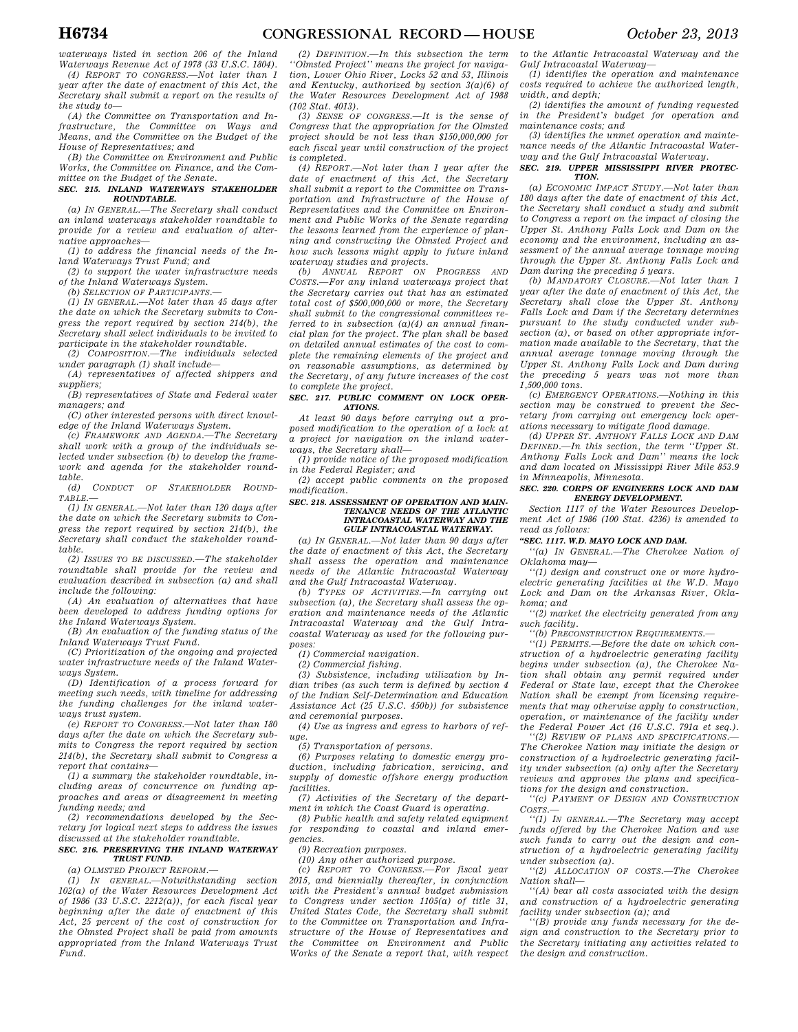waterways listed in section 206 of the Inland Waterways Revenue Act of 1978 (33 U.S.C. 1804).

(4) REPORT TO CONGRESS.—Not later than 1 year after the date of enactment of this Act, the Secretary shall submit a report on the results of the study to—

(A) the Committee on Transportation and Infrastructure, the Committee on Ways and Means, and the Committee on the Budget of the House of Representatives; and

(B) the Committee on Environment and Public Works, the Committee on Finance, and the Committee on the Budget of the Senate.

**SEC. 215. INLAND WATERWAYS STAKEHOLDER ROUNDTABLE.**

(a) IN GENERAL.—The Secretary shall conduct an inland waterways stakeholder roundtable to provide for a review and evaluation of alternative approaches—

(1) to address the financial needs of the Inland Waterways Trust Fund; and

(2) to support the water infrastructure needs of the Inland Waterways System.

(b) SELECTION OF PARTICIPANTS.—

(1) IN GENERAL.—Not later than 45 days after the date on which the Secretary submits to Congress the report required by section 214(b), the Secretary shall select individuals to be invited to participate in the stakeholder roundtable.

(2) COMPOSITION.—The individuals selected under paragraph (1) shall include—

(A) representatives of affected shippers and suppliers;

(B) representatives of State and Federal water managers; and

(C) other interested persons with direct knowledge of the Inland Waterways System.

(c) FRAMEWORK AND AGENDA.—The Secretary shall work with a group of the individuals selected under subsection (b) to develop the framework and agenda for the stakeholder roundtable.

(d) CONDUCT OF STAKEHOLDER ROUNDTABLE.—

(1) IN GENERAL.—Not later than 120 days after the date on which the Secretary submits to Congress the report required by section 214(b), the Secretary shall conduct the stakeholder roundtable.

(2) ISSUES TO BE DISCUSSED.—The stakeholder roundtable shall provide for the review and evaluation described in subsection (a) and shall include the following:

(A) An evaluation of alternatives that have been developed to address funding options for the Inland Waterways System.

(B) An evaluation of the funding status of the Inland Waterways Trust Fund.

(C) Prioritization of the ongoing and projected water infrastructure needs of the Inland Waterways System.

(D) Identification of a process forward for meeting such needs, with timeline for addressing the funding challenges for the inland waterways trust system.

(e) REPORT TO CONGRESS.—Not later than 180 days after the date on which the Secretary submits to Congress the report required by section 214(b), the Secretary shall submit to Congress a report that contains—

(1) a summary the stakeholder roundtable, including areas of concurrence on funding approaches and areas or disagreement in meeting funding needs; and

(2) recommendations developed by the Secretary for logical next steps to address the issues discussed at the stakeholder roundtable.

**SEC. 216. PRESERVING THE INLAND WATERWAY TRUST FUND.**

(a) OLMSTED PROJECT REFORM.—

(1) IN GENERAL.—Notwithstanding section 102(a) of the Water Resources Development Act of 1986 (33 U.S.C. 2212(a)), for each fiscal year beginning after the date of enactment of this Act, 25 percent of the cost of construction for the Olmsted Project shall be paid from amounts appropriated from the Inland Waterways Trust Fund.

(2) DEFINITION.—In this subsection the term ''Olmsted Project'' means the project for navigation, Lower Ohio River, Locks 52 and 53, Illinois and Kentucky, authorized by section 3(a)(6) of the Water Resources Development Act of 1988 (102 Stat. 4013).

(3) SENSE OF CONGRESS.—It is the sense of Congress that the appropriation for the Olmsted project should be not less than $150,000,000 for each fiscal year until construction of the project is completed.

(4) REPORT.—Not later than 1 year after the date of enactment of this Act, the Secretary shall submit a report to the Committee on Transportation and Infrastructure of the House of Representatives and the Committee on Environment and Public Works of the Senate regarding the lessons learned from the experience of planning and constructing the Olmsted Project and how such lessons might apply to future inland waterway studies and projects.

(b) ANNUAL REPORT ON PROGRESS AND COSTS.—For any inland waterways project that the Secretary carries out that has an estimated total cost of $500,000,000 or more, the Secretary shall submit to the congressional committees referred to in subsection (a)(4) an annual financial plan for the project. The plan shall be based on detailed annual estimates of the cost to complete the remaining elements of the project and on reasonable assumptions, as determined by the Secretary, of any future increases of the cost to complete the project.

**SEC. 217. PUBLIC COMMENT ON LOCK OPERATIONS.**

At least 90 days before carrying out a proposed modification to the operation of a lock at a project for navigation on the inland waterways, the Secretary shall—

(1) provide notice of the proposed modification in the Federal Register; and

(2) accept public comments on the proposed modification.

**SEC. 218. ASSESSMENT OF OPERATION AND MAINTENANCE NEEDS OF THE ATLANTIC INTRACOASTAL WATERWAY AND THE GULF INTRACOASTAL WATERWAY.**

(a) IN GENERAL.—Not later than 90 days after the date of enactment of this Act, the Secretary shall assess the operation and maintenance needs of the Atlantic Intracoastal Waterway and the Gulf Intracoastal Waterway.

(b) TYPES OF ACTIVITIES.—In carrying out subsection (a), the Secretary shall assess the operation and maintenance needs of the Atlantic Intracoastal Waterway and the Gulf Intracoastal Waterway as used for the following purposes:

(1) Commercial navigation.

(2) Commercial fishing.

(3) Subsistence, including utilization by Indian tribes (as such term is defined by section 4 of the Indian Self-Determination and Education Assistance Act (25 U.S.C. 450b)) for subsistence and ceremonial purposes.

(4) Use as ingress and egress to harbors of refuge.

(5) Transportation of persons.

(6) Purposes relating to domestic energy production, including fabrication, servicing, and supply of domestic offshore energy production facilities.

(7) Activities of the Secretary of the department in which the Coast Guard is operating.

(8) Public health and safety related equipment for responding to coastal and inland emergencies.

(9) Recreation purposes.

(10) Any other authorized purpose.

(c) REPORT TO CONGRESS.—For fiscal year 2015, and biennially thereafter, in conjunction with the President's annual budget submission to Congress under section 1105(a) of title 31, United States Code, the Secretary shall submit to the Committee on Transportation and Infrastructure of the House of Representatives and the Committee on Environment and Public Works of the Senate a report that, with respect to the Atlantic Intracoastal Waterway and the Gulf Intracoastal Waterway—

(1) identifies the operation and maintenance costs required to achieve the authorized length, width, and depth;

(2) identifies the amount of funding requested in the President's budget for operation and maintenance costs; and

(3) identifies the unmet operation and maintenance needs of the Atlantic Intracoastal Waterway and the Gulf Intracoastal Waterway.

**SEC. 219. UPPER MISSISSIPPI RIVER PROTECTION.**

(a) ECONOMIC IMPACT STUDY.—Not later than 180 days after the date of enactment of this Act, the Secretary shall conduct a study and submit to Congress a report on the impact of closing the Upper St. Anthony Falls Lock and Dam on the economy and the environment, including an assessment of the annual average tonnage moving through the Upper St. Anthony Falls Lock and Dam during the preceding 5 years.

(b) MANDATORY CLOSURE.—Not later than 1 year after the date of enactment of this Act, the Secretary shall close the Upper St. Anthony Falls Lock and Dam if the Secretary determines pursuant to the study conducted under subsection (a), or based on other appropriate information made available to the Secretary, that the annual average tonnage moving through the Upper St. Anthony Falls Lock and Dam during the preceding 5 years was not more than 1,500,000 tons.

(c) EMERGENCY OPERATIONS.—Nothing in this section may be construed to prevent the Secretary from carrying out emergency lock operations necessary to mitigate flood damage.

(d) UPPER ST. ANTHONY FALLS LOCK AND DAM DEFINED.—In this section, the term ''Upper St. Anthony Falls Lock and Dam'' means the lock and dam located on Mississippi River Mile 853.9 in Minneapolis, Minnesota.

**SEC. 220. CORPS OF ENGINEERS LOCK AND DAM ENERGY DEVELOPMENT.**

Section 1117 of the Water Resources Development Act of 1986 (100 Stat. 4236) is amended to read as follows:

**''SEC. 1117. W.D. MAYO LOCK AND DAM.**

''(a) IN GENERAL.—The Cherokee Nation of Oklahoma may—

''(1) design and construct one or more hydroelectric generating facilities at the W.D. Mayo Lock and Dam on the Arkansas River, Oklahoma; and

''(2) market the electricity generated from any such facility.

''(b) PRECONSTRUCTION REQUIREMENTS.—

''(1) PERMITS.—Before the date on which construction of a hydroelectric generating facility begins under subsection (a), the Cherokee Nation shall obtain any permit required under Federal or State law, except that the Cherokee Nation shall be exempt from licensing requirements that may otherwise apply to construction, operation, or maintenance of the facility under the Federal Power Act (16 U.S.C. 791a et seq.).

''(2) REVIEW OF PLANS AND SPECIFICATIONS.—The Cherokee Nation may initiate the design or construction of a hydroelectric generating facility under subsection (a) only after the Secretary reviews and approves the plans and specifications for the design and construction.

''(c) PAYMENT OF DESIGN AND CONSTRUCTION COSTS.—

''(1) IN GENERAL.—The Secretary may accept funds offered by the Cherokee Nation and use such funds to carry out the design and construction of a hydroelectric generating facility under subsection (a).

''(2) ALLOCATION OF COSTS.—The Cherokee Nation shall—

''(A) bear all costs associated with the design and construction of a hydroelectric generating facility under subsection (a); and

''(B) provide any funds necessary for the design and construction to the Secretary prior to the Secretary initiating any activities related to the design and construction.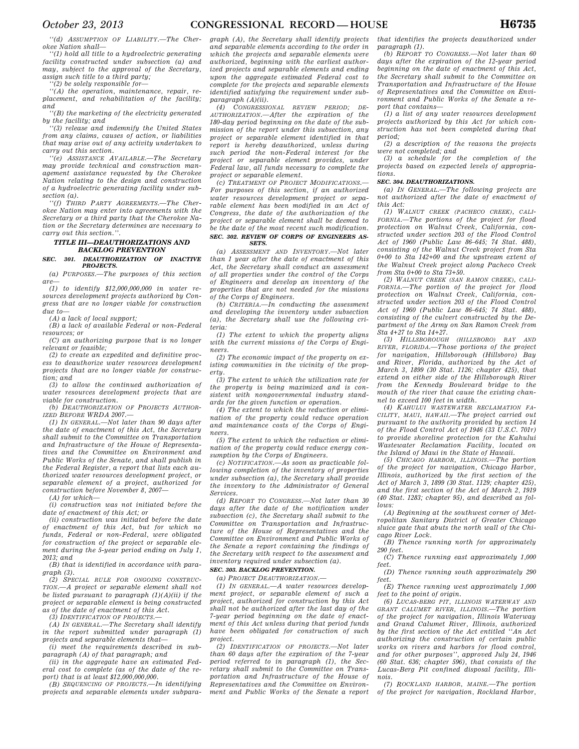"(d) ASSUMPTION OF LIABILITY.—The Cherokee Nation shall—

"(1) hold all title to a hydroelectric generating facility constructed under subsection (a) and may, subject to the approval of the Secretary, assign such title to a third party;

"(2) be solely responsible for—

"(A) the operation, maintenance, repair, replacement, and rehabilitation of the facility; and

"(B) the marketing of the electricity generated by the facility; and

"(3) release and indemnify the United States from any claims, causes of action, or liabilities that may arise out of any activity undertaken to carry out this section.

"(e) ASSISTANCE AVAILABLE.—The Secretary may provide technical and construction management assistance requested by the Cherokee Nation relating to the design and construction of a hydroelectric generating facility under subsection (a).

"(f) THIRD PARTY AGREEMENTS.—The Cherokee Nation may enter into agreements with the Secretary or a third party that the Cherokee Nation or the Secretary determines are necessary to carry out this section.".

## TITLE III—DEAUTHORIZATIONS AND BACKLOG PREVENTION

### SEC. 301. DEAUTHORIZATION OF INACTIVE PROJECTS.

(a) PURPOSES.—The purposes of this section are—

(1) to identify $12,000,000,000 in water resources development projects authorized by Congress that are no longer viable for construction due to—

(A) a lack of local support;

(B) a lack of available Federal or non-Federal resources; or

(C) an authorizing purpose that is no longer relevant or feasible;

(2) to create an expedited and definitive process to deauthorize water resources development projects that are no longer viable for construction; and

(3) to allow the continued authorization of water resources development projects that are viable for construction.

(b) DEAUTHORIZATION OF PROJECTS AUTHORIZED BEFORE WRDA 2007.—

(1) IN GENERAL.—Not later than 90 days after the date of enactment of this Act, the Secretary shall submit to the Committee on Transportation and Infrastructure of the House of Representatives and the Committee on Environment and Public Works of the Senate, and shall publish in the Federal Register, a report that lists each authorized water resources development project, or separable element of a project, authorized for construction before November 8, 2007—

(A) for which—

(i) construction was not initiated before the date of enactment of this Act; or

(ii) construction was initiated before the date of enactment of this Act, but for which no funds, Federal or non-Federal, were obligated for construction of the project or separable element during the 5-year period ending on July 1, 2013; and

(B) that is identified in accordance with paragraph (3).

(2) SPECIAL RULE FOR ONGOING CONSTRUCTION.—A project or separable element shall not be listed pursuant to paragraph (1)(A)(ii) if the project or separable element is being constructed as of the date of enactment of this Act.

(3) IDENTIFICATION OF PROJECTS.—

(A) IN GENERAL.—The Secretary shall identify in the report submitted under paragraph (1) projects and separable elements that—

(i) meet the requirements described in subparagraph (A) of that paragraph; and

(ii) in the aggregate have an estimated Federal cost to complete (as of the date of the report) that is at least $12,000,000,000.

(B) SEQUENCING OF PROJECTS.—In identifying projects and separable elements under subparagraph (A), the Secretary shall identify projects and separable elements according to the order in which the projects and separable elements were authorized, beginning with the earliest authorized projects and separable elements and ending upon the aggregate estimated Federal cost to complete for the projects and separable elements identified satisfying the requirement under subparagraph (A)(ii).

(4) CONGRESSIONAL REVIEW PERIOD; DEAUTHORIZATION.—After the expiration of the 180-day period beginning on the date of the submission of the report under this subsection, any project or separable element identified in that report is hereby deauthorized, unless during such period the non-Federal interest for the project or separable element provides, under Federal law, all funds necessary to complete the project or separable element.

(c) TREATMENT OF PROJECT MODIFICATIONS.—For purposes of this section, if an authorized water resources development project or separable element has been modified in an Act of Congress, the date of the authorization of the project or separable element shall be deemed to be the date of the most recent such modification.

### SEC. 302. REVIEW OF CORPS OF ENGINEERS ASSETS.

(a) ASSESSMENT AND INVENTORY.—Not later than 1 year after the date of enactment of this Act, the Secretary shall conduct an assessment of all properties under the control of the Corps of Engineers and develop an inventory of the properties that are not needed for the missions of the Corps of Engineers.

(b) CRITERIA.—In conducting the assessment and developing the inventory under subsection (a), the Secretary shall use the following criteria:

(1) The extent to which the property aligns with the current missions of the Corps of Engineers.

(2) The economic impact of the property on existing communities in the vicinity of the property.

(3) The extent to which the utilization rate for the property is being maximized and is consistent with nongovernmental industry standards for the given function or operation.

(4) The extent to which the reduction or elimination of the property could reduce operation and maintenance costs of the Corps of Engineers.

(5) The extent to which the reduction or elimination of the property could reduce energy consumption by the Corps of Engineers.

(c) NOTIFICATION.—As soon as practicable following completion of the inventory of properties under subsection (a), the Secretary shall provide the inventory to the Administrator of General Services.

(d) REPORT TO CONGRESS.—Not later than 30 days after the date of the notification under subsection (c), the Secretary shall submit to the Committee on Transportation and Infrastructure of the House of Representatives and the Committee on Environment and Public Works of the Senate a report containing the findings of the Secretary with respect to the assessment and inventory required under subsection (a).

### SEC. 303. BACKLOG PREVENTION.

(a) PROJECT DEAUTHORIZATION.—

(1) IN GENERAL.—A water resources development project, or separable element of such a project, authorized for construction by this Act shall not be authorized after the last day of the 7-year period beginning on the date of enactment of this Act unless during that period funds have been obligated for construction of such project.

(2) IDENTIFICATION OF PROJECTS.—Not later than 60 days after the expiration of the 7-year period referred to in paragraph (1), the Secretary shall submit to the Committee on Transportation and Infrastructure of the House of Representatives and the Committee on Environment and Public Works of the Senate a report that identifies the projects deauthorized under paragraph (1).

(b) REPORT TO CONGRESS.—Not later than 60 days after the expiration of the 12-year period beginning on the date of enactment of this Act, the Secretary shall submit to the Committee on Transportation and Infrastructure of the House of Representatives and the Committee on Environment and Public Works of the Senate a report that contains—

(1) a list of any water resources development projects authorized by this Act for which construction has not been completed during that period;

(2) a description of the reasons the projects were not completed; and

(3) a schedule for the completion of the projects based on expected levels of appropriations.

### SEC. 304. DEAUTHORIZATIONS.

(a) IN GENERAL.—The following projects are not authorized after the date of enactment of this Act:

(1) WALNUT CREEK (PACHECO CREEK), CALIFORNIA.—The portions of the project for flood protection on Walnut Creek, California, constructed under section 203 of the Flood Control Act of 1960 (Public Law 86–645; 74 Stat. 488), consisting of the Walnut Creek project from Sta 0+00 to Sta 142+00 and the upstream extent of the Walnut Creek project along Pacheco Creek from Sta 0+00 to Sta 73+50.

(2) WALNUT CREEK (SAN RAMON CREEK), CALIFORNIA.—The portion of the project for flood protection on Walnut Creek, California, constructed under section 203 of the Flood Control Act of 1960 (Public Law 86–645; 74 Stat. 488), consisting of the culvert constructed by the Department of the Army on San Ramon Creek from Sta 4+27 to Sta 14+27.

(3) HILLSBOROUGH (HILLSBORO) BAY AND RIVER, FLORIDA.—Those portions of the project for navigation, Hillsborough (Hillsboro) Bay and River, Florida, authorized by the Act of March 3, 1899 (30 Stat. 1126; chapter 425), that extend on either side of the Hillsborough River from the Kennedy Boulevard bridge to the mouth of the river that cause the existing channel to exceed 100 feet in width.

(4) KAHULUI WASTEWATER RECLAMATION FACILITY, MAUI, HAWAII.—The project carried out pursuant to the authority provided by section 14 of the Flood Control Act of 1946 (33 U.S.C. 701r) to provide shoreline protection for the Kahului Wastewater Reclamation Facility, located on the Island of Maui in the State of Hawaii.

(5) CHICAGO HARBOR, ILLINOIS.—The portion of the project for navigation, Chicago Harbor, Illinois, authorized by the first section of the Act of March 3, 1899 (30 Stat. 1129; chapter 425), and the first section of the Act of March 2, 1919 (40 Stat. 1283; chapter 95), and described as follows:

(A) Beginning at the southwest corner of Metropolitan Sanitary District of Greater Chicago sluice gate that abuts the north wall of the Chicago River Lock.

(B) Thence running north for approximately 290 feet.

(C) Thence running east approximately 1,000 feet.

(D) Thence running south approximately 290 feet.

(E) Thence running west approximately 1,000 feet to the point of origin.

(6) LUCAS-BERG PIT, ILLINOIS WATERWAY AND GRANT CALUMET RIVER, ILLINOIS.—The portion of the project for navigation, Illinois Waterway and Grand Calumet River, Illinois, authorized by the first section of the Act entitled "An Act authorizing the construction of certain public works on rivers and harbors for flood control, and for other purposes", approved July 24, 1946 (60 Stat. 636; chapter 596), that consists of the Lucas-Berg Pit confined disposal facility, Illinois.

(7) ROCKLAND HARBOR, MAINE.—The portion of the project for navigation, Rockland Harbor,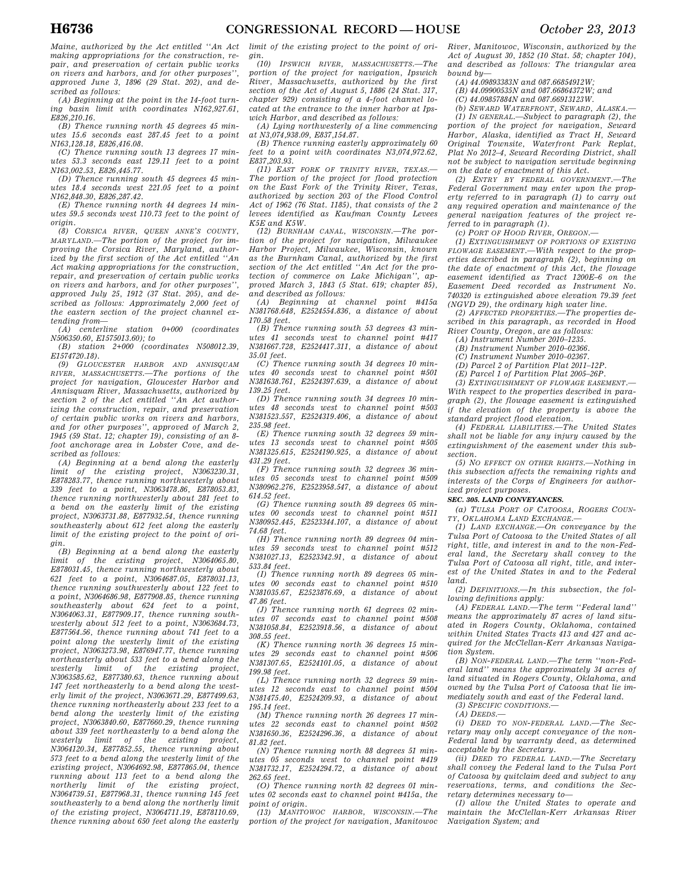Maine, authorized by the Act entitled ''An Act making appropriations for the construction, repair, and preservation of certain public works on rivers and harbors, and for other purposes'', approved June 3, 1896 (29 Stat. 202), and described as follows:

*(A) Beginning at the point in the 14-foot turning basin limit with coordinates N162,927.61, E826,210.16.*

*(B) Thence running north 45 degrees 45 minutes 15.6 seconds east 287.45 feet to a point N163,128.18, E826,416.08.*

*(C) Thence running south 13 degrees 17 minutes 53.3 seconds east 129.11 feet to a point N163,002.53, E826,445.77.*

*(D) Thence running south 45 degrees 45 minutes 18.4 seconds west 221.05 feet to a point N162,848.30, E826,287.42.*

*(E) Thence running north 44 degrees 14 minutes 59.5 seconds west 110.73 feet to the point of origin.*

*(8) CORSICA RIVER, QUEEN ANNE'S COUNTY, MARYLAND.—The portion of the project for improving the Corsica River, Maryland, authorized by the first section of the Act entitled ''An Act making appropriations for the construction, repair, and preservation of certain public works on rivers and harbors, and for other purposes'', approved July 25, 1912 (37 Stat. 205), and described as follows: Approximately 2,000 feet of the eastern section of the project channel extending from—*

*(A) centerline station 0+000 (coordinates N506350.60, E1575013.60); to*

*(B) station 2+000 (coordinates N508012.39, E1574720.18).*

*(9) GLOUCESTER HARBOR AND ANNISQUAM RIVER, MASSACHUSETTS.—The portions of the project for navigation, Gloucester Harbor and Annisquam River, Massachusetts, authorized by section 2 of the Act entitled ''An Act authorizing the construction, repair, and preservation of certain public works on rivers and harbors, and for other purposes'', approved of March 2, 1945 (59 Stat. 12; chapter 19), consisting of an 8-foot anchorage area in Lobster Cove, and described as follows:*

*(A) Beginning at a bend along the easterly limit of the existing project, N3063230.31, E878283.77, thence running northwesterly about 339 feet to a point, N3063478.86, E878053.83, thence running northwesterly about 281 feet to a bend on the easterly limit of the existing project, N3063731.88, E877932.54, thence running southeasterly about 612 feet along the easterly limit of the existing project to the point of origin.*

*(B) Beginning at a bend along the easterly limit of the existing project, N3064065.80, E878031.45, thence running northwesterly about 621 feet to a point, N3064687.05, E878031.13, thence running southwesterly about 122 feet to a point, N3064686.98, E877908.85, thence running southeasterly about 624 feet to a point, N3064063.31, E877909.17, thence running southwesterly about 512 feet to a point, N3063684.73, E877564.56, thence running about 741 feet to a point along the westerly limit of the existing project, N3063273.98, E876947.77, thence running northeasterly about 533 feet to a bend along the westerly limit of the existing project, N3063585.62, E877380.63, thence running about 147 feet northeasterly to a bend along the westerly limit of the project, N3063671.29, E877499.63, thence running northeasterly about 233 feet to a bend along the westerly limit of the existing project, N3063840.60, E877660.29, thence running about 339 feet northeasterly to a bend along the westerly limit of the existing project, N3064120.34, E877852.55, thence running about 573 feet to a bend along the westerly limit of the existing project, N3064692.98, E877865.04, thence running about 113 feet to a bend along the northerly limit of the existing project, N3064739.51, E877968.31, thence running 145 feet southeasterly to a bend along the northerly limit of the existing project, N3064711.19, E878110.69, thence running about 650 feet along the easterly limit of the existing project to the point of origin.*

*(10) IPSWICH RIVER, MASSACHUSETTS.—The portion of the project for navigation, Ipswich River, Massachusetts, authorized by the first section of the Act of August 5, 1886 (24 Stat. 317, chapter 929) consisting of a 4-foot channel located at the entrance to the inner harbor at Ipswich Harbor, and described as follows:*

*(A) Lying northwesterly of a line commencing at N3,074,938.09, E837,154.87.*

*(B) Thence running easterly approximately 60 feet to a point with coordinates N3,074,972.62, E837,203.93.*

*(11) EAST FORK OF TRINITY RIVER, TEXAS.—The portion of the project for flood protection on the East Fork of the Trinity River, Texas, authorized by section 203 of the Flood Control Act of 1962 (76 Stat. 1185), that consists of the 2 levees identified as Kaufman County Levees K5E and K5W.*

*(12) BURNHAM CANAL, WISCONSIN.—The portion of the project for navigation, Milwaukee Harbor Project, Milwaukee, Wisconsin, known as the Burnham Canal, authorized by the first section of the Act entitled ''An Act for the protection of commerce on Lake Michigan'', approved March 3, 1843 (5 Stat. 619; chapter 85), and described as follows:*

*(A) Beginning at channel point #415a N381768.648, E2524554.836, a distance of about 170.58 feet.*

*(B) Thence running south 53 degrees 43 minutes 41 seconds west to channel point #417 N381667.728, E2524417.311, a distance of about 35.01 feet.*

*(C) Thence running south 34 degrees 10 minutes 40 seconds west to channel point #501 N381638.761, E2524397.639, a distance of about 139.25 feet.*

*(D) Thence running south 34 degrees 10 minutes 48 seconds west to channel point #503 N381523.557, E2524319.406, a distance of about 235.98 feet.*

*(E) Thence running south 32 degrees 59 minutes 13 seconds west to channel point #505 N381325.615, E2524190.925, a distance of about 431.29 feet.*

*(F) Thence running south 32 degrees 36 minutes 05 seconds west to channel point #509 N380962.276, E2523958.547, a distance of about 614.52 feet.*

*(G) Thence running south 89 degrees 05 minutes 00 seconds west to channel point #511 N380952.445, E2523344.107, a distance of about 74.68 feet.*

*(H) Thence running north 89 degrees 04 minutes 59 seconds west to channel point #512 N381027.13, E2523342.91, a distance of about 533.84 feet.*

*(I) Thence running north 89 degrees 05 minutes 00 seconds east to channel point #510 N381035.67, E2523876.69, a distance of about 47.86 feet.*

*(J) Thence running north 61 degrees 02 minutes 07 seconds east to channel point #508 N381058.84, E2523918.56, a distance of about 308.55 feet.*

*(K) Thence running north 36 degrees 15 minutes 29 seconds east to channel point #506 N381307.65, E2524101.05, a distance of about 199.98 feet.*

*(L) Thence running north 32 degrees 59 minutes 12 seconds east to channel point #504 N381475.40, E2524209.93, a distance of about 195.14 feet.*

*(M) Thence running north 26 degrees 17 minutes 22 seconds east to channel point #502 N381650.36, E2524296.36, a distance of about 81.82 feet.*

*(N) Thence running north 88 degrees 51 minutes 05 seconds west to channel point #419 N381732.17, E2524294.72, a distance of about 262.65 feet.*

*(O) Thence running north 82 degrees 01 minutes 02 seconds east to channel point #415a, the point of origin.*

*(13) MANITOWOC HARBOR, WISCONSIN.—The portion of the project for navigation, Manitowoc River, Manitowoc, Wisconsin, authorized by the Act of August 30, 1852 (10 Stat. 58; chapter 104), and described as follows: The triangular area bound by—*

*(A) 44.09893383N and 087.66854912W;*

*(B) 44.09900535N and 087.66864372W; and*

*(C) 44.09857884N and 087.66913123W.*

*(b) SEWARD WATERFRONT, SEWARD, ALASKA.—*

*(1) IN GENERAL.—Subject to paragraph (2), the portion of the project for navigation, Seward Harbor, Alaska, identified as Tract H, Seward Original Townsite, Waterfront Park Replat, Plat No 2012–4, Seward Recording District, shall not be subject to navigation servitude beginning on the date of enactment of this Act.*

*(2) ENTRY BY FEDERAL GOVERNMENT.—The Federal Government may enter upon the property referred to in paragraph (1) to carry out any required operation and maintenance of the general navigation features of the project referred to in paragraph (1).*

*(c) PORT OF HOOD RIVER, OREGON.—*

*(1) EXTINGUISHMENT OF PORTIONS OF EXISTING FLOWAGE EASEMENT.—With respect to the properties described in paragraph (2), beginning on the date of enactment of this Act, the flowage easement identified as Tract 1200E–6 on the Easement Deed recorded as Instrument No. 740320 is extinguished above elevation 79.39 feet (NGVD 29), the ordinary high water line.*

*(2) AFFECTED PROPERTIES.—The properties described in this paragraph, as recorded in Hood River County, Oregon, are as follows:*

*(A) Instrument Number 2010–1235.*

*(B) Instrument Number 2010–02366.*

*(C) Instrument Number 2010–02367.*

*(D) Parcel 2 of Partition Plat 2011–12P.*

*(E) Parcel 1 of Partition Plat 2005–26P.*

*(3) EXTINGUISHMENT OF FLOWAGE EASEMENT.—With respect to the properties described in paragraph (2), the flowage easement is extinguished if the elevation of the property is above the standard project flood elevation.*

*(4) FEDERAL LIABILITIES.—The United States shall not be liable for any injury caused by the extinguishment of the easement under this subsection.*

*(5) NO EFFECT ON OTHER RIGHTS.—Nothing in this subsection affects the remaining rights and interests of the Corps of Engineers for authorized project purposes.*

**SEC. 305. LAND CONVEYANCES.**

*(a) TULSA PORT OF CATOOSA, ROGERS COUNTY, OKLAHOMA LAND EXCHANGE.—*

*(1) LAND EXCHANGE.—On conveyance by the Tulsa Port of Catoosa to the United States of all right, title, and interest in and to the non-Federal land, the Secretary shall convey to the Tulsa Port of Catoosa all right, title, and interest of the United States in and to the Federal land.*

*(2) DEFINITIONS.—In this subsection, the following definitions apply:*

*(A) FEDERAL LAND.—The term ''Federal land'' means the approximately 87 acres of land situated in Rogers County, Oklahoma, contained within United States Tracts 413 and 427 and acquired for the McClellan-Kerr Arkansas Navigation System.*

*(B) NON-FEDERAL LAND.—The term ''non-Federal land'' means the approximately 34 acres of land situated in Rogers County, Oklahoma, and owned by the Tulsa Port of Catoosa that lie immediately south and east of the Federal land.*

*(3) SPECIFIC CONDITIONS.—*

*(A) DEEDS.—*

*(i) DEED TO NON-FEDERAL LAND.—The Secretary may only accept conveyance of the non-Federal land by warranty deed, as determined acceptable by the Secretary.*

*(ii) DEED TO FEDERAL LAND.—The Secretary shall convey the Federal land to the Tulsa Port of Catoosa by quitclaim deed and subject to any reservations, terms, and conditions the Secretary determines necessary to—*

*(I) allow the United States to operate and maintain the McClellan-Kerr Arkansas River Navigation System; and*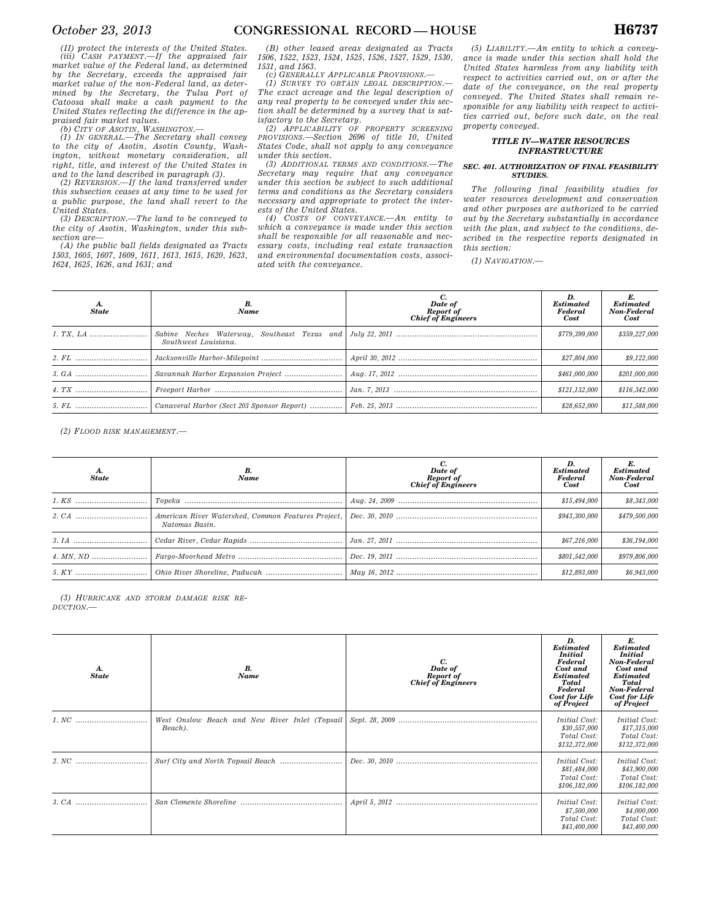(II) protect the interests of the United States.

(iii) *CASH PAYMENT.*—If the appraised fair market value of the Federal land, as determined by the Secretary, exceeds the appraised fair market value of the non-Federal land, as determined by the Secretary, the Tulsa Port of Catoosa shall make a cash payment to the United States reflecting the difference in the appraised fair market values.

(b) *CITY OF ASOTIN, WASHINGTON.*—

(1) *IN GENERAL.*—The Secretary shall convey to the city of Asotin, Asotin County, Washington, without monetary consideration, all right, title, and interest of the United States in and to the land described in paragraph (3).

(2) *REVERSION.*—If the land transferred under this subsection ceases at any time to be used for a public purpose, the land shall revert to the United States.

(3) *DESCRIPTION.*—The land to be conveyed to the city of Asotin, Washington, under this subsection are—

(A) the public ball fields designated as Tracts 1503, 1605, 1607, 1609, 1611, 1613, 1615, 1620, 1623, 1624, 1625, 1626, and 1631; and

(B) other leased areas designated as Tracts 1506, 1522, 1523, 1524, 1525, 1526, 1527, 1529, 1530, 1531, and 1563.

(c) *GENERALLY APPLICABLE PROVISIONS.*—

(1) *SURVEY TO OBTAIN LEGAL DESCRIPTION.*—The exact acreage and the legal description of any real property to be conveyed under this section shall be determined by a survey that is satisfactory to the Secretary.

(2) *APPLICABILITY OF PROPERTY SCREENING PROVISIONS.*—Section 2696 of title 10, United States Code, shall not apply to any conveyance under this section.

(3) *ADDITIONAL TERMS AND CONDITIONS.*—The Secretary may require that any conveyance under this section be subject to such additional terms and conditions as the Secretary considers necessary and appropriate to protect the interests of the United States.

(4) *COSTS OF CONVEYANCE.*—An entity to which a conveyance is made under this section shall be responsible for all reasonable and necessary costs, including real estate transaction and environmental documentation costs, associated with the conveyance.

(5) *LIABILITY.*—An entity to which a conveyance is made under this section shall hold the United States harmless from any liability with respect to activities carried out, on or after the date of the conveyance, on the real property conveyed. The United States shall remain responsible for any liability with respect to activities carried out, before such date, on the real property conveyed.

## TITLE IV—WATER RESOURCES INFRASTRUCTURE

### SEC. 401. AUTHORIZATION OF FINAL FEASIBILITY STUDIES.

*The following final feasibility studies for water resources development and conservation and other purposes are authorized to be carried out by the Secretary substantially in accordance with the plan, and subject to the conditions, described in the respective reports designated in this section:*

(1) *NAVIGATION.*—

| A. State | B. Name | C. Date of Report of Chief of Engineers | D. Estimated Federal Cost | E. Estimated Non-Federal Cost |
|---|---|---|---|---|
| 1. TX, LA | Sabine Neches Waterway, Southeast Texas and Southwest Louisiana. | July 22, 2011 | $779,399,000 | $359,227,000 |
| 2. FL | Jacksonville Harbor-Milepoint | April 30, 2012 | $27,804,000 | $9,122,000 |
| 3. GA | Savannah Harbor Expansion Project | Aug. 17, 2012 | $461,000,000 | $201,000,000 |
| 4. TX | Freeport Harbor | Jan. 7, 2013 | $121,132,000 | $116,342,000 |
| 5. FL | Canaveral Harbor (Sect 203 Sponsor Report) | Feb. 25, 2013 | $28,652,000 | $11,588,000 |

(2) *FLOOD RISK MANAGEMENT.*—

| A. State | B. Name | C. Date of Report of Chief of Engineers | D. Estimated Federal Cost | E. Estimated Non-Federal Cost |
|---|---|---|---|---|
| 1. KS | Topeka | Aug. 24, 2009 | $15,494,000 | $8,343,000 |
| 2. CA | American River Watershed, Common Features Project, Natomas Basin. | Dec. 30, 2010 | $943,300,000 | $479,500,000 |
| 3. IA | Cedar River, Cedar Rapids | Jan. 27, 2011 | $67,216,000 | $36,194,000 |
| 4. MN, ND | Fargo-Moorhead Metro | Dec. 19, 2011 | $801,542,000 | $979,806,000 |
| 5. KY | Ohio River Shoreline, Paducah | May 16, 2012 | $12,893,000 | $6,943,000 |

(3) *HURRICANE AND STORM DAMAGE RISK REDUCTION.*—

| A. State | B. Name | C. Date of Report of Chief of Engineers | D. Estimated Initial Federal Cost and Estimated Total Federal Cost for Life of Project | E. Estimated Initial Non-Federal Cost and Estimated Total Non-Federal Cost for Life of Project |
|---|---|---|---|---|
| 1. NC | West Onslow Beach and New River Inlet (Topsail Beach). | Sept. 28, 2009 | Initial Cost: $30,557,000 Total Cost: $132,372,000 | Initial Cost: $17,315,000 Total Cost: $132,372,000 |
| 2. NC | Surf City and North Topsail Beach | Dec. 30, 2010 | Initial Cost: $81,484,000 Total Cost: $106,182,000 | Initial Cost: $43,900,000 Total Cost: $106,182,000 |
| 3. CA | San Clemente Shoreline | April 5, 2012 | Initial Cost: $7,500,000 Total Cost: $43,400,000 | Initial Cost: $4,000,000 Total Cost: $43,400,000 |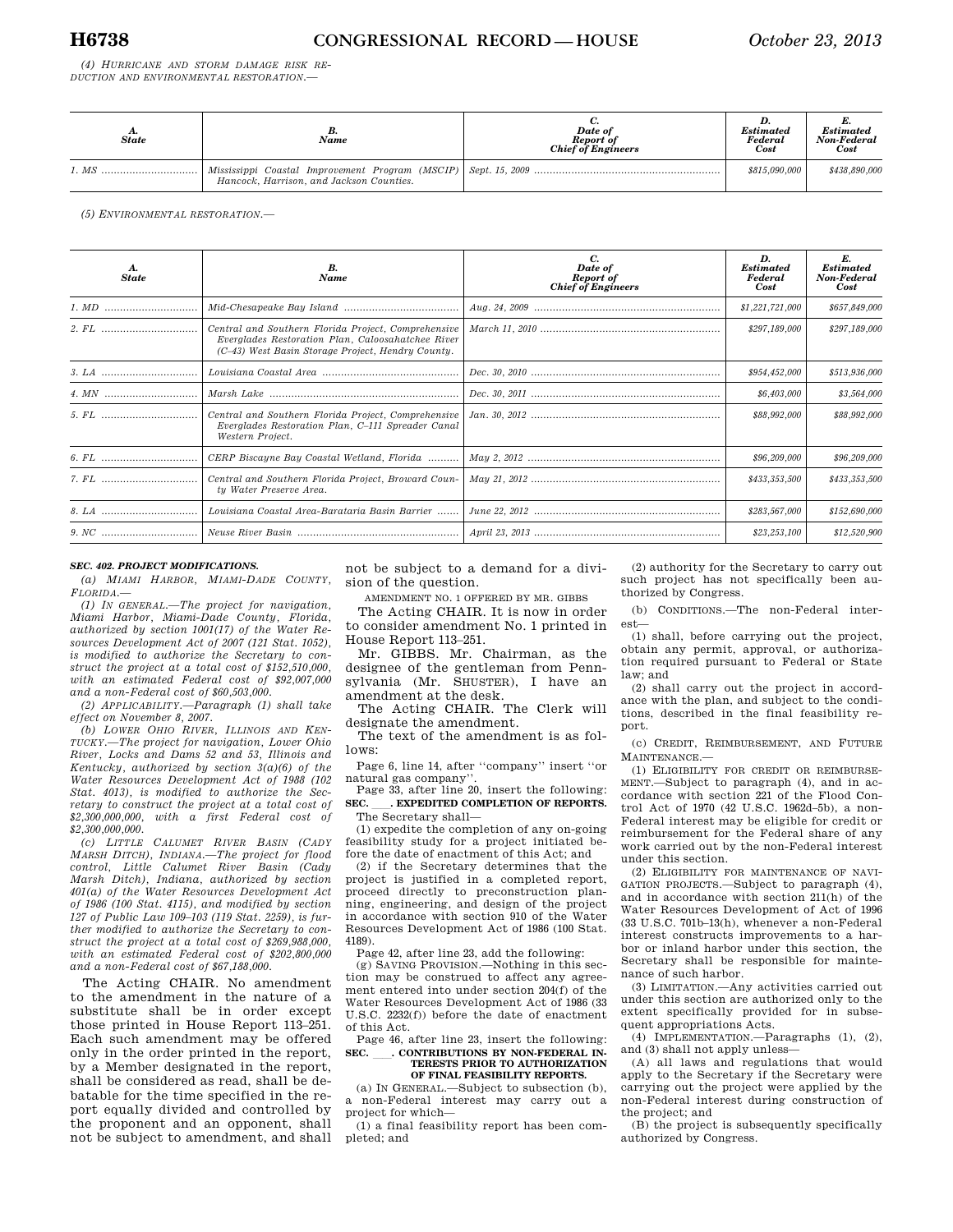*(4) HURRICANE AND STORM DAMAGE RISK REDUCTION AND ENVIRONMENTAL RESTORATION.—*

| *A. State* | *B. Name* | *C. Date of Report of Chief of Engineers* | *D. Estimated Federal Cost* | *E. Estimated Non-Federal Cost* |
|---|---|---|---|---|
| *1. MS* | *Mississippi Coastal Improvement Program (MSCIP) Hancock, Harrison, and Jackson Counties.* | *Sept. 15, 2009* | *$815,090,000* | *$438,890,000* |

*(5) ENVIRONMENTAL RESTORATION.—*

| *A. State* | *B. Name* | *C. Date of Report of Chief of Engineers* | *D. Estimated Federal Cost* | *E. Estimated Non-Federal Cost* |
|---|---|---|---|---|
| *1. MD* | *Mid-Chesapeake Bay Island* | *Aug. 24, 2009* | *$1,221,721,000* | *$657,849,000* |
| *2. FL* | *Central and Southern Florida Project, Comprehensive Everglades Restoration Plan, Caloosahatchee River (C–43) West Basin Storage Project, Hendry County.* | *March 11, 2010* | *$297,189,000* | *$297,189,000* |
| *3. LA* | *Louisiana Coastal Area* | *Dec. 30, 2010* | *$954,452,000* | *$513,936,000* |
| *4. MN* | *Marsh Lake* | *Dec. 30, 2011* | *$6,403,000* | *$3,564,000* |
| *5. FL* | *Central and Southern Florida Project, Comprehensive Everglades Restoration Plan, C–111 Spreader Canal Western Project.* | *Jan. 30, 2012* | *$88,992,000* | *$88,992,000* |
| *6. FL* | *CERP Biscayne Bay Coastal Wetland, Florida* | *May 2, 2012* | *$96,209,000* | *$96,209,000* |
| *7. FL* | *Central and Southern Florida Project, Broward County Water Preserve Area.* | *May 21, 2012* | *$433,353,500* | *$433,353,500* |
| *8. LA* | *Louisiana Coastal Area-Barataria Basin Barrier* | *June 22, 2012* | *$283,567,000* | *$152,690,000* |
| *9. NC* | *Neuse River Basin* | *April 23, 2013* | *$23,253,100* | *$12,520,900* |

***SEC. 402. PROJECT MODIFICATIONS.***

*(a) MIAMI HARBOR, MIAMI-DADE COUNTY, FLORIDA.—*

*(1) IN GENERAL.—The project for navigation, Miami Harbor, Miami-Dade County, Florida, authorized by section 1001(17) of the Water Resources Development Act of 2007 (121 Stat. 1052), is modified to authorize the Secretary to construct the project at a total cost of $152,510,000, with an estimated Federal cost of $92,007,000 and a non-Federal cost of $60,503,000.*

*(2) APPLICABILITY.—Paragraph (1) shall take effect on November 8, 2007.*

*(b) LOWER OHIO RIVER, ILLINOIS AND KENTUCKY.—The project for navigation, Lower Ohio River, Locks and Dams 52 and 53, Illinois and Kentucky, authorized by section 3(a)(6) of the Water Resources Development Act of 1988 (102 Stat. 4013), is modified to authorize the Secretary to construct the project at a total cost of $2,300,000,000, with a first Federal cost of $2,300,000,000.*

*(c) LITTLE CALUMET RIVER BASIN (CADY MARSH DITCH), INDIANA.—The project for flood control, Little Calumet River Basin (Cady Marsh Ditch), Indiana, authorized by section 401(a) of the Water Resources Development Act of 1986 (100 Stat. 4115), and modified by section 127 of Public Law 109–103 (119 Stat. 2259), is further modified to authorize the Secretary to construct the project at a total cost of $269,988,000, with an estimated Federal cost of $202,800,000 and a non-Federal cost of $67,188,000.*

The Acting CHAIR. No amendment to the amendment in the nature of a substitute shall be in order except those printed in House Report 113–251. Each such amendment may be offered only in the order printed in the report, by a Member designated in the report, shall be considered as read, shall be debatable for the time specified in the report equally divided and controlled by the proponent and an opponent, shall not be subject to amendment, and shall not be subject to a demand for a division of the question.

AMENDMENT NO. 1 OFFERED BY MR. GIBBS

The Acting CHAIR. It is now in order to consider amendment No. 1 printed in House Report 113–251.

Mr. GIBBS. Mr. Chairman, as the designee of the gentleman from Pennsylvania (Mr. SHUSTER), I have an amendment at the desk.

The Acting CHAIR. The Clerk will designate the amendment.

The text of the amendment is as follows:

Page 6, line 14, after "company" insert "or natural gas company".

Page 33, after line 20, insert the following:

**SEC. \_\_\_. EXPEDITED COMPLETION OF REPORTS.**

The Secretary shall—

(1) expedite the completion of any on-going feasibility study for a project initiated before the date of enactment of this Act; and

(2) if the Secretary determines that the project is justified in a completed report, proceed directly to preconstruction planning, engineering, and design of the project in accordance with section 910 of the Water Resources Development Act of 1986 (100 Stat. 4189).

Page 42, after line 23, add the following:

(g) SAVING PROVISION.—Nothing in this section may be construed to affect any agreement entered into under section 204(f) of the Water Resources Development Act of 1986 (33 U.S.C. 2232(f)) before the date of enactment of this Act.

Page 46, after line 23, insert the following:

**SEC. \_\_\_. CONTRIBUTIONS BY NON-FEDERAL INTERESTS PRIOR TO AUTHORIZATION OF FINAL FEASIBILITY REPORTS.**

(a) IN GENERAL.—Subject to subsection (b), a non-Federal interest may carry out a project for which—

(1) a final feasibility report has been completed; and

(2) authority for the Secretary to carry out such project has not specifically been authorized by Congress.

(b) CONDITIONS.—The non-Federal interest—

(1) shall, before carrying out the project, obtain any permit, approval, or authorization required pursuant to Federal or State law; and

(2) shall carry out the project in accordance with the plan, and subject to the conditions, described in the final feasibility report.

(c) CREDIT, REIMBURSEMENT, AND FUTURE MAINTENANCE.—

(1) ELIGIBILITY FOR CREDIT OR REIMBURSEMENT.—Subject to paragraph (4), and in accordance with section 221 of the Flood Control Act of 1970 (42 U.S.C. 1962d–5b), a non-Federal interest may be eligible for credit or reimbursement for the Federal share of any work carried out by the non-Federal interest under this section.

(2) ELIGIBILITY FOR MAINTENANCE OF NAVIGATION PROJECTS.—Subject to paragraph (4), and in accordance with section 211(h) of the Water Resources Development of Act of 1996 (33 U.S.C. 701b–13(h)), whenever a non-Federal interest constructs improvements to a harbor or inland harbor under this section, the Secretary shall be responsible for maintenance of such harbor.

(3) LIMITATION.—Any activities carried out under this section are authorized only to the extent specifically provided for in subsequent appropriations Acts.

(4) IMPLEMENTATION.—Paragraphs (1), (2), and (3) shall not apply unless—

(A) all laws and regulations that would apply to the Secretary if the Secretary were carrying out the project were applied by the non-Federal interest during construction of the project; and

(B) the project is subsequently specifically authorized by Congress.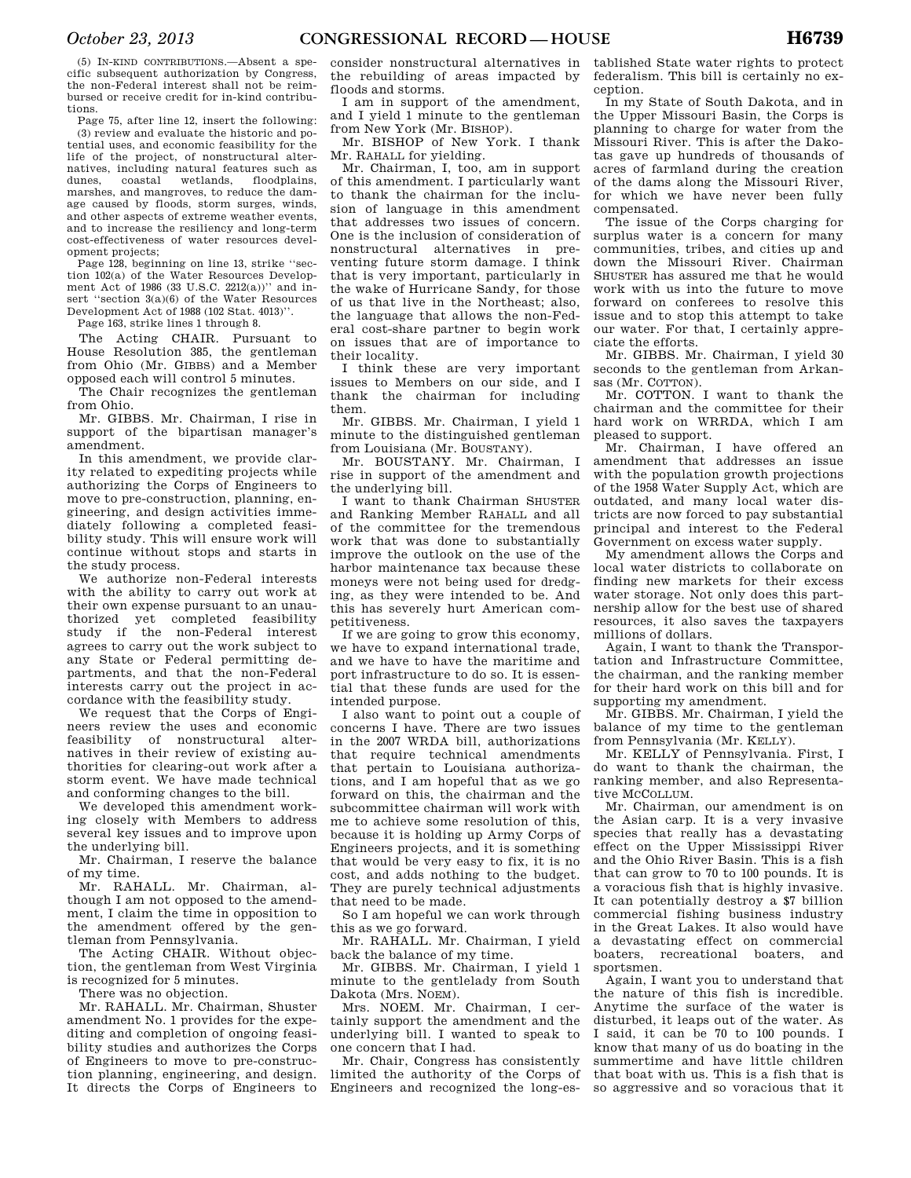(5) IN-KIND CONTRIBUTIONS.—Absent a specific subsequent authorization by Congress, the non-Federal interest shall not be reimbursed or receive credit for in-kind contributions.

Page 75, after line 12, insert the following:

(3) review and evaluate the historic and potential uses, and economic feasibility for the life of the project, of nonstructural alternatives, including natural features such as dunes, coastal wetlands, floodplains, marshes, and mangroves, to reduce the damage caused by floods, storm surges, winds, and other aspects of extreme weather events, and to increase the resiliency and long-term cost-effectiveness of water resources development projects;

Page 128, beginning on line 13, strike ''section 102(a) of the Water Resources Development Act of 1986 (33 U.S.C. 2212(a))'' and insert ''section 3(a)(6) of the Water Resources Development Act of 1988 (102 Stat. 4013)''.

Page 163, strike lines 1 through 8.

The Acting CHAIR. Pursuant to House Resolution 385, the gentleman from Ohio (Mr. GIBBS) and a Member opposed each will control 5 minutes.

The Chair recognizes the gentleman from Ohio.

Mr. GIBBS. Mr. Chairman, I rise in support of the bipartisan manager's amendment.

In this amendment, we provide clarity related to expediting projects while authorizing the Corps of Engineers to move to pre-construction, planning, engineering, and design activities immediately following a completed feasibility study. This will ensure work will continue without stops and starts in the study process.

We authorize non-Federal interests with the ability to carry out work at their own expense pursuant to an unauthorized yet completed feasibility study if the non-Federal interest agrees to carry out the work subject to any State or Federal permitting departments, and that the non-Federal interests carry out the project in accordance with the feasibility study.

We request that the Corps of Engineers review the uses and economic feasibility of nonstructural alternatives in their review of existing authorities for clearing-out work after a storm event. We have made technical and conforming changes to the bill.

We developed this amendment working closely with Members to address several key issues and to improve upon the underlying bill.

Mr. Chairman, I reserve the balance of my time.

Mr. RAHALL. Mr. Chairman, although I am not opposed to the amendment, I claim the time in opposition to the amendment offered by the gentleman from Pennsylvania.

The Acting CHAIR. Without objection, the gentleman from West Virginia is recognized for 5 minutes.

There was no objection.

Mr. RAHALL. Mr. Chairman, Shuster amendment No. 1 provides for the expediting and completion of ongoing feasibility studies and authorizes the Corps of Engineers to move to pre-construction planning, engineering, and design. It directs the Corps of Engineers to consider nonstructural alternatives in the rebuilding of areas impacted by floods and storms.

I am in support of the amendment, and I yield 1 minute to the gentleman from New York (Mr. BISHOP).

Mr. BISHOP of New York. I thank Mr. RAHALL for yielding.

Mr. Chairman, I, too, am in support of this amendment. I particularly want to thank the chairman for the inclusion of language in this amendment that addresses two issues of concern. One is the inclusion of consideration of nonstructural alternatives in preventing future storm damage. I think that is very important, particularly in the wake of Hurricane Sandy, for those of us that live in the Northeast; also, the language that allows the non-Federal cost-share partner to begin work on issues that are of importance to their locality.

I think these are very important issues to Members on our side, and I thank the chairman for including them.

Mr. GIBBS. Mr. Chairman, I yield 1 minute to the distinguished gentleman from Louisiana (Mr. BOUSTANY).

Mr. BOUSTANY. Mr. Chairman, I rise in support of the amendment and the underlying bill.

I want to thank Chairman SHUSTER and Ranking Member RAHALL and all of the committee for the tremendous work that was done to substantially improve the outlook on the use of the harbor maintenance tax because these moneys were not being used for dredging, as they were intended to be. And this has severely hurt American competitiveness.

If we are going to grow this economy, we have to expand international trade, and we have to have the maritime and port infrastructure to do so. It is essential that these funds are used for the intended purpose.

I also want to point out a couple of concerns I have. There are two issues in the 2007 WRDA bill, authorizations that require technical amendments that pertain to Louisiana authorizations, and I am hopeful that as we go forward on this, the chairman and the subcommittee chairman will work with me to achieve some resolution of this, because it is holding up Army Corps of Engineers projects, and it is something that would be very easy to fix, it is no cost, and adds nothing to the budget. They are purely technical adjustments that need to be made.

So I am hopeful we can work through this as we go forward.

Mr. RAHALL. Mr. Chairman, I yield back the balance of my time.

Mr. GIBBS. Mr. Chairman, I yield 1 minute to the gentlelady from South Dakota (Mrs. NOEM).

Mrs. NOEM. Mr. Chairman, I certainly support the amendment and the underlying bill. I wanted to speak to one concern that I had.

Mr. Chair, Congress has consistently limited the authority of the Corps of Engineers and recognized the long-established State water rights to protect federalism. This bill is certainly no exception.

In my State of South Dakota, and in the Upper Missouri Basin, the Corps is planning to charge for water from the Missouri River. This is after the Dakotas gave up hundreds of thousands of acres of farmland during the creation of the dams along the Missouri River, for which we have never been fully compensated.

The issue of the Corps charging for surplus water is a concern for many communities, tribes, and cities up and down the Missouri River. Chairman SHUSTER has assured me that he would work with us into the future to move forward on conferees to resolve this issue and to stop this attempt to take our water. For that, I certainly appreciate the efforts.

Mr. GIBBS. Mr. Chairman, I yield 30 seconds to the gentleman from Arkansas (Mr. COTTON).

Mr. COTTON. I want to thank the chairman and the committee for their hard work on WRRDA, which I am pleased to support.

Mr. Chairman, I have offered an amendment that addresses an issue with the population growth projections of the 1958 Water Supply Act, which are outdated, and many local water districts are now forced to pay substantial principal and interest to the Federal Government on excess water supply.

My amendment allows the Corps and local water districts to collaborate on finding new markets for their excess water storage. Not only does this partnership allow for the best use of shared resources, it also saves the taxpayers millions of dollars.

Again, I want to thank the Transportation and Infrastructure Committee, the chairman, and the ranking member for their hard work on this bill and for supporting my amendment.

Mr. GIBBS. Mr. Chairman, I yield the balance of my time to the gentleman from Pennsylvania (Mr. KELLY).

Mr. KELLY of Pennsylvania. First, I do want to thank the chairman, the ranking member, and also Representative MCCOLLUM.

Mr. Chairman, our amendment is on the Asian carp. It is a very invasive species that really has a devastating effect on the Upper Mississippi River and the Ohio River Basin. This is a fish that can grow to 70 to 100 pounds. It is a voracious fish that is highly invasive. It can potentially destroy a $7 billion commercial fishing business industry in the Great Lakes. It also would have a devastating effect on commercial boaters, recreational boaters, and sportsmen.

Again, I want you to understand that the nature of this fish is incredible. Anytime the surface of the water is disturbed, it leaps out of the water. As I said, it can be 70 to 100 pounds. I know that many of us do boating in the summertime and have little children that boat with us. This is a fish that is so aggressive and so voracious that it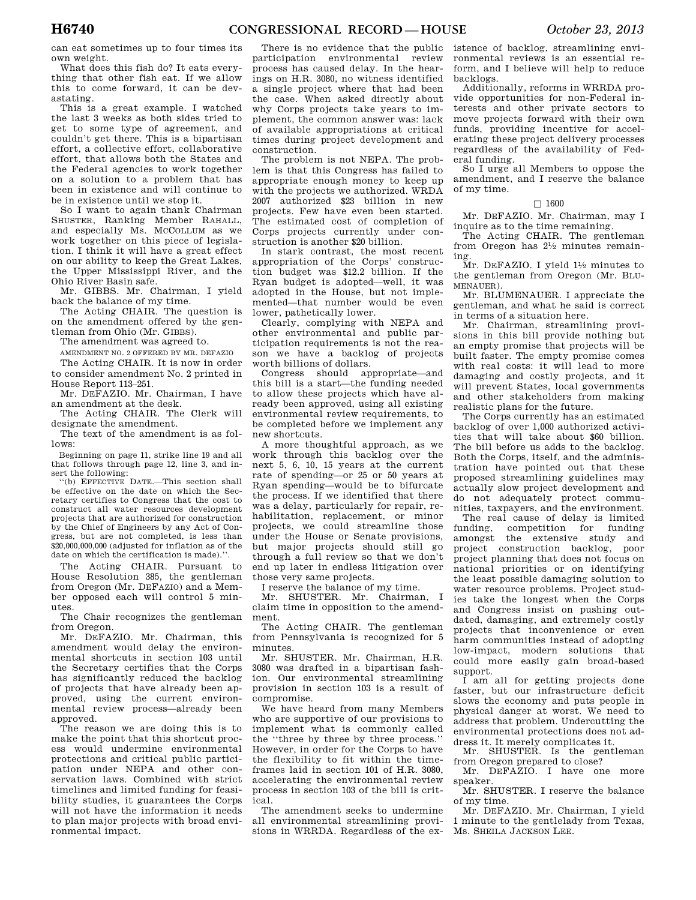can eat sometimes up to four times its own weight.

What does this fish do? It eats everything that other fish eat. If we allow this to come forward, it can be devastating.

This is a great example. I watched the last 3 weeks as both sides tried to get to some type of agreement, and couldn't get there. This is a bipartisan effort, a collective effort, collaborative effort, that allows both the States and the Federal agencies to work together on a solution to a problem that has been in existence and will continue to be in existence until we stop it.

So I want to again thank Chairman SHUSTER, Ranking Member RAHALL, and especially Ms. MCCOLLUM as we work together on this piece of legislation. I think it will have a great effect on our ability to keep the Great Lakes, the Upper Mississippi River, and the Ohio River Basin safe.

Mr. GIBBS. Mr. Chairman, I yield back the balance of my time.

The Acting CHAIR. The question is on the amendment offered by the gentleman from Ohio (Mr. GIBBS).

The amendment was agreed to.

AMENDMENT NO. 2 OFFERED BY MR. DEFAZIO

The Acting CHAIR. It is now in order to consider amendment No. 2 printed in House Report 113–251.

Mr. DEFAZIO. Mr. Chairman, I have an amendment at the desk.

The Acting CHAIR. The Clerk will designate the amendment.

The text of the amendment is as follows:

Beginning on page 11, strike line 19 and all that follows through page 12, line 3, and insert the following:

"(b) EFFECTIVE DATE.—This section shall be effective on the date on which the Secretary certifies to Congress that the cost to construct all water resources development projects that are authorized for construction by the Chief of Engineers by any Act of Congress, but are not completed, is less than $20,000,000,000 (adjusted for inflation as of the date on which the certification is made).".

The Acting CHAIR. Pursuant to House Resolution 385, the gentleman from Oregon (Mr. DEFAZIO) and a Member opposed each will control 5 minutes.

The Chair recognizes the gentleman from Oregon.

Mr. DEFAZIO. Mr. Chairman, this amendment would delay the environmental shortcuts in section 103 until the Secretary certifies that the Corps has significantly reduced the backlog of projects that have already been approved, using the current environmental review process—already been approved.

The reason we are doing this is to make the point that this shortcut process would undermine environmental protections and critical public participation under NEPA and other conservation laws. Combined with strict timelines and limited funding for feasibility studies, it guarantees the Corps will not have the information it needs to plan major projects with broad environmental impact.

There is no evidence that the public participation environmental review process has caused delay. In the hearings on H.R. 3080, no witness identified a single project where that had been the case. When asked directly about why Corps projects take years to implement, the common answer was: lack of available appropriations at critical times during project development and construction.

The problem is not NEPA. The problem is that this Congress has failed to appropriate enough money to keep up with the projects we authorized. WRDA 2007 authorized $23 billion in new projects. Few have even been started. The estimated cost of completion of Corps projects currently under construction is another $20 billion.

In stark contrast, the most recent appropriation of the Corps' construction budget was $12.2 billion. If the Ryan budget is adopted—well, it was adopted in the House, but not implemented—that number would be even lower, pathetically lower.

Clearly, complying with NEPA and other environmental and public participation requirements is not the reason we have a backlog of projects worth billions of dollars.

Congress should appropriate—and this bill is a start—the funding needed to allow these projects which have already been approved, using all existing environmental review requirements, to be completed before we implement any new shortcuts.

A more thoughtful approach, as we work through this backlog over the next 5, 6, 10, 15 years at the current rate of spending—or 25 or 50 years at Ryan spending—would be to bifurcate the process. If we identified that there was a delay, particularly for repair, rehabilitation, replacement, or minor projects, we could streamline those under the House or Senate provisions, but major projects should still go through a full review so that we don't end up later in endless litigation over those very same projects.

I reserve the balance of my time.

Mr. SHUSTER. Mr. Chairman, I claim time in opposition to the amendment.

The Acting CHAIR. The gentleman from Pennsylvania is recognized for 5 minutes.

Mr. SHUSTER. Mr. Chairman, H.R. 3080 was drafted in a bipartisan fashion. Our environmental streamlining provision in section 103 is a result of compromise.

We have heard from many Members who are supportive of our provisions to implement what is commonly called the "three by three by three process." However, in order for the Corps to have the flexibility to fit within the timeframes laid in section 101 of H.R. 3080, accelerating the environmental review process in section 103 of the bill is critical.

The amendment seeks to undermine all environmental streamlining provisions in WRRDA. Regardless of the existence of backlog, streamlining environmental reviews is an essential reform, and I believe will help to reduce backlogs.

Additionally, reforms in WRRDA provide opportunities for non-Federal interests and other private sectors to move projects forward with their own funds, providing incentive for accelerating these project delivery processes regardless of the availability of Federal funding.

So I urge all Members to oppose the amendment, and I reserve the balance of my time.

□ 1600

Mr. DEFAZIO. Mr. Chairman, may I inquire as to the time remaining.

The Acting CHAIR. The gentleman from Oregon has 2½ minutes remaining.

Mr. DEFAZIO. I yield 1½ minutes to the gentleman from Oregon (Mr. BLUMENAUER).

Mr. BLUMENAUER. I appreciate the gentleman, and what he said is correct in terms of a situation here.

Mr. Chairman, streamlining provisions in this bill provide nothing but an empty promise that projects will be built faster. The empty promise comes with real costs: it will lead to more damaging and costly projects, and it will prevent States, local governments and other stakeholders from making realistic plans for the future.

The Corps currently has an estimated backlog of over 1,000 authorized activities that will take about $60 billion. The bill before us adds to the backlog. Both the Corps, itself, and the administration have pointed out that these proposed streamlining guidelines may actually slow project development and do not adequately protect communities, taxpayers, and the environment.

The real cause of delay is limited funding, competition for funding amongst the extensive study and project construction backlog, poor project planning that does not focus on national priorities or on identifying the least possible damaging solution to water resource problems. Project studies take the longest when the Corps and Congress insist on pushing outdated, damaging, and extremely costly projects that inconvenience or even harm communities instead of adopting low-impact, modern solutions that could more easily gain broad-based support.

I am all for getting projects done faster, but our infrastructure deficit slows the economy and puts people in physical danger at worst. We need to address that problem. Undercutting the environmental protections does not address it. It merely complicates it.

Mr. SHUSTER. Is the gentleman from Oregon prepared to close?

Mr. DEFAZIO. I have one more speaker.

Mr. SHUSTER. I reserve the balance of my time.

Mr. DEFAZIO. Mr. Chairman, I yield 1 minute to the gentlelady from Texas, Ms. SHEILA JACKSON LEE.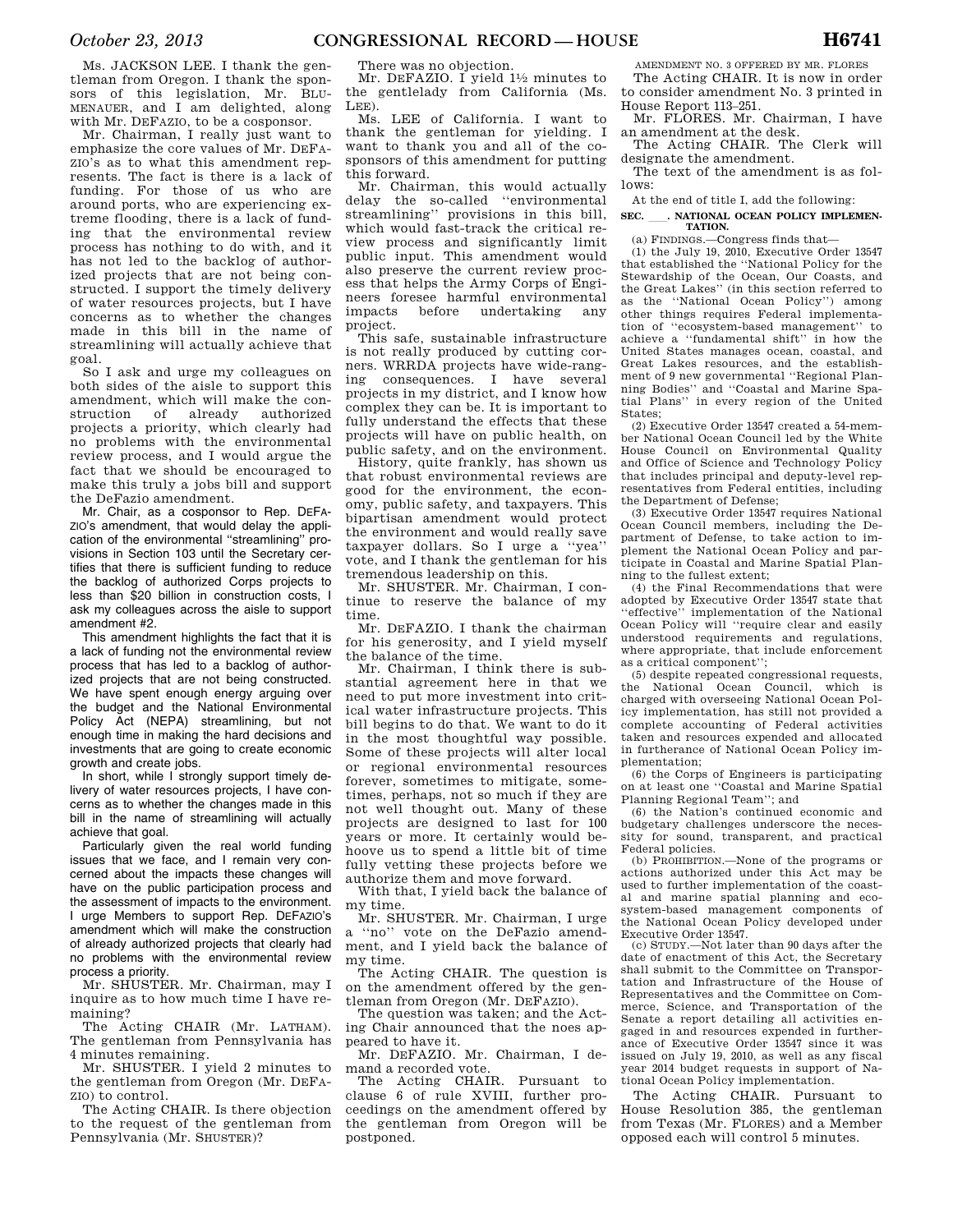Ms. JACKSON LEE. I thank the gentleman from Oregon. I thank the sponsors of this legislation, Mr. BLUMENAUER, and I am delighted, along with Mr. DEFAZIO, to be a cosponsor.

Mr. Chairman, I really just want to emphasize the core values of Mr. DEFAZIO's as to what this amendment represents. The fact is there is a lack of funding. For those of us who are around ports, who are experiencing extreme flooding, there is a lack of funding that the environmental review process has nothing to do with, and it has not led to the backlog of authorized projects that are not being constructed. I support the timely delivery of water resources projects, but I have concerns as to whether the changes made in this bill in the name of streamlining will actually achieve that goal.

So I ask and urge my colleagues on both sides of the aisle to support this amendment, which will make the construction of already authorized projects a priority, which clearly had no problems with the environmental review process, and I would argue the fact that we should be encouraged to make this truly a jobs bill and support the DeFazio amendment.

Mr. Chair, as a cosponsor to Rep. DEFAZIO's amendment, that would delay the application of the environmental "streamlining" provisions in Section 103 until the Secretary certifies that there is sufficient funding to reduce the backlog of authorized Corps projects to less than $20 billion in construction costs, I ask my colleagues across the aisle to support amendment #2.

This amendment highlights the fact that it is a lack of funding not the environmental review process that has led to a backlog of authorized projects that are not being constructed. We have spent enough energy arguing over the budget and the National Environmental Policy Act (NEPA) streamlining, but not enough time in making the hard decisions and investments that are going to create economic growth and create jobs.

In short, while I strongly support timely delivery of water resources projects, I have concerns as to whether the changes made in this bill in the name of streamlining will actually achieve that goal.

Particularly given the real world funding issues that we face, and I remain very concerned about the impacts these changes will have on the public participation process and the assessment of impacts to the environment. I urge Members to support Rep. DEFAZIO's amendment which will make the construction of already authorized projects that clearly had no problems with the environmental review process a priority.

Mr. SHUSTER. Mr. Chairman, may I inquire as to how much time I have remaining?

The Acting CHAIR (Mr. LATHAM). The gentleman from Pennsylvania has 4 minutes remaining.

Mr. SHUSTER. I yield 2 minutes to the gentleman from Oregon (Mr. DEFAZIO) to control.

The Acting CHAIR. Is there objection to the request of the gentleman from Pennsylvania (Mr. SHUSTER)?

There was no objection.

Mr. DEFAZIO. I yield 1½ minutes to the gentlelady from California (Ms. LEE).

Ms. LEE of California. I want to thank the gentleman for yielding. I want to thank you and all of the cosponsors of this amendment for putting this forward.

Mr. Chairman, this would actually delay the so-called "environmental streamlining" provisions in this bill, which would fast-track the critical review process and significantly limit public input. This amendment would also preserve the current review process that helps the Army Corps of Engineers foresee harmful environmental impacts before undertaking any project.

This safe, sustainable infrastructure is not really produced by cutting corners. WRRDA projects have wide-ranging consequences. I have several projects in my district, and I know how complex they can be. It is important to fully understand the effects that these projects will have on public health, on public safety, and on the environment.

History, quite frankly, has shown us that robust environmental reviews are good for the environment, the economy, public safety, and taxpayers. This bipartisan amendment would protect the environment and would really save taxpayer dollars. So I urge a "yea" vote, and I thank the gentleman for his tremendous leadership on this.

Mr. SHUSTER. Mr. Chairman, I continue to reserve the balance of my time.

Mr. DEFAZIO. I thank the chairman for his generosity, and I yield myself the balance of the time.

Mr. Chairman, I think there is substantial agreement here in that we need to put more investment into critical water infrastructure projects. This bill begins to do that. We want to do it in the most thoughtful way possible. Some of these projects will alter local or regional environmental resources forever, sometimes to mitigate, sometimes, perhaps, not so much if they are not well thought out. Many of these projects are designed to last for 100 years or more. It certainly would behoove us to spend a little bit of time fully vetting these projects before we authorize them and move forward.

With that, I yield back the balance of my time.

Mr. SHUSTER. Mr. Chairman, I urge a "no" vote on the DeFazio amendment, and I yield back the balance of my time.

The Acting CHAIR. The question is on the amendment offered by the gentleman from Oregon (Mr. DEFAZIO).

The question was taken; and the Acting Chair announced that the noes appeared to have it.

Mr. DEFAZIO. Mr. Chairman, I demand a recorded vote.

The Acting CHAIR. Pursuant to clause 6 of rule XVIII, further proceedings on the amendment offered by the gentleman from Oregon will be postponed.

AMENDMENT NO. 3 OFFERED BY MR. FLORES

The Acting CHAIR. It is now in order to consider amendment No. 3 printed in House Report 113–251.

Mr. FLORES. Mr. Chairman, I have an amendment at the desk.

The Acting CHAIR. The Clerk will designate the amendment.

The text of the amendment is as follows:

At the end of title I, add the following:

**SEC. \_\_\_. NATIONAL OCEAN POLICY IMPLEMENTATION.**

(a) FINDINGS.—Congress finds that—

(1) the July 19, 2010, Executive Order 13547 that established the "National Policy for the Stewardship of the Ocean, Our Coasts, and the Great Lakes" (in this section referred to as the "National Ocean Policy") among other things requires Federal implementation of "ecosystem-based management" to achieve a "fundamental shift" in how the United States manages ocean, coastal, and Great Lakes resources, and the establishment of 9 new governmental "Regional Planning Bodies" and "Coastal and Marine Spatial Plans" in every region of the United States;

(2) Executive Order 13547 created a 54-member National Ocean Council led by the White House Council on Environmental Quality and Office of Science and Technology Policy that includes principal and deputy-level representatives from Federal entities, including the Department of Defense;

(3) Executive Order 13547 requires National Ocean Council members, including the Department of Defense, to take action to implement the National Ocean Policy and participate in Coastal and Marine Spatial Planning to the fullest extent;

(4) the Final Recommendations that were adopted by Executive Order 13547 state that "effective" implementation of the National Ocean Policy will "require clear and easily understood requirements and regulations, where appropriate, that include enforcement as a critical component";

(5) despite repeated congressional requests, the National Ocean Council, which is charged with overseeing National Ocean Policy implementation, has still not provided a complete accounting of Federal activities taken and resources expended and allocated in furtherance of National Ocean Policy implementation;

(6) the Corps of Engineers is participating on at least one "Coastal and Marine Spatial Planning Regional Team"; and

(6) the Nation's continued economic and budgetary challenges underscore the necessity for sound, transparent, and practical Federal policies.

(b) PROHIBITION.—None of the programs or actions authorized under this Act may be used to further implementation of the coastal and marine spatial planning and ecosystem-based management components of the National Ocean Policy developed under Executive Order 13547.

(c) STUDY.—Not later than 90 days after the date of enactment of this Act, the Secretary shall submit to the Committee on Transportation and Infrastructure of the House of Representatives and the Committee on Commerce, Science, and Transportation of the Senate a report detailing all activities engaged in and resources expended in furtherance of Executive Order 13547 since it was issued on July 19, 2010, as well as any fiscal year 2014 budget requests in support of National Ocean Policy implementation.

The Acting CHAIR. Pursuant to House Resolution 385, the gentleman from Texas (Mr. FLORES) and a Member opposed each will control 5 minutes.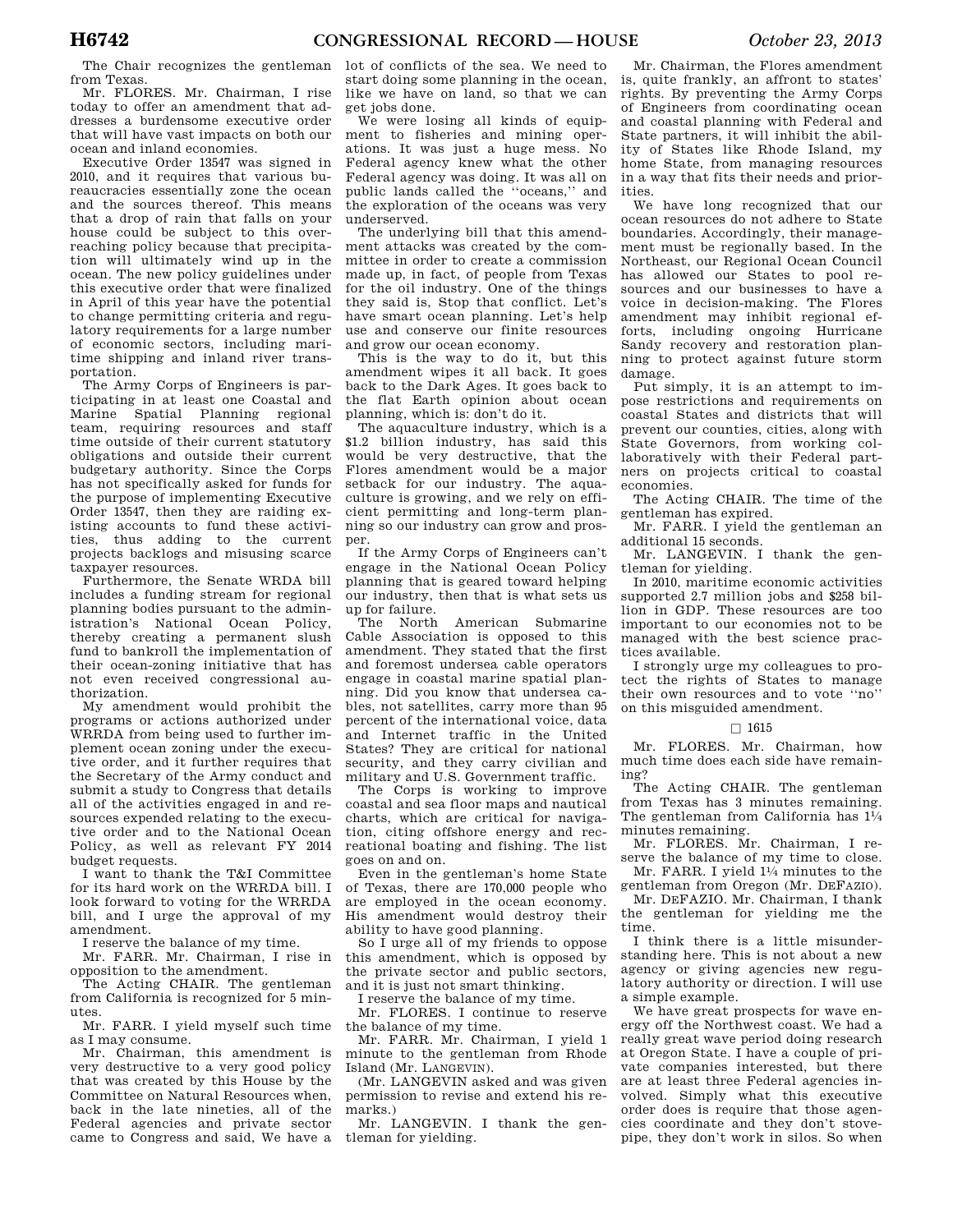The Chair recognizes the gentleman from Texas.

Mr. FLORES. Mr. Chairman, I rise today to offer an amendment that addresses a burdensome executive order that will have vast impacts on both our ocean and inland economies.

Executive Order 13547 was signed in 2010, and it requires that various bureaucracies essentially zone the ocean and the sources thereof. This means that a drop of rain that falls on your house could be subject to this overreaching policy because that precipitation will ultimately wind up in the ocean. The new policy guidelines under this executive order that were finalized in April of this year have the potential to change permitting criteria and regulatory requirements for a large number of economic sectors, including maritime shipping and inland river transportation.

The Army Corps of Engineers is participating in at least one Coastal and Marine Spatial Planning regional team, requiring resources and staff time outside of their current statutory obligations and outside their current budgetary authority. Since the Corps has not specifically asked for funds for the purpose of implementing Executive Order 13547, then they are raiding existing accounts to fund these activities, thus adding to the current projects backlogs and misusing scarce taxpayer resources.

Furthermore, the Senate WRDA bill includes a funding stream for regional planning bodies pursuant to the administration's National Ocean Policy, thereby creating a permanent slush fund to bankroll the implementation of their ocean-zoning initiative that has not even received congressional authorization.

My amendment would prohibit the programs or actions authorized under WRRDA from being used to further implement ocean zoning under the executive order, and it further requires that the Secretary of the Army conduct and submit a study to Congress that details all of the activities engaged in and resources expended relating to the executive order and to the National Ocean Policy, as well as relevant FY 2014 budget requests.

I want to thank the T&I Committee for its hard work on the WRRDA bill. I look forward to voting for the WRRDA bill, and I urge the approval of my amendment.

I reserve the balance of my time.

Mr. FARR. Mr. Chairman, I rise in opposition to the amendment.

The Acting CHAIR. The gentleman from California is recognized for 5 minutes.

Mr. FARR. I yield myself such time as I may consume.

Mr. Chairman, this amendment is very destructive to a very good policy that was created by this House by the Committee on Natural Resources when, back in the late nineties, all of the Federal agencies and private sector came to Congress and said, We have a lot of conflicts of the sea. We need to start doing some planning in the ocean, like we have on land, so that we can get jobs done.

We were losing all kinds of equipment to fisheries and mining operations. It was just a huge mess. No Federal agency knew what the other Federal agency was doing. It was all on public lands called the "oceans," and the exploration of the oceans was very underserved.

The underlying bill that this amendment attacks was created by the committee in order to create a commission made up, in fact, of people from Texas for the oil industry. One of the things they said is, Stop that conflict. Let's have smart ocean planning. Let's help use and conserve our finite resources and grow our ocean economy.

This is the way to do it, but this amendment wipes it all back. It goes back to the Dark Ages. It goes back to the flat Earth opinion about ocean planning, which is: don't do it.

The aquaculture industry, which is a $1.2 billion industry, has said this would be very destructive, that the Flores amendment would be a major setback for our industry. The aquaculture is growing, and we rely on efficient permitting and long-term planning so our industry can grow and prosper.

If the Army Corps of Engineers can't engage in the National Ocean Policy planning that is geared toward helping our industry, then that is what sets us up for failure.

The North American Submarine Cable Association is opposed to this amendment. They stated that the first and foremost undersea cable operators engage in coastal marine spatial planning. Did you know that undersea cables, not satellites, carry more than 95 percent of the international voice, data and Internet traffic in the United States? They are critical for national security, and they carry civilian and military and U.S. Government traffic.

The Corps is working to improve coastal and sea floor maps and nautical charts, which are critical for navigation, citing offshore energy and recreational boating and fishing. The list goes on and on.

Even in the gentleman's home State of Texas, there are 170,000 people who are employed in the ocean economy. His amendment would destroy their ability to have good planning.

So I urge all of my friends to oppose this amendment, which is opposed by the private sector and public sectors, and it is just not smart thinking.

I reserve the balance of my time.

Mr. FLORES. I continue to reserve the balance of my time.

Mr. FARR. Mr. Chairman, I yield 1 minute to the gentleman from Rhode Island (Mr. LANGEVIN).

(Mr. LANGEVIN asked and was given permission to revise and extend his remarks.)

Mr. LANGEVIN. I thank the gentleman for yielding.

Mr. Chairman, the Flores amendment is, quite frankly, an affront to states' rights. By preventing the Army Corps of Engineers from coordinating ocean and coastal planning with Federal and State partners, it will inhibit the ability of States like Rhode Island, my home State, from managing resources in a way that fits their needs and priorities.

We have long recognized that our ocean resources do not adhere to State boundaries. Accordingly, their management must be regionally based. In the Northeast, our Regional Ocean Council has allowed our States to pool resources and our businesses to have a voice in decision-making. The Flores amendment may inhibit regional efforts, including ongoing Hurricane Sandy recovery and restoration planning to protect against future storm damage.

Put simply, it is an attempt to impose restrictions and requirements on coastal States and districts that will prevent our counties, cities, along with State Governors, from working collaboratively with their Federal partners on projects critical to coastal economies.

The Acting CHAIR. The time of the gentleman has expired.

Mr. FARR. I yield the gentleman an additional 15 seconds.

Mr. LANGEVIN. I thank the gentleman for yielding.

In 2010, maritime economic activities supported 2.7 million jobs and $258 billion in GDP. These resources are too important to our economies not to be managed with the best science practices available.

I strongly urge my colleagues to protect the rights of States to manage their own resources and to vote "no" on this misguided amendment.

□ 1615

Mr. FLORES. Mr. Chairman, how much time does each side have remaining?

The Acting CHAIR. The gentleman from Texas has 3 minutes remaining. The gentleman from California has 1¼ minutes remaining.

Mr. FLORES. Mr. Chairman, I reserve the balance of my time to close.

Mr. FARR. I yield 1¼ minutes to the gentleman from Oregon (Mr. DEFAZIO).

Mr. DEFAZIO. Mr. Chairman, I thank the gentleman for yielding me the time.

I think there is a little misunderstanding here. This is not about a new agency or giving agencies new regulatory authority or direction. I will use a simple example.

We have great prospects for wave energy off the Northwest coast. We had a really great wave period doing research at Oregon State. I have a couple of private companies interested, but there are at least three Federal agencies involved. Simply what this executive order does is require that those agencies coordinate and they don't stovepipe, they don't work in silos. So when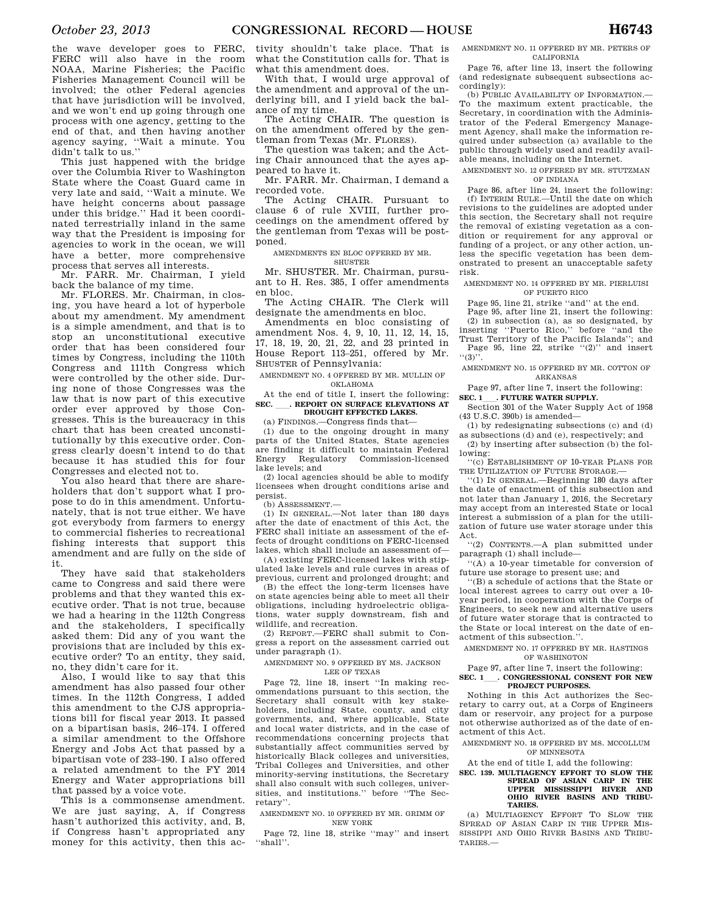the wave developer goes to FERC, FERC will also have in the room NOAA, Marine Fisheries; the Pacific Fisheries Management Council will be involved; the other Federal agencies that have jurisdiction will be involved, and we won't end up going through one process with one agency, getting to the end of that, and then having another agency saying, ''Wait a minute. You didn't talk to us.''

This just happened with the bridge over the Columbia River to Washington State where the Coast Guard came in very late and said, ''Wait a minute. We have height concerns about passage under this bridge.'' Had it been coordinated terrestrially inland in the same way that the President is imposing for agencies to work in the ocean, we will have a better, more comprehensive process that serves all interests.

Mr. FARR. Mr. Chairman, I yield back the balance of my time.

Mr. FLORES. Mr. Chairman, in closing, you have heard a lot of hyperbole about my amendment. My amendment is a simple amendment, and that is to stop an unconstitutional executive order that has been considered four times by Congress, including the 110th Congress and 111th Congress which were controlled by the other side. During none of those Congresses was the law that is now part of this executive order ever approved by those Congresses. This is the bureaucracy in this chart that has been created unconstitutionally by this executive order. Congress clearly doesn't intend to do that because it has studied this for four Congresses and elected not to.

You also heard that there are shareholders that don't support what I propose to do in this amendment. Unfortunately, that is not true either. We have got everybody from farmers to energy to commercial fisheries to recreational fishing interests that support this amendment and are fully on the side of it.

They have said that stakeholders came to Congress and said there were problems and that they wanted this executive order. That is not true, because we had a hearing in the 112th Congress and the stakeholders, I specifically asked them: Did any of you want the provisions that are included by this executive order? To an entity, they said, no, they didn't care for it.

Also, I would like to say that this amendment has also passed four other times. In the 112th Congress, I added this amendment to the CJS appropriations bill for fiscal year 2013. It passed on a bipartisan basis, 246–174. I offered a similar amendment to the Offshore Energy and Jobs Act that passed by a bipartisan vote of 233–190. I also offered a related amendment to the FY 2014 Energy and Water appropriations bill that passed by a voice vote.

This is a commonsense amendment. We are just saying, A, if Congress hasn't authorized this activity, and, B, if Congress hasn't appropriated any money for this activity, then this activity shouldn't take place. That is what the Constitution calls for. That is what this amendment does.

With that, I would urge approval of the amendment and approval of the underlying bill, and I yield back the balance of my time.

The Acting CHAIR. The question is on the amendment offered by the gentleman from Texas (Mr. FLORES).

The question was taken; and the Acting Chair announced that the ayes appeared to have it.

Mr. FARR. Mr. Chairman, I demand a recorded vote.

The Acting CHAIR. Pursuant to clause 6 of rule XVIII, further proceedings on the amendment offered by the gentleman from Texas will be postponed.

AMENDMENTS EN BLOC OFFERED BY MR. SHUSTER

Mr. SHUSTER. Mr. Chairman, pursuant to H. Res. 385, I offer amendments en bloc.

The Acting CHAIR. The Clerk will designate the amendments en bloc.

Amendments en bloc consisting of amendment Nos. 4, 9, 10, 11, 12, 14, 15, 17, 18, 19, 20, 21, 22, and 23 printed in House Report 113–251, offered by Mr. SHUSTER of Pennsylvania:

AMENDMENT NO. 4 OFFERED BY MR. MULLIN OF OKLAHOMA

At the end of title I, insert the following:

**SEC. \_\_\_. REPORT ON SURFACE ELEVATIONS AT DROUGHT EFFECTED LAKES.**

(a) FINDINGS.—Congress finds that—

(1) due to the ongoing drought in many parts of the United States, State agencies are finding it difficult to maintain Federal Energy Regulatory Commission-licensed lake levels; and

(2) local agencies should be able to modify licensees when drought conditions arise and persist.

(b) ASSESSMENT.—

(1) IN GENERAL.—Not later than 180 days after the date of enactment of this Act, the FERC shall initiate an assessment of the effects of drought conditions on FERC-licensed lakes, which shall include an assessment of—

(A) existing FERC-licensed lakes with stipulated lake levels and rule curves in areas of previous, current and prolonged drought; and

(B) the effect the long-term licenses have on state agencies being able to meet all their obligations, including hydroelectric obligations, water supply downstream, fish and wildlife, and recreation.

(2) REPORT.—FERC shall submit to Congress a report on the assessment carried out under paragraph (1).

AMENDMENT NO. 9 OFFERED BY MS. JACKSON LEE OF TEXAS

Page 72, line 18, insert ''In making recommendations pursuant to this section, the Secretary shall consult with key stakeholders, including State, county, and city governments, and, where applicable, State and local water districts, and in the case of recommendations concerning projects that substantially affect communities served by historically Black colleges and universities, Tribal Colleges and Universities, and other minority-serving institutions, the Secretary shall also consult with such colleges, universities, and institutions.'' before ''The Secretary''.

AMENDMENT NO. 10 OFFERED BY MR. GRIMM OF NEW YORK

Page 72, line 18, strike ''may'' and insert ''shall''.

AMENDMENT NO. 11 OFFERED BY MR. PETERS OF CALIFORNIA

Page 76, after line 13, insert the following (and redesignate subsequent subsections accordingly):

(b) PUBLIC AVAILABILITY OF INFORMATION.—To the maximum extent practicable, the Secretary, in coordination with the Administrator of the Federal Emergency Management Agency, shall make the information required under subsection (a) available to the public through widely used and readily available means, including on the Internet.

AMENDMENT NO. 12 OFFERED BY MR. STUTZMAN OF INDIANA

Page 86, after line 24, insert the following:

(f) INTERIM RULE.—Until the date on which revisions to the guidelines are adopted under this section, the Secretary shall not require the removal of existing vegetation as a condition or requirement for any approval or funding of a project, or any other action, unless the specific vegetation has been demonstrated to present an unacceptable safety risk.

AMENDMENT NO. 14 OFFERED BY MR. PIERLUISI OF PUERTO RICO

Page 95, line 21, strike ''and'' at the end.

Page 95, after line 21, insert the following:

(2) in subsection (a), as so designated, by inserting ''Puerto Rico,'' before ''and the Trust Territory of the Pacific Islands''; and

Page 95, line 22, strike ''(2)'' and insert ''(3)''.

AMENDMENT NO. 15 OFFERED BY MR. COTTON OF ARKANSAS

Page 97, after line 7, insert the following:

**SEC. 1\_\_\_. FUTURE WATER SUPPLY.**

Section 301 of the Water Supply Act of 1958 (43 U.S.C. 390b) is amended—

(1) by redesignating subsections (c) and (d) as subsections (d) and (e), respectively; and

(2) by inserting after subsection (b) the following:

''(c) ESTABLISHMENT OF 10-YEAR PLANS FOR THE UTILIZATION OF FUTURE STORAGE.—

''(1) IN GENERAL.—Beginning 180 days after the date of enactment of this subsection and not later than January 1, 2016, the Secretary may accept from an interested State or local interest a submission of a plan for the utilization of future use water storage under this Act.

''(2) CONTENTS.—A plan submitted under paragraph (1) shall include—

''(A) a 10-year timetable for conversion of future use storage to present use; and

''(B) a schedule of actions that the State or local interest agrees to carry out over a 10-year period, in cooperation with the Corps of Engineers, to seek new and alternative users of future water storage that is contracted to the State or local interest on the date of enactment of this subsection.''.

AMENDMENT NO. 17 OFFERED BY MR. HASTINGS OF WASHINGTON

Page 97, after line 7, insert the following:

**SEC. 1\_\_\_. CONGRESSIONAL CONSENT FOR NEW PROJECT PURPOSES.**

Nothing in this Act authorizes the Secretary to carry out, at a Corps of Engineers dam or reservoir, any project for a purpose not otherwise authorized as of the date of enactment of this Act.

AMENDMENT NO. 18 OFFERED BY MS. MCCOLLUM OF MINNESOTA

At the end of title I, add the following:

**SEC. 139. MULTIAGENCY EFFORT TO SLOW THE SPREAD OF ASIAN CARP IN THE UPPER MISSISSIPPI RIVER AND OHIO RIVER BASINS AND TRIBUTARIES.**

(a) MULTIAGENCY EFFORT TO SLOW THE SPREAD OF ASIAN CARP IN THE UPPER MISSISSIPPI AND OHIO RIVER BASINS AND TRIBUTARIES.—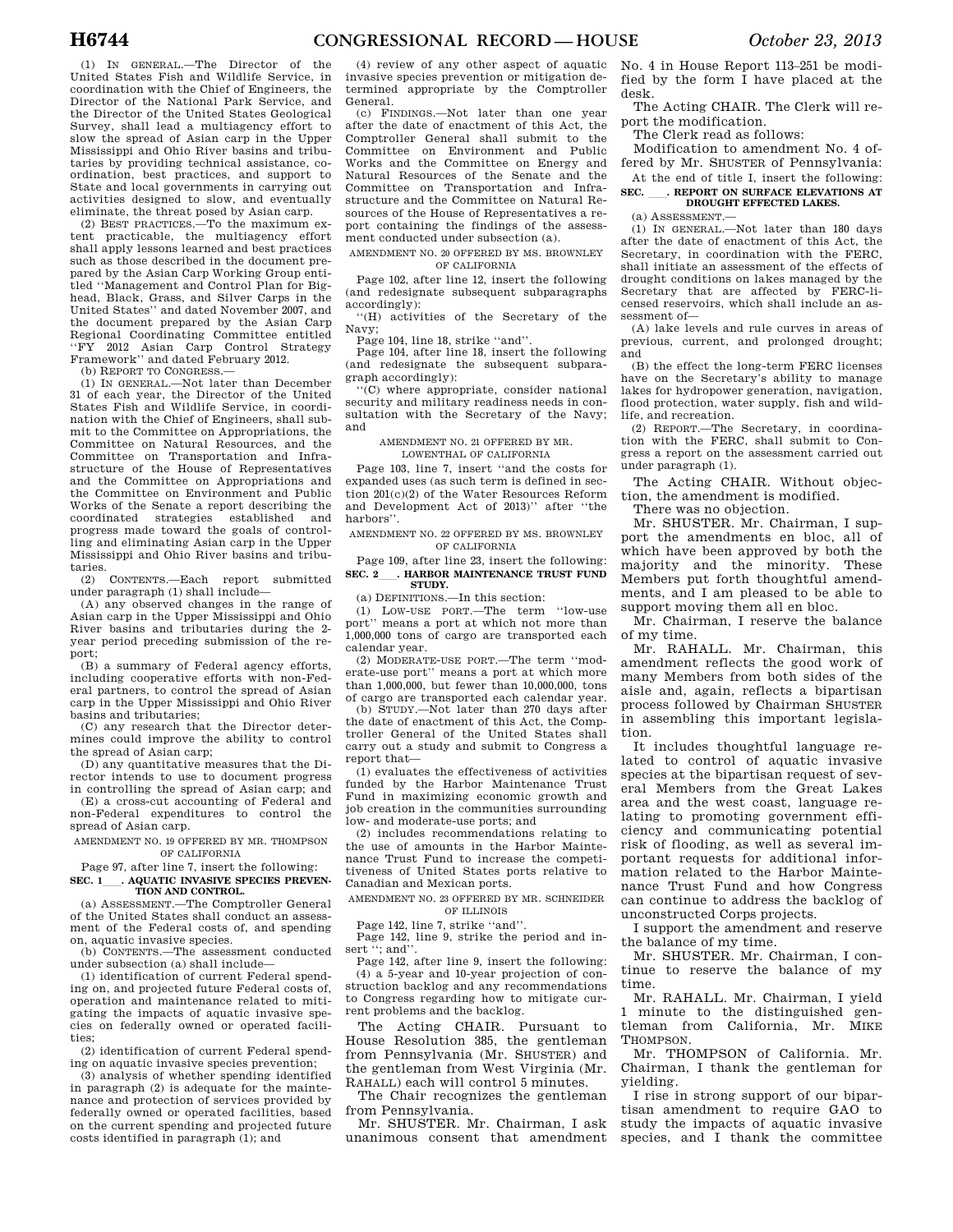(1) IN GENERAL.—The Director of the United States Fish and Wildlife Service, in coordination with the Chief of Engineers, the Director of the National Park Service, and the Director of the United States Geological Survey, shall lead a multiagency effort to slow the spread of Asian carp in the Upper Mississippi and Ohio River basins and tributaries by providing technical assistance, coordination, best practices, and support to State and local governments in carrying out activities designed to slow, and eventually eliminate, the threat posed by Asian carp.

(2) BEST PRACTICES.—To the maximum extent practicable, the multiagency effort shall apply lessons learned and best practices such as those described in the document prepared by the Asian Carp Working Group entitled ''Management and Control Plan for Bighead, Black, Grass, and Silver Carps in the United States'' and dated November 2007, and the document prepared by the Asian Carp Regional Coordinating Committee entitled ''FY 2012 Asian Carp Control Strategy Framework'' and dated February 2012.

(b) REPORT TO CONGRESS.—

(1) IN GENERAL.—Not later than December 31 of each year, the Director of the United States Fish and Wildlife Service, in coordination with the Chief of Engineers, shall submit to the Committee on Appropriations, the Committee on Natural Resources, and the Committee on Transportation and Infrastructure of the House of Representatives and the Committee on Appropriations and the Committee on Environment and Public Works of the Senate a report describing the coordinated strategies established and progress made toward the goals of controlling and eliminating Asian carp in the Upper Mississippi and Ohio River basins and tributaries.

(2) CONTENTS.—Each report submitted under paragraph (1) shall include—

(A) any observed changes in the range of Asian carp in the Upper Mississippi and Ohio River basins and tributaries during the 2-year period preceding submission of the report;

(B) a summary of Federal agency efforts, including cooperative efforts with non-Federal partners, to control the spread of Asian carp in the Upper Mississippi and Ohio River basins and tributaries;

(C) any research that the Director determines could improve the ability to control the spread of Asian carp;

(D) any quantitative measures that the Director intends to use to document progress in controlling the spread of Asian carp; and

(E) a cross-cut accounting of Federal and non-Federal expenditures to control the spread of Asian carp.

AMENDMENT NO. 19 OFFERED BY MR. THOMPSON OF CALIFORNIA

Page 97, after line 7, insert the following:

**SEC. 1___. AQUATIC INVASIVE SPECIES PREVENTION AND CONTROL.**

(a) ASSESSMENT.—The Comptroller General of the United States shall conduct an assessment of the Federal costs of, and spending on, aquatic invasive species.

(b) CONTENTS.—The assessment conducted under subsection (a) shall include—

(1) identification of current Federal spending on, and projected future Federal costs of, operation and maintenance related to mitigating the impacts of aquatic invasive species on federally owned or operated facilities;

(2) identification of current Federal spending on aquatic invasive species prevention;

(3) analysis of whether spending identified in paragraph (2) is adequate for the maintenance and protection of services provided by federally owned or operated facilities, based on the current spending and projected future costs identified in paragraph (1); and

(4) review of any other aspect of aquatic invasive species prevention or mitigation determined appropriate by the Comptroller General.

(c) FINDINGS.—Not later than one year after the date of enactment of this Act, the Comptroller General shall submit to the Committee on Environment and Public Works and the Committee on Energy and Natural Resources of the Senate and the Committee on Transportation and Infrastructure and the Committee on Natural Resources of the House of Representatives a report containing the findings of the assessment conducted under subsection (a).

AMENDMENT NO. 20 OFFERED BY MS. BROWNLEY OF CALIFORNIA

Page 102, after line 12, insert the following (and redesignate subsequent subparagraphs accordingly):

''(H) activities of the Secretary of the Navy;

Page 104, line 18, strike ''and''.

Page 104, after line 18, insert the following (and redesignate the subsequent subparagraph accordingly):

''(C) where appropriate, consider national security and military readiness needs in consultation with the Secretary of the Navy; and

AMENDMENT NO. 21 OFFERED BY MR. LOWENTHAL OF CALIFORNIA

Page 103, line 7, insert ''and the costs for expanded uses (as such term is defined in section 201(c)(2) of the Water Resources Reform and Development Act of 2013)'' after ''the harbors''.

AMENDMENT NO. 22 OFFERED BY MS. BROWNLEY OF CALIFORNIA

Page 109, after line 23, insert the following:

**SEC. 2___. HARBOR MAINTENANCE TRUST FUND STUDY.**

(a) DEFINITIONS.—In this section:

(1) LOW-USE PORT.—The term ''low-use port'' means a port at which not more than 1,000,000 tons of cargo are transported each calendar year.

(2) MODERATE-USE PORT.—The term ''moderate-use port'' means a port at which more than 1,000,000, but fewer than 10,000,000, tons of cargo are transported each calendar year.

(b) STUDY.—Not later than 270 days after the date of enactment of this Act, the Comptroller General of the United States shall carry out a study and submit to Congress a report that—

(1) evaluates the effectiveness of activities funded by the Harbor Maintenance Trust Fund in maximizing economic growth and job creation in the communities surrounding low- and moderate-use ports; and

(2) includes recommendations relating to the use of amounts in the Harbor Maintenance Trust Fund to increase the competitiveness of United States ports relative to Canadian and Mexican ports.

AMENDMENT NO. 23 OFFERED BY MR. SCHNEIDER OF ILLINOIS

Page 142, line 7, strike ''and''.

Page 142, line 9, strike the period and insert ''; and''.

Page 142, after line 9, insert the following:

(4) a 5-year and 10-year projection of construction backlog and any recommendations to Congress regarding how to mitigate current problems and the backlog.

The Acting CHAIR. Pursuant to House Resolution 385, the gentleman from Pennsylvania (Mr. SHUSTER) and the gentleman from West Virginia (Mr. RAHALL) each will control 5 minutes.

The Chair recognizes the gentleman from Pennsylvania.

Mr. SHUSTER. Mr. Chairman, I ask unanimous consent that amendment No. 4 in House Report 113–251 be modified by the form I have placed at the desk.

The Acting CHAIR. The Clerk will report the modification.

The Clerk read as follows:

Modification to amendment No. 4 offered by Mr. SHUSTER of Pennsylvania:

At the end of title I, insert the following:

**SEC. ___. REPORT ON SURFACE ELEVATIONS AT DROUGHT EFFECTED LAKES.**

(a) ASSESSMENT.—

(1) IN GENERAL.—Not later than 180 days after the date of enactment of this Act, the Secretary, in coordination with the FERC, shall initiate an assessment of the effects of drought conditions on lakes managed by the Secretary that are affected by FERC-licensed reservoirs, which shall include an assessment of—

(A) lake levels and rule curves in areas of previous, current, and prolonged drought; and

(B) the effect the long-term FERC licenses have on the Secretary's ability to manage lakes for hydropower generation, navigation, flood protection, water supply, fish and wildlife, and recreation.

(2) REPORT.—The Secretary, in coordination with the FERC, shall submit to Congress a report on the assessment carried out under paragraph (1).

The Acting CHAIR. Without objection, the amendment is modified.

There was no objection.

Mr. SHUSTER. Mr. Chairman, I support the amendments en bloc, all of which have been approved by both the majority and the minority. These Members put forth thoughtful amendments, and I am pleased to be able to support moving them all en bloc.

Mr. Chairman, I reserve the balance of my time.

Mr. RAHALL. Mr. Chairman, this amendment reflects the good work of many Members from both sides of the aisle and, again, reflects a bipartisan process followed by Chairman SHUSTER in assembling this important legislation.

It includes thoughtful language related to control of aquatic invasive species at the bipartisan request of several Members from the Great Lakes area and the west coast, language relating to promoting government efficiency and communicating potential risk of flooding, as well as several important requests for additional information related to the Harbor Maintenance Trust Fund and how Congress can continue to address the backlog of unconstructed Corps projects.

I support the amendment and reserve the balance of my time.

Mr. SHUSTER. Mr. Chairman, I continue to reserve the balance of my time.

Mr. RAHALL. Mr. Chairman, I yield 1 minute to the distinguished gentleman from California, Mr. MIKE THOMPSON.

Mr. THOMPSON of California. Mr. Chairman, I thank the gentleman for yielding.

I rise in strong support of our bipartisan amendment to require GAO to study the impacts of aquatic invasive species, and I thank the committee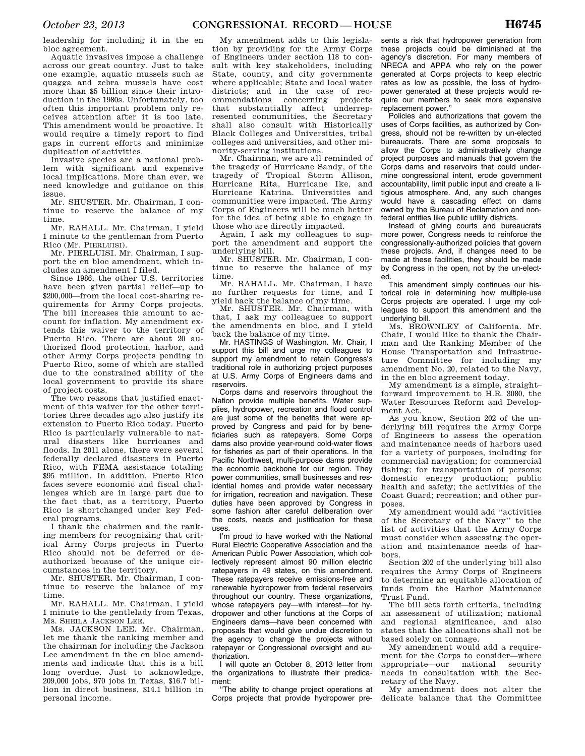leadership for including it in the en bloc agreement.

Aquatic invasives impose a challenge across our great country. Just to take one example, aquatic mussels such as quagga and zebra mussels have cost more than $5 billion since their introduction in the 1980s. Unfortunately, too often this important problem only receives attention after it is too late. This amendment would be proactive. It would require a timely report to find gaps in current efforts and minimize duplication of activities.

Invasive species are a national problem with significant and expensive local implications. More than ever, we need knowledge and guidance on this issue.

Mr. SHUSTER. Mr. Chairman, I continue to reserve the balance of my time.

Mr. RAHALL. Mr. Chairman, I yield 1 minute to the gentleman from Puerto Rico (Mr. PIERLUISI).

Mr. PIERLUISI. Mr. Chairman, I support the en bloc amendment, which includes an amendment I filed.

Since 1986, the other U.S. territories have been given partial relief—up to $200,000—from the local cost-sharing requirements for Army Corps projects. The bill increases this amount to account for inflation. My amendment extends this waiver to the territory of Puerto Rico. There are about 20 authorized flood protection, harbor, and other Army Corps projects pending in Puerto Rico, some of which are stalled due to the constrained ability of the local government to provide its share of project costs.

The two reasons that justified enactment of this waiver for the other territories three decades ago also justify its extension to Puerto Rico today. Puerto Rico is particularly vulnerable to natural disasters like hurricanes and floods. In 2011 alone, there were several federally declared disasters in Puerto Rico, with FEMA assistance totaling $95 million. In addition, Puerto Rico faces severe economic and fiscal challenges which are in large part due to the fact that, as a territory, Puerto Rico is shortchanged under key Federal programs.

I thank the chairmen and the ranking members for recognizing that critical Army Corps projects in Puerto Rico should not be deferred or deauthorized because of the unique circumstances in the territory.

Mr. SHUSTER. Mr. Chairman, I continue to reserve the balance of my time.

Mr. RAHALL. Mr. Chairman, I yield 1 minute to the gentlelady from Texas, Ms. SHEILA JACKSON LEE.

Ms. JACKSON LEE. Mr. Chairman, let me thank the ranking member and the chairman for including the Jackson Lee amendment in the en bloc amendments and indicate that this is a bill long overdue. Just to acknowledge, 209,000 jobs, 970 jobs in Texas, $16.7 billion in direct business, $14.1 billion in personal income.

My amendment adds to this legislation by providing for the Army Corps of Engineers under section 118 to consult with key stakeholders, including State, county, and city governments where applicable; State and local water districts; and in the case of recommendations concerning projects that substantially affect underrepresented communities, the Secretary shall also consult with Historically Black Colleges and Universities, tribal colleges and universities, and other minority-serving institutions.

Mr. Chairman, we are all reminded of the tragedy of Hurricane Sandy, of the tragedy of Tropical Storm Allison, Hurricane Rita, Hurricane Ike, and Hurricane Katrina. Universities and communities were impacted. The Army Corps of Engineers will be much better for the idea of being able to engage in those who are directly impacted.

Again, I ask my colleagues to support the amendment and support the underlying bill.

Mr. SHUSTER. Mr. Chairman, I continue to reserve the balance of my time.

Mr. RAHALL. Mr. Chairman, I have no further requests for time, and I yield back the balance of my time.

Mr. SHUSTER. Mr. Chairman, with that, I ask my colleagues to support the amendments en bloc, and I yield back the balance of my time.

Mr. HASTINGS of Washington. Mr. Chair, I support this bill and urge my colleagues to support my amendment to retain Congress's traditional role in authorizing project purposes at U.S. Army Corps of Engineers dams and reservoirs.

Corps dams and reservoirs throughout the Nation provide multiple benefits. Water supplies, hydropower, recreation and flood control are just some of the benefits that were approved by Congress and paid for by beneficiaries such as ratepayers. Some Corps dams also provide year-round cold-water flows for fisheries as part of their operations. In the Pacific Northwest, multi-purpose dams provide the economic backbone for our region. They power communities, small businesses and residential homes and provide water necessary for irrigation, recreation and navigation. These duties have been approved by Congress in some fashion after careful deliberation over the costs, needs and justification for these uses.

I'm proud to have worked with the National Rural Electric Cooperative Association and the American Public Power Association, which collectively represent almost 90 million electric ratepayers in 49 states, on this amendment. These ratepayers receive emissions-free and renewable hydropower from federal reservoirs throughout our country. These organizations, whose ratepayers pay—with interest—for hydropower and other functions at the Corps of Engineers dams—have been concerned with proposals that would give undue discretion to the agency to change the projects without ratepayer or Congressional oversight and authorization.

I will quote an October 8, 2013 letter from the organizations to illustrate their predicament:

"The ability to change project operations at Corps projects that provide hydropower presents a risk that hydropower generation from these projects could be diminished at the agency's discretion. For many members of NRECA and APPA who rely on the power generated at Corps projects to keep electric rates as low as possible, the loss of hydropower generated at these projects would require our members to seek more expensive replacement power."

Policies and authorizations that govern the uses of Corps facilities, as authorized by Congress, should not be re-written by un-elected bureaucrats. There are some proposals to allow the Corps to administratively change project purposes and manuals that govern the Corps dams and reservoirs that could undermine congressional intent, erode government accountability, limit public input and create a litigious atmosphere. And, any such changes would have a cascading effect on dams owned by the Bureau of Reclamation and non-federal entities like public utility districts.

Instead of giving courts and bureaucrats more power, Congress needs to reinforce the congressionally-authorized policies that govern these projects. And, if changes need to be made at these facilities, they should be made by Congress in the open, not by the un-elected.

This amendment simply continues our historical role in determining how multiple-use Corps projects are operated. I urge my colleagues to support this amendment and the underlying bill.

Ms. BROWNLEY of California. Mr. Chair, I would like to thank the Chairman and the Ranking Member of the House Transportation and Infrastructure Committee for including my amendment No. 20, related to the Navy, in the en bloc agreement today.

My amendment is a simple, straight–forward improvement to H.R. 3080, the Water Resources Reform and Development Act.

As you know, Section 202 of the underlying bill requires the Army Corps of Engineers to assess the operation and maintenance needs of harbors used for a variety of purposes, including for commercial navigation; for commercial fishing; for transportation of persons; domestic energy production; public health and safety; the activities of the Coast Guard; recreation; and other purposes.

My amendment would add ''activities of the Secretary of the Navy'' to the list of activities that the Army Corps must consider when assessing the operation and maintenance needs of harbors.

Section 202 of the underlying bill also requires the Army Corps of Engineers to determine an equitable allocation of funds from the Harbor Maintenance Trust Fund.

The bill sets forth criteria, including an assessment of utilization; national and regional significance, and also states that the allocations shall not be based solely on tonnage.

My amendment would add a requirement for the Corps to consider—where appropriate—our national security needs in consultation with the Secretary of the Navy.

My amendment does not alter the delicate balance that the Committee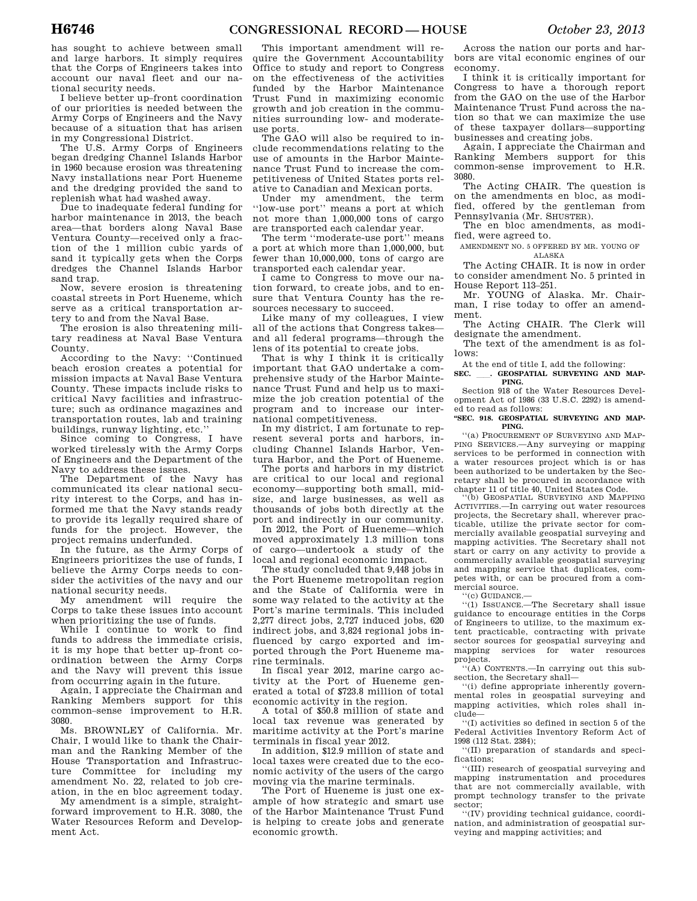has sought to achieve between small and large harbors. It simply requires that the Corps of Engineers takes into account our naval fleet and our national security needs.

I believe better up-front coordination of our priorities is needed between the Army Corps of Engineers and the Navy because of a situation that has arisen in my Congressional District.

The U.S. Army Corps of Engineers began dredging Channel Islands Harbor in 1960 because erosion was threatening Navy installations near Port Hueneme and the dredging provided the sand to replenish what had washed away.

Due to inadequate federal funding for harbor maintenance in 2013, the beach area—that borders along Naval Base Ventura County—received only a fraction of the 1 million cubic yards of sand it typically gets when the Corps dredges the Channel Islands Harbor sand trap.

Now, severe erosion is threatening coastal streets in Port Hueneme, which serve as a critical transportation artery to and from the Naval Base.

The erosion is also threatening military readiness at Naval Base Ventura County.

According to the Navy: "Continued beach erosion creates a potential for mission impacts at Naval Base Ventura County. These impacts include risks to critical Navy facilities and infrastructure; such as ordinance magazines and transportation routes, lab and training buildings, runway lighting, etc."

Since coming to Congress, I have worked tirelessly with the Army Corps of Engineers and the Department of the Navy to address these issues.

The Department of the Navy has communicated its clear national security interest to the Corps, and has informed me that the Navy stands ready to provide its legally required share of funds for the project. However, the project remains underfunded.

In the future, as the Army Corps of Engineers prioritizes the use of funds, I believe the Army Corps needs to consider the activities of the navy and our national security needs.

My amendment will require the Corps to take these issues into account when prioritizing the use of funds.

While I continue to work to find funds to address the immediate crisis, it is my hope that better up-front coordination between the Army Corps and the Navy will prevent this issue from occurring again in the future.

Again, I appreciate the Chairman and Ranking Members support for this common-sense improvement to H.R. 3080.

Ms. BROWNLEY of California. Mr. Chair, I would like to thank the Chairman and the Ranking Member of the House Transportation and Infrastructure Committee for including my amendment No. 22, related to job creation, in the en bloc agreement today.

My amendment is a simple, straightforward improvement to H.R. 3080, the Water Resources Reform and Development Act.

This important amendment will require the Government Accountability Office to study and report to Congress on the effectiveness of the activities funded by the Harbor Maintenance Trust Fund in maximizing economic growth and job creation in the communities surrounding low- and moderate-use ports.

The GAO will also be required to include recommendations relating to the use of amounts in the Harbor Maintenance Trust Fund to increase the competitiveness of United States ports relative to Canadian and Mexican ports.

Under my amendment, the term "low-use port" means a port at which not more than 1,000,000 tons of cargo are transported each calendar year.

The term "moderate-use port" means a port at which more than 1,000,000, but fewer than 10,000,000, tons of cargo are transported each calendar year.

I came to Congress to move our nation forward, to create jobs, and to ensure that Ventura County has the resources necessary to succeed.

Like many of my colleagues, I view all of the actions that Congress takes—and all federal programs—through the lens of its potential to create jobs.

That is why I think it is critically important that GAO undertake a comprehensive study of the Harbor Maintenance Trust Fund and help us to maximize the job creation potential of the program and to increase our international competitiveness.

In my district, I am fortunate to represent several ports and harbors, including Channel Islands Harbor, Ventura Harbor, and the Port of Hueneme.

The ports and harbors in my district are critical to our local and regional economy—supporting both small, mid-size, and large businesses, as well as thousands of jobs both directly at the port and indirectly in our community.

In 2012, the Port of Hueneme—which moved approximately 1.3 million tons of cargo—undertook a study of the local and regional economic impact.

The study concluded that 9,448 jobs in the Port Hueneme metropolitan region and the State of California were in some way related to the activity at the Port's marine terminals. This included 2,277 direct jobs, 2,727 induced jobs, 620 indirect jobs, and 3,824 regional jobs influenced by cargo exported and imported through the Port Hueneme marine terminals.

In fiscal year 2012, marine cargo activity at the Port of Hueneme generated a total of $723.8 million of total economic activity in the region.

A total of $50.8 million of state and local tax revenue was generated by maritime activity at the Port's marine terminals in fiscal year 2012.

In addition, $12.9 million of state and local taxes were created due to the economic activity of the users of the cargo moving via the marine terminals.

The Port of Hueneme is just one example of how strategic and smart use of the Harbor Maintenance Trust Fund is helping to create jobs and generate economic growth.

Across the nation our ports and harbors are vital economic engines of our economy.

I think it is critically important for Congress to have a thorough report from the GAO on the use of the Harbor Maintenance Trust Fund across the nation so that we can maximize the use of these taxpayer dollars—supporting businesses and creating jobs.

Again, I appreciate the Chairman and Ranking Members support for this common-sense improvement to H.R. 3080.

The Acting CHAIR. The question is on the amendments en bloc, as modified, offered by the gentleman from Pennsylvania (Mr. SHUSTER).

The en bloc amendments, as modified, were agreed to.

AMENDMENT NO. 5 OFFERED BY MR. YOUNG OF ALASKA

The Acting CHAIR. It is now in order to consider amendment No. 5 printed in House Report 113–251.

Mr. YOUNG of Alaska. Mr. Chairman, I rise today to offer an amendment.

The Acting CHAIR. The Clerk will designate the amendment.

The text of the amendment is as follows:

At the end of title I, add the following:

**SEC. ___. GEOSPATIAL SURVEYING AND MAPPING.**

Section 918 of the Water Resources Development Act of 1986 (33 U.S.C. 2292) is amended to read as follows:

**"SEC. 918. GEOSPATIAL SURVEYING AND MAPPING.**

"(a) PROCUREMENT OF SURVEYING AND MAPPING SERVICES.—Any surveying or mapping services to be performed in connection with a water resources project which is or has been authorized to be undertaken by the Secretary shall be procured in accordance with chapter 11 of title 40, United States Code.

"(b) GEOSPATIAL SURVEYING AND MAPPING ACTIVITIES.—In carrying out water resources projects, the Secretary shall, wherever practicable, utilize the private sector for commercially available geospatial surveying and mapping activities. The Secretary shall not start or carry on any activity to provide a commercially available geospatial surveying and mapping service that duplicates, competes with, or can be procured from a commercial source.

"(c) GUIDANCE.—

"(1) ISSUANCE.—The Secretary shall issue guidance to encourage entities in the Corps of Engineers to utilize, to the maximum extent practicable, contracting with private sector sources for geospatial surveying and mapping services for water resources projects.

"(A) CONTENTS.—In carrying out this subsection, the Secretary shall—

"(i) define appropriate inherently governmental roles in geospatial surveying and mapping activities, which roles shall include—

"(I) activities so defined in section 5 of the Federal Activities Inventory Reform Act of 1998 (112 Stat. 2384);

"(II) preparation of standards and specifications;

"(III) research of geospatial surveying and mapping instrumentation and procedures that are not commercially available, with prompt technology transfer to the private sector;

"(IV) providing technical guidance, coordination, and administration of geospatial surveying and mapping activities; and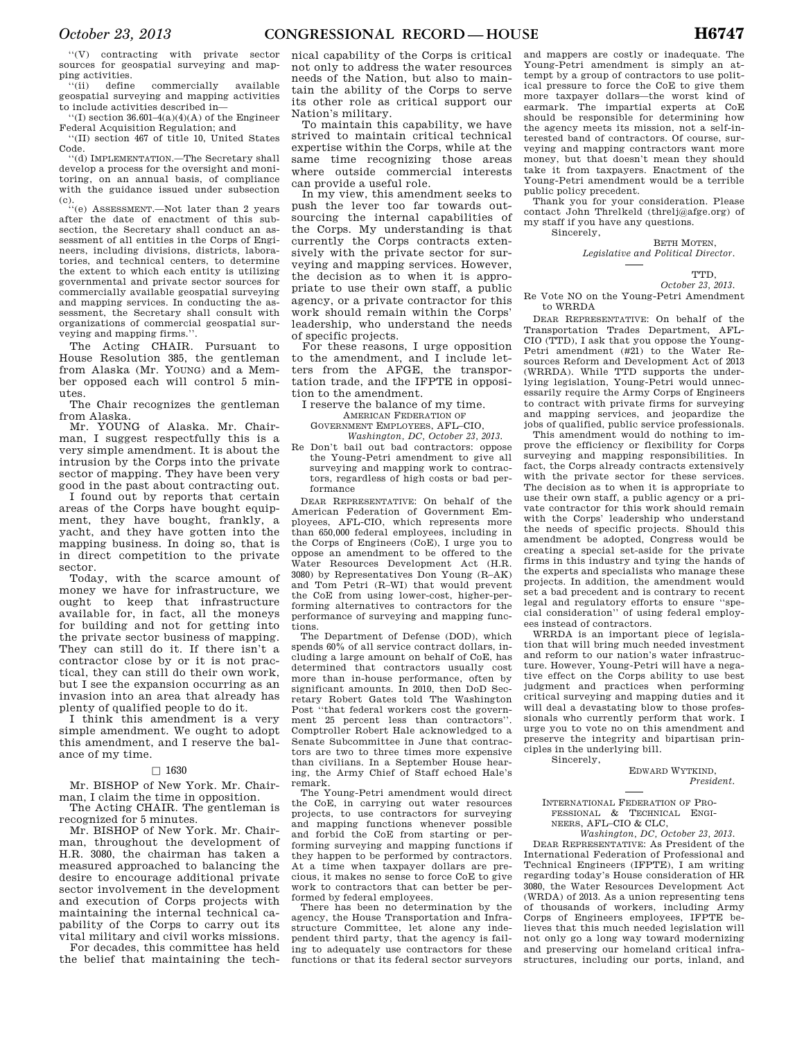"(V) contracting with private sector sources for geospatial surveying and mapping activities.

"(ii) define commercially available geospatial surveying and mapping activities to include activities described in—

"(I) section 36.601–4(a)(4)(A) of the Engineer Federal Acquisition Regulation; and

"(II) section 467 of title 10, United States Code.

"(d) IMPLEMENTATION.—The Secretary shall develop a process for the oversight and monitoring, on an annual basis, of compliance with the guidance issued under subsection (c).

"(e) ASSESSMENT.—Not later than 2 years after the date of enactment of this subsection, the Secretary shall conduct an assessment of all entities in the Corps of Engineers, including divisions, districts, laboratories, and technical centers, to determine the extent to which each entity is utilizing governmental and private sector sources for commercially available geospatial surveying and mapping services. In conducting the assessment, the Secretary shall consult with organizations of commercial geospatial surveying and mapping firms.".

The Acting CHAIR. Pursuant to House Resolution 385, the gentleman from Alaska (Mr. YOUNG) and a Member opposed each will control 5 minutes.

The Chair recognizes the gentleman from Alaska.

Mr. YOUNG of Alaska. Mr. Chairman, I suggest respectfully this is a very simple amendment. It is about the intrusion by the Corps into the private sector of mapping. They have been very good in the past about contracting out.

I found out by reports that certain areas of the Corps have bought equipment, they have bought, frankly, a yacht, and they have gotten into the mapping business. In doing so, that is in direct competition to the private sector.

Today, with the scarce amount of money we have for infrastructure, we ought to keep that infrastructure available for, in fact, all the moneys for building and not for getting into the private sector business of mapping. They can still do it. If there isn't a contractor close by or it is not practical, they can still do their own work, but I see the expansion occurring as an invasion into an area that already has plenty of qualified people to do it.

I think this amendment is a very simple amendment. We ought to adopt this amendment, and I reserve the balance of my time.

□ 1630

Mr. BISHOP of New York. Mr. Chairman, I claim the time in opposition.

The Acting CHAIR. The gentleman is recognized for 5 minutes.

Mr. BISHOP of New York. Mr. Chairman, throughout the development of H.R. 3080, the chairman has taken a measured approached to balancing the desire to encourage additional private sector involvement in the development and execution of Corps projects with maintaining the internal technical capability of the Corps to carry out its vital military and civil works missions.

For decades, this committee has held the belief that maintaining the technical capability of the Corps is critical not only to address the water resources needs of the Nation, but also to maintain the ability of the Corps to serve its other role as critical support our Nation's military.

To maintain this capability, we have strived to maintain critical technical expertise within the Corps, while at the same time recognizing those areas where outside commercial interests can provide a useful role.

In my view, this amendment seeks to push the lever too far towards outsourcing the internal capabilities of the Corps. My understanding is that currently the Corps contracts extensively with the private sector for surveying and mapping services. However, the decision as to when it is appropriate to use their own staff, a public agency, or a private contractor for this work should remain within the Corps' leadership, who understand the needs of specific projects.

For these reasons, I urge opposition to the amendment, and I include letters from the AFGE, the transportation trade, and the IFPTE in opposition to the amendment.

I reserve the balance of my time.

AMERICAN FEDERATION OF GOVERNMENT EMPLOYEES, AFL–CIO,
*Washington, DC, October 23, 2013.*

Re Don't bail out bad contractors: oppose the Young-Petri amendment to give all surveying and mapping work to contractors, regardless of high costs or bad performance

DEAR REPRESENTATIVE: On behalf of the American Federation of Government Employees, AFL–CIO, which represents more than 650,000 federal employees, including in the Corps of Engineers (CoE), I urge you to oppose an amendment to be offered to the Water Resources Development Act (H.R. 3080) by Representatives Don Young (R–AK) and Tom Petri (R–WI) that would prevent the CoE from using lower-cost, higher-performing alternatives to contractors for the performance of surveying and mapping functions.

The Department of Defense (DOD), which spends 60% of all service contract dollars, including a large amount on behalf of CoE, has determined that contractors usually cost more than in-house performance, often by significant amounts. In 2010, then DoD Secretary Robert Gates told The Washington Post "that federal workers cost the government 25 percent less than contractors". Comptroller Robert Hale acknowledged to a Senate Subcommittee in June that contractors are two to three times more expensive than civilians. In a September House hearing, the Army Chief of Staff echoed Hale's remark.

The Young-Petri amendment would direct the CoE, in carrying out water resources projects, to use contractors for surveying and mapping functions whenever possible and forbid the CoE from starting or performing surveying and mapping functions if they happen to be performed by contractors. At a time when taxpayer dollars are precious, it makes no sense to force CoE to give work to contractors that can better be performed by federal employees.

There has been no determination by the agency, the House Transportation and Infrastructure Committee, let alone any independent third party, that the agency is failing to adequately use contractors for these functions or that its federal sector surveyors and mappers are costly or inadequate. The Young-Petri amendment is simply an attempt by a group of contractors to use political pressure to force the CoE to give them more taxpayer dollars—the worst kind of earmark. The impartial experts at CoE should be responsible for determining how the agency meets its mission, not a self-interested band of contractors. Of course, surveying and mapping contractors want more money, but that doesn't mean they should take it from taxpayers. Enactment of the Young-Petri amendment would be a terrible public policy precedent.

Thank you for your consideration. Please contact John Threlkeld (threlj@afge.org) of my staff if you have any questions.

Sincerely,

BETH MOTEN,
*Legislative and Political Director.*

---

TTD,
*October 23, 2013.*

Re Vote NO on the Young-Petri Amendment to WRRDA

DEAR REPRESENTATIVE: On behalf of the Transportation Trades Department, AFL–CIO (TTD), I ask that you oppose the Young-Petri amendment (#21) to the Water Resources Reform and Development Act of 2013 (WRRDA). While TTD supports the underlying legislation, Young-Petri would unnecessarily require the Army Corps of Engineers to contract with private firms for surveying and mapping services, and jeopardize the jobs of qualified, public service professionals.

This amendment would do nothing to improve the efficiency or flexibility for Corps surveying and mapping responsibilities. In fact, the Corps already contracts extensively with the private sector for these services. The decision as to when it is appropriate to use their own staff, a public agency or a private contractor for this work should remain with the Corps' leadership who understand the needs of specific projects. Should this amendment be adopted, Congress would be creating a special set-aside for the private firms in this industry and tying the hands of the experts and specialists who manage these projects. In addition, the amendment would set a bad precedent and is contrary to recent legal and regulatory efforts to ensure "special consideration" of using federal employees instead of contractors.

WRRDA is an important piece of legislation that will bring much needed investment and reform to our nation's water infrastructure. However, Young-Petri will have a negative effect on the Corps ability to use best judgment and practices when performing critical surveying and mapping duties and it will deal a devastating blow to those professionals who currently perform that work. I urge you to vote no on this amendment and preserve the integrity and bipartisan principles in the underlying bill.

Sincerely,

EDWARD WYTKIND,
*President.*

---

INTERNATIONAL FEDERATION OF PROFESSIONAL & TECHNICAL ENGINEERS, AFL–CIO & CLC,
*Washington, DC, October 23, 2013.*

DEAR REPRESENTATIVE: As President of the International Federation of Professional and Technical Engineers (IFPTE), I am writing regarding today's House consideration of HR 3080, the Water Resources Development Act (WRDA) of 2013. As a union representing tens of thousands of workers, including Army Corps of Engineers employees, IFPTE believes that this much needed legislation will not only go a long way toward modernizing and preserving our homeland critical infrastructures, including our ports, inland, and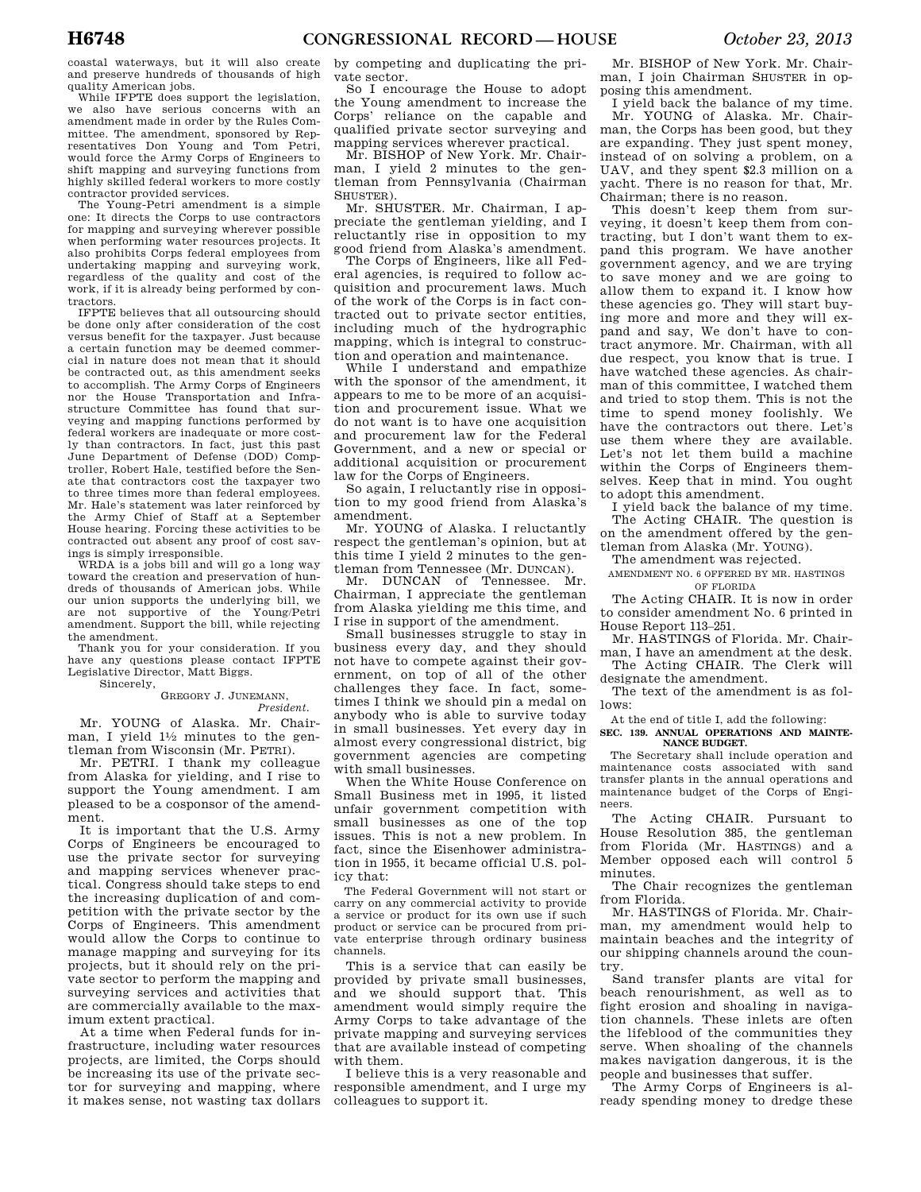coastal waterways, but it will also create and preserve hundreds of thousands of high quality American jobs.

While IFPTE does support the legislation, we also have serious concerns with an amendment made in order by the Rules Committee. The amendment, sponsored by Representatives Don Young and Tom Petri, would force the Army Corps of Engineers to shift mapping and surveying functions from highly skilled federal workers to more costly contractor provided services.

The Young-Petri amendment is a simple one: It directs the Corps to use contractors for mapping and surveying wherever possible when performing water resources projects. It also prohibits Corps federal employees from undertaking mapping and surveying work, regardless of the quality and cost of the work, if it is already being performed by contractors.

IFPTE believes that all outsourcing should be done only after consideration of the cost versus benefit for the taxpayer. Just because a certain function may be deemed commercial in nature does not mean that it should be contracted out, as this amendment seeks to accomplish. The Army Corps of Engineers nor the House Transportation and Infrastructure Committee has found that surveying and mapping functions performed by federal workers are inadequate or more costly than contractors. In fact, just this past June Department of Defense (DOD) Comptroller, Robert Hale, testified before the Senate that contractors cost the taxpayer two to three times more than federal employees. Mr. Hale's statement was later reinforced by the Army Chief of Staff at a September House hearing. Forcing these activities to be contracted out absent any proof of cost savings is simply irresponsible.

WRDA is a jobs bill and will go a long way toward the creation and preservation of hundreds of thousands of American jobs. While our union supports the underlying bill, we are not supportive of the Young/Petri amendment. Support the bill, while rejecting the amendment.

Thank you for your consideration. If you have any questions please contact IFPTE Legislative Director, Matt Biggs.

Sincerely,

GREGORY J. JUNEMANN,
*President.*

Mr. YOUNG of Alaska. Mr. Chairman, I yield 1½ minutes to the gentleman from Wisconsin (Mr. PETRI).

Mr. PETRI. I thank my colleague from Alaska for yielding, and I rise to support the Young amendment. I am pleased to be a cosponsor of the amendment.

It is important that the U.S. Army Corps of Engineers be encouraged to use the private sector for surveying and mapping services whenever practical. Congress should take steps to end the increasing duplication of and competition with the private sector by the Corps of Engineers. This amendment would allow the Corps to continue to manage mapping and surveying for its projects, but it should rely on the private sector to perform the mapping and surveying services and activities that are commercially available to the maximum extent practical.

At a time when Federal funds for infrastructure, including water resources projects, are limited, the Corps should be increasing its use of the private sector for surveying and mapping, where it makes sense, not wasting tax dollars by competing and duplicating the private sector.

So I encourage the House to adopt the Young amendment to increase the Corps' reliance on the capable and qualified private sector surveying and mapping services wherever practical.

Mr. BISHOP of New York. Mr. Chairman, I yield 2 minutes to the gentleman from Pennsylvania (Chairman SHUSTER).

Mr. SHUSTER. Mr. Chairman, I appreciate the gentleman yielding, and I reluctantly rise in opposition to my good friend from Alaska's amendment.

The Corps of Engineers, like all Federal agencies, is required to follow acquisition and procurement laws. Much of the work of the Corps is in fact contracted out to private sector entities, including much of the hydrographic mapping, which is integral to construction and operation and maintenance.

While I understand and empathize with the sponsor of the amendment, it appears to me to be more of an acquisition and procurement issue. What we do not want is to have one acquisition and procurement law for the Federal Government, and a new or special or additional acquisition or procurement law for the Corps of Engineers.

So again, I reluctantly rise in opposition to my good friend from Alaska's amendment.

Mr. YOUNG of Alaska. I reluctantly respect the gentleman's opinion, but at this time I yield 2 minutes to the gentleman from Tennessee (Mr. DUNCAN).

Mr. DUNCAN of Tennessee. Mr. Chairman, I appreciate the gentleman from Alaska yielding me this time, and I rise in support of the amendment.

Small businesses struggle to stay in business every day, and they should not have to compete against their government, on top of all of the other challenges they face. In fact, sometimes I think we should pin a medal on anybody who is able to survive today in small businesses. Yet every day in almost every congressional district, big government agencies are competing with small businesses.

When the White House Conference on Small Business met in 1995, it listed unfair government competition with small businesses as one of the top issues. This is not a new problem. In fact, since the Eisenhower administration in 1955, it became official U.S. policy that:

> The Federal Government will not start or carry on any commercial activity to provide a service or product for its own use if such product or service can be procured from private enterprise through ordinary business channels.

This is a service that can easily be provided by private small businesses, and we should support that. This amendment would simply require the Army Corps to take advantage of the private mapping and surveying services that are available instead of competing with them.

I believe this is a very reasonable and responsible amendment, and I urge my colleagues to support it.

Mr. BISHOP of New York. Mr. Chairman, I join Chairman SHUSTER in opposing this amendment.

I yield back the balance of my time.

Mr. YOUNG of Alaska. Mr. Chairman, the Corps has been good, but they are expanding. They just spent money, instead of on solving a problem, on a UAV, and they spent $2.3 million on a yacht. There is no reason for that, Mr. Chairman; there is no reason.

This doesn't keep them from surveying, it doesn't keep them from contracting, but I don't want them to expand this program. We have another government agency, and we are trying to save money and we are going to allow them to expand it. I know how these agencies go. They will start buying more and more and they will expand and say, We don't have to contract anymore. Mr. Chairman, with all due respect, you know that is true. I have watched these agencies. As chairman of this committee, I watched them and tried to stop them. This is not the time to spend money foolishly. We have the contractors out there. Let's use them where they are available. Let's not let them build a machine within the Corps of Engineers themselves. Keep that in mind. You ought to adopt this amendment.

I yield back the balance of my time.

The Acting CHAIR. The question is on the amendment offered by the gentleman from Alaska (Mr. YOUNG).

The amendment was rejected.

AMENDMENT NO. 6 OFFERED BY MR. HASTINGS OF FLORIDA

The Acting CHAIR. It is now in order to consider amendment No. 6 printed in House Report 113–251.

Mr. HASTINGS of Florida. Mr. Chairman, I have an amendment at the desk.

The Acting CHAIR. The Clerk will designate the amendment.

The text of the amendment is as follows:

At the end of title I, add the following:

**SEC. 139. ANNUAL OPERATIONS AND MAINTENANCE BUDGET.**

The Secretary shall include operation and maintenance costs associated with sand transfer plants in the annual operations and maintenance budget of the Corps of Engineers.

The Acting CHAIR. Pursuant to House Resolution 385, the gentleman from Florida (Mr. HASTINGS) and a Member opposed each will control 5 minutes.

The Chair recognizes the gentleman from Florida.

Mr. HASTINGS of Florida. Mr. Chairman, my amendment would help to maintain beaches and the integrity of our shipping channels around the country.

Sand transfer plants are vital for beach renourishment, as well as to fight erosion and shoaling in navigation channels. These inlets are often the lifeblood of the communities they serve. When shoaling of the channels makes navigation dangerous, it is the people and businesses that suffer.

The Army Corps of Engineers is already spending money to dredge these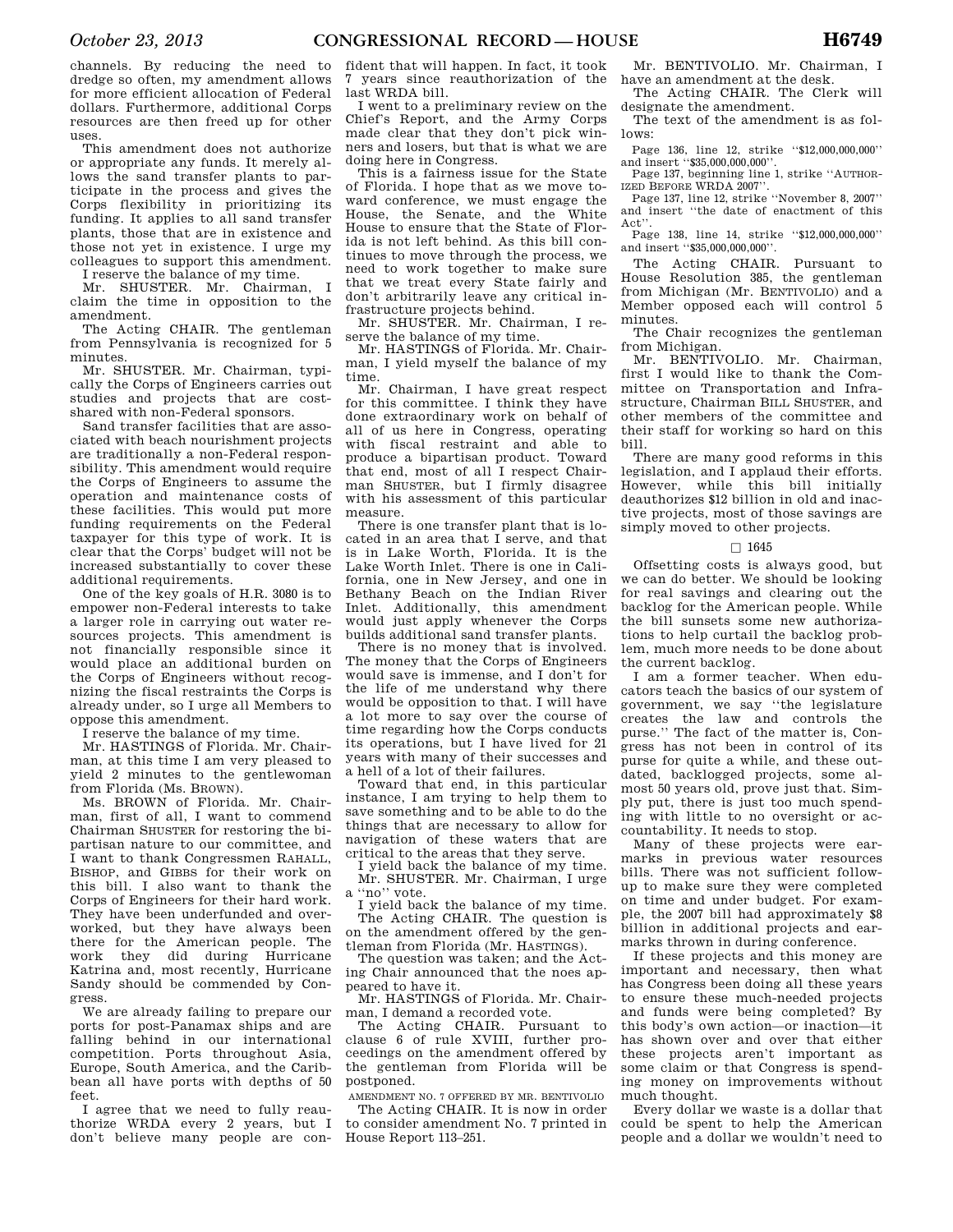channels. By reducing the need to dredge so often, my amendment allows for more efficient allocation of Federal dollars. Furthermore, additional Corps resources are then freed up for other uses.

This amendment does not authorize or appropriate any funds. It merely allows the sand transfer plants to participate in the process and gives the Corps flexibility in prioritizing its funding. It applies to all sand transfer plants, those that are in existence and those not yet in existence. I urge my colleagues to support this amendment.

I reserve the balance of my time.

Mr. SHUSTER. Mr. Chairman, I claim the time in opposition to the amendment.

The Acting CHAIR. The gentleman from Pennsylvania is recognized for 5 minutes.

Mr. SHUSTER. Mr. Chairman, typically the Corps of Engineers carries out studies and projects that are cost-shared with non-Federal sponsors.

Sand transfer facilities that are associated with beach nourishment projects are traditionally a non-Federal responsibility. This amendment would require the Corps of Engineers to assume the operation and maintenance costs of these facilities. This would put more funding requirements on the Federal taxpayer for this type of work. It is clear that the Corps' budget will not be increased substantially to cover these additional requirements.

One of the key goals of H.R. 3080 is to empower non-Federal interests to take a larger role in carrying out water resources projects. This amendment is not financially responsible since it would place an additional burden on the Corps of Engineers without recognizing the fiscal restraints the Corps is already under, so I urge all Members to oppose this amendment.

I reserve the balance of my time.

Mr. HASTINGS of Florida. Mr. Chairman, at this time I am very pleased to yield 2 minutes to the gentlewoman from Florida (Ms. BROWN).

Ms. BROWN of Florida. Mr. Chairman, first of all, I want to commend Chairman SHUSTER for restoring the bipartisan nature to our committee, and I want to thank Congressmen RAHALL, BISHOP, and GIBBS for their work on this bill. I also want to thank the Corps of Engineers for their hard work. They have been underfunded and overworked, but they have always been there for the American people. The work they did during Hurricane Katrina and, most recently, Hurricane Sandy should be commended by Congress.

We are already failing to prepare our ports for post-Panamax ships and are falling behind in our international competition. Ports throughout Asia, Europe, South America, and the Caribbean all have ports with depths of 50 feet.

I agree that we need to fully reauthorize WRDA every 2 years, but I don't believe many people are confident that will happen. In fact, it took 7 years since reauthorization of the last WRDA bill.

I went to a preliminary review on the Chief's Report, and the Army Corps made clear that they don't pick winners and losers, but that is what we are doing here in Congress.

This is a fairness issue for the State of Florida. I hope that as we move toward conference, we must engage the House, the Senate, and the White House to ensure that the State of Florida is not left behind. As this bill continues to move through the process, we need to work together to make sure that we treat every State fairly and don't arbitrarily leave any critical infrastructure projects behind.

Mr. SHUSTER. Mr. Chairman, I reserve the balance of my time.

Mr. HASTINGS of Florida. Mr. Chairman, I yield myself the balance of my time.

Mr. Chairman, I have great respect for this committee. I think they have done extraordinary work on behalf of all of us here in Congress, operating with fiscal restraint and able to produce a bipartisan product. Toward that end, most of all I respect Chairman SHUSTER, but I firmly disagree with his assessment of this particular measure.

There is one transfer plant that is located in an area that I serve, and that is in Lake Worth, Florida. It is the Lake Worth Inlet. There is one in California, one in New Jersey, and one in Bethany Beach on the Indian River Inlet. Additionally, this amendment would just apply whenever the Corps builds additional sand transfer plants.

There is no money that is involved. The money that the Corps of Engineers would save is immense, and I don't for the life of me understand why there would be opposition to that. I will have a lot more to say over the course of time regarding how the Corps conducts its operations, but I have lived for 21 years with many of their successes and a hell of a lot of their failures.

Toward that end, in this particular instance, I am trying to help them to save something and to be able to do the things that are necessary to allow for navigation of these waters that are critical to the areas that they serve.

I yield back the balance of my time.

Mr. SHUSTER. Mr. Chairman, I urge a ''no'' vote.

I yield back the balance of my time.

The Acting CHAIR. The question is on the amendment offered by the gentleman from Florida (Mr. HASTINGS).

The question was taken; and the Acting Chair announced that the noes appeared to have it.

Mr. HASTINGS of Florida. Mr. Chairman, I demand a recorded vote.

The Acting CHAIR. Pursuant to clause 6 of rule XVIII, further proceedings on the amendment offered by the gentleman from Florida will be postponed.

AMENDMENT NO. 7 OFFERED BY MR. BENTIVOLIO

The Acting CHAIR. It is now in order to consider amendment No. 7 printed in House Report 113–251.

Mr. BENTIVOLIO. Mr. Chairman, I have an amendment at the desk.

The Acting CHAIR. The Clerk will designate the amendment.

The text of the amendment is as follows:

Page 136, line 12, strike ''$12,000,000,000'' and insert ''$35,000,000,000''.

Page 137, beginning line 1, strike ''AUTHORIZED BEFORE WRDA 2007''.

Page 137, line 12, strike ''November 8, 2007'' and insert ''the date of enactment of this Act''.

Page 138, line 14, strike ''$12,000,000,000'' and insert ''$35,000,000,000''.

The Acting CHAIR. Pursuant to House Resolution 385, the gentleman from Michigan (Mr. BENTIVOLIO) and a Member opposed each will control 5 minutes.

The Chair recognizes the gentleman from Michigan.

Mr. BENTIVOLIO. Mr. Chairman, first I would like to thank the Committee on Transportation and Infrastructure, Chairman BILL SHUSTER, and other members of the committee and their staff for working so hard on this bill.

There are many good reforms in this legislation, and I applaud their efforts. However, while this bill initially deauthorizes $12 billion in old and inactive projects, most of those savings are simply moved to other projects.

□ 1645

Offsetting costs is always good, but we can do better. We should be looking for real savings and clearing out the backlog for the American people. While the bill sunsets some new authorizations to help curtail the backlog problem, much more needs to be done about the current backlog.

I am a former teacher. When educators teach the basics of our system of government, we say ''the legislature creates the law and controls the purse.'' The fact of the matter is, Congress has not been in control of its purse for quite a while, and these outdated, backlogged projects, some almost 50 years old, prove just that. Simply put, there is just too much spending with little to no oversight or accountability. It needs to stop.

Many of these projects were earmarks in previous water resources bills. There was not sufficient follow-up to make sure they were completed on time and under budget. For example, the 2007 bill had approximately $8 billion in additional projects and earmarks thrown in during conference.

If these projects and this money are important and necessary, then what has Congress been doing all these years to ensure these much-needed projects and funds were being completed? By this body's own action—or inaction—it has shown over and over that either these projects aren't important as some claim or that Congress is spending money on improvements without much thought.

Every dollar we waste is a dollar that could be spent to help the American people and a dollar we wouldn't need to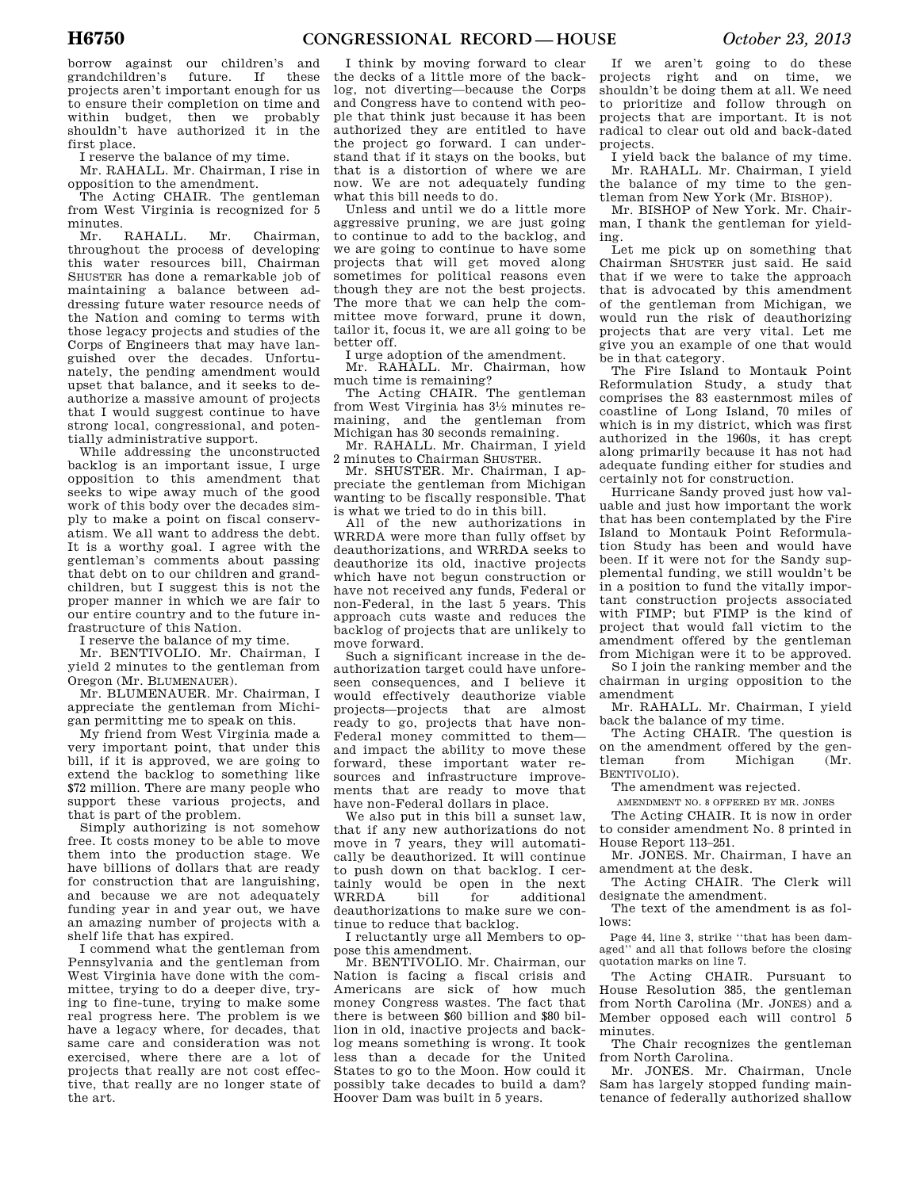borrow against our children's and grandchildren's future. If these projects aren't important enough for us to ensure their completion on time and within budget, then we probably shouldn't have authorized it in the first place.

I reserve the balance of my time.

Mr. RAHALL. Mr. Chairman, I rise in opposition to the amendment.

The Acting CHAIR. The gentleman from West Virginia is recognized for 5 minutes.

Mr. RAHALL. Mr. Chairman, throughout the process of developing this water resources bill, Chairman SHUSTER has done a remarkable job of maintaining a balance between addressing future water resource needs of the Nation and coming to terms with those legacy projects and studies of the Corps of Engineers that may have languished over the decades. Unfortunately, the pending amendment would upset that balance, and it seeks to deauthorize a massive amount of projects that I would suggest continue to have strong local, congressional, and potentially administrative support.

While addressing the unconstructed backlog is an important issue, I urge opposition to this amendment that seeks to wipe away much of the good work of this body over the decades simply to make a point on fiscal conservatism. We all want to address the debt. It is a worthy goal. I agree with the gentleman's comments about passing that debt on to our children and grandchildren, but I suggest this is not the proper manner in which we are fair to our entire country and to the future infrastructure of this Nation.

I reserve the balance of my time.

Mr. BENTIVOLIO. Mr. Chairman, I yield 2 minutes to the gentleman from Oregon (Mr. BLUMENAUER).

Mr. BLUMENAUER. Mr. Chairman, I appreciate the gentleman from Michigan permitting me to speak on this.

My friend from West Virginia made a very important point, that under this bill, if it is approved, we are going to extend the backlog to something like $72 million. There are many people who support these various projects, and that is part of the problem.

Simply authorizing is not somehow free. It costs money to be able to move them into the production stage. We have billions of dollars that are ready for construction that are languishing, and because we are not adequately funding year in and year out, we have an amazing number of projects with a shelf life that has expired.

I commend what the gentleman from Pennsylvania and the gentleman from West Virginia have done with the committee, trying to do a deeper dive, trying to fine-tune, trying to make some real progress here. The problem is we have a legacy where, for decades, that same care and consideration was not exercised, where there are a lot of projects that really are not cost effective, that really are no longer state of the art.

I think by moving forward to clear the decks of a little more of the backlog, not diverting—because the Corps and Congress have to contend with people that think just because it has been authorized they are entitled to have the project go forward. I can understand that if it stays on the books, but that is a distortion of where we are now. We are not adequately funding what this bill needs to do.

Unless and until we do a little more aggressive pruning, we are just going to continue to add to the backlog, and we are going to continue to have some projects that will get moved along sometimes for political reasons even though they are not the best projects. The more that we can help the committee move forward, prune it down, tailor it, focus it, we are all going to be better off.

I urge adoption of the amendment.

Mr. RAHALL. Mr. Chairman, how much time is remaining?

The Acting CHAIR. The gentleman from West Virginia has 3½ minutes remaining, and the gentleman from Michigan has 30 seconds remaining.

Mr. RAHALL. Mr. Chairman, I yield 2 minutes to Chairman SHUSTER.

Mr. SHUSTER. Mr. Chairman, I appreciate the gentleman from Michigan wanting to be fiscally responsible. That is what we tried to do in this bill.

All of the new authorizations in WRRDA were more than fully offset by deauthorizations, and WRRDA seeks to deauthorize its old, inactive projects which have not begun construction or have not received any funds, Federal or non-Federal, in the last 5 years. This approach cuts waste and reduces the backlog of projects that are unlikely to move forward.

Such a significant increase in the deauthorization target could have unforeseen consequences, and I believe it would effectively deauthorize viable projects—projects that are almost ready to go, projects that have non-Federal money committed to them—and impact the ability to move these forward, these important water resources and infrastructure improvements that are ready to move that have non-Federal dollars in place.

We also put in this bill a sunset law, that if any new authorizations do not move in 7 years, they will automatically be deauthorized. It will continue to push down on that backlog. I certainly would be open in the next WRRDA bill for additional deauthorizations to make sure we continue to reduce that backlog.

I reluctantly urge all Members to oppose this amendment.

Mr. BENTIVOLIO. Mr. Chairman, our Nation is facing a fiscal crisis and Americans are sick of how much money Congress wastes. The fact that there is between $60 billion and $80 billion in old, inactive projects and backlog means something is wrong. It took less than a decade for the United States to go to the Moon. How could it possibly take decades to build a dam? Hoover Dam was built in 5 years.

If we aren't going to do these projects right and on time, we shouldn't be doing them at all. We need to prioritize and follow through on projects that are important. It is not radical to clear out old and back-dated projects.

I yield back the balance of my time.

Mr. RAHALL. Mr. Chairman, I yield the balance of my time to the gentleman from New York (Mr. BISHOP).

Mr. BISHOP of New York. Mr. Chairman, I thank the gentleman for yielding.

Let me pick up on something that Chairman SHUSTER just said. He said that if we were to take the approach that is advocated by this amendment of the gentleman from Michigan, we would run the risk of deauthorizing projects that are very vital. Let me give you an example of one that would be in that category.

The Fire Island to Montauk Point Reformulation Study, a study that comprises the 83 easternmost miles of coastline of Long Island, 70 miles of which is in my district, which was first authorized in the 1960s, it has crept along primarily because it has not had adequate funding either for studies and certainly not for construction.

Hurricane Sandy proved just how valuable and just how important the work that has been contemplated by the Fire Island to Montauk Point Reformulation Study has been and would have been. If it were not for the Sandy supplemental funding, we still wouldn't be in a position to fund the vitally important construction projects associated with FIMP; but FIMP is the kind of project that would fall victim to the amendment offered by the gentleman from Michigan were it to be approved.

So I join the ranking member and the chairman in urging opposition to the amendment

Mr. RAHALL. Mr. Chairman, I yield back the balance of my time.

The Acting CHAIR. The question is on the amendment offered by the gentleman from Michigan (Mr. BENTIVOLIO).

The amendment was rejected.

AMENDMENT NO. 8 OFFERED BY MR. JONES

The Acting CHAIR. It is now in order to consider amendment No. 8 printed in House Report 113–251.

Mr. JONES. Mr. Chairman, I have an amendment at the desk.

The Acting CHAIR. The Clerk will designate the amendment.

The text of the amendment is as follows:

Page 44, line 3, strike ''that has been damaged'' and all that follows before the closing quotation marks on line 7.

The Acting CHAIR. Pursuant to House Resolution 385, the gentleman from North Carolina (Mr. JONES) and a Member opposed each will control 5 minutes.

The Chair recognizes the gentleman from North Carolina.

Mr. JONES. Mr. Chairman, Uncle Sam has largely stopped funding maintenance of federally authorized shallow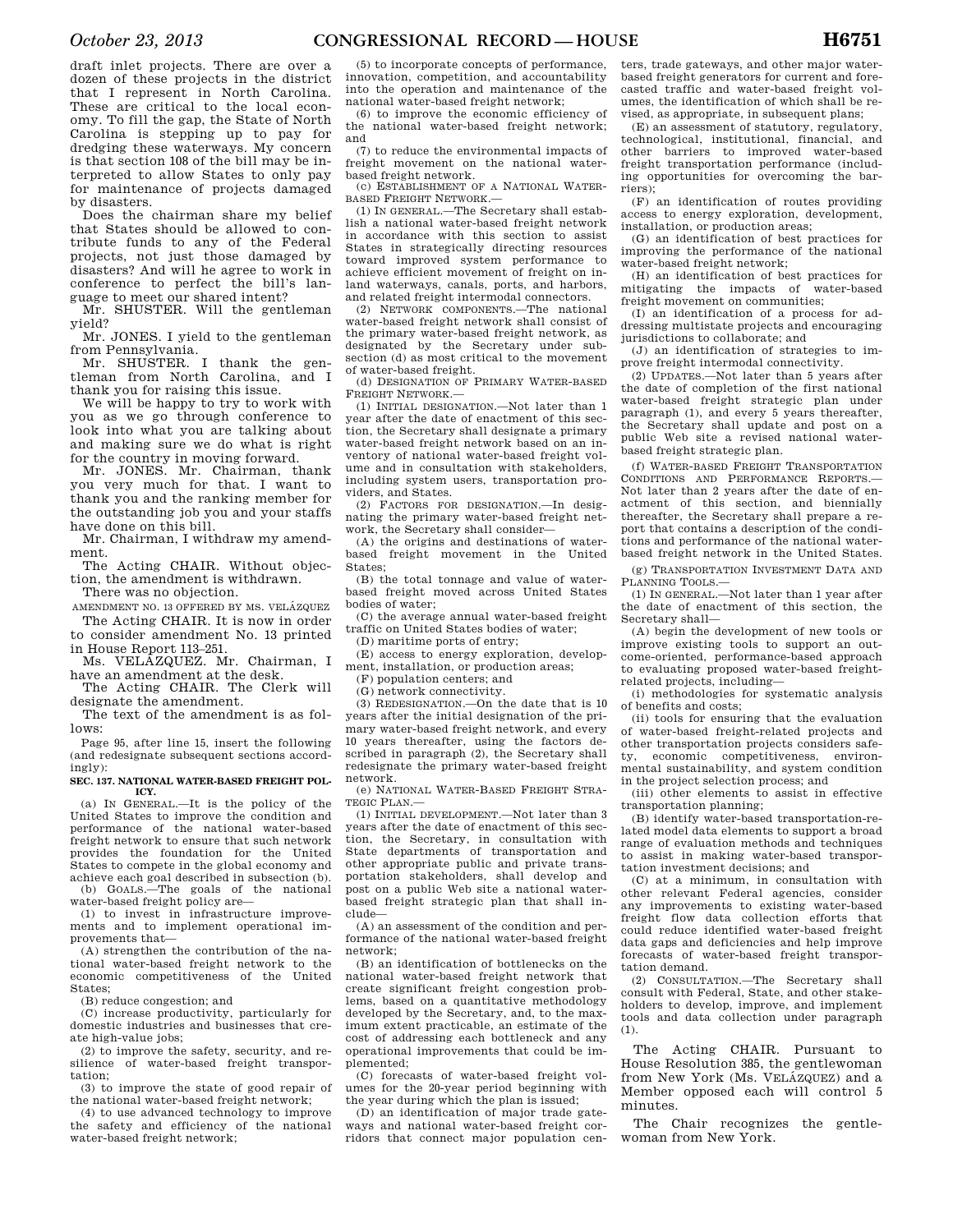draft inlet projects. There are over a dozen of these projects in the district that I represent in North Carolina. These are critical to the local economy. To fill the gap, the State of North Carolina is stepping up to pay for dredging these waterways. My concern is that section 108 of the bill may be interpreted to allow States to only pay for maintenance of projects damaged by disasters.

Does the chairman share my belief that States should be allowed to contribute funds to any of the Federal projects, not just those damaged by disasters? And will he agree to work in conference to perfect the bill's language to meet our shared intent?

Mr. SHUSTER. Will the gentleman yield?

Mr. JONES. I yield to the gentleman from Pennsylvania.

Mr. SHUSTER. I thank the gentleman from North Carolina, and I thank you for raising this issue.

We will be happy to try to work with you as we go through conference to look into what you are talking about and making sure we do what is right for the country in moving forward.

Mr. JONES. Mr. Chairman, thank you very much for that. I want to thank you and the ranking member for the outstanding job you and your staffs have done on this bill.

Mr. Chairman, I withdraw my amendment.

The Acting CHAIR. Without objection, the amendment is withdrawn.

There was no objection.

AMENDMENT NO. 13 OFFERED BY MS. VELÁZQUEZ

The Acting CHAIR. It is now in order to consider amendment No. 13 printed in House Report 113–251.

Ms. VELÁZQUEZ. Mr. Chairman, I have an amendment at the desk.

The Acting CHAIR. The Clerk will designate the amendment.

The text of the amendment is as follows:

Page 95, after line 15, insert the following (and redesignate subsequent sections accordingly):

**SEC. 137. NATIONAL WATER-BASED FREIGHT POLICY.**

(a) IN GENERAL.—It is the policy of the United States to improve the condition and performance of the national water-based freight network to ensure that such network provides the foundation for the United States to compete in the global economy and achieve each goal described in subsection (b).

(b) GOALS.—The goals of the national water-based freight policy are—

(1) to invest in infrastructure improvements and to implement operational improvements that—

(A) strengthen the contribution of the national water-based freight network to the economic competitiveness of the United States;

(B) reduce congestion; and

(C) increase productivity, particularly for domestic industries and businesses that create high-value jobs;

(2) to improve the safety, security, and resilience of water-based freight transportation;

(3) to improve the state of good repair of the national water-based freight network;

(4) to use advanced technology to improve the safety and efficiency of the national water-based freight network;

(5) to incorporate concepts of performance, innovation, competition, and accountability into the operation and maintenance of the national water-based freight network;

(6) to improve the economic efficiency of the national water-based freight network; and

(7) to reduce the environmental impacts of freight movement on the national water-based freight network.

(c) ESTABLISHMENT OF A NATIONAL WATER-BASED FREIGHT NETWORK.—

(1) IN GENERAL.—The Secretary shall establish a national water-based freight network in accordance with this section to assist States in strategically directing resources toward improved system performance to achieve efficient movement of freight on inland waterways, canals, ports, and harbors, and related freight intermodal connectors.

(2) NETWORK COMPONENTS.—The national water-based freight network shall consist of the primary water-based freight network, as designated by the Secretary under subsection (d) as most critical to the movement of water-based freight.

(d) DESIGNATION OF PRIMARY WATER-BASED FREIGHT NETWORK.—

(1) INITIAL DESIGNATION.—Not later than 1 year after the date of enactment of this section, the Secretary shall designate a primary water-based freight network based on an inventory of national water-based freight volume and in consultation with stakeholders, including system users, transportation providers, and States.

(2) FACTORS FOR DESIGNATION.—In designating the primary water-based freight network, the Secretary shall consider—

(A) the origins and destinations of water-based freight movement in the United States;

(B) the total tonnage and value of water-based freight moved across United States bodies of water;

(C) the average annual water-based freight traffic on United States bodies of water;

(D) maritime ports of entry;

(E) access to energy exploration, development, installation, or production areas;

(F) population centers; and

(G) network connectivity.

(3) REDESIGNATION.—On the date that is 10 years after the initial designation of the primary water-based freight network, and every 10 years thereafter, using the factors described in paragraph (2), the Secretary shall redesignate the primary water-based freight network.

(e) NATIONAL WATER-BASED FREIGHT STRATEGIC PLAN.—

(1) INITIAL DEVELOPMENT.—Not later than 3 years after the date of enactment of this section, the Secretary, in consultation with State departments of transportation and other appropriate public and private transportation stakeholders, shall develop and post on a public Web site a national water-based freight strategic plan that shall include—

(A) an assessment of the condition and performance of the national water-based freight network;

(B) an identification of bottlenecks on the national water-based freight network that create significant freight congestion problems, based on a quantitative methodology developed by the Secretary, and, to the maximum extent practicable, an estimate of the cost of addressing each bottleneck and any operational improvements that could be implemented;

(C) forecasts of water-based freight volumes for the 20-year period beginning with the year during which the plan is issued;

(D) an identification of major trade gateways and national water-based freight corridors that connect major population centers, trade gateways, and other major water-based freight generators for current and forecasted traffic and water-based freight volumes, the identification of which shall be revised, as appropriate, in subsequent plans;

(E) an assessment of statutory, regulatory, technological, institutional, financial, and other barriers to improved water-based freight transportation performance (including opportunities for overcoming the barriers);

(F) an identification of routes providing access to energy exploration, development, installation, or production areas;

(G) an identification of best practices for improving the performance of the national water-based freight network;

(H) an identification of best practices for mitigating the impacts of water-based freight movement on communities;

(I) an identification of a process for addressing multistate projects and encouraging jurisdictions to collaborate; and

(J) an identification of strategies to improve freight intermodal connectivity.

(2) UPDATES.—Not later than 5 years after the date of completion of the first national water-based freight strategic plan under paragraph (1), and every 5 years thereafter, the Secretary shall update and post on a public Web site a revised national water-based freight strategic plan.

(f) WATER-BASED FREIGHT TRANSPORTATION CONDITIONS AND PERFORMANCE REPORTS.—Not later than 2 years after the date of enactment of this section, and biennially thereafter, the Secretary shall prepare a report that contains a description of the conditions and performance of the national water-based freight network in the United States.

(g) TRANSPORTATION INVESTMENT DATA AND PLANNING TOOLS.—

(1) IN GENERAL.—Not later than 1 year after the date of enactment of this section, the Secretary shall—

(A) begin the development of new tools or improve existing tools to support an outcome-oriented, performance-based approach to evaluating proposed water-based freight-related projects, including—

(i) methodologies for systematic analysis of benefits and costs;

(ii) tools for ensuring that the evaluation of water-based freight-related projects and other transportation projects considers safety, economic competitiveness, environmental sustainability, and system condition in the project selection process; and

(iii) other elements to assist in effective transportation planning;

(B) identify water-based transportation-related model data elements to support a broad range of evaluation methods and techniques to assist in making water-based transportation investment decisions; and

(C) at a minimum, in consultation with other relevant Federal agencies, consider any improvements to existing water-based freight flow data collection efforts that could reduce identified water-based freight data gaps and deficiencies and help improve forecasts of water-based freight transportation demand.

(2) CONSULTATION.—The Secretary shall consult with Federal, State, and other stakeholders to develop, improve, and implement tools and data collection under paragraph (1).

The Acting CHAIR. Pursuant to House Resolution 385, the gentlewoman from New York (Ms. VELÁZQUEZ) and a Member opposed each will control 5 minutes.

The Chair recognizes the gentlewoman from New York.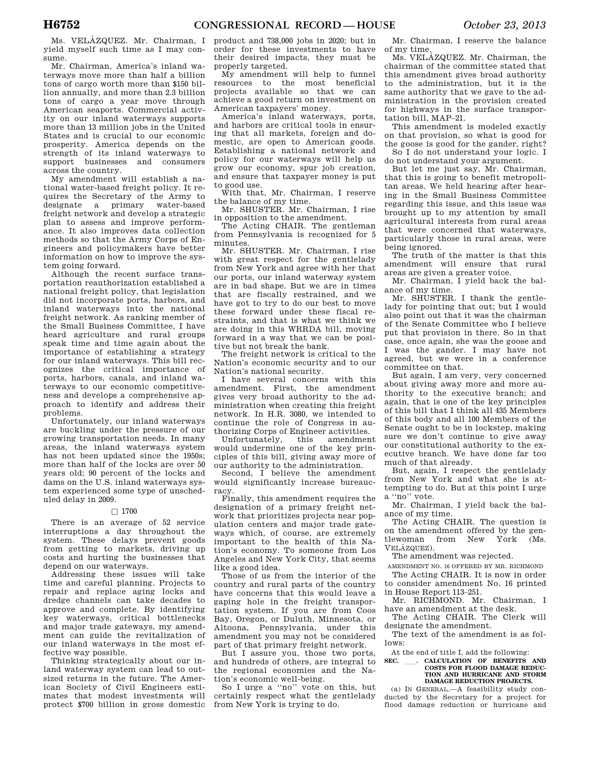Ms. VELÁZQUEZ. Mr. Chairman, I yield myself such time as I may consume.

Mr. Chairman, America's inland waterways move more than half a billion tons of cargo worth more than $150 billion annually, and more than 2.3 billion tons of cargo a year move through American seaports. Commercial activity on our inland waterways supports more than 13 million jobs in the United States and is crucial to our economic prosperity. America depends on the strength of its inland waterways to support businesses and consumers across the country.

My amendment will establish a national water-based freight policy. It requires the Secretary of the Army to designate a primary water-based freight network and develop a strategic plan to assess and improve performance. It also improves data collection methods so that the Army Corps of Engineers and policymakers have better information on how to improve the system going forward.

Although the recent surface transportation reauthorization established a national freight policy, that legislation did not incorporate ports, harbors, and inland waterways into the national freight network. As ranking member of the Small Business Committee, I have heard agriculture and rural groups speak time and time again about the importance of establishing a strategy for our inland waterways. This bill recognizes the critical importance of ports, harbors, canals, and inland waterways to our economic competitiveness and develops a comprehensive approach to identify and address their problems.

Unfortunately, our inland waterways are buckling under the pressure of our growing transportation needs. In many areas, the inland waterways system has not been updated since the 1950s; more than half of the locks are over 50 years old; 90 percent of the locks and dams on the U.S. inland waterways system experienced some type of unscheduled delay in 2009.

□ 1700

There is an average of 52 service interruptions a day throughout the system. These delays prevent goods from getting to markets, driving up costs and hurting the businesses that depend on our waterways.

Addressing these issues will take time and careful planning. Projects to repair and replace aging locks and dredge channels can take decades to approve and complete. By identifying key waterways, critical bottlenecks and major trade gateways, my amendment can guide the revitalization of our inland waterways in the most effective way possible.

Thinking strategically about our inland waterway system can lead to outsized returns in the future. The American Society of Civil Engineers estimates that modest investments will protect $700 billion in gross domestic product and 738,000 jobs in 2020; but in order for these investments to have their desired impacts, they must be properly targeted.

My amendment will help to funnel resources to the most beneficial projects available so that we can achieve a good return on investment on American taxpayers' money.

America's inland waterways, ports, and harbors are critical tools in ensuring that all markets, foreign and domestic, are open to American goods. Establishing a national network and policy for our waterways will help us grow our economy, spur job creation, and ensure that taxpayer money is put to good use.

With that, Mr. Chairman, I reserve the balance of my time.

Mr. SHUSTER. Mr. Chairman, I rise in opposition to the amendment.

The Acting CHAIR. The gentleman from Pennsylvania is recognized for 5 minutes.

Mr. SHUSTER. Mr. Chairman, I rise with great respect for the gentlelady from New York and agree with her that our ports, our inland waterway system are in bad shape. But we are in times that are fiscally restrained, and we have got to try to do our best to move these forward under these fiscal restraints, and that is what we think we are doing in this WRRDA bill, moving forward in a way that we can be positive but not break the bank.

The freight network is critical to the Nation's economic security and to our Nation's national security.

I have several concerns with this amendment. First, the amendment gives very broad authority to the administration when creating this freight network. In H.R. 3080, we intended to continue the role of Congress in authorizing Corps of Engineer activities.

Unfortunately, this amendment would undermine one of the key principles of this bill, giving away more of our authority to the administration.

Second, I believe the amendment would significantly increase bureaucracy.

Finally, this amendment requires the designation of a primary freight network that prioritizes projects near population centers and major trade gateways which, of course, are extremely important to the health of this Nation's economy. To someone from Los Angeles and New York City, that seems like a good idea.

Those of us from the interior of the country and rural parts of the country have concerns that this would leave a gaping hole in the freight transportation system. If you are from Coos Bay, Oregon, or Duluth, Minnesota, or Altoona, Pennsylvania, under this amendment you may not be considered part of that primary freight network.

But I assure you, those two ports, and hundreds of others, are integral to the regional economies and the Nation's economic well-being.

So I urge a "no" vote on this, but certainly respect what the gentlelady from New York is trying to do.

Mr. Chairman, I reserve the balance of my time.

Ms. VELÁZQUEZ. Mr. Chairman, the chairman of the committee stated that this amendment gives broad authority to the administration, but it is the same authority that we gave to the administration in the provision created for highways in the surface transportation bill, MAP–21.

This amendment is modeled exactly on that provision, so what is good for the goose is good for the gander, right?

So I do not understand your logic. I do not understand your argument.

But let me just say, Mr. Chairman, that this is going to benefit metropolitan areas. We held hearing after hearing in the Small Business Committee regarding this issue, and this issue was brought up to my attention by small agricultural interests from rural areas that were concerned that waterways, particularly those in rural areas, were being ignored.

The truth of the matter is that this amendment will ensure that rural areas are given a greater voice.

Mr. Chairman, I yield back the balance of my time.

Mr. SHUSTER. I thank the gentlelady for pointing that out; but I would also point out that it was the chairman of the Senate Committee who I believe put that provision in there. So in that case, once again, she was the goose and I was the gander. I may have not agreed, but we were in a conference committee on that.

But again, I am very, very concerned about giving away more and more authority to the executive branch; and again, that is one of the key principles of this bill that I think all 435 Members of this body and all 100 Members of the Senate ought to be in lockstep, making sure we don't continue to give away our constitutional authority to the executive branch. We have done far too much of that already.

But, again, I respect the gentlelady from New York and what she is attempting to do. But at this point I urge a "no" vote.

Mr. Chairman, I yield back the balance of my time.

The Acting CHAIR. The question is on the amendment offered by the gentlewoman from New York (Ms. VELÁZQUEZ).

The amendment was rejected.

AMENDMENT NO. 16 OFFERED BY MR. RICHMOND

The Acting CHAIR. It is now in order to consider amendment No. 16 printed in House Report 113–251.

Mr. RICHMOND. Mr. Chairman, I have an amendment at the desk.

The Acting CHAIR. The Clerk will designate the amendment.

The text of the amendment is as follows:

At the end of title I, add the following:

**SEC. \_\_\_. CALCULATION OF BENEFITS AND COSTS FOR FLOOD DAMAGE REDUCTION AND HURRICANE AND STORM DAMAGE REDUCTION PROJECTS.**

(a) IN GENERAL.—A feasibility study conducted by the Secretary for a project for flood damage reduction or hurricane and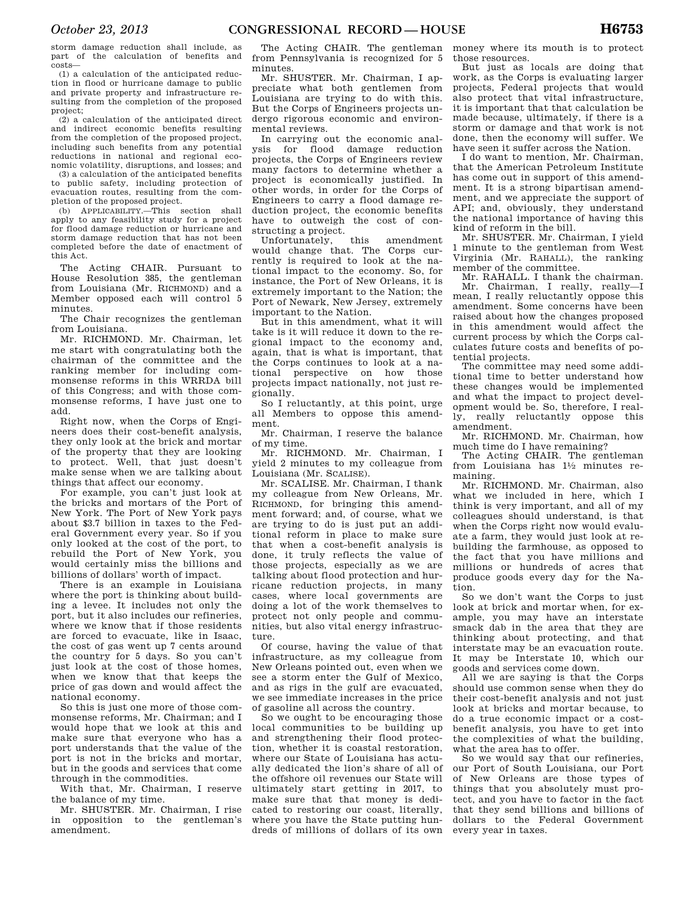storm damage reduction shall include, as part of the calculation of benefits and costs—

(1) a calculation of the anticipated reduction in flood or hurricane damage to public and private property and infrastructure resulting from the completion of the proposed project;

(2) a calculation of the anticipated direct and indirect economic benefits resulting from the completion of the proposed project, including such benefits from any potential reductions in national and regional economic volatility, disruptions, and losses; and

(3) a calculation of the anticipated benefits to public safety, including protection of evacuation routes, resulting from the completion of the proposed project.

(b) APPLICABILITY.—This section shall apply to any feasibility study for a project for flood damage reduction or hurricane and storm damage reduction that has not been completed before the date of enactment of this Act.

The Acting CHAIR. Pursuant to House Resolution 385, the gentleman from Louisiana (Mr. RICHMOND) and a Member opposed each will control 5 minutes.

The Chair recognizes the gentleman from Louisiana.

Mr. RICHMOND. Mr. Chairman, let me start with congratulating both the chairman of the committee and the ranking member for including commonsense reforms in this WRRDA bill of this Congress; and with those commonsense reforms, I have just one to add.

Right now, when the Corps of Engineers does their cost-benefit analysis, they only look at the brick and mortar of the property that they are looking to protect. Well, that just doesn't make sense when we are talking about things that affect our economy.

For example, you can't just look at the bricks and mortars of the Port of New York. The Port of New York pays about $3.7 billion in taxes to the Federal Government every year. So if you only looked at the cost of the port, to rebuild the Port of New York, you would certainly miss the billions and billions of dollars' worth of impact.

There is an example in Louisiana where the port is thinking about building a levee. It includes not only the port, but it also includes our refineries, where we know that if those residents are forced to evacuate, like in Isaac, the cost of gas went up 7 cents around the country for 5 days. So you can't just look at the cost of those homes, when we know that that keeps the price of gas down and would affect the national economy.

So this is just one more of those commonsense reforms, Mr. Chairman; and I would hope that we look at this and make sure that everyone who has a port understands that the value of the port is not in the bricks and mortar, but in the goods and services that come through in the commodities.

With that, Mr. Chairman, I reserve the balance of my time.

Mr. SHUSTER. Mr. Chairman, I rise in opposition to the gentleman's amendment.

The Acting CHAIR. The gentleman from Pennsylvania is recognized for 5 minutes.

Mr. SHUSTER. Mr. Chairman, I appreciate what both gentlemen from Louisiana are trying to do with this. But the Corps of Engineers projects undergo rigorous economic and environmental reviews.

In carrying out the economic analysis for flood damage reduction projects, the Corps of Engineers review many factors to determine whether a project is economically justified. In other words, in order for the Corps of Engineers to carry a flood damage reduction project, the economic benefits have to outweigh the cost of constructing a project.

Unfortunately, this amendment would change that. The Corps currently is required to look at the national impact to the economy. So, for instance, the Port of New Orleans, it is extremely important to the Nation; the Port of Newark, New Jersey, extremely important to the Nation.

But in this amendment, what it will take is it will reduce it down to the regional impact to the economy and, again, that is what is important, that the Corps continues to look at a national perspective on how those projects impact nationally, not just regionally.

So I reluctantly, at this point, urge all Members to oppose this amendment.

Mr. Chairman, I reserve the balance of my time.

Mr. RICHMOND. Mr. Chairman, I yield 2 minutes to my colleague from Louisiana (Mr. SCALISE).

Mr. SCALISE. Mr. Chairman, I thank my colleague from New Orleans, Mr. RICHMOND, for bringing this amendment forward; and, of course, what we are trying to do is just put an additional reform in place to make sure that when a cost-benefit analysis is done, it truly reflects the value of those projects, especially as we are talking about flood protection and hurricane reduction projects, in many cases, where local governments are doing a lot of the work themselves to protect not only people and communities, but also vital energy infrastructure.

Of course, having the value of that infrastructure, as my colleague from New Orleans pointed out, even when we see a storm enter the Gulf of Mexico, and as rigs in the gulf are evacuated, we see immediate increases in the price of gasoline all across the country.

So we ought to be encouraging those local communities to be building up and strengthening their flood protection, whether it is coastal restoration, where our State of Louisiana has actually dedicated the lion's share of all of the offshore oil revenues our State will ultimately start getting in 2017, to make sure that that money is dedicated to restoring our coast, literally, where you have the State putting hundreds of millions of dollars of its own money where its mouth is to protect those resources.

But just as locals are doing that work, as the Corps is evaluating larger projects, Federal projects that would also protect that vital infrastructure, it is important that that calculation be made because, ultimately, if there is a storm or damage and that work is not done, then the economy will suffer. We have seen it suffer across the Nation.

I do want to mention, Mr. Chairman, that the American Petroleum Institute has come out in support of this amendment. It is a strong bipartisan amendment, and we appreciate the support of API; and, obviously, they understand the national importance of having this kind of reform in the bill.

Mr. SHUSTER. Mr. Chairman, I yield 1 minute to the gentleman from West Virginia (Mr. RAHALL), the ranking member of the committee.

Mr. RAHALL. I thank the chairman.

Mr. Chairman, I really, really—I mean, I really reluctantly oppose this amendment. Some concerns have been raised about how the changes proposed in this amendment would affect the current process by which the Corps calculates future costs and benefits of potential projects.

The committee may need some additional time to better understand how these changes would be implemented and what the impact to project development would be. So, therefore, I really, really reluctantly oppose this amendment.

Mr. RICHMOND. Mr. Chairman, how much time do I have remaining?

The Acting CHAIR. The gentleman from Louisiana has 1½ minutes remaining.

Mr. RICHMOND. Mr. Chairman, also what we included in here, which I think is very important, and all of my colleagues should understand, is that when the Corps right now would evaluate a farm, they would just look at rebuilding the farmhouse, as opposed to the fact that you have millions and millions or hundreds of acres that produce goods every day for the Nation.

So we don't want the Corps to just look at brick and mortar when, for example, you may have an interstate smack dab in the area that they are thinking about protecting, and that interstate may be an evacuation route. It may be Interstate 10, which our goods and services come down.

All we are saying is that the Corps should use common sense when they do their cost-benefit analysis and not just look at bricks and mortar because, to do a true economic impact or a cost-benefit analysis, you have to get into the complexities of what the building, what the area has to offer.

So we would say that our refineries, our Port of South Louisiana, our Port of New Orleans are those types of things that you absolutely must protect, and you have to factor in the fact that they send billions and billions of dollars to the Federal Government every year in taxes.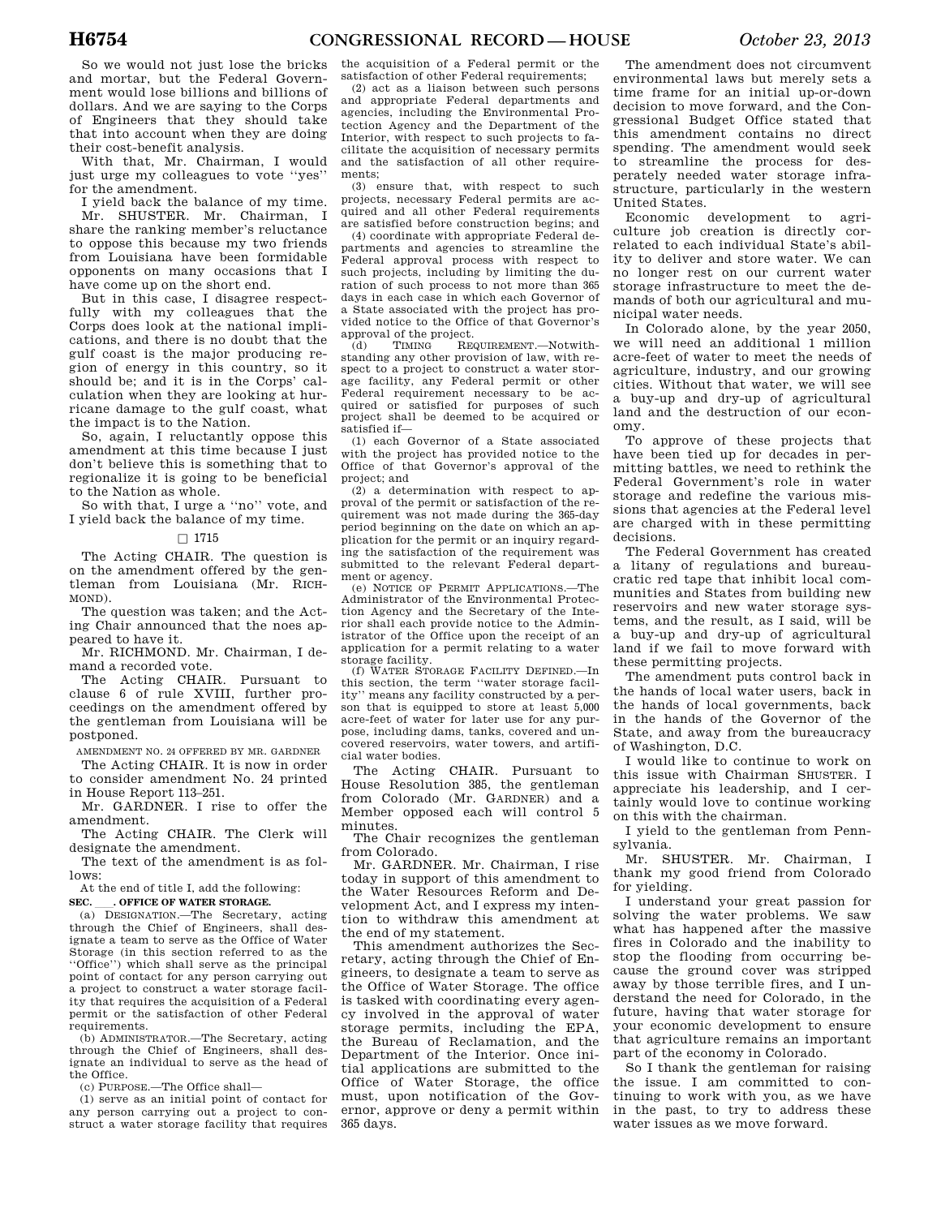So we would not just lose the bricks and mortar, but the Federal Government would lose billions and billions of dollars. And we are saying to the Corps of Engineers that they should take that into account when they are doing their cost-benefit analysis.

With that, Mr. Chairman, I would just urge my colleagues to vote ''yes'' for the amendment.

I yield back the balance of my time.

Mr. SHUSTER. Mr. Chairman, I share the ranking member's reluctance to oppose this because my two friends from Louisiana have been formidable opponents on many occasions that I have come up on the short end.

But in this case, I disagree respectfully with my colleagues that the Corps does look at the national implications, and there is no doubt that the gulf coast is the major producing region of energy in this country, so it should be; and it is in the Corps' calculation when they are looking at hurricane damage to the gulf coast, what the impact is to the Nation.

So, again, I reluctantly oppose this amendment at this time because I just don't believe this is something that to regionalize it is going to be beneficial to the Nation as whole.

So with that, I urge a ''no'' vote, and I yield back the balance of my time.

□ 1715

The Acting CHAIR. The question is on the amendment offered by the gentleman from Louisiana (Mr. RICHMOND).

The question was taken; and the Acting Chair announced that the noes appeared to have it.

Mr. RICHMOND. Mr. Chairman, I demand a recorded vote.

The Acting CHAIR. Pursuant to clause 6 of rule XVIII, further proceedings on the amendment offered by the gentleman from Louisiana will be postponed.

AMENDMENT NO. 24 OFFERED BY MR. GARDNER

The Acting CHAIR. It is now in order to consider amendment No. 24 printed in House Report 113–251.

Mr. GARDNER. I rise to offer the amendment.

The Acting CHAIR. The Clerk will designate the amendment.

The text of the amendment is as follows:

At the end of title I, add the following:

**SEC. ___. OFFICE OF WATER STORAGE.**

(a) DESIGNATION.—The Secretary, acting through the Chief of Engineers, shall designate a team to serve as the Office of Water Storage (in this section referred to as the ''Office'') which shall serve as the principal point of contact for any person carrying out a project to construct a water storage facility that requires the acquisition of a Federal permit or the satisfaction of other Federal requirements.

(b) ADMINISTRATOR.—The Secretary, acting through the Chief of Engineers, shall designate an individual to serve as the head of the Office.

(c) PURPOSE.—The Office shall—

(1) serve as an initial point of contact for any person carrying out a project to construct a water storage facility that requires the acquisition of a Federal permit or the satisfaction of other Federal requirements;

(2) act as a liaison between such persons and appropriate Federal departments and agencies, including the Environmental Protection Agency and the Department of the Interior, with respect to such projects to facilitate the acquisition of necessary permits and the satisfaction of all other requirements;

(3) ensure that, with respect to such projects, necessary Federal permits are acquired and all other Federal requirements are satisfied before construction begins; and

(4) coordinate with appropriate Federal departments and agencies to streamline the Federal approval process with respect to such projects, including by limiting the duration of such process to not more than 365 days in each case in which each Governor of a State associated with the project has provided notice to the Office of that Governor's approval of the project.

(d) TIMING REQUIREMENT.—Notwithstanding any other provision of law, with respect to a project to construct a water storage facility, any Federal permit or other Federal requirement necessary to be acquired or satisfied for purposes of such project shall be deemed to be acquired or satisfied if—

(1) each Governor of a State associated with the project has provided notice to the Office of that Governor's approval of the project; and

(2) a determination with respect to approval of the permit or satisfaction of the requirement was not made during the 365-day period beginning on the date on which an application for the permit or an inquiry regarding the satisfaction of the requirement was submitted to the relevant Federal department or agency.

(e) NOTICE OF PERMIT APPLICATIONS.—The Administrator of the Environmental Protection Agency and the Secretary of the Interior shall each provide notice to the Administrator of the Office upon the receipt of an application for a permit relating to a water storage facility.

(f) WATER STORAGE FACILITY DEFINED.—In this section, the term ''water storage facility'' means any facility constructed by a person that is equipped to store at least 5,000 acre-feet of water for later use for any purpose, including dams, tanks, covered and uncovered reservoirs, water towers, and artificial water bodies.

The Acting CHAIR. Pursuant to House Resolution 385, the gentleman from Colorado (Mr. GARDNER) and a Member opposed each will control 5 minutes.

The Chair recognizes the gentleman from Colorado.

Mr. GARDNER. Mr. Chairman, I rise today in support of this amendment to the Water Resources Reform and Development Act, and I express my intention to withdraw this amendment at the end of my statement.

This amendment authorizes the Secretary, acting through the Chief of Engineers, to designate a team to serve as the Office of Water Storage. The office is tasked with coordinating every agency involved in the approval of water storage permits, including the EPA, the Bureau of Reclamation, and the Department of the Interior. Once initial applications are submitted to the Office of Water Storage, the office must, upon notification of the Governor, approve or deny a permit within 365 days.

The amendment does not circumvent environmental laws but merely sets a time frame for an initial up-or-down decision to move forward, and the Congressional Budget Office stated that this amendment contains no direct spending. The amendment would seek to streamline the process for desperately needed water storage infrastructure, particularly in the western United States.

Economic development to agriculture job creation is directly correlated to each individual State's ability to deliver and store water. We can no longer rest on our current water storage infrastructure to meet the demands of both our agricultural and municipal water needs.

In Colorado alone, by the year 2050, we will need an additional 1 million acre-feet of water to meet the needs of agriculture, industry, and our growing cities. Without that water, we will see a buy-up and dry-up of agricultural land and the destruction of our economy.

To approve of these projects that have been tied up for decades in permitting battles, we need to rethink the Federal Government's role in water storage and redefine the various missions that agencies at the Federal level are charged with in these permitting decisions.

The Federal Government has created a litany of regulations and bureaucratic red tape that inhibit local communities and States from building new reservoirs and new water storage systems, and the result, as I said, will be a buy-up and dry-up of agricultural land if we fail to move forward with these permitting projects.

The amendment puts control back in the hands of local water users, back in the hands of local governments, back in the hands of the Governor of the State, and away from the bureaucracy of Washington, D.C.

I would like to continue to work on this issue with Chairman SHUSTER. I appreciate his leadership, and I certainly would love to continue working on this with the chairman.

I yield to the gentleman from Pennsylvania.

Mr. SHUSTER. Mr. Chairman, I thank my good friend from Colorado for yielding.

I understand your great passion for solving the water problems. We saw what has happened after the massive fires in Colorado and the inability to stop the flooding from occurring because the ground cover was stripped away by those terrible fires, and I understand the need for Colorado, in the future, having that water storage for your economic development to ensure that agriculture remains an important part of the economy in Colorado.

So I thank the gentleman for raising the issue. I am committed to continuing to work with you, as we have in the past, to try to address these water issues as we move forward.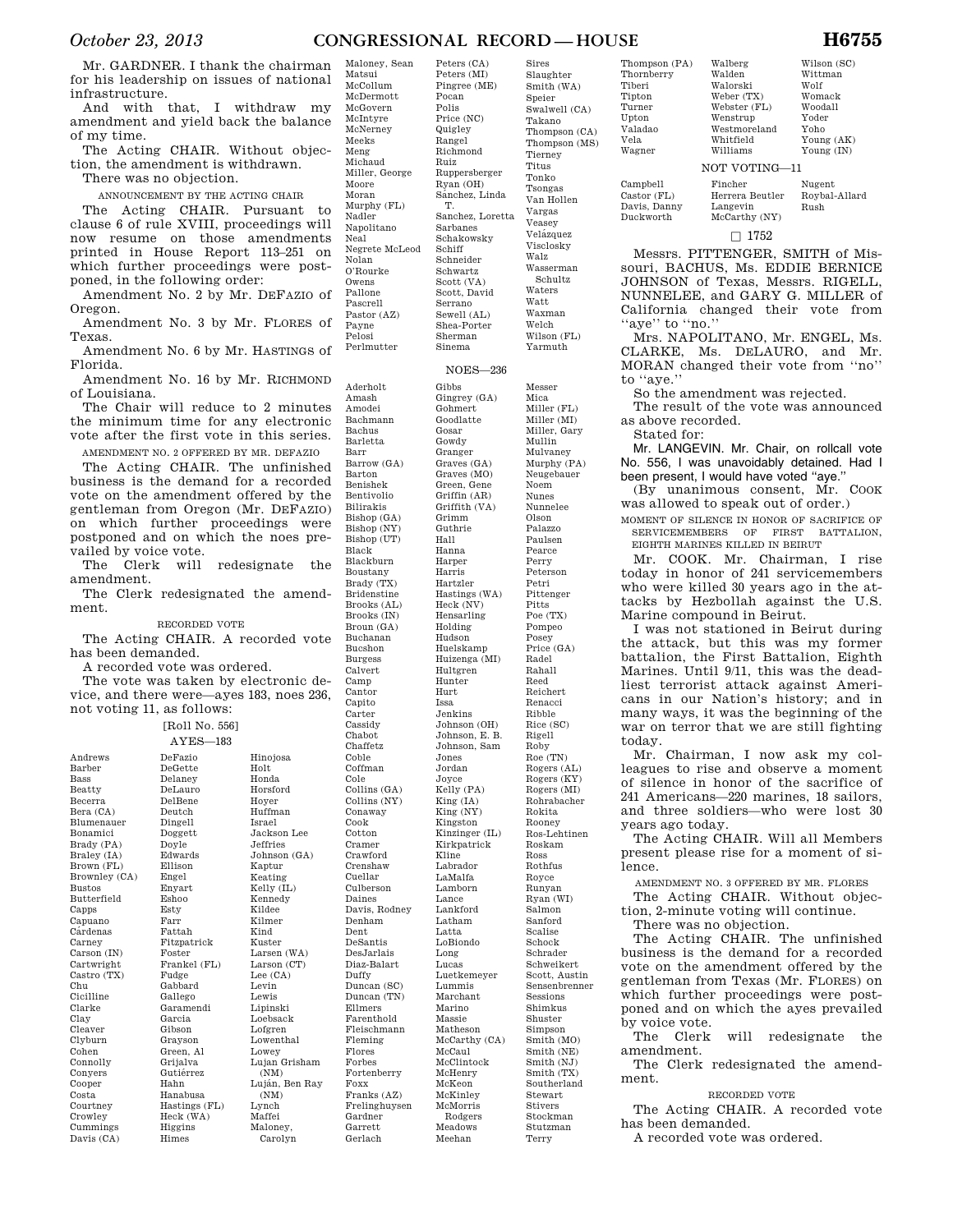Mr. GARDNER. I thank the chairman for his leadership on issues of national infrastructure.

And with that, I withdraw my amendment and yield back the balance of my time.

The Acting CHAIR. Without objection, the amendment is withdrawn.

There was no objection.

ANNOUNCEMENT BY THE ACTING CHAIR

The Acting CHAIR. Pursuant to clause 6 of rule XVIII, proceedings will now resume on those amendments printed in House Report 113–251 on which further proceedings were postponed, in the following order:

Amendment No. 2 by Mr. DEFAZIO of Oregon.

Amendment No. 3 by Mr. FLORES of Texas.

Amendment No. 6 by Mr. HASTINGS of Florida.

Amendment No. 16 by Mr. RICHMOND of Louisiana.

The Chair will reduce to 2 minutes the minimum time for any electronic vote after the first vote in this series.

AMENDMENT NO. 2 OFFERED BY MR. DEFAZIO

The Acting CHAIR. The unfinished business is the demand for a recorded vote on the amendment offered by the gentleman from Oregon (Mr. DEFAZIO) on which further proceedings were postponed and on which the noes prevailed by voice vote.

The Clerk will redesignate the amendment.

The Clerk redesignated the amendment.

RECORDED VOTE

The Acting CHAIR. A recorded vote has been demanded.

A recorded vote was ordered.

The vote was taken by electronic device, and there were—ayes 183, noes 236, not voting 11, as follows:

[Roll No. 556]

AYES—183

Andrews
Barber
Bass
Beatty
Becerra
Bera (CA)
Blumenauer
Bonamici
Brady (PA)
Braley (IA)
Brown (FL)
Brownley (CA)
Bustos
Butterfield
Capps
Capuano
Cárdenas
Carney
Carson (IN)
Cartwright
Castro (TX)
Chu
Cicilline
Clarke
Clay
Cleaver
Clyburn
Cohen
Connolly
Conyers
Cooper
Costa
Courtney
Crowley
Cummings
Davis (CA)
DeFazio
DeGette
Delaney
DeLauro
DelBene
Deutch
Dingell
Doggett
Doyle
Edwards
Ellison
Engel
Enyart
Eshoo
Esty
Farr
Fattah
Fitzpatrick
Foster
Frankel (FL)
Fudge
Gabbard
Gallego
Garamendi
Garcia
Gibson
Grayson
Green, Al
Grijalva
Gutiérrez
Hahn
Hanabusa
Hastings (FL)
Heck (WA)
Higgins
Himes
Hinojosa
Holt
Honda
Horsford
Hoyer
Huffman
Israel
Jackson Lee
Jeffries
Johnson (GA)
Kaptur
Keating
Kelly (IL)
Kennedy
Kildee
Kilmer
Kind
Kuster
Larsen (WA)
Larson (CT)
Lee (CA)
Levin
Lewis
Lipinski
Loebsack
Lofgren
Lowenthal
Lowey
Lujan Grisham (NM)
Luján, Ben Ray (NM)
Lynch
Maffei
Maloney, Carolyn
Maloney, Sean
Matsui
McCollum
McDermott
McGovern
McIntyre
McNerney
Meeks
Meng
Michaud
Miller, George
Moore
Moran
Murphy (FL)
Nadler
Napolitano
Neal
Negrete McLeod
Nolan
O'Rourke
Owens
Pallone
Pascrell
Pastor (AZ)
Payne
Pelosi
Perlmutter
Peters (CA)
Peters (MI)
Pingree (ME)
Pocan
Polis
Price (NC)
Quigley
Rangel
Richmond
Ruiz
Ruppersberger
Ryan (OH)
Sánchez, Linda T.
Sanchez, Loretta
Sarbanes
Schakowsky
Schiff
Schneider
Schwartz
Scott (VA)
Scott, David
Serrano
Sewell (AL)
Shea-Porter
Sherman
Sinema
Sires
Slaughter
Smith (WA)
Speier
Swalwell (CA)
Takano
Thompson (CA)
Thompson (MS)
Tierney
Titus
Tonko
Tsongas
Van Hollen
Vargas
Veasey
Velázquez
Visclosky
Walz
Wasserman Schultz
Waters
Watt
Waxman
Welch
Wilson (FL)
Yarmuth

NOES—236

Aderholt
Amash
Amodei
Bachmann
Bachus
Barletta
Barr
Barrow (GA)
Barton
Benishek
Bentivolio
Bilirakis
Bishop (GA)
Bishop (NY)
Bishop (UT)
Black
Blackburn
Boustany
Brady (TX)
Bridenstine
Brooks (AL)
Brooks (IN)
Broun (GA)
Buchanan
Bucshon
Burgess
Calvert
Camp
Cantor
Capito
Carter
Cassidy
Chabot
Chaffetz
Coble
Coffman
Cole
Collins (GA)
Collins (NY)
Conaway
Cook
Cotton
Cramer
Crawford
Crenshaw
Cuellar
Culberson
Daines
Davis, Rodney
Denham
Dent
DeSantis
DesJarlais
Diaz-Balart
Duffy
Duncan (SC)
Duncan (TN)
Ellmers
Farenthold
Fleischmann
Fleming
Flores
Forbes
Fortenberry
Foxx
Franks (AZ)
Frelinghuysen
Gardner
Garrett
Gerlach
Gibbs
Gingrey (GA)
Gohmert
Goodlatte
Gosar
Gowdy
Granger
Graves (GA)
Graves (MO)
Green, Gene
Griffin (AR)
Griffith (VA)
Grimm
Guthrie
Hall
Hanna
Harper
Harris
Hartzler
Hastings (WA)
Heck (NV)
Hensarling
Holding
Hudson
Huelskamp
Huizenga (MI)
Hultgren
Hunter
Hurt
Issa
Jenkins
Johnson (OH)
Johnson, E. B.
Johnson, Sam
Jones
Jordan
Joyce
Kelly (PA)
King (IA)
King (NY)
Kingston
Kinzinger (IL)
Kirkpatrick
Kline
Labrador
LaMalfa
Lamborn
Lance
Lankford
Latham
Latta
LoBiondo
Long
Lucas
Luetkemeyer
Lummis
Marchant
Marino
Massie
Matheson
McCarthy (CA)
McCaul
McClintock
McHenry
McKeon
McKinley
McMorris Rodgers
Meadows
Meehan
Messer
Mica
Miller (FL)
Miller (MI)
Miller, Gary
Mullin
Mulvaney
Murphy (PA)
Neugebauer
Noem
Nunes
Nunnelee
Olson
Palazzo
Paulsen
Pearce
Perry
Peterson
Petri
Pittenger
Pitts
Poe (TX)
Pompeo
Posey
Price (GA)
Radel
Rahall
Reed
Reichert
Renacci
Ribble
Rice (SC)
Rigell
Roby
Roe (TN)
Rogers (AL)
Rogers (KY)
Rogers (MI)
Rohrabacher
Rokita
Rooney
Ros-Lehtinen
Roskam
Ross
Rothfus
Royce
Runyan
Ryan (WI)
Salmon
Sanford
Scalise
Schock
Schrader
Schweikert
Scott, Austin
Sensenbrenner
Sessions
Shimkus
Shuster
Simpson
Smith (MO)
Smith (NE)
Smith (NJ)
Smith (TX)
Southerland
Stewart
Stivers
Stockman
Stutzman
Terry
Thompson (PA)
Thornberry
Tiberi
Tipton
Turner
Upton
Valadao
Vela
Wagner
Walberg
Walden
Walorski
Weber (TX)
Webster (FL)
Wenstrup
Westmoreland
Whitfield
Williams
Wilson (SC)
Wittman
Wolf
Womack
Woodall
Yoder
Yoho
Young (AK)
Young (IN)

NOT VOTING—11

Campbell
Castor (FL)
Davis, Danny
Duckworth
Fincher
Herrera Beutler
Langevin
McCarthy (NY)
Nugent
Roybal-Allard
Rush

□ 1752

Messrs. PITTENGER, SMITH of Missouri, BACHUS, Ms. EDDIE BERNICE JOHNSON of Texas, Messrs. RIGELL, NUNNELEE, and GARY G. MILLER of California changed their vote from ''aye'' to ''no.''

Mrs. NAPOLITANO, Mr. ENGEL, Ms. CLARKE, Ms. DELAURO, and Mr. MORAN changed their vote from ''no'' to ''aye.''

So the amendment was rejected.

The result of the vote was announced as above recorded.

Stated for:

Mr. LANGEVIN. Mr. Chair, on rollcall vote No. 556, I was unavoidably detained. Had I been present, I would have voted ''aye.''

(By unanimous consent, Mr. COOK was allowed to speak out of order.)

MOMENT OF SILENCE IN HONOR OF SACRIFICE OF SERVICEMEMBERS OF FIRST BATTALION, EIGHTH MARINES KILLED IN BEIRUT

Mr. COOK. Mr. Chairman, I rise today in honor of 241 servicemembers who were killed 30 years ago in the attacks by Hezbollah against the U.S. Marine compound in Beirut.

I was not stationed in Beirut during the attack, but this was my former battalion, the First Battalion, Eighth Marines. Until 9/11, this was the deadliest terrorist attack against Americans in our Nation's history; and in many ways, it was the beginning of the war on terror that we are still fighting today.

Mr. Chairman, I now ask my colleagues to rise and observe a moment of silence in honor of the sacrifice of 241 Americans—220 marines, 18 sailors, and three soldiers—who were lost 30 years ago today.

The Acting CHAIR. Will all Members present please rise for a moment of silence.

AMENDMENT NO. 3 OFFERED BY MR. FLORES

The Acting CHAIR. Without objection, 2-minute voting will continue.

There was no objection.

The Acting CHAIR. The unfinished business is the demand for a recorded vote on the amendment offered by the gentleman from Texas (Mr. FLORES) on which further proceedings were postponed and on which the ayes prevailed by voice vote.

The Clerk will redesignate the amendment.

The Clerk redesignated the amendment.

RECORDED VOTE

The Acting CHAIR. A recorded vote has been demanded.

A recorded vote was ordered.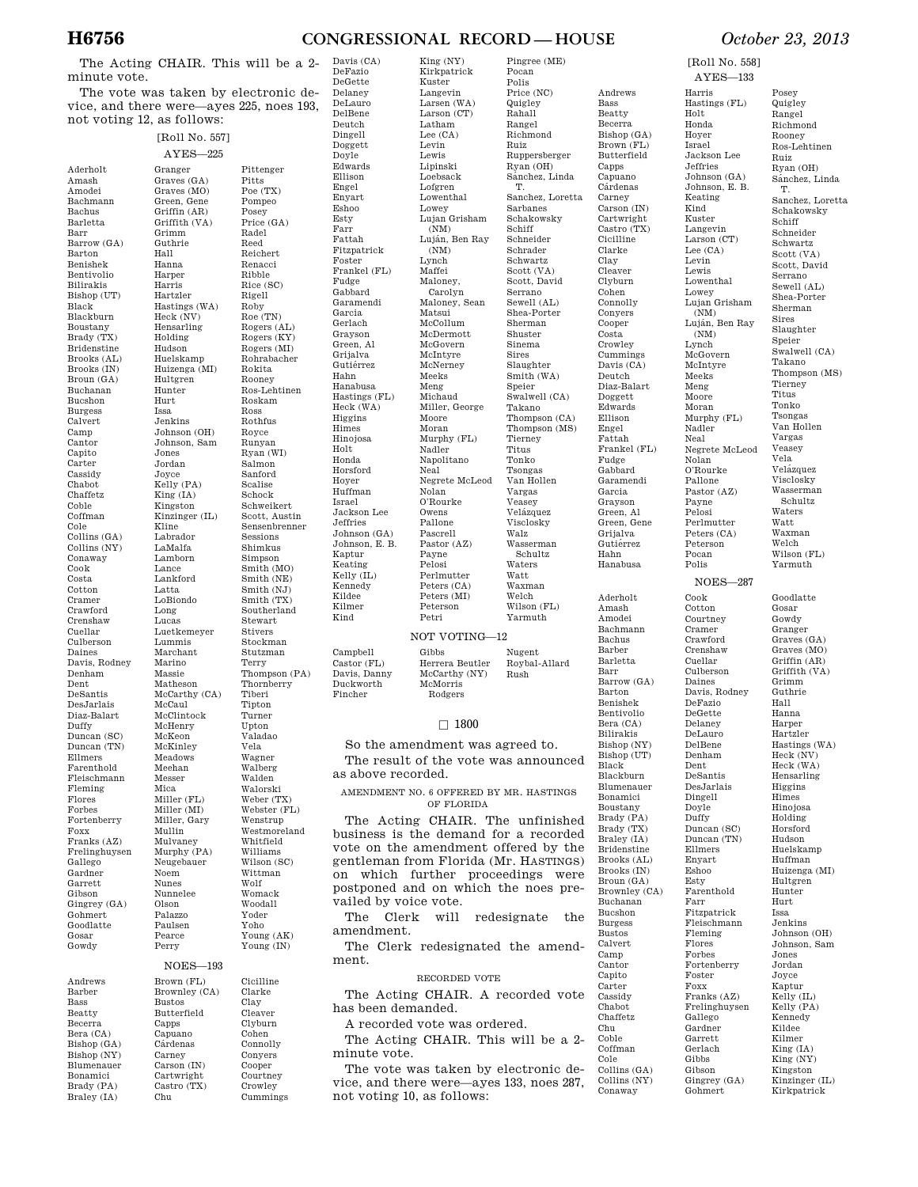The Acting CHAIR. This will be a 2-minute vote.

The vote was taken by electronic device, and there were—ayes 225, noes 193, not voting 12, as follows:

[Roll No. 557]

AYES—225

Aderholt
Amash
Amodei
Bachmann
Bachus
Barletta
Barr
Barrow (GA)
Barton
Benishek
Bentivolio
Bilirakis
Bishop (UT)
Black
Blackburn
Boustany
Brady (TX)
Bridenstine
Brooks (AL)
Brooks (IN)
Broun (GA)
Buchanan
Bucshon
Burgess
Calvert
Camp
Cantor
Capito
Carter
Cassidy
Chabot
Chaffetz
Coble
Coffman
Cole
Collins (GA)
Collins (NY)
Conaway
Cook
Costa
Cotton
Cramer
Crawford
Crenshaw
Cuellar
Culberson
Daines
Davis, Rodney
Denham
Dent
DeSantis
DesJarlais
Diaz-Balart
Duffy
Duncan (SC)
Duncan (TN)
Ellmers
Farenthold
Fleischmann
Fleming
Flores
Forbes
Fortenberry
Foxx
Franks (AZ)
Frelinghuysen
Gallego
Gardner
Garrett
Gibson
Gingrey (GA)
Gohmert
Goodlatte
Gosar
Gowdy
Granger
Graves (GA)
Graves (MO)
Green, Gene
Griffin (AR)
Griffith (VA)
Grimm
Guthrie
Hall
Hanna
Harper
Harris
Hartzler
Hastings (WA)
Heck (NV)
Hensarling
Holding
Hudson
Huelskamp
Huizenga (MI)
Hultgren
Hunter
Hurt
Issa
Jenkins
Johnson (OH)
Johnson, Sam
Jones
Jordan
Joyce
Kelly (PA)
King (IA)
Kingston
Kinzinger (IL)
Kline
Labrador
LaMalfa
Lamborn
Lance
Lankford
Latta
LoBiondo
Long
Lucas
Luetkemeyer
Lummis
Marchant
Marino
Massie
Matheson
McCarthy (CA)
McCaul
McClintock
McHenry
McKeon
McKinley
Meadows
Meehan
Messer
Mica
Miller (FL)
Miller (MI)
Miller, Gary
Mullin
Mulvaney
Murphy (PA)
Neugebauer
Noem
Nunes
Nunnelee
Olson
Palazzo
Paulsen
Pearce
Perry
Pittenger
Pitts
Poe (TX)
Pompeo
Posey
Price (GA)
Radel
Reed
Reichert
Renacci
Ribble
Rice (SC)
Rigell
Roby
Roe (TN)
Rogers (AL)
Rogers (KY)
Rogers (MI)
Rohrabacher
Rokita
Rooney
Ros-Lehtinen
Roskam
Ross
Rothfus
Royce
Runyan
Ryan (WI)
Salmon
Sanford
Scalise
Schock
Schweikert
Scott, Austin
Sensenbrenner
Sessions
Shimkus
Simpson
Smith (MO)
Smith (NE)
Smith (NJ)
Smith (TX)
Southerland
Stewart
Stivers
Stockman
Stutzman
Terry
Thompson (PA)
Thornberry
Tiberi
Tipton
Turner
Upton
Valadao
Vela
Wagner
Walberg
Walden
Walorski
Weber (TX)
Webster (FL)
Wenstrup
Westmoreland
Whitfield
Williams
Wilson (SC)
Wittman
Wolf
Womack
Woodall
Yoder
Yoho
Young (AK)
Young (IN)

NOES—193

Andrews
Barber
Bass
Beatty
Becerra
Bera (CA)
Bishop (GA)
Bishop (NY)
Blumenauer
Bonamici
Brady (PA)
Braley (IA)
Brown (FL)
Brownley (CA)
Bustos
Butterfield
Capps
Capuano
Cárdenas
Carney
Carson (IN)
Cartwright
Castro (TX)
Chu
Cicilline
Clarke
Clay
Cleaver
Clyburn
Cohen
Connolly
Conyers
Cooper
Courtney
Crowley
Cummings
Davis (CA)
DeFazio
DeGette
Delaney
DeLauro
DelBene
Deutch
Dingell
Doggett
Doyle
Edwards
Ellison
Engel
Enyart
Eshoo
Esty
Farr
Fattah
Fitzpatrick
Foster
Frankel (FL)
Fudge
Gabbard
Garamendi
Garcia
Gerlach
Grayson
Green, Al
Grijalva
Gutiérrez
Hahn
Hanabusa
Hastings (FL)
Heck (WA)
Higgins
Himes
Hinojosa
Holt
Honda
Horsford
Hoyer
Huffman
Israel
Jackson Lee
Jeffries
Johnson (GA)
Johnson, E. B.
Kaptur
Keating
Kelly (IL)
Kennedy
Kildee
Kilmer
Kind
King (NY)
Kirkpatrick
Kuster
Langevin
Larsen (WA)
Larson (CT)
Latham
Lee (CA)
Levin
Lewis
Lipinski
Loebsack
Lofgren
Lowenthal
Lowey
Lujan Grisham (NM)
Luján, Ben Ray (NM)
Lynch
Maffei
Maloney, Carolyn
Maloney, Sean
Matsui
McCollum
McDermott
McGovern
McIntyre
McNerney
Meeks
Meng
Michaud
Miller, George
Moore
Moran
Murphy (FL)
Nadler
Napolitano
Neal
Negrete McLeod
Nolan
O'Rourke
Owens
Pallone
Pascrell
Pastor (AZ)
Payne
Pelosi
Perlmutter
Peters (CA)
Peters (MI)
Peterson
Petri
Pingree (ME)
Pocan
Polis
Price (NC)
Quigley
Rahall
Rangel
Richmond
Ruiz
Ruppersberger
Ryan (OH)
Sánchez, Linda T.
Sanchez, Loretta
Sarbanes
Schakowsky
Schiff
Schneider
Schrader
Schwartz
Scott (VA)
Scott, David
Serrano
Sewell (AL)
Shea-Porter
Sherman
Shuster
Sinema
Sires
Slaughter
Smith (WA)
Speier
Swalwell (CA)
Takano
Thompson (CA)
Thompson (MS)
Tierney
Titus
Tonko
Tsongas
Van Hollen
Vargas
Veasey
Velázquez
Visclosky
Walz
Wasserman Schultz
Waters
Watt
Waxman
Welch
Wilson (FL)
Yarmuth

NOT VOTING—12

Campbell
Castor (FL)
Davis, Danny
Duckworth
Fincher
Gibbs
Herrera Beutler
McCarthy (NY)
McMorris Rodgers
Nugent
Roybal-Allard
Rush

☐ 1800

So the amendment was agreed to.

The result of the vote was announced as above recorded.

AMENDMENT NO. 6 OFFERED BY MR. HASTINGS OF FLORIDA

The Acting CHAIR. The unfinished business is the demand for a recorded vote on the amendment offered by the gentleman from Florida (Mr. HASTINGS) on which further proceedings were postponed and on which the noes prevailed by voice vote.

The Clerk will redesignate the amendment.

The Clerk redesignated the amendment.

RECORDED VOTE

The Acting CHAIR. A recorded vote has been demanded.

A recorded vote was ordered.

The Acting CHAIR. This will be a 2-minute vote.

The vote was taken by electronic device, and there were—ayes 133, noes 287, not voting 10, as follows:

[Roll No. 558]

AYES—133

Andrews
Bass
Beatty
Becerra
Bishop (GA)
Brown (FL)
Butterfield
Capps
Capuano
Cárdenas
Carney
Carson (IN)
Cartwright
Castro (TX)
Cicilline
Clarke
Clay
Cleaver
Clyburn
Cohen
Connolly
Conyers
Cooper
Costa
Crowley
Cummings
Davis (CA)
Deutch
Diaz-Balart
Doggett
Edwards
Ellison
Engel
Fattah
Frankel (FL)
Fudge
Gabbard
Garamendi
Garcia
Grayson
Green, Al
Green, Gene
Grijalva
Gutiérrez
Hahn
Hanabusa
Harris
Hastings (FL)
Holt
Honda
Hoyer
Israel
Jackson Lee
Jeffries
Johnson (GA)
Johnson, E. B.
Keating
Kind
Kuster
Langevin
Larson (CT)
Lee (CA)
Levin
Lewis
Lowenthal
Lowey
Lujan Grisham (NM)
Luján, Ben Ray (NM)
Lynch
McGovern
McIntyre
Meeks
Meng
Moore
Moran
Murphy (FL)
Nadler
Neal
Negrete McLeod
Nolan
O'Rourke
Pallone
Pastor (AZ)
Payne
Pelosi
Perlmutter
Peters (CA)
Peterson
Pocan
Polis
Posey
Quigley
Rangel
Richmond
Rooney
Ros-Lehtinen
Ruiz
Ryan (OH)
Sánchez, Linda T.
Sanchez, Loretta
Schakowsky
Schiff
Schneider
Schwartz
Scott (VA)
Scott, David
Serrano
Sewell (AL)
Shea-Porter
Sherman
Sires
Slaughter
Speier
Swalwell (CA)
Takano
Thompson (MS)
Tierney
Titus
Tonko
Tsongas
Van Hollen
Vargas
Veasey
Vela
Velázquez
Visclosky
Wasserman Schultz
Waters
Watt
Waxman
Welch
Wilson (FL)
Yarmuth

NOES—287

Aderholt
Amash
Amodei
Bachmann
Bachus
Barber
Barletta
Barr
Barrow (GA)
Barton
Benishek
Bentivolio
Bera (CA)
Bilirakis
Bishop (NY)
Bishop (UT)
Black
Blackburn
Blumenauer
Bonamici
Boustany
Brady (PA)
Brady (TX)
Braley (IA)
Bridenstine
Brooks (AL)
Brooks (IN)
Broun (GA)
Brownley (CA)
Buchanan
Bucshon
Burgess
Bustos
Calvert
Camp
Cantor
Capito
Carter
Cassidy
Chabot
Chaffetz
Chu
Coble
Coffman
Cole
Collins (GA)
Collins (NY)
Conaway
Cook
Cotton
Courtney
Cramer
Crawford
Crenshaw
Cuellar
Culberson
Daines
Davis, Rodney
DeFazio
DeGette
Delaney
DeLauro
DelBene
Denham
Dent
DeSantis
DesJarlais
Dingell
Doyle
Duffy
Duncan (SC)
Duncan (TN)
Ellmers
Enyart
Eshoo
Esty
Farenthold
Farr
Fitzpatrick
Fleischmann
Fleming
Flores
Forbes
Fortenberry
Foster
Foxx
Franks (AZ)
Frelinghuysen
Gallego
Gardner
Garrett
Gerlach
Gibbs
Gibson
Gingrey (GA)
Gohmert
Goodlatte
Gosar
Gowdy
Granger
Graves (GA)
Graves (MO)
Griffin (AR)
Griffith (VA)
Grimm
Guthrie
Hall
Hanna
Harper
Hartzler
Hastings (WA)
Heck (NV)
Heck (WA)
Hensarling
Higgins
Himes
Hinojosa
Holding
Horsford
Hudson
Huelskamp
Huffman
Huizenga (MI)
Hultgren
Hunter
Hurt
Issa
Jenkins
Johnson (OH)
Johnson, Sam
Jones
Jordan
Joyce
Kaptur
Kelly (IL)
Kelly (PA)
Kennedy
Kildee
Kilmer
King (IA)
King (NY)
Kingston
Kinzinger (IL)
Kirkpatrick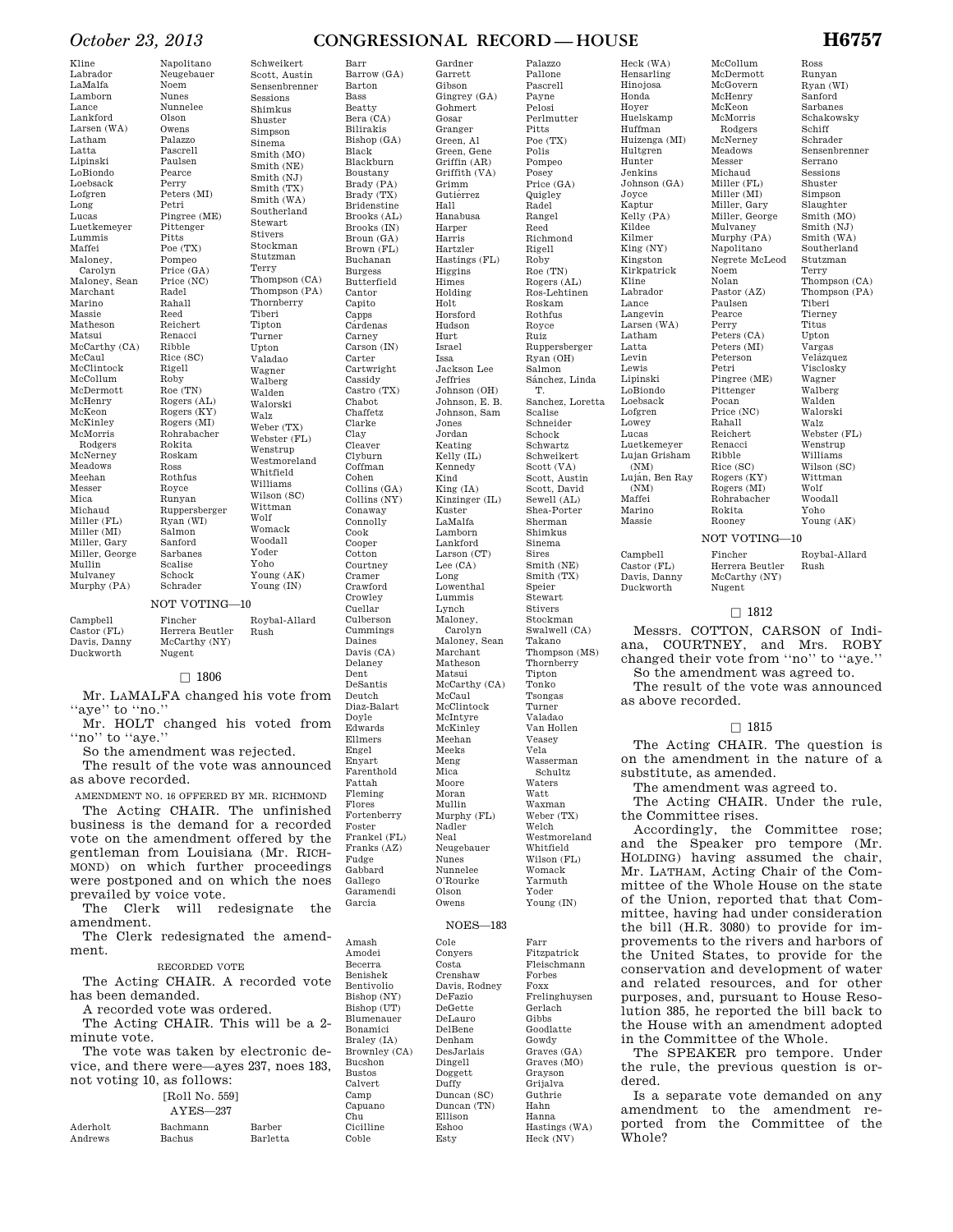Kline
Labrador
LaMalfa
Lamborn
Lance
Lankford
Larsen (WA)
Latham
Latta
Lipinski
LoBiondo
Loebsack
Lofgren
Long
Lucas
Luetkemeyer
Lummis
Maffei
Maloney, Carolyn
Maloney, Sean
Marchant
Marino
Massie
Matheson
Matsui
McCarthy (CA)
McCaul
McClintock
McCollum
McDermott
McHenry
McKeon
McKinley
McMorris Rodgers
McNerney
Meadows
Meehan
Messer
Mica
Michaud
Miller (FL)
Miller (MI)
Miller, Gary
Miller, George
Mullin
Mulvaney
Murphy (PA)
Napolitano
Neugebauer
Noem
Nunes
Nunnelee
Olson
Owens
Palazzo
Pascrell
Paulsen
Pearce
Perry
Peters (MI)
Petri
Pingree (ME)
Pittenger
Pitts
Poe (TX)
Pompeo
Price (GA)
Price (NC)
Radel
Rahall
Reed
Reichert
Renacci
Ribble
Rice (SC)
Rigell
Roby
Roe (TN)
Rogers (AL)
Rogers (KY)
Rogers (MI)
Rohrabacher
Rokita
Roskam
Ross
Rothfus
Royce
Runyan
Ruppersberger
Ryan (WI)
Salmon
Sanford
Sarbanes
Scalise
Schock
Schrader
Schweikert
Scott, Austin
Sensenbrenner
Sessions
Shimkus
Shuster
Simpson
Sinema
Smith (MO)
Smith (NE)
Smith (NJ)
Smith (TX)
Smith (WA)
Southerland
Stewart
Stivers
Stockman
Stutzman
Terry
Thompson (CA)
Thompson (PA)
Thornberry
Tiberi
Tipton
Turner
Upton
Valadao
Wagner
Walberg
Walden
Walorski
Walz
Weber (TX)
Webster (FL)
Wenstrup
Westmoreland
Whitfield
Williams
Wilson (SC)
Wittman
Wolf
Womack
Woodall
Yoder
Yoho
Young (AK)
Young (IN)

NOT VOTING—10

Campbell
Castor (FL)
Davis, Danny
Duckworth
Fincher
Herrera Beutler
McCarthy (NY)
Nugent
Roybal-Allard
Rush

☐ 1806

Mr. LAMALFA changed his vote from ''aye'' to ''no.''

Mr. HOLT changed his voted from ''no'' to ''aye.''

So the amendment was rejected.

The result of the vote was announced as above recorded.

AMENDMENT NO. 16 OFFERED BY MR. RICHMOND

The Acting CHAIR. The unfinished business is the demand for a recorded vote on the amendment offered by the gentleman from Louisiana (Mr. RICHMOND) on which further proceedings were postponed and on which the noes prevailed by voice vote.

The Clerk will redesignate the amendment.

The Clerk redesignated the amendment.

RECORDED VOTE

The Acting CHAIR. A recorded vote has been demanded.

A recorded vote was ordered.

The Acting CHAIR. This will be a 2-minute vote.

The vote was taken by electronic device, and there were—ayes 237, noes 183, not voting 10, as follows:

[Roll No. 559]

AYES—237

Aderholt
Andrews
Bachmann
Bachus
Barber
Barletta
Barr
Barrow (GA)
Barton
Bass
Beatty
Bera (CA)
Bilirakis
Bishop (GA)
Black
Blackburn
Boustany
Brady (PA)
Brady (TX)
Bridenstine
Brooks (AL)
Brooks (IN)
Broun (GA)
Brown (FL)
Buchanan
Burgess
Butterfield
Cantor
Capito
Capps
Cárdenas
Carney
Carson (IN)
Carter
Cartwright
Cassidy
Castro (TX)
Chabot
Chaffetz
Clarke
Clay
Cleaver
Clyburn
Coffman
Cohen
Collins (GA)
Collins (NY)
Conaway
Connolly
Cook
Cooper
Cotton
Courtney
Cramer
Crawford
Crowley
Cuellar
Culberson
Cummings
Daines
Davis (CA)
Delaney
Dent
DeSantis
Deutch
Diaz-Balart
Doyle
Edwards
Ellmers
Engel
Enyart
Farenthold
Fattah
Fleming
Flores
Fortenberry
Foster
Frankel (FL)
Franks (AZ)
Fudge
Gabbard
Gallego
Garamendi
Garcia
Gardner
Garrett
Gibson
Gingrey (GA)
Gohmert
Gosar
Granger
Green, Al
Green, Gene
Griffin (AR)
Griffith (VA)
Grimm
Gutiérrez
Hall
Hanabusa
Harper
Harris
Hartzler
Hastings (FL)
Higgins
Himes
Holding
Holt
Horsford
Hudson
Hurt
Israel
Issa
Jackson Lee
Jeffries
Johnson (OH)
Johnson, E. B.
Johnson, Sam
Jones
Jordan
Keating
Kelly (IL)
Kennedy
Kind
King (IA)
Kinzinger (IL)
Kuster
LaMalfa
Lamborn
Lankford
Larson (CT)
Lee (CA)
Long
Lowenthal
Lummis
Lynch
Maloney, Carolyn
Maloney, Sean
Marchant
Matheson
Matsui
McCarthy (CA)
McCaul
McClintock
McIntyre
McKinley
Meehan
Meeks
Meng
Mica
Moore
Moran
Mullin
Murphy (FL)
Nadler
Neal
Neugebauer
Nunes
Nunnelee
O'Rourke
Olson
Owens
Palazzo
Pallone
Pascrell
Payne
Pelosi
Perlmutter
Pitts
Poe (TX)
Polis
Pompeo
Posey
Price (GA)
Quigley
Radel
Rangel
Reed
Richmond
Rigell
Roby
Roe (TN)
Rogers (AL)
Ros-Lehtinen
Roskam
Rothfus
Royce
Ruiz
Ruppersberger
Ryan (OH)
Salmon
Sánchez, Linda T.
Sanchez, Loretta
Scalise
Schneider
Schock
Schwartz
Schweikert
Scott (VA)
Scott, Austin
Scott, David
Sewell (AL)
Shea-Porter
Sherman
Shimkus
Sinema
Sires
Smith (NE)
Smith (TX)
Speier
Stewart
Stivers
Stockman
Swalwell (CA)
Takano
Thompson (MS)
Thornberry
Tipton
Tonko
Tsongas
Turner
Valadao
Van Hollen
Veasey
Vela
Wasserman Schultz
Waters
Watt
Waxman
Weber (TX)
Welch
Westmoreland
Whitfield
Wilson (FL)
Womack
Yarmuth
Yoder
Young (IN)

NOES—183

Amash
Amodei
Becerra
Benishek
Bentivolio
Bishop (NY)
Bishop (UT)
Blumenauer
Bonamici
Braley (IA)
Brownley (CA)
Bucshon
Bustos
Calvert
Camp
Capuano
Chu
Cicilline
Coble
Cole
Conyers
Costa
Crenshaw
Davis, Rodney
DeFazio
DeGette
DeLauro
DelBene
Denham
DesJarlais
Dingell
Doggett
Duffy
Duncan (SC)
Duncan (TN)
Ellison
Eshoo
Esty
Farr
Fitzpatrick
Fleischmann
Forbes
Foxx
Frelinghuysen
Gerlach
Gibbs
Goodlatte
Gowdy
Graves (GA)
Graves (MO)
Grayson
Grijalva
Guthrie
Hahn
Hanna
Hastings (WA)
Heck (NV)
Heck (WA)
Hensarling
Hinojosa
Honda
Hoyer
Huelskamp
Huffman
Huizenga (MI)
Hultgren
Hunter
Jenkins
Johnson (GA)
Joyce
Kaptur
Kelly (PA)
Kildee
Kilmer
King (NY)
Kingston
Kirkpatrick
Kline
Labrador
Lance
Langevin
Larsen (WA)
Latham
Latta
Levin
Lewis
Lipinski
LoBiondo
Loebsack
Lofgren
Lowey
Lucas
Luetkemeyer
Lujan Grisham (NM)
Luján, Ben Ray (NM)
Maffei
Marino
Massie
McCollum
McDermott
McGovern
McHenry
McKeon
McMorris Rodgers
McNerney
Meadows
Messer
Michaud
Miller (FL)
Miller (MI)
Miller, Gary
Miller, George
Mulvaney
Murphy (PA)
Napolitano
Negrete McLeod
Noem
Nolan
Pastor (AZ)
Paulsen
Pearce
Perry
Peters (CA)
Peters (MI)
Peterson
Petri
Pingree (ME)
Pittenger
Pocan
Price (NC)
Rahall
Reichert
Renacci
Ribble
Rice (SC)
Rogers (KY)
Rogers (MI)
Rohrabacher
Rokita
Rooney
Ross
Runyan
Ryan (WI)
Sanford
Sarbanes
Schakowsky
Schiff
Schrader
Sensenbrenner
Serrano
Sessions
Shuster
Simpson
Slaughter
Smith (MO)
Smith (NJ)
Smith (WA)
Southerland
Stutzman
Terry
Thompson (CA)
Thompson (PA)
Tiberi
Tierney
Titus
Upton
Vargas
Velázquez
Visclosky
Wagner
Walberg
Walden
Walorski
Walz
Webster (FL)
Wenstrup
Williams
Wilson (SC)
Wittman
Wolf
Woodall
Yoho
Young (AK)

NOT VOTING—10

Campbell
Castor (FL)
Davis, Danny
Duckworth
Fincher
Herrera Beutler
McCarthy (NY)
Nugent
Roybal-Allard
Rush

☐ 1812

Messrs. COTTON, CARSON of Indiana, COURTNEY, and Mrs. ROBY changed their vote from ''no'' to ''aye.''

So the amendment was agreed to.

The result of the vote was announced as above recorded.

☐ 1815

The Acting CHAIR. The question is on the amendment in the nature of a substitute, as amended.

The amendment was agreed to.

The Acting CHAIR. Under the rule, the Committee rises.

Accordingly, the Committee rose; and the Speaker pro tempore (Mr. HOLDING) having assumed the chair, Mr. LATHAM, Acting Chair of the Committee of the Whole House on the state of the Union, reported that that Committee, having had under consideration the bill (H.R. 3080) to provide for improvements to the rivers and harbors of the United States, to provide for the conservation and development of water and related resources, and for other purposes, and, pursuant to House Resolution 385, he reported the bill back to the House with an amendment adopted in the Committee of the Whole.

The SPEAKER pro tempore. Under the rule, the previous question is ordered.

Is a separate vote demanded on any amendment to the amendment reported from the Committee of the Whole?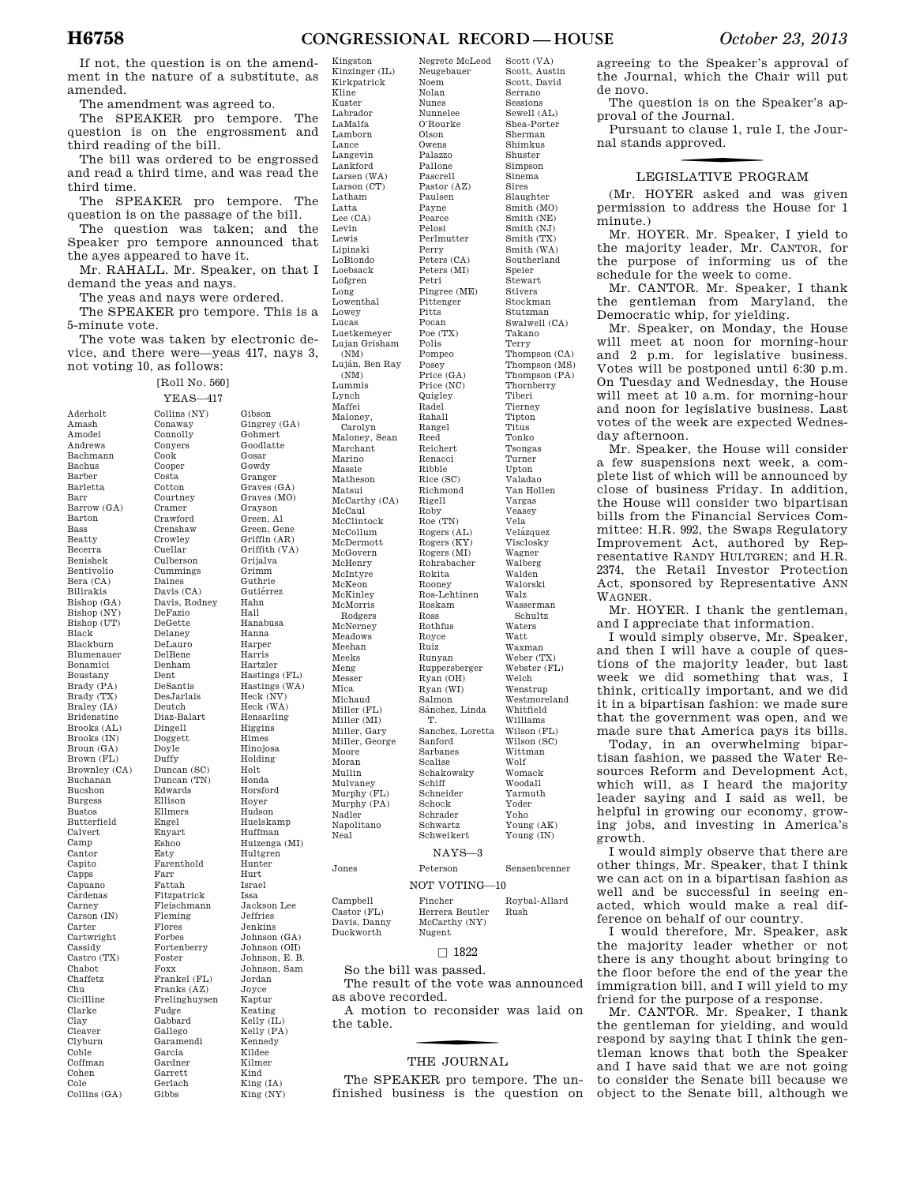If not, the question is on the amendment in the nature of a substitute, as amended.

The amendment was agreed to.

The SPEAKER pro tempore. The question is on the engrossment and third reading of the bill.

The bill was ordered to be engrossed and read a third time, and was read the third time.

The SPEAKER pro tempore. The question is on the passage of the bill.

The question was taken; and the Speaker pro tempore announced that the ayes appeared to have it.

Mr. RAHALL. Mr. Speaker, on that I demand the yeas and nays.

The yeas and nays were ordered.

The SPEAKER pro tempore. This is a 5-minute vote.

The vote was taken by electronic device, and there were—yeas 417, nays 3, not voting 10, as follows:

[Roll No. 560]

YEAS—417

Aderholt
Amash
Amodei
Andrews
Bachmann
Bachus
Barber
Barletta
Barr
Barrow (GA)
Barton
Bass
Beatty
Becerra
Benishek
Bentivolio
Bera (CA)
Bilirakis
Bishop (GA)
Bishop (NY)
Bishop (UT)
Black
Blackburn
Blumenauer
Bonamici
Boustany
Brady (PA)
Brady (TX)
Braley (IA)
Bridenstine
Brooks (AL)
Brooks (IN)
Broun (GA)
Brown (FL)
Brownley (CA)
Buchanan
Bucshon
Burgess
Bustos
Butterfield
Calvert
Camp
Cantor
Capito
Capps
Capuano
Cárdenas
Carney
Carson (IN)
Carter
Cartwright
Cassidy
Castro (TX)
Chabot
Chaffetz
Chu
Cicilline
Clarke
Clay
Cleaver
Clyburn
Coble
Coffman
Cohen
Cole
Collins (GA)
Collins (NY)
Conaway
Connolly
Conyers
Cook
Cooper
Costa
Cotton
Courtney
Cramer
Crawford
Crenshaw
Crowley
Cuellar
Culberson
Cummings
Daines
Davis (CA)
Davis, Rodney
DeFazio
DeGette
Delaney
DeLauro
DelBene
Denham
Dent
DeSantis
DesJarlais
Deutch
Diaz-Balart
Dingell
Doggett
Doyle
Duffy
Duncan (SC)
Duncan (TN)
Edwards
Ellison
Ellmers
Engel
Enyart
Eshoo
Esty
Farenthold
Farr
Fattah
Fitzpatrick
Fleischmann
Fleming
Flores
Forbes
Fortenberry
Foster
Foxx
Frankel (FL)
Franks (AZ)
Frelinghuysen
Fudge
Gabbard
Gallego
Garamendi
Garcia
Gardner
Garrett
Gerlach
Gibbs
Gibson
Gingrey (GA)
Gohmert
Goodlatte
Gosar
Gowdy
Granger
Graves (GA)
Graves (MO)
Grayson
Green, Al
Green, Gene
Griffin (AR)
Griffith (VA)
Grijalva
Grimm
Guthrie
Gutiérrez
Hahn
Hall
Hanabusa
Hanna
Harper
Harris
Hartzler
Hastings (FL)
Hastings (WA)
Heck (NV)
Heck (WA)
Hensarling
Higgins
Himes
Hinojosa
Holding
Holt
Honda
Horsford
Hoyer
Hudson
Huelskamp
Huffman
Huizenga (MI)
Hultgren
Hunter
Hurt
Israel
Issa
Jackson Lee
Jeffries
Jenkins
Johnson (GA)
Johnson (OH)
Johnson, E. B.
Johnson, Sam
Jordan
Joyce
Kaptur
Keating
Kelly (IL)
Kelly (PA)
Kennedy
Kildee
Kilmer
Kind
King (IA)
King (NY)
Kingston
Kinzinger (IL)
Kirkpatrick
Kline
Kuster
Labrador
LaMalfa
Lamborn
Lance
Langevin
Lankford
Larsen (WA)
Larson (CT)
Latham
Latta
Lee (CA)
Levin
Lewis
Lipinski
LoBiondo
Loebsack
Lofgren
Long
Lowenthal
Lowey
Lucas
Luetkemeyer
Lujan Grisham (NM)
Luján, Ben Ray (NM)
Lummis
Lynch
Maffei
Maloney, Carolyn
Maloney, Sean
Marchant
Marino
Massie
Matheson
Matsui
McCarthy (CA)
McCaul
McClintock
McCollum
McDermott
McGovern
McHenry
McIntyre
McKeon
McKinley
McMorris Rodgers
McNerney
Meadows
Meehan
Meeks
Meng
Messer
Mica
Michaud
Miller (FL)
Miller (MI)
Miller, Gary
Miller, George
Moore
Moran
Mullin
Mulvaney
Murphy (FL)
Murphy (PA)
Nadler
Napolitano
Neal
Negrete McLeod
Neugebauer
Noem
Nolan
Nunes
Nunnelee
O'Rourke
Olson
Owens
Palazzo
Pallone
Pascrell
Pastor (AZ)
Paulsen
Payne
Pearce
Pelosi
Perlmutter
Perry
Peters (CA)
Peters (MI)
Petri
Pingree (ME)
Pittenger
Pitts
Pocan
Poe (TX)
Polis
Pompeo
Posey
Price (GA)
Price (NC)
Quigley
Radel
Rahall
Rangel
Reed
Reichert
Renacci
Ribble
Rice (SC)
Richmond
Rigell
Roby
Roe (TN)
Rogers (AL)
Rogers (KY)
Rogers (MI)
Rohrabacher
Rokita
Rooney
Ros-Lehtinen
Roskam
Ross
Rothfus
Royce
Ruiz
Runyan
Ruppersberger
Ryan (OH)
Ryan (WI)
Salmon
Sánchez, Linda T.
Sanchez, Loretta
Sanford
Sarbanes
Scalise
Schakowsky
Schiff
Schneider
Schock
Schrader
Schwartz
Schweikert
Scott (VA)
Scott, Austin
Scott, David
Serrano
Sessions
Sewell (AL)
Shea-Porter
Sherman
Shimkus
Shuster
Simpson
Sinema
Sires
Slaughter
Smith (MO)
Smith (NE)
Smith (NJ)
Smith (TX)
Smith (WA)
Southerland
Speier
Stewart
Stivers
Stockman
Stutzman
Swalwell (CA)
Takano
Terry
Thompson (CA)
Thompson (MS)
Thompson (PA)
Thornberry
Tiberi
Tierney
Tipton
Titus
Tonko
Tsongas
Turner
Upton
Valadao
Van Hollen
Vargas
Veasey
Vela
Velázquez
Visclosky
Wagner
Walberg
Walden
Walorski
Walz
Wasserman Schultz
Waters
Watt
Waxman
Weber (TX)
Webster (FL)
Welch
Wenstrup
Westmoreland
Whitfield
Williams
Wilson (FL)
Wilson (SC)
Wittman
Wolf
Womack
Woodall
Yarmuth
Yoder
Yoho
Young (AK)
Young (IN)

NAYS—3

Jones
Peterson
Sensenbrenner

NOT VOTING—10

Campbell
Castor (FL)
Davis, Danny
Duckworth
Fincher
Herrera Beutler
McCarthy (NY)
Nugent
Roybal-Allard
Rush

□ 1822

So the bill was passed.

The result of the vote was announced as above recorded.

A motion to reconsider was laid on the table.

## THE JOURNAL

The SPEAKER pro tempore. The unfinished business is the question on agreeing to the Speaker's approval of the Journal, which the Chair will put de novo.

The question is on the Speaker's approval of the Journal.

Pursuant to clause 1, rule I, the Journal stands approved.

## LEGISLATIVE PROGRAM

(Mr. HOYER asked and was given permission to address the House for 1 minute.)

Mr. HOYER. Mr. Speaker, I yield to the majority leader, Mr. CANTOR, for the purpose of informing us of the schedule for the week to come.

Mr. CANTOR. Mr. Speaker, I thank the gentleman from Maryland, the Democratic whip, for yielding.

Mr. Speaker, on Monday, the House will meet at noon for morning-hour and 2 p.m. for legislative business. Votes will be postponed until 6:30 p.m. On Tuesday and Wednesday, the House will meet at 10 a.m. for morning-hour and noon for legislative business. Last votes of the week are expected Wednesday afternoon.

Mr. Speaker, the House will consider a few suspensions next week, a complete list of which will be announced by close of business Friday. In addition, the House will consider two bipartisan bills from the Financial Services Committee: H.R. 992, the Swaps Regulatory Improvement Act, authored by Representative RANDY HULTGREN; and H.R. 2374, the Retail Investor Protection Act, sponsored by Representative ANN WAGNER.

Mr. HOYER. I thank the gentleman, and I appreciate that information.

I would simply observe, Mr. Speaker, and then I will have a couple of questions of the majority leader, but last week we did something that was, I think, critically important, and we did it in a bipartisan fashion: we made sure that the government was open, and we made sure that America pays its bills.

Today, in an overwhelming bipartisan fashion, we passed the Water Resources Reform and Development Act, which will, as I heard the majority leader saying and I said as well, be helpful in growing our economy, growing jobs, and investing in America's growth.

I would simply observe that there are other things, Mr. Speaker, that I think we can act on in a bipartisan fashion as well and be successful in seeing enacted, which would make a real difference on behalf of our country.

I would therefore, Mr. Speaker, ask the majority leader whether or not there is any thought about bringing to the floor before the end of the year the immigration bill, and I will yield to my friend for the purpose of a response.

Mr. CANTOR. Mr. Speaker, I thank the gentleman for yielding, and would respond by saying that I think the gentleman knows that both the Speaker and I have said that we are not going to consider the Senate bill because we object to the Senate bill, although we